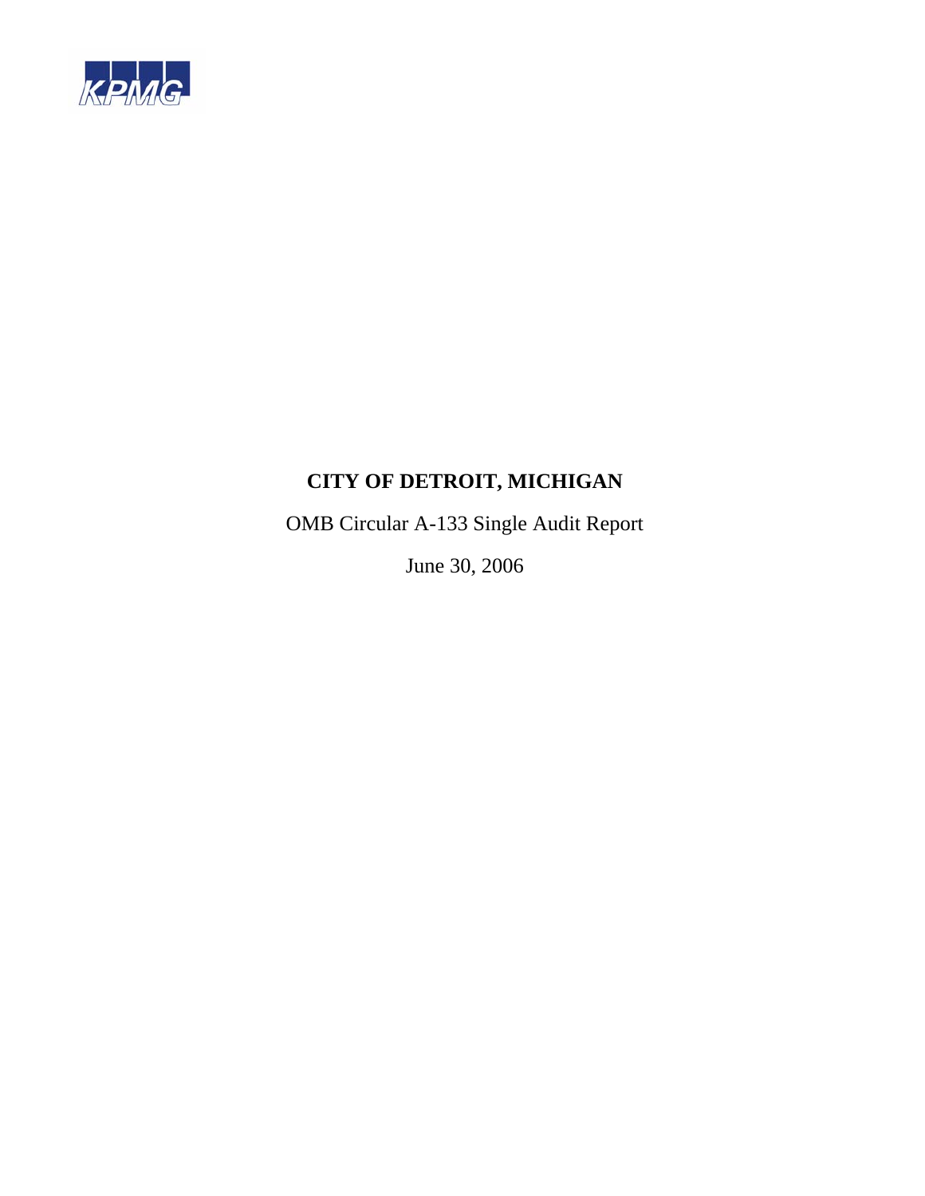KPMG

# CITY OF DETROIT, MICHIGAN

OMB Circular A-133 Single Audit Report

June 30, 2006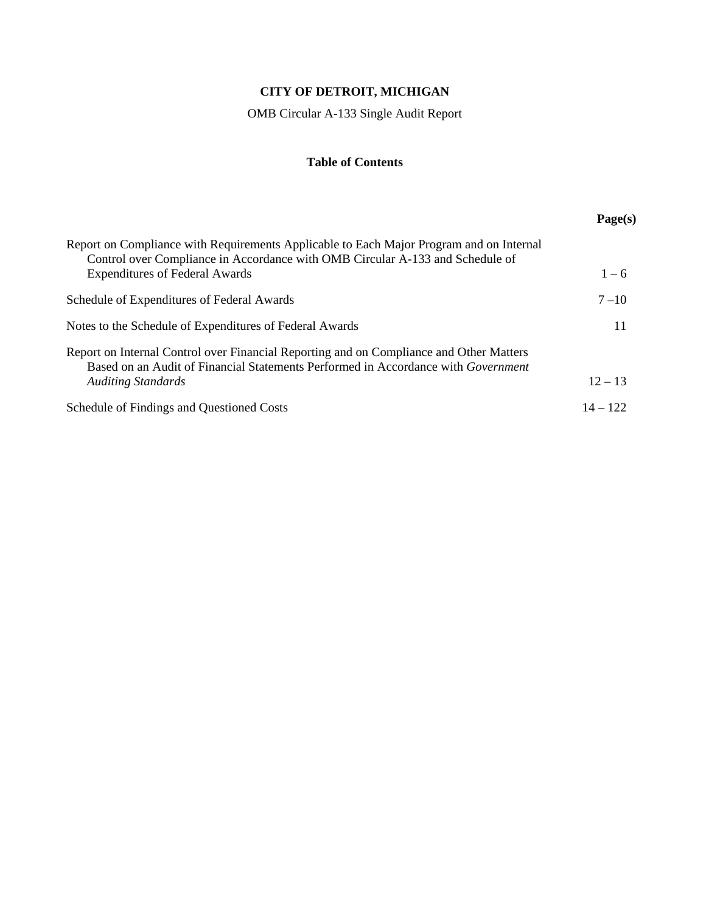# CITY OF DETROIT, MICHIGAN

OMB Circular A-133 Single Audit Report

## Table of Contents

| | Page(s) |
|---|---|
| Report on Compliance with Requirements Applicable to Each Major Program and on Internal Control over Compliance in Accordance with OMB Circular A-133 and Schedule of Expenditures of Federal Awards | 1 – 6 |
| Schedule of Expenditures of Federal Awards | 7 –10 |
| Notes to the Schedule of Expenditures of Federal Awards | 11 |
| Report on Internal Control over Financial Reporting and on Compliance and Other Matters Based on an Audit of Financial Statements Performed in Accordance with *Government Auditing Standards* | 12 – 13 |
| Schedule of Findings and Questioned Costs | 14 – 122 |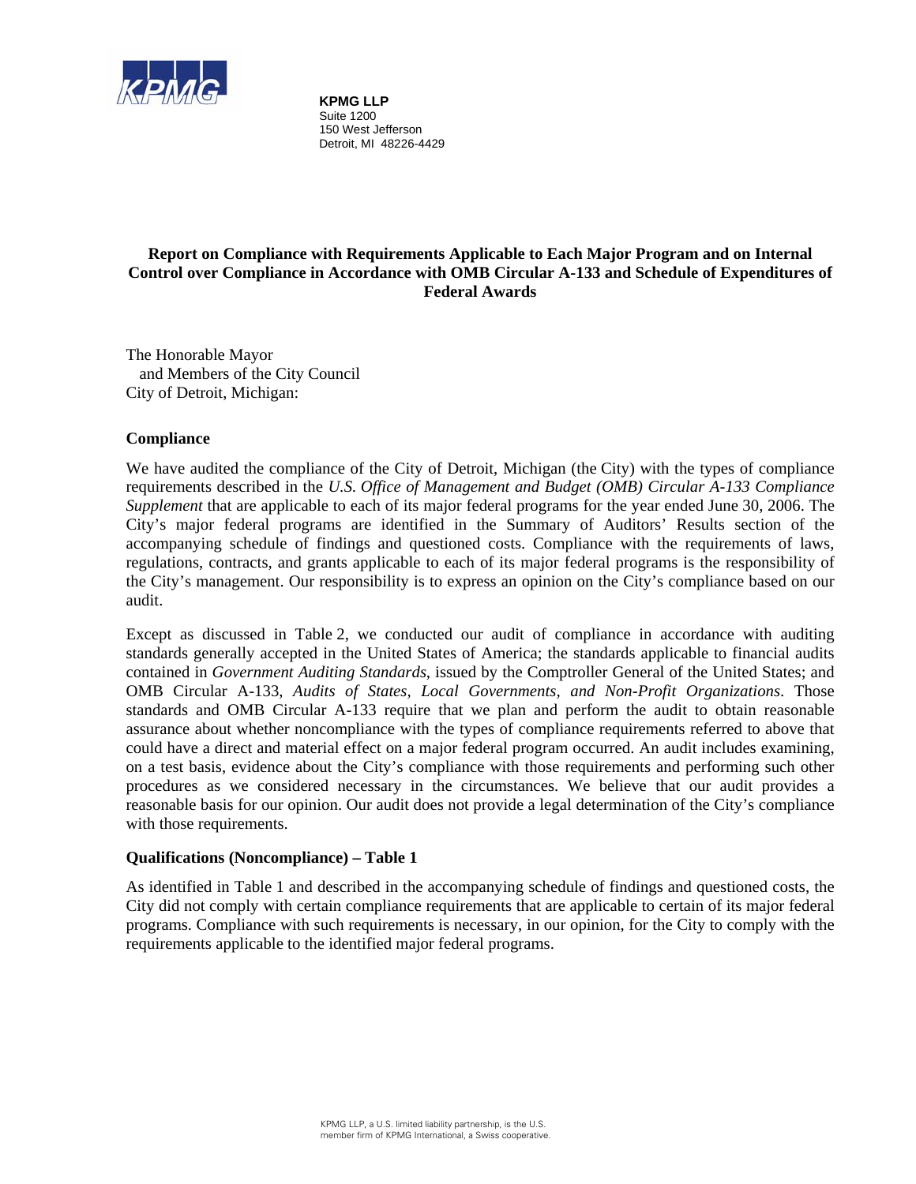**KPMG LLP**
Suite 1200
150 West Jefferson
Detroit, MI 48226-4429

## Report on Compliance with Requirements Applicable to Each Major Program and on Internal Control over Compliance in Accordance with OMB Circular A-133 and Schedule of Expenditures of Federal Awards

The Honorable Mayor
and Members of the City Council
City of Detroit, Michigan:

### Compliance

We have audited the compliance of the City of Detroit, Michigan (the City) with the types of compliance requirements described in the *U.S. Office of Management and Budget (OMB) Circular A-133 Compliance Supplement* that are applicable to each of its major federal programs for the year ended June 30, 2006. The City's major federal programs are identified in the Summary of Auditors' Results section of the accompanying schedule of findings and questioned costs. Compliance with the requirements of laws, regulations, contracts, and grants applicable to each of its major federal programs is the responsibility of the City's management. Our responsibility is to express an opinion on the City's compliance based on our audit.

Except as discussed in Table 2, we conducted our audit of compliance in accordance with auditing standards generally accepted in the United States of America; the standards applicable to financial audits contained in *Government Auditing Standards*, issued by the Comptroller General of the United States; and OMB Circular A-133, *Audits of States, Local Governments, and Non-Profit Organizations*. Those standards and OMB Circular A-133 require that we plan and perform the audit to obtain reasonable assurance about whether noncompliance with the types of compliance requirements referred to above that could have a direct and material effect on a major federal program occurred. An audit includes examining, on a test basis, evidence about the City's compliance with those requirements and performing such other procedures as we considered necessary in the circumstances. We believe that our audit provides a reasonable basis for our opinion. Our audit does not provide a legal determination of the City's compliance with those requirements.

### Qualifications (Noncompliance) – Table 1

As identified in Table 1 and described in the accompanying schedule of findings and questioned costs, the City did not comply with certain compliance requirements that are applicable to certain of its major federal programs. Compliance with such requirements is necessary, in our opinion, for the City to comply with the requirements applicable to the identified major federal programs.

KPMG LLP, a U.S. limited liability partnership, is the U.S. member firm of KPMG International, a Swiss cooperative.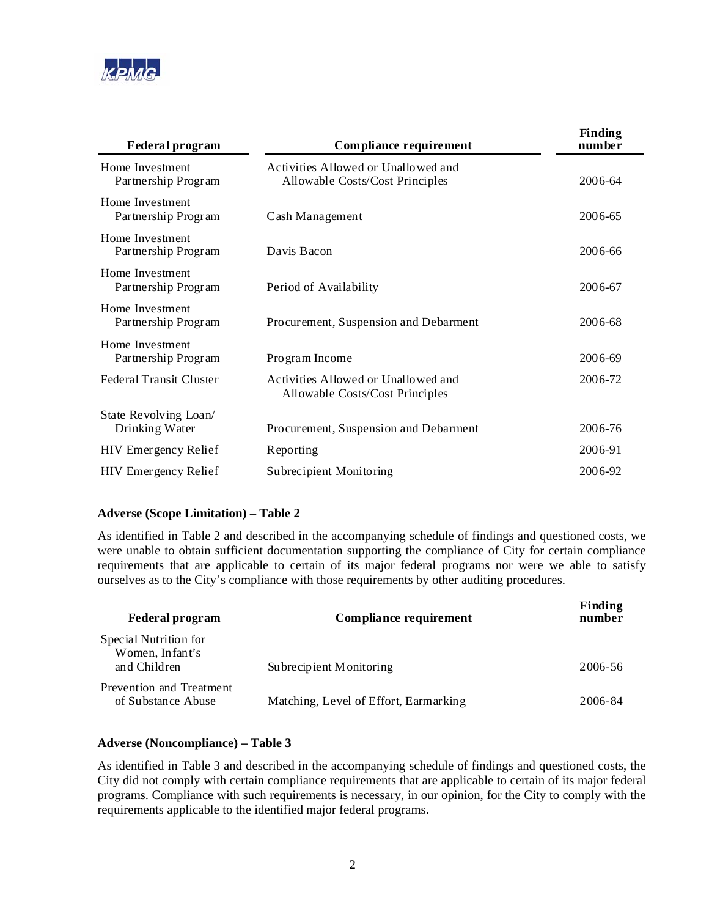| Federal program | Compliance requirement | Finding number |
|---|---|---|
| Home Investment Partnership Program | Activities Allowed or Unallowed and Allowable Costs/Cost Principles | 2006-64 |
| Home Investment Partnership Program | Cash Management | 2006-65 |
| Home Investment Partnership Program | Davis Bacon | 2006-66 |
| Home Investment Partnership Program | Period of Availability | 2006-67 |
| Home Investment Partnership Program | Procurement, Suspension and Debarment | 2006-68 |
| Home Investment Partnership Program | Program Income | 2006-69 |
| Federal Transit Cluster | Activities Allowed or Unallowed and Allowable Costs/Cost Principles | 2006-72 |
| State Revolving Loan/ Drinking Water | Procurement, Suspension and Debarment | 2006-76 |
| HIV Emergency Relief | Reporting | 2006-91 |
| HIV Emergency Relief | Subrecipient Monitoring | 2006-92 |

**Adverse (Scope Limitation) – Table 2**

As identified in Table 2 and described in the accompanying schedule of findings and questioned costs, we were unable to obtain sufficient documentation supporting the compliance of City for certain compliance requirements that are applicable to certain of its major federal programs nor were we able to satisfy ourselves as to the City's compliance with those requirements by other auditing procedures.

| Federal program | Compliance requirement | Finding number |
|---|---|---|
| Special Nutrition for Women, Infant's and Children | Subrecipient Monitoring | 2006-56 |
| Prevention and Treatment of Substance Abuse | Matching, Level of Effort, Earmarking | 2006-84 |

**Adverse (Noncompliance) – Table 3**

As identified in Table 3 and described in the accompanying schedule of findings and questioned costs, the City did not comply with certain compliance requirements that are applicable to certain of its major federal programs. Compliance with such requirements is necessary, in our opinion, for the City to comply with the requirements applicable to the identified major federal programs.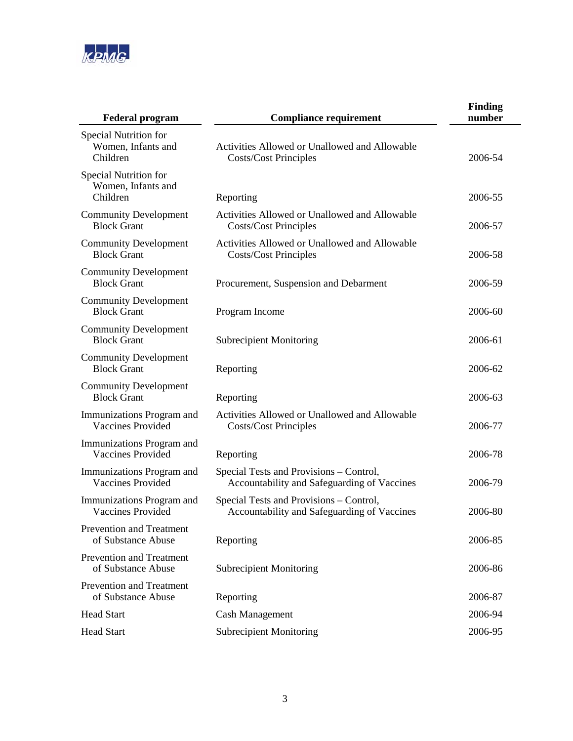| Federal program | Compliance requirement | Finding number |
|---|---|---|
| Special Nutrition for Women, Infants and Children | Activities Allowed or Unallowed and Allowable Costs/Cost Principles | 2006-54 |
| Special Nutrition for Women, Infants and Children | Reporting | 2006-55 |
| Community Development Block Grant | Activities Allowed or Unallowed and Allowable Costs/Cost Principles | 2006-57 |
| Community Development Block Grant | Activities Allowed or Unallowed and Allowable Costs/Cost Principles | 2006-58 |
| Community Development Block Grant | Procurement, Suspension and Debarment | 2006-59 |
| Community Development Block Grant | Program Income | 2006-60 |
| Community Development Block Grant | Subrecipient Monitoring | 2006-61 |
| Community Development Block Grant | Reporting | 2006-62 |
| Community Development Block Grant | Reporting | 2006-63 |
| Immunizations Program and Vaccines Provided | Activities Allowed or Unallowed and Allowable Costs/Cost Principles | 2006-77 |
| Immunizations Program and Vaccines Provided | Reporting | 2006-78 |
| Immunizations Program and Vaccines Provided | Special Tests and Provisions – Control, Accountability and Safeguarding of Vaccines | 2006-79 |
| Immunizations Program and Vaccines Provided | Special Tests and Provisions – Control, Accountability and Safeguarding of Vaccines | 2006-80 |
| Prevention and Treatment of Substance Abuse | Reporting | 2006-85 |
| Prevention and Treatment of Substance Abuse | Subrecipient Monitoring | 2006-86 |
| Prevention and Treatment of Substance Abuse | Reporting | 2006-87 |
| Head Start | Cash Management | 2006-94 |
| Head Start | Subrecipient Monitoring | 2006-95 |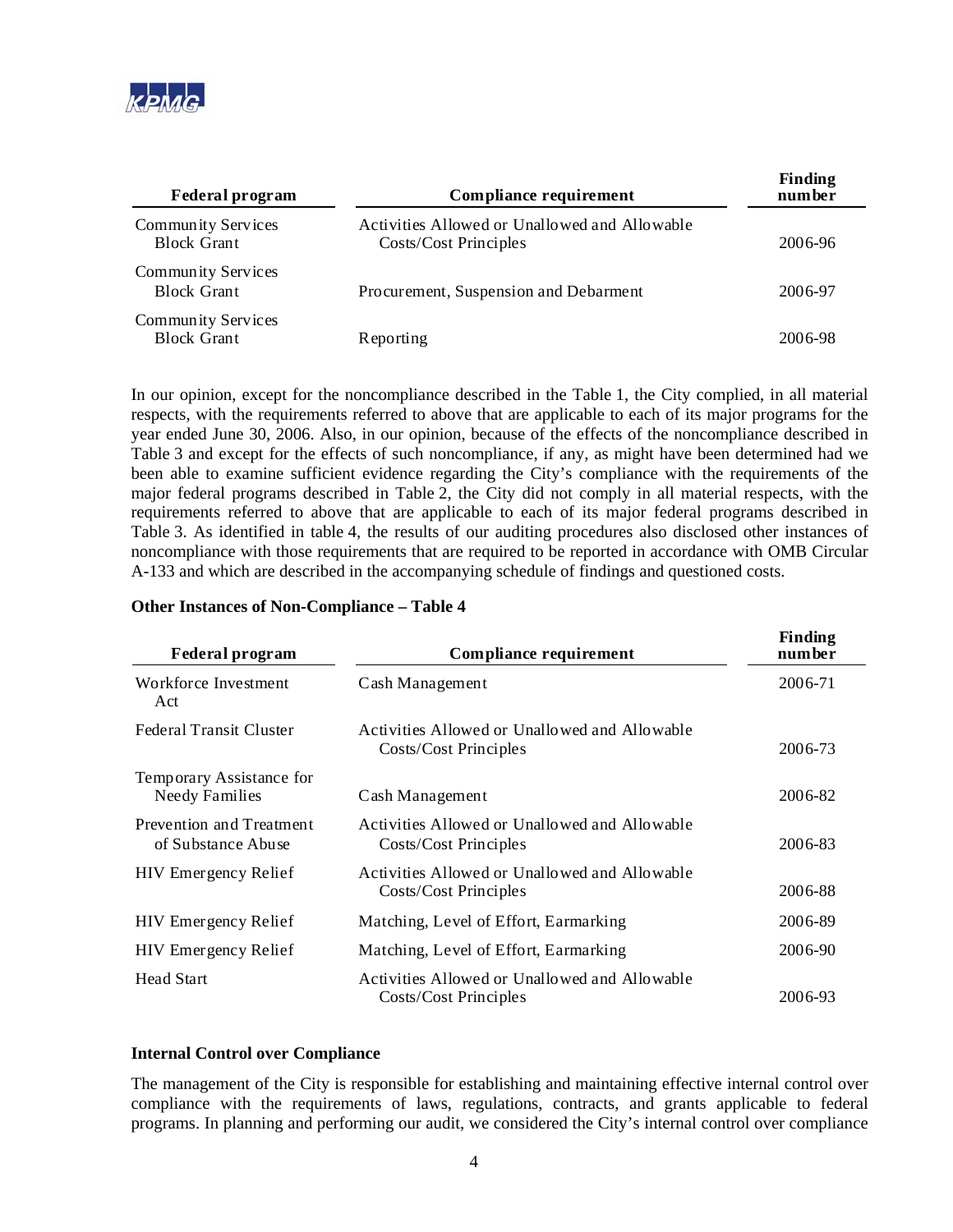| Federal program | Compliance requirement | Finding number |
|---|---|---|
| Community Services Block Grant | Activities Allowed or Unallowed and Allowable Costs/Cost Principles | 2006-96 |
| Community Services Block Grant | Procurement, Suspension and Debarment | 2006-97 |
| Community Services Block Grant | Reporting | 2006-98 |

In our opinion, except for the noncompliance described in the Table 1, the City complied, in all material respects, with the requirements referred to above that are applicable to each of its major programs for the year ended June 30, 2006. Also, in our opinion, because of the effects of the noncompliance described in Table 3 and except for the effects of such noncompliance, if any, as might have been determined had we been able to examine sufficient evidence regarding the City's compliance with the requirements of the major federal programs described in Table 2, the City did not comply in all material respects, with the requirements referred to above that are applicable to each of its major federal programs described in Table 3. As identified in table 4, the results of our auditing procedures also disclosed other instances of noncompliance with those requirements that are required to be reported in accordance with OMB Circular A-133 and which are described in the accompanying schedule of findings and questioned costs.

**Other Instances of Non-Compliance – Table 4**

| Federal program | Compliance requirement | Finding number |
|---|---|---|
| Workforce Investment Act | Cash Management | 2006-71 |
| Federal Transit Cluster | Activities Allowed or Unallowed and Allowable Costs/Cost Principles | 2006-73 |
| Temporary Assistance for Needy Families | Cash Management | 2006-82 |
| Prevention and Treatment of Substance Abuse | Activities Allowed or Unallowed and Allowable Costs/Cost Principles | 2006-83 |
| HIV Emergency Relief | Activities Allowed or Unallowed and Allowable Costs/Cost Principles | 2006-88 |
| HIV Emergency Relief | Matching, Level of Effort, Earmarking | 2006-89 |
| HIV Emergency Relief | Matching, Level of Effort, Earmarking | 2006-90 |
| Head Start | Activities Allowed or Unallowed and Allowable Costs/Cost Principles | 2006-93 |

**Internal Control over Compliance**

The management of the City is responsible for establishing and maintaining effective internal control over compliance with the requirements of laws, regulations, contracts, and grants applicable to federal programs. In planning and performing our audit, we considered the City's internal control over compliance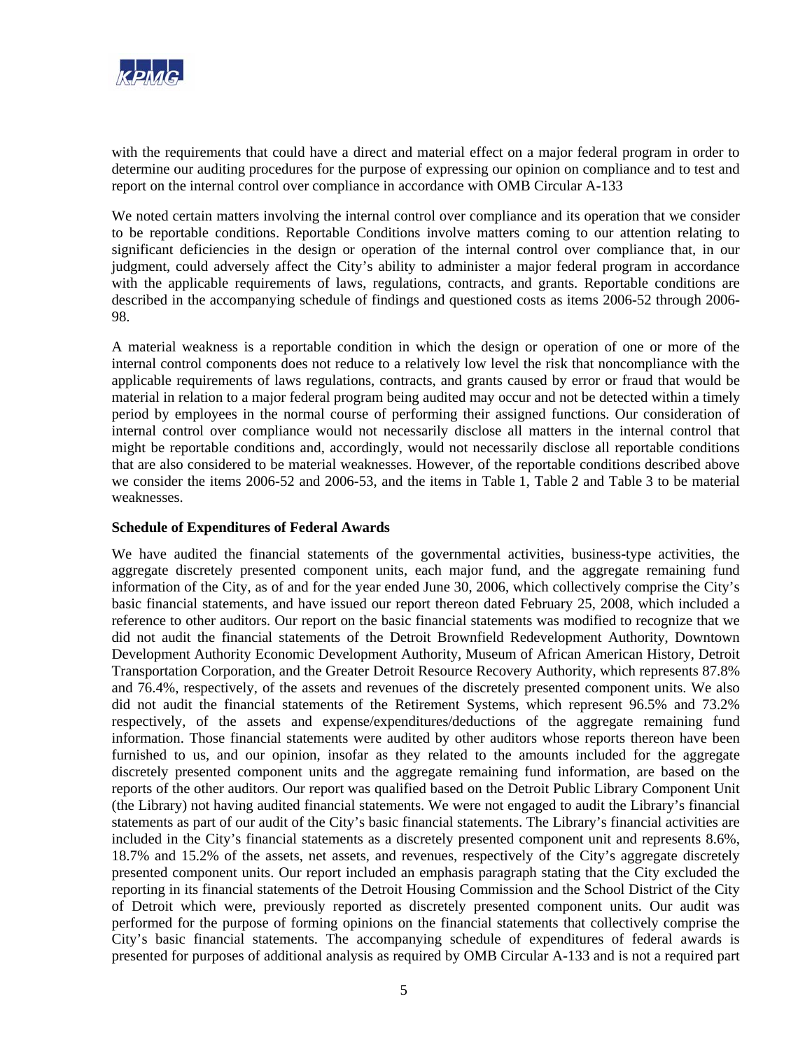with the requirements that could have a direct and material effect on a major federal program in order to determine our auditing procedures for the purpose of expressing our opinion on compliance and to test and report on the internal control over compliance in accordance with OMB Circular A-133

We noted certain matters involving the internal control over compliance and its operation that we consider to be reportable conditions. Reportable Conditions involve matters coming to our attention relating to significant deficiencies in the design or operation of the internal control over compliance that, in our judgment, could adversely affect the City's ability to administer a major federal program in accordance with the applicable requirements of laws, regulations, contracts, and grants. Reportable conditions are described in the accompanying schedule of findings and questioned costs as items 2006-52 through 2006-98.

A material weakness is a reportable condition in which the design or operation of one or more of the internal control components does not reduce to a relatively low level the risk that noncompliance with the applicable requirements of laws regulations, contracts, and grants caused by error or fraud that would be material in relation to a major federal program being audited may occur and not be detected within a timely period by employees in the normal course of performing their assigned functions. Our consideration of internal control over compliance would not necessarily disclose all matters in the internal control that might be reportable conditions and, accordingly, would not necessarily disclose all reportable conditions that are also considered to be material weaknesses. However, of the reportable conditions described above we consider the items 2006-52 and 2006-53, and the items in Table 1, Table 2 and Table 3 to be material weaknesses.

**Schedule of Expenditures of Federal Awards**

We have audited the financial statements of the governmental activities, business-type activities, the aggregate discretely presented component units, each major fund, and the aggregate remaining fund information of the City, as of and for the year ended June 30, 2006, which collectively comprise the City's basic financial statements, and have issued our report thereon dated February 25, 2008, which included a reference to other auditors. Our report on the basic financial statements was modified to recognize that we did not audit the financial statements of the Detroit Brownfield Redevelopment Authority, Downtown Development Authority Economic Development Authority, Museum of African American History, Detroit Transportation Corporation, and the Greater Detroit Resource Recovery Authority, which represents 87.8% and 76.4%, respectively, of the assets and revenues of the discretely presented component units. We also did not audit the financial statements of the Retirement Systems, which represent 96.5% and 73.2% respectively, of the assets and expense/expenditures/deductions of the aggregate remaining fund information. Those financial statements were audited by other auditors whose reports thereon have been furnished to us, and our opinion, insofar as they related to the amounts included for the aggregate discretely presented component units and the aggregate remaining fund information, are based on the reports of the other auditors. Our report was qualified based on the Detroit Public Library Component Unit (the Library) not having audited financial statements. We were not engaged to audit the Library's financial statements as part of our audit of the City's basic financial statements. The Library's financial activities are included in the City's financial statements as a discretely presented component unit and represents 8.6%, 18.7% and 15.2% of the assets, net assets, and revenues, respectively of the City's aggregate discretely presented component units. Our report included an emphasis paragraph stating that the City excluded the reporting in its financial statements of the Detroit Housing Commission and the School District of the City of Detroit which were, previously reported as discretely presented component units. Our audit was performed for the purpose of forming opinions on the financial statements that collectively comprise the City's basic financial statements. The accompanying schedule of expenditures of federal awards is presented for purposes of additional analysis as required by OMB Circular A-133 and is not a required part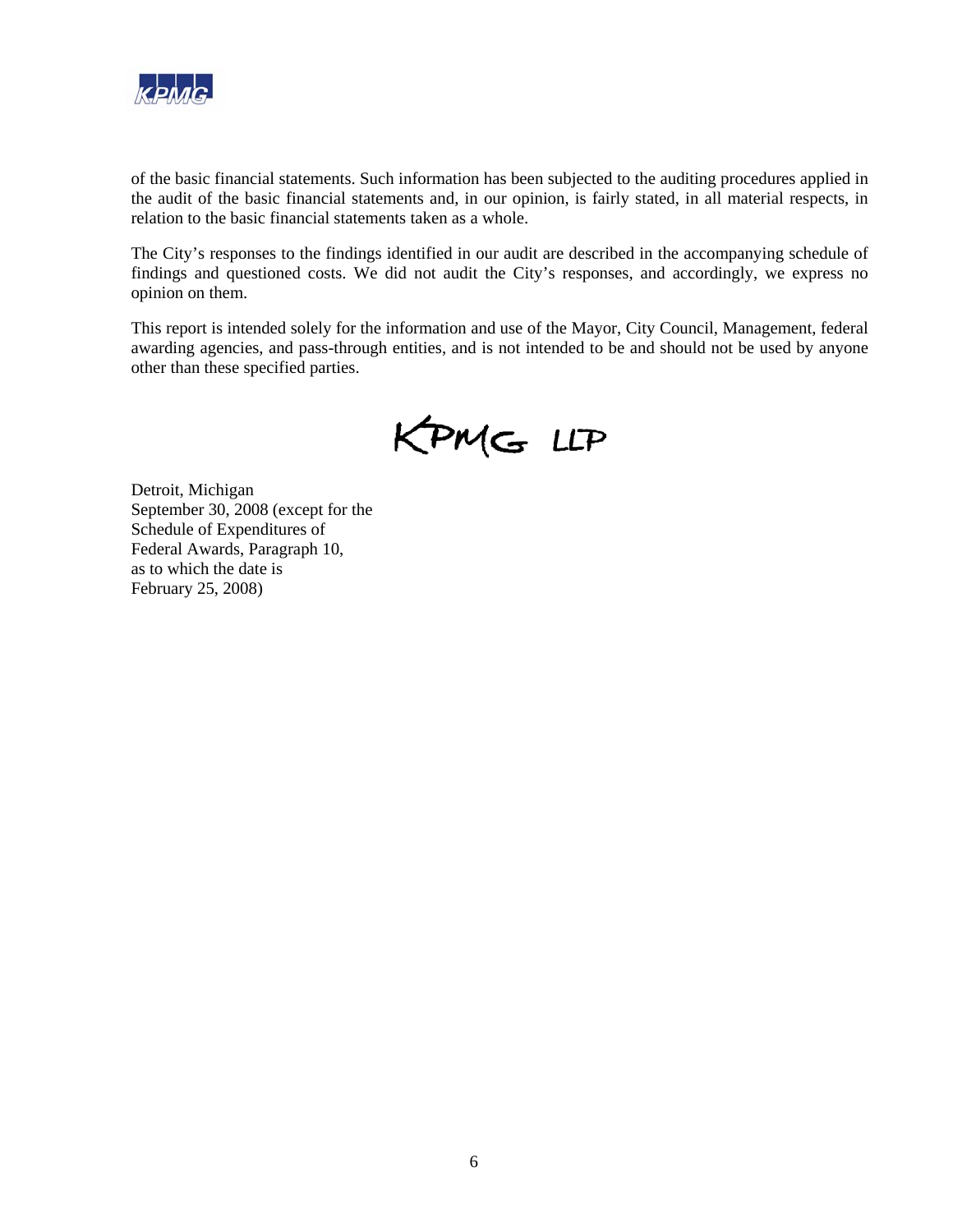of the basic financial statements. Such information has been subjected to the auditing procedures applied in the audit of the basic financial statements and, in our opinion, is fairly stated, in all material respects, in relation to the basic financial statements taken as a whole.

The City's responses to the findings identified in our audit are described in the accompanying schedule of findings and questioned costs. We did not audit the City's responses, and accordingly, we express no opinion on them.

This report is intended solely for the information and use of the Mayor, City Council, Management, federal awarding agencies, and pass-through entities, and is not intended to be and should not be used by anyone other than these specified parties.

KPMG LLP

Detroit, Michigan
September 30, 2008 (except for the
Schedule of Expenditures of
Federal Awards, Paragraph 10,
as to which the date is
February 25, 2008)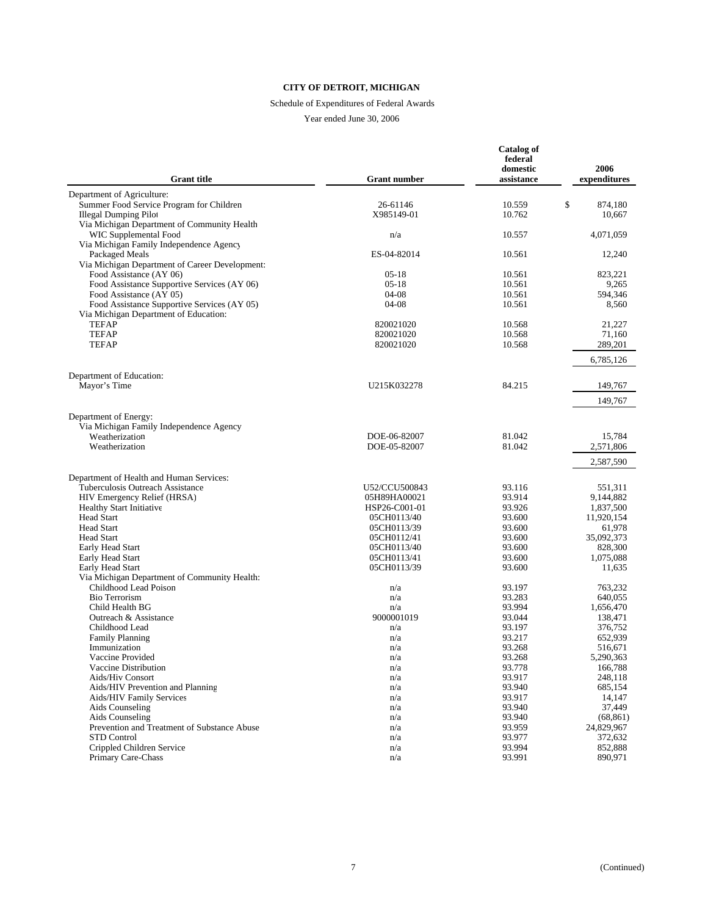**CITY OF DETROIT, MICHIGAN**

Schedule of Expenditures of Federal Awards

Year ended June 30, 2006

| Grant title | Grant number | Catalog of federal domestic assistance | 2006 expenditures |
|---|---|---|---|
| Department of Agriculture: | | | |
| Summer Food Service Program for Children | 26-61146 | 10.559 | $ 874,180 |
| Illegal Dumping Pilot | X985149-01 | 10.762 | 10,667 |
| Via Michigan Department of Community Health | | | |
| WIC Supplemental Food | n/a | 10.557 | 4,071,059 |
| Via Michigan Family Independence Agency | | | |
| Packaged Meals | ES-04-82014 | 10.561 | 12,240 |
| Via Michigan Department of Career Development: | | | |
| Food Assistance (AY 06) | 05-18 | 10.561 | 823,221 |
| Food Assistance Supportive Services (AY 06) | 05-18 | 10.561 | 9,265 |
| Food Assistance (AY 05) | 04-08 | 10.561 | 594,346 |
| Food Assistance Supportive Services (AY 05) | 04-08 | 10.561 | 8,560 |
| Via Michigan Department of Education: | | | |
| TEFAP | 820021020 | 10.568 | 21,227 |
| TEFAP | 820021020 | 10.568 | 71,160 |
| TEFAP | 820021020 | 10.568 | 289,201 |
| | | | 6,785,126 |
| Department of Education: | | | |
| Mayor's Time | U215K032278 | 84.215 | 149,767 |
| | | | 149,767 |
| Department of Energy: | | | |
| Via Michigan Family Independence Agency | | | |
| Weatherization | DOE-06-82007 | 81.042 | 15,784 |
| Weatherization | DOE-05-82007 | 81.042 | 2,571,806 |
| | | | 2,587,590 |
| Department of Health and Human Services: | | | |
| Tuberculosis Outreach Assistance | U52/CCU500843 | 93.116 | 551,311 |
| HIV Emergency Relief (HRSA) | 05H89HA00021 | 93.914 | 9,144,882 |
| Healthy Start Initiative | HSP26-C001-01 | 93.926 | 1,837,500 |
| Head Start | 05CH0113/40 | 93.600 | 11,920,154 |
| Head Start | 05CH0113/39 | 93.600 | 61,978 |
| Head Start | 05CH0112/41 | 93.600 | 35,092,373 |
| Early Head Start | 05CH0113/40 | 93.600 | 828,300 |
| Early Head Start | 05CH0113/41 | 93.600 | 1,075,088 |
| Early Head Start | 05CH0113/39 | 93.600 | 11,635 |
| Via Michigan Department of Community Health: | | | |
| Childhood Lead Poison | n/a | 93.197 | 763,232 |
| Bio Terrorism | n/a | 93.283 | 640,055 |
| Child Health BG | n/a | 93.994 | 1,656,470 |
| Outreach & Assistance | 9000001019 | 93.044 | 138,471 |
| Childhood Lead | n/a | 93.197 | 376,752 |
| Family Planning | n/a | 93.217 | 652,939 |
| Immunization | n/a | 93.268 | 516,671 |
| Vaccine Provided | n/a | 93.268 | 5,290,363 |
| Vaccine Distribution | n/a | 93.778 | 166,788 |
| Aids/Hiv Consort | n/a | 93.917 | 248,118 |
| Aids/HIV Prevention and Planning | n/a | 93.940 | 685,154 |
| Aids/HIV Family Services | n/a | 93.917 | 14,147 |
| Aids Counseling | n/a | 93.940 | 37,449 |
| Aids Counseling | n/a | 93.940 | (68,861) |
| Prevention and Treatment of Substance Abuse | n/a | 93.959 | 24,829,967 |
| STD Control | n/a | 93.977 | 372,632 |
| Crippled Children Service | n/a | 93.994 | 852,888 |
| Primary Care-Chass | n/a | 93.991 | 890,971 |

(Continued)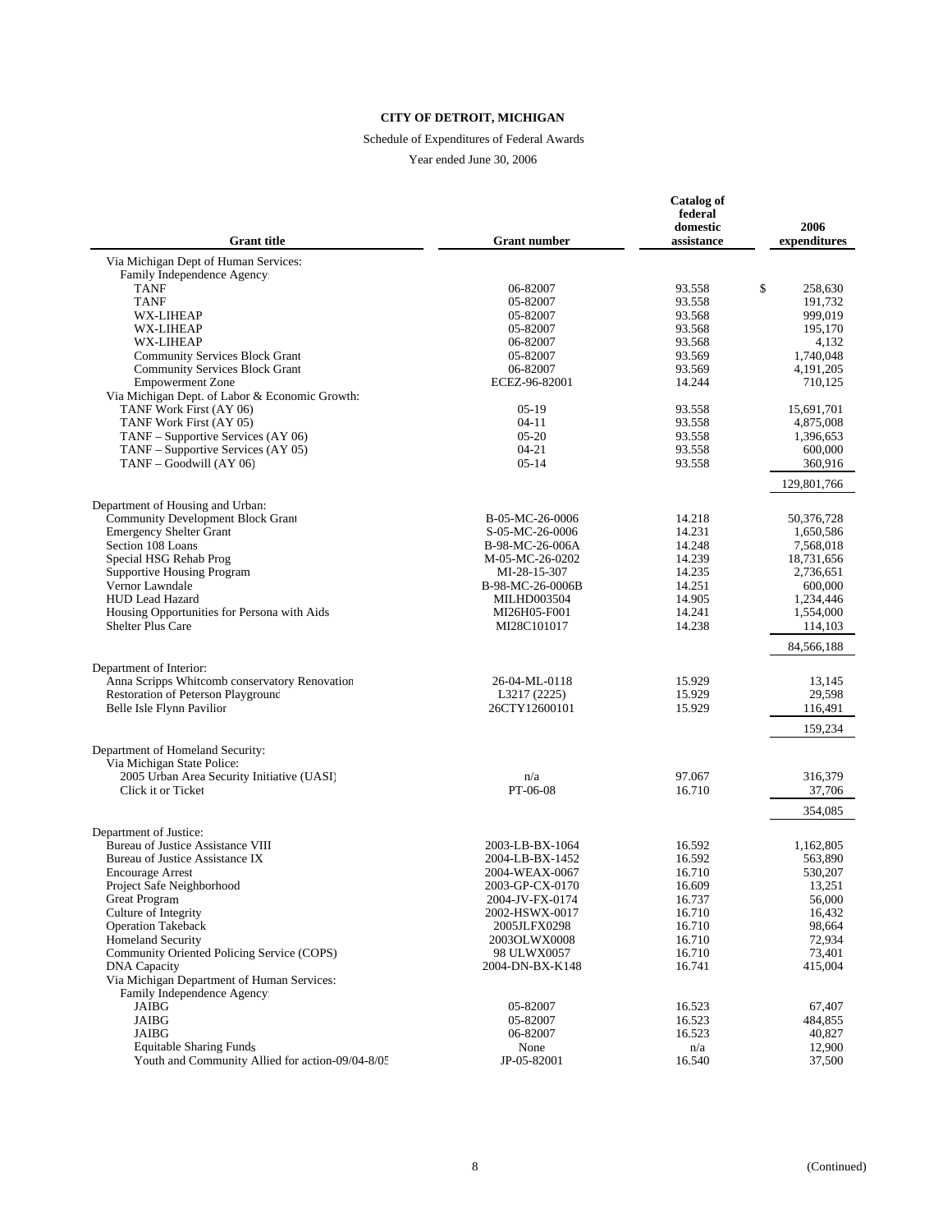**CITY OF DETROIT, MICHIGAN**

Schedule of Expenditures of Federal Awards

Year ended June 30, 2006

| Grant title | Grant number | Catalog of federal domestic assistance | 2006 expenditures |
|---|---|---|---|
| Via Michigan Dept of Human Services: | | | |
| Family Independence Agency: | | | |
| TANF | 06-82007 | 93.558 | $ 258,630 |
| TANF | 05-82007 | 93.558 | 191,732 |
| WX-LIHEAP | 05-82007 | 93.568 | 999,019 |
| WX-LIHEAP | 05-82007 | 93.568 | 195,170 |
| WX-LIHEAP | 06-82007 | 93.568 | 4,132 |
| Community Services Block Grant | 05-82007 | 93.569 | 1,740,048 |
| Community Services Block Grant | 06-82007 | 93.569 | 4,191,205 |
| Empowerment Zone | ECEZ-96-82001 | 14.244 | 710,125 |
| Via Michigan Dept. of Labor & Economic Growth: | | | |
| TANF Work First (AY 06) | 05-19 | 93.558 | 15,691,701 |
| TANF Work First (AY 05) | 04-11 | 93.558 | 4,875,008 |
| TANF – Supportive Services (AY 06) | 05-20 | 93.558 | 1,396,653 |
| TANF – Supportive Services (AY 05) | 04-21 | 93.558 | 600,000 |
| TANF – Goodwill (AY 06) | 05-14 | 93.558 | 360,916 |
| | | | 129,801,766 |
| Department of Housing and Urban: | | | |
| Community Development Block Grant | B-05-MC-26-0006 | 14.218 | 50,376,728 |
| Emergency Shelter Grant | S-05-MC-26-0006 | 14.231 | 1,650,586 |
| Section 108 Loans | B-98-MC-26-006A | 14.248 | 7,568,018 |
| Special HSG Rehab Prog | M-05-MC-26-0202 | 14.239 | 18,731,656 |
| Supportive Housing Program | MI-28-15-307 | 14.235 | 2,736,651 |
| Vernor Lawndale | B-98-MC-26-0006B | 14.251 | 600,000 |
| HUD Lead Hazard | MILHD003504 | 14.905 | 1,234,446 |
| Housing Opportunities for Persona with Aids | MI26H05-F001 | 14.241 | 1,554,000 |
| Shelter Plus Care | MI28C101017 | 14.238 | 114,103 |
| | | | 84,566,188 |
| Department of Interior: | | | |
| Anna Scripps Whitcomb conservatory Renovation | 26-04-ML-0118 | 15.929 | 13,145 |
| Restoration of Peterson Playground | L3217 (2225) | 15.929 | 29,598 |
| Belle Isle Flynn Pavilion | 26CTY12600101 | 15.929 | 116,491 |
| | | | 159,234 |
| Department of Homeland Security: | | | |
| Via Michigan State Police: | | | |
| 2005 Urban Area Security Initiative (UASI) | n/a | 97.067 | 316,379 |
| Click it or Ticket | PT-06-08 | 16.710 | 37,706 |
| | | | 354,085 |
| Department of Justice: | | | |
| Bureau of Justice Assistance VIII | 2003-LB-BX-1064 | 16.592 | 1,162,805 |
| Bureau of Justice Assistance IX | 2004-LB-BX-1452 | 16.592 | 563,890 |
| Encourage Arrest | 2004-WEAX-0067 | 16.710 | 530,207 |
| Project Safe Neighborhood | 2003-GP-CX-0170 | 16.609 | 13,251 |
| Great Program | 2004-JV-FX-0174 | 16.737 | 56,000 |
| Culture of Integrity | 2002-HSWX-0017 | 16.710 | 16,432 |
| Operation Takeback | 2005JLFX0298 | 16.710 | 98,664 |
| Homeland Security | 2003OLWX0008 | 16.710 | 72,934 |
| Community Oriented Policing Service (COPS) | 98 ULWX0057 | 16.710 | 73,401 |
| DNA Capacity | 2004-DN-BX-K148 | 16.741 | 415,004 |
| Via Michigan Department of Human Services: | | | |
| Family Independence Agency: | | | |
| JAIBG | 05-82007 | 16.523 | 67,407 |
| JAIBG | 05-82007 | 16.523 | 484,855 |
| JAIBG | 06-82007 | 16.523 | 40,827 |
| Equitable Sharing Funds | None | n/a | 12,900 |
| Youth and Community Allied for action-09/04-8/05 | JP-05-82001 | 16.540 | 37,500 |

(Continued)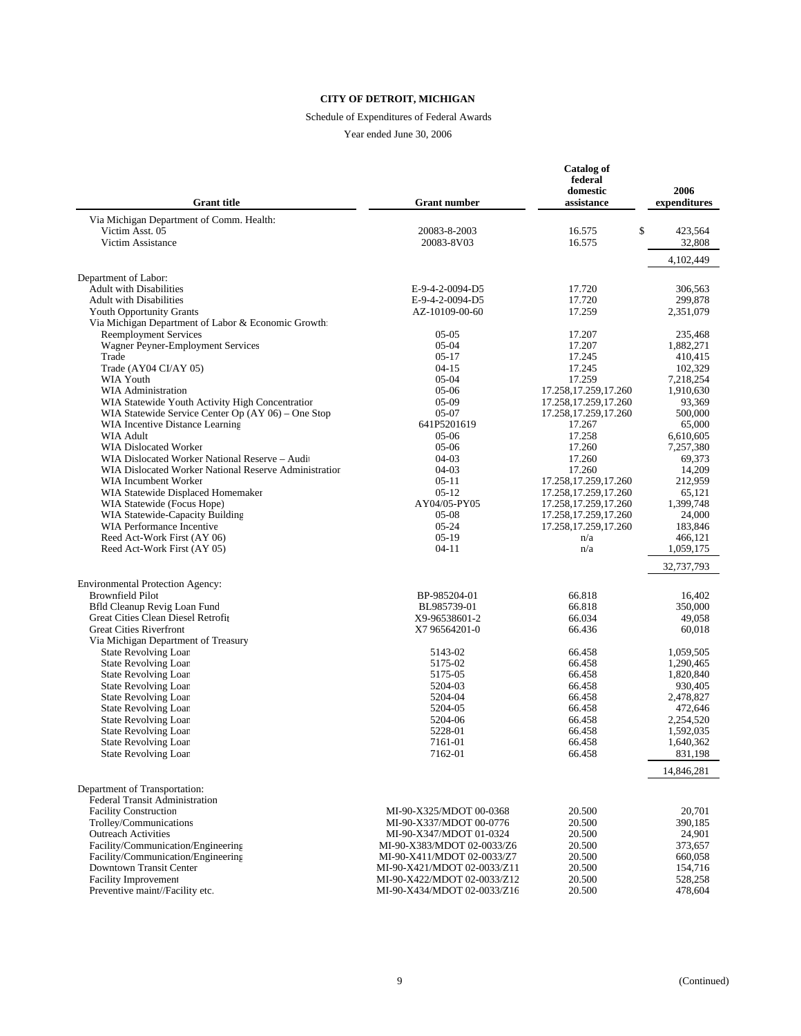**CITY OF DETROIT, MICHIGAN**

Schedule of Expenditures of Federal Awards

Year ended June 30, 2006

| Grant title | Grant number | Catalog of federal domestic assistance | 2006 expenditures |
|---|---|---|---|
| Via Michigan Department of Comm. Health: | | | |
| Victim Asst. 05 | 20083-8-2003 | 16.575 | $ 423,564 |
| Victim Assistance | 20083-8V03 | 16.575 | 32,808 |
| | | | 4,102,449 |
| Department of Labor: | | | |
| Adult with Disabilities | E-9-4-2-0094-D5 | 17.720 | 306,563 |
| Adult with Disabilities | E-9-4-2-0094-D5 | 17.720 | 299,878 |
| Youth Opportunity Grants | AZ-10109-00-60 | 17.259 | 2,351,079 |
| Via Michigan Department of Labor & Economic Growth: | | | |
| Reemployment Services | 05-05 | 17.207 | 235,468 |
| Wagner Peyner-Employment Services | 05-04 | 17.207 | 1,882,271 |
| Trade | 05-17 | 17.245 | 410,415 |
| Trade (AY04 CI/AY 05) | 04-15 | 17.245 | 102,329 |
| WIA Youth | 05-04 | 17.259 | 7,218,254 |
| WIA Administration | 05-06 | 17.258,17.259,17.260 | 1,910,630 |
| WIA Statewide Youth Activity High Concentration | 05-09 | 17.258,17.259,17.260 | 93,369 |
| WIA Statewide Service Center Op (AY 06) – One Stop | 05-07 | 17.258,17.259,17.260 | 500,000 |
| WIA Incentive Distance Learning | 641P5201619 | 17.267 | 65,000 |
| WIA Adult | 05-06 | 17.258 | 6,610,605 |
| WIA Dislocated Worker | 05-06 | 17.260 | 7,257,380 |
| WIA Dislocated Worker National Reserve – Audit | 04-03 | 17.260 | 69,373 |
| WIA Dislocated Worker National Reserve Administration | 04-03 | 17.260 | 14,209 |
| WIA Incumbent Worker | 05-11 | 17.258,17.259,17.260 | 212,959 |
| WIA Statewide Displaced Homemaker | 05-12 | 17.258,17.259,17.260 | 65,121 |
| WIA Statewide (Focus Hope) | AY04/05-PY05 | 17.258,17.259,17.260 | 1,399,748 |
| WIA Statewide-Capacity Building | 05-08 | 17.258,17.259,17.260 | 24,000 |
| WIA Performance Incentive | 05-24 | 17.258,17.259,17.260 | 183,846 |
| Reed Act-Work First (AY 06) | 05-19 | n/a | 466,121 |
| Reed Act-Work First (AY 05) | 04-11 | n/a | 1,059,175 |
| | | | 32,737,793 |
| Environmental Protection Agency: | | | |
| Brownfield Pilot | BP-985204-01 | 66.818 | 16,402 |
| Bfld Cleanup Revig Loan Fund | BL985739-01 | 66.818 | 350,000 |
| Great Cities Clean Diesel Retrofit | X9-96538601-2 | 66.034 | 49,058 |
| Great Cities Riverfront | X7 96564201-0 | 66.436 | 60,018 |
| Via Michigan Department of Treasury | | | |
| State Revolving Loan | 5143-02 | 66.458 | 1,059,505 |
| State Revolving Loan | 5175-02 | 66.458 | 1,290,465 |
| State Revolving Loan | 5175-05 | 66.458 | 1,820,840 |
| State Revolving Loan | 5204-03 | 66.458 | 930,405 |
| State Revolving Loan | 5204-04 | 66.458 | 2,478,827 |
| State Revolving Loan | 5204-05 | 66.458 | 472,646 |
| State Revolving Loan | 5204-06 | 66.458 | 2,254,520 |
| State Revolving Loan | 5228-01 | 66.458 | 1,592,035 |
| State Revolving Loan | 7161-01 | 66.458 | 1,640,362 |
| State Revolving Loan | 7162-01 | 66.458 | 831,198 |
| | | | 14,846,281 |
| Department of Transportation: | | | |
| Federal Transit Administration | | | |
| Facility Construction | MI-90-X325/MDOT 00-0368 | 20.500 | 20,701 |
| Trolley/Communications | MI-90-X337/MDOT 00-0776 | 20.500 | 390,185 |
| Outreach Activities | MI-90-X347/MDOT 01-0324 | 20.500 | 24,901 |
| Facility/Communication/Engineering | MI-90-X383/MDOT 02-0033/Z6 | 20.500 | 373,657 |
| Facility/Communication/Engineering | MI-90-X411/MDOT 02-0033/Z7 | 20.500 | 660,058 |
| Downtown Transit Center | MI-90-X421/MDOT 02-0033/Z11 | 20.500 | 154,716 |
| Facility Improvement | MI-90-X422/MDOT 02-0033/Z12 | 20.500 | 528,258 |
| Preventive maint/Facility etc. | MI-90-X434/MDOT 02-0033/Z16 | 20.500 | 478,604 |

(Continued)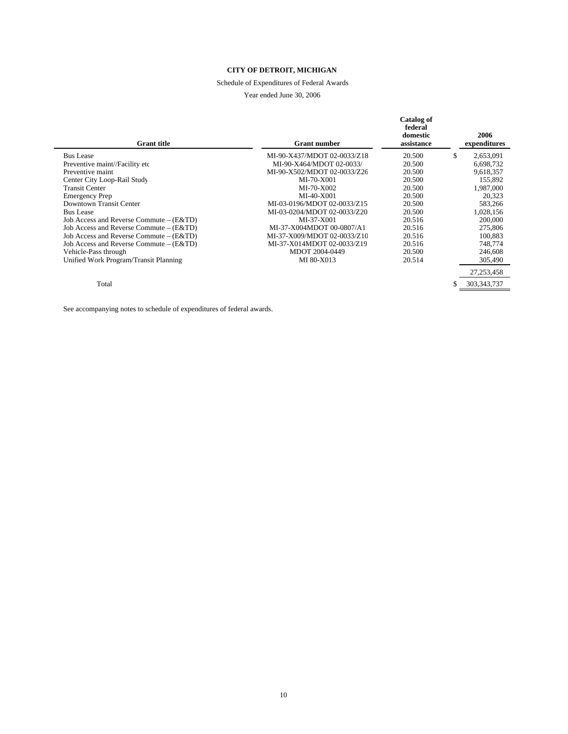**CITY OF DETROIT, MICHIGAN**

Schedule of Expenditures of Federal Awards

Year ended June 30, 2006

| Grant title | Grant number | Catalog of federal domestic assistance | 2006 expenditures |
|---|---|---|---|
| Bus Lease | MI-90-X437/MDOT 02-0033/Z18 | 20.500 | $ 2,653,091 |
| Preventive maint//Facility etc | MI-90-X464/MDOT 02-0033/ | 20.500 | 6,698,732 |
| Preventive maint | MI-90-X502/MDOT 02-0033/Z26 | 20.500 | 9,618,357 |
| Center City Loop-Rail Study | MI-70-X001 | 20.500 | 155,892 |
| Transit Center | MI-70-X002 | 20.500 | 1,987,000 |
| Emergency Prep | MI-40-X001 | 20.500 | 20,323 |
| Downtown Transit Center | MI-03-0196/MDOT 02-0033/Z15 | 20.500 | 583,266 |
| Bus Lease | MI-03-0204/MDOT 02-0033/Z20 | 20.500 | 1,028,156 |
| Job Access and Reverse Commute – (E&TD) | MI-37-X001 | 20.516 | 200,000 |
| Job Access and Reverse Commute – (E&TD) | MI-37-X004MDOT 00-0807/A1 | 20.516 | 275,806 |
| Job Access and Reverse Commute – (E&TD) | MI-37-X009/MDOT 02-0033/Z10 | 20.516 | 100,883 |
| Job Access and Reverse Commute – (E&TD) | MI-37-X014MDOT 02-0033/Z19 | 20.516 | 748,774 |
| Vehicle-Pass through | MDOT 2004-0449 | 20.500 | 246,608 |
| Unified Work Program/Transit Planning | MI 80-X013 | 20.514 | 305,490 |
| | | | 27,253,458 |
| Total | | | $ 303,343,737 |

See accompanying notes to schedule of expenditures of federal awards.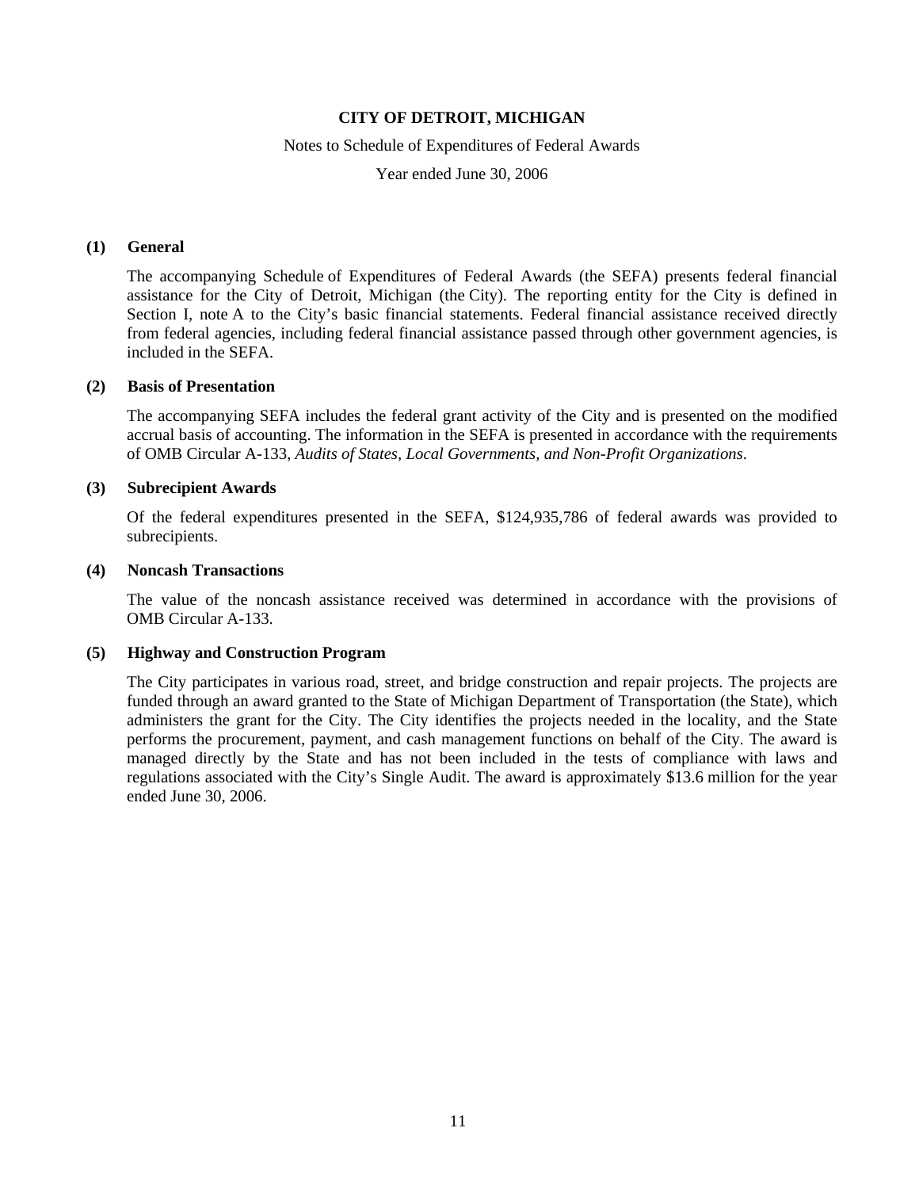**CITY OF DETROIT, MICHIGAN**

Notes to Schedule of Expenditures of Federal Awards

Year ended June 30, 2006

**(1) General**

The accompanying Schedule of Expenditures of Federal Awards (the SEFA) presents federal financial assistance for the City of Detroit, Michigan (the City). The reporting entity for the City is defined in Section I, note A to the City's basic financial statements. Federal financial assistance received directly from federal agencies, including federal financial assistance passed through other government agencies, is included in the SEFA.

**(2) Basis of Presentation**

The accompanying SEFA includes the federal grant activity of the City and is presented on the modified accrual basis of accounting. The information in the SEFA is presented in accordance with the requirements of OMB Circular A-133, *Audits of States, Local Governments, and Non-Profit Organizations*.

**(3) Subrecipient Awards**

Of the federal expenditures presented in the SEFA, $124,935,786 of federal awards was provided to subrecipients.

**(4) Noncash Transactions**

The value of the noncash assistance received was determined in accordance with the provisions of OMB Circular A-133.

**(5) Highway and Construction Program**

The City participates in various road, street, and bridge construction and repair projects. The projects are funded through an award granted to the State of Michigan Department of Transportation (the State), which administers the grant for the City. The City identifies the projects needed in the locality, and the State performs the procurement, payment, and cash management functions on behalf of the City. The award is managed directly by the State and has not been included in the tests of compliance with laws and regulations associated with the City's Single Audit. The award is approximately $13.6 million for the year ended June 30, 2006.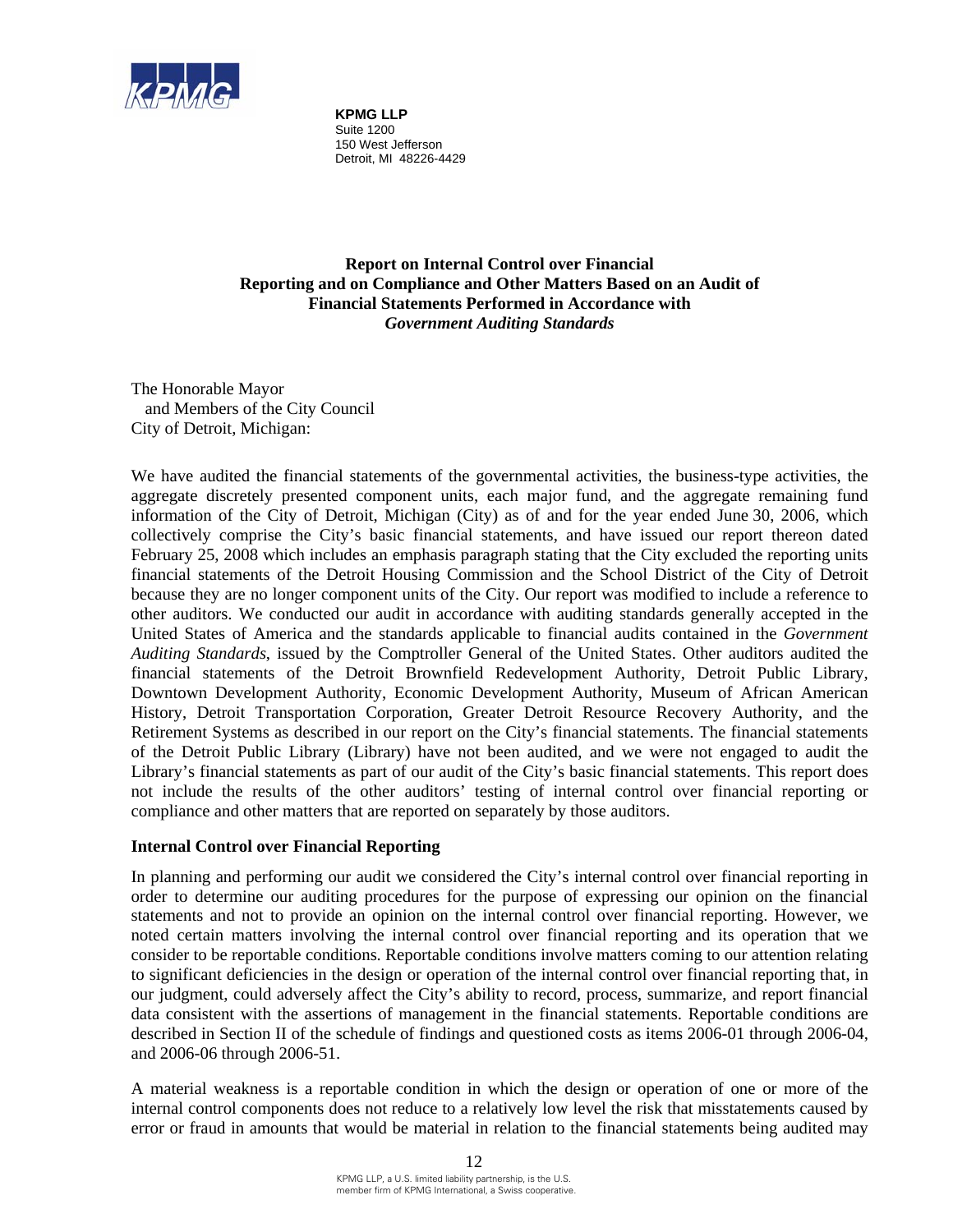**KPMG LLP**
Suite 1200
150 West Jefferson
Detroit, MI 48226-4429

**Report on Internal Control over Financial Reporting and on Compliance and Other Matters Based on an Audit of Financial Statements Performed in Accordance with *Government Auditing Standards***

The Honorable Mayor
and Members of the City Council
City of Detroit, Michigan:

We have audited the financial statements of the governmental activities, the business-type activities, the aggregate discretely presented component units, each major fund, and the aggregate remaining fund information of the City of Detroit, Michigan (City) as of and for the year ended June 30, 2006, which collectively comprise the City's basic financial statements, and have issued our report thereon dated February 25, 2008 which includes an emphasis paragraph stating that the City excluded the reporting units financial statements of the Detroit Housing Commission and the School District of the City of Detroit because they are no longer component units of the City. Our report was modified to include a reference to other auditors. We conducted our audit in accordance with auditing standards generally accepted in the United States of America and the standards applicable to financial audits contained in the *Government Auditing Standards*, issued by the Comptroller General of the United States. Other auditors audited the financial statements of the Detroit Brownfield Redevelopment Authority, Detroit Public Library, Downtown Development Authority, Economic Development Authority, Museum of African American History, Detroit Transportation Corporation, Greater Detroit Resource Recovery Authority, and the Retirement Systems as described in our report on the City's financial statements. The financial statements of the Detroit Public Library (Library) have not been audited, and we were not engaged to audit the Library's financial statements as part of our audit of the City's basic financial statements. This report does not include the results of the other auditors' testing of internal control over financial reporting or compliance and other matters that are reported on separately by those auditors.

**Internal Control over Financial Reporting**

In planning and performing our audit we considered the City's internal control over financial reporting in order to determine our auditing procedures for the purpose of expressing our opinion on the financial statements and not to provide an opinion on the internal control over financial reporting. However, we noted certain matters involving the internal control over financial reporting and its operation that we consider to be reportable conditions. Reportable conditions involve matters coming to our attention relating to significant deficiencies in the design or operation of the internal control over financial reporting that, in our judgment, could adversely affect the City's ability to record, process, summarize, and report financial data consistent with the assertions of management in the financial statements. Reportable conditions are described in Section II of the schedule of findings and questioned costs as items 2006-01 through 2006-04, and 2006-06 through 2006-51.

A material weakness is a reportable condition in which the design or operation of one or more of the internal control components does not reduce to a relatively low level the risk that misstatements caused by error or fraud in amounts that would be material in relation to the financial statements being audited may

KPMG LLP, a U.S. limited liability partnership, is the U.S. member firm of KPMG International, a Swiss cooperative.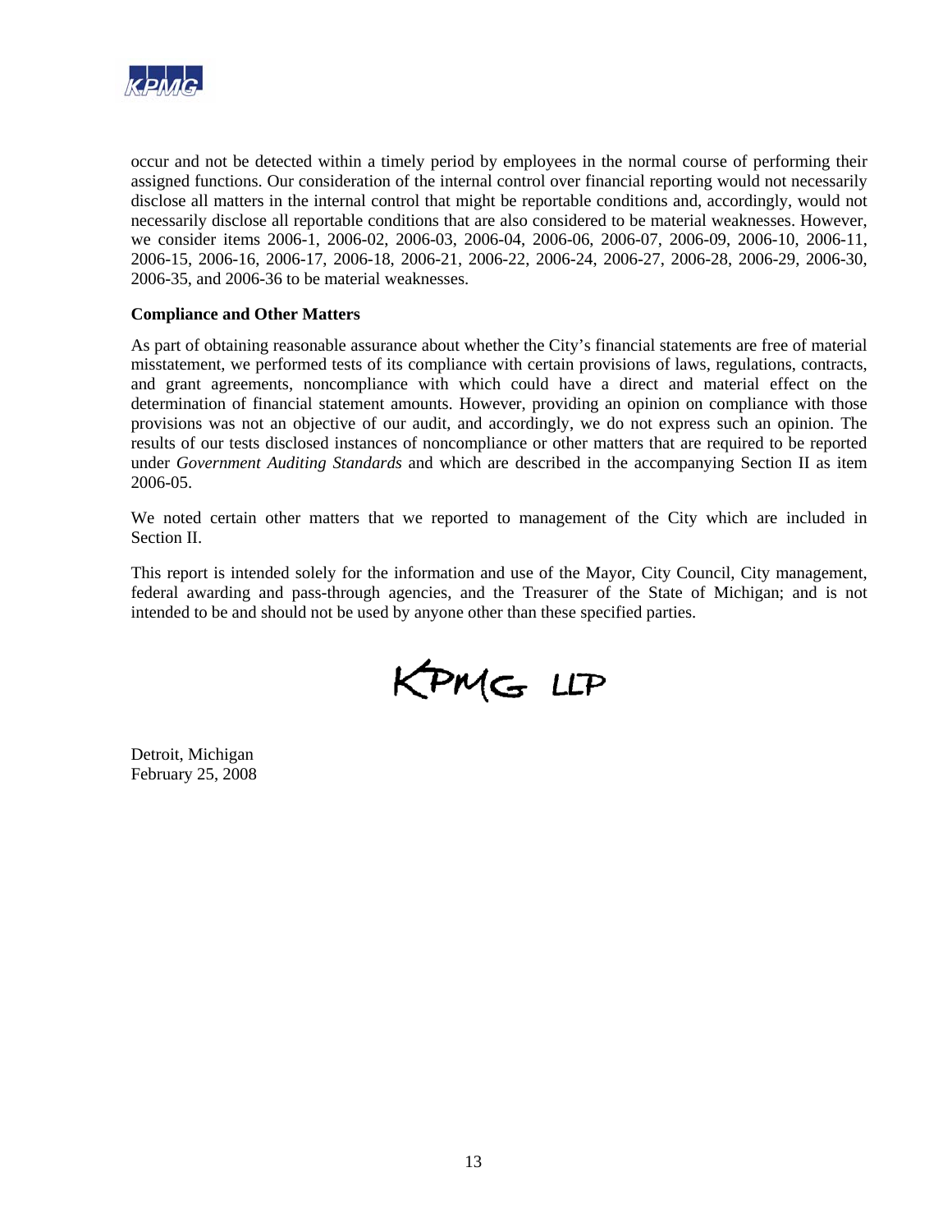occur and not be detected within a timely period by employees in the normal course of performing their assigned functions. Our consideration of the internal control over financial reporting would not necessarily disclose all matters in the internal control that might be reportable conditions and, accordingly, would not necessarily disclose all reportable conditions that are also considered to be material weaknesses. However, we consider items 2006-1, 2006-02, 2006-03, 2006-04, 2006-06, 2006-07, 2006-09, 2006-10, 2006-11, 2006-15, 2006-16, 2006-17, 2006-18, 2006-21, 2006-22, 2006-24, 2006-27, 2006-28, 2006-29, 2006-30, 2006-35, and 2006-36 to be material weaknesses.

**Compliance and Other Matters**

As part of obtaining reasonable assurance about whether the City's financial statements are free of material misstatement, we performed tests of its compliance with certain provisions of laws, regulations, contracts, and grant agreements, noncompliance with which could have a direct and material effect on the determination of financial statement amounts. However, providing an opinion on compliance with those provisions was not an objective of our audit, and accordingly, we do not express such an opinion. The results of our tests disclosed instances of noncompliance or other matters that are required to be reported under *Government Auditing Standards* and which are described in the accompanying Section II as item 2006-05.

We noted certain other matters that we reported to management of the City which are included in Section II.

This report is intended solely for the information and use of the Mayor, City Council, City management, federal awarding and pass-through agencies, and the Treasurer of the State of Michigan; and is not intended to be and should not be used by anyone other than these specified parties.

KPMG LLP

Detroit, Michigan
February 25, 2008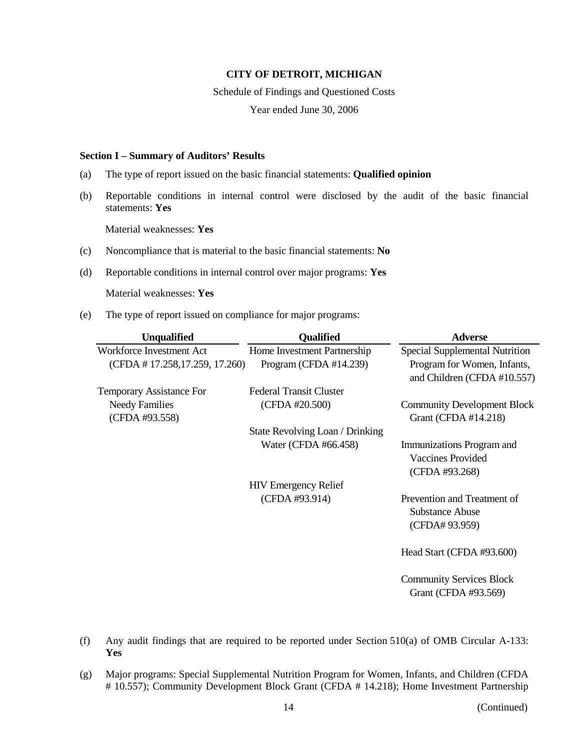**CITY OF DETROIT, MICHIGAN**

Schedule of Findings and Questioned Costs

Year ended June 30, 2006

**Section I – Summary of Auditors' Results**

(a) The type of report issued on the basic financial statements: **Qualified opinion**

(b) Reportable conditions in internal control were disclosed by the audit of the basic financial statements: **Yes**

Material weaknesses: **Yes**

(c) Noncompliance that is material to the basic financial statements: **No**

(d) Reportable conditions in internal control over major programs: **Yes**

Material weaknesses: **Yes**

(e) The type of report issued on compliance for major programs:

| Unqualified | Qualified | Adverse |
|---|---|---|
| Workforce Investment Act (CFDA # 17.258,17.259, 17.260) | Home Investment Partnership Program (CFDA #14.239) | Special Supplemental Nutrition Program for Women, Infants, and Children (CFDA #10.557) |
| Temporary Assistance For Needy Families (CFDA #93.558) | Federal Transit Cluster (CFDA #20.500) | Community Development Block Grant (CFDA #14.218) |
| | State Revolving Loan / Drinking Water (CFDA #66.458) | Immunizations Program and Vaccines Provided (CFDA #93.268) |
| | HIV Emergency Relief (CFDA #93.914) | Prevention and Treatment of Substance Abuse (CFDA# 93.959) |
| | | Head Start (CFDA #93.600) |
| | | Community Services Block Grant (CFDA #93.569) |

(f) Any audit findings that are required to be reported under Section 510(a) of OMB Circular A-133: **Yes**

(g) Major programs: Special Supplemental Nutrition Program for Women, Infants, and Children (CFDA # 10.557); Community Development Block Grant (CFDA # 14.218); Home Investment Partnership

(Continued)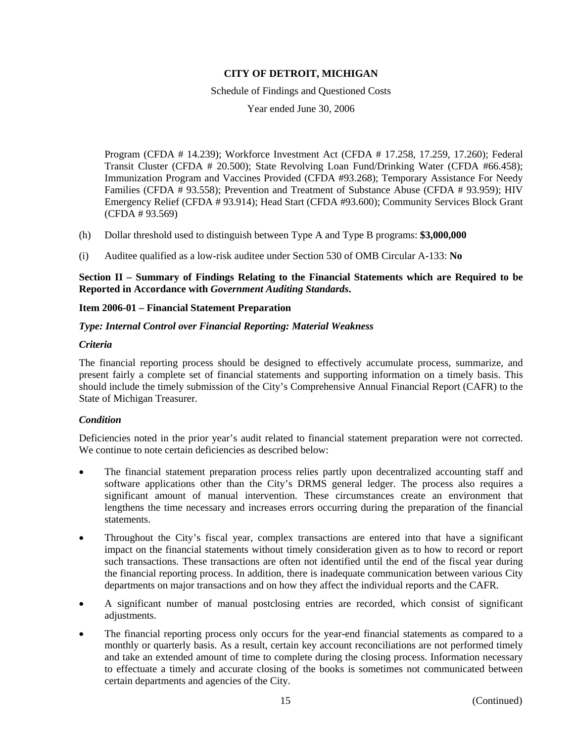Program (CFDA # 14.239); Workforce Investment Act (CFDA # 17.258, 17.259, 17.260); Federal Transit Cluster (CFDA # 20.500); State Revolving Loan Fund/Drinking Water (CFDA #66.458); Immunization Program and Vaccines Provided (CFDA #93.268); Temporary Assistance For Needy Families (CFDA # 93.558); Prevention and Treatment of Substance Abuse (CFDA # 93.959); HIV Emergency Relief (CFDA # 93.914); Head Start (CFDA #93.600); Community Services Block Grant (CFDA # 93.569)

(h) Dollar threshold used to distinguish between Type A and Type B programs: **$3,000,000**

(i) Auditee qualified as a low-risk auditee under Section 530 of OMB Circular A-133: **No**

**Section II – Summary of Findings Relating to the Financial Statements which are Required to be Reported in Accordance with *Government Auditing Standards*.**

**Item 2006-01 – Financial Statement Preparation**

***Type: Internal Control over Financial Reporting: Material Weakness***

***Criteria***

The financial reporting process should be designed to effectively accumulate process, summarize, and present fairly a complete set of financial statements and supporting information on a timely basis. This should include the timely submission of the City's Comprehensive Annual Financial Report (CAFR) to the State of Michigan Treasurer.

***Condition***

Deficiencies noted in the prior year's audit related to financial statement preparation were not corrected. We continue to note certain deficiencies as described below:

- The financial statement preparation process relies partly upon decentralized accounting staff and software applications other than the City's DRMS general ledger. The process also requires a significant amount of manual intervention. These circumstances create an environment that lengthens the time necessary and increases errors occurring during the preparation of the financial statements.
- Throughout the City's fiscal year, complex transactions are entered into that have a significant impact on the financial statements without timely consideration given as to how to record or report such transactions. These transactions are often not identified until the end of the fiscal year during the financial reporting process. In addition, there is inadequate communication between various City departments on major transactions and on how they affect the individual reports and the CAFR.
- A significant number of manual postclosing entries are recorded, which consist of significant adjustments.
- The financial reporting process only occurs for the year-end financial statements as compared to a monthly or quarterly basis. As a result, certain key account reconciliations are not performed timely and take an extended amount of time to complete during the closing process. Information necessary to effectuate a timely and accurate closing of the books is sometimes not communicated between certain departments and agencies of the City.

(Continued)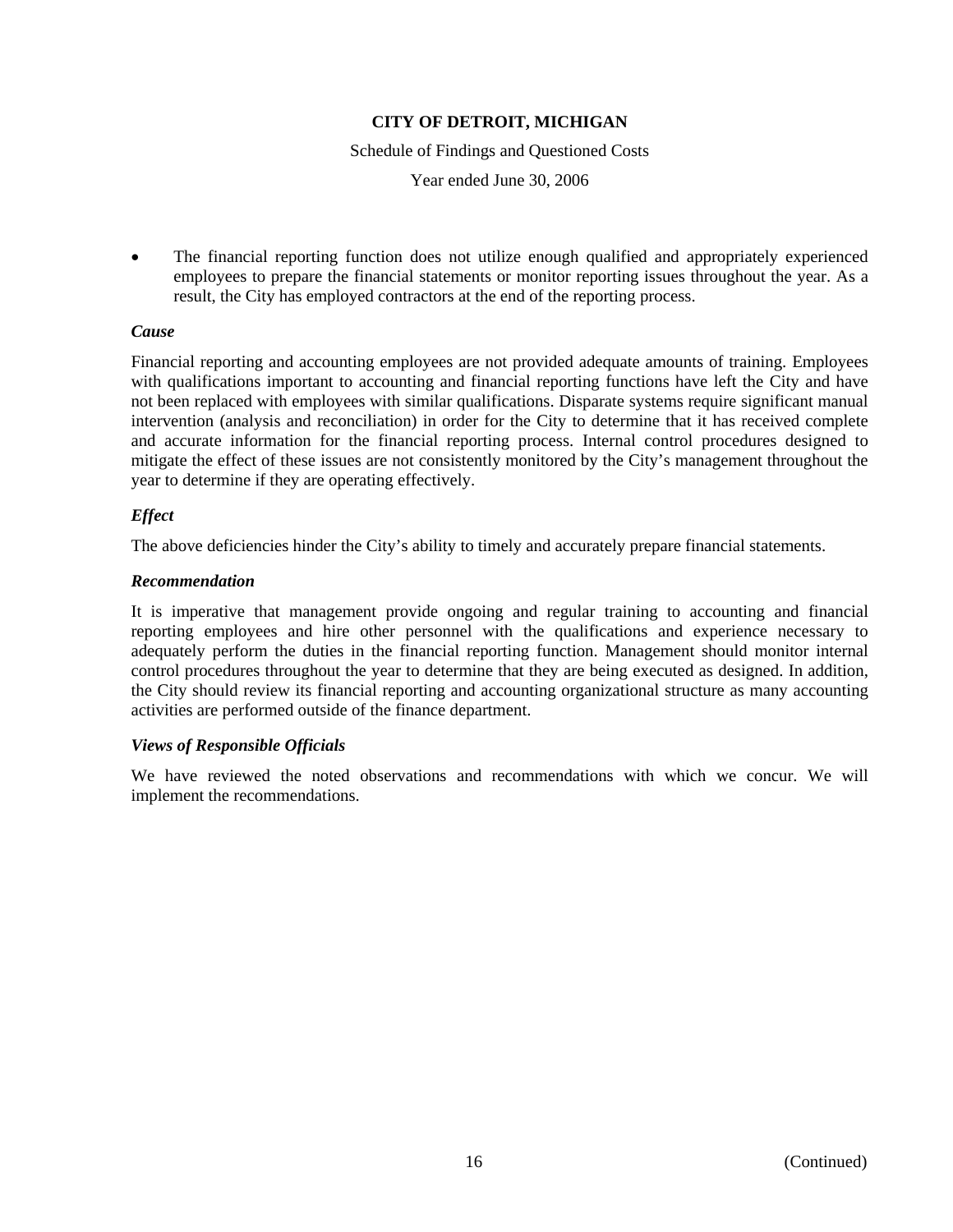- The financial reporting function does not utilize enough qualified and appropriately experienced employees to prepare the financial statements or monitor reporting issues throughout the year. As a result, the City has employed contractors at the end of the reporting process.

***Cause***

Financial reporting and accounting employees are not provided adequate amounts of training. Employees with qualifications important to accounting and financial reporting functions have left the City and have not been replaced with employees with similar qualifications. Disparate systems require significant manual intervention (analysis and reconciliation) in order for the City to determine that it has received complete and accurate information for the financial reporting process. Internal control procedures designed to mitigate the effect of these issues are not consistently monitored by the City's management throughout the year to determine if they are operating effectively.

***Effect***

The above deficiencies hinder the City's ability to timely and accurately prepare financial statements.

***Recommendation***

It is imperative that management provide ongoing and regular training to accounting and financial reporting employees and hire other personnel with the qualifications and experience necessary to adequately perform the duties in the financial reporting function. Management should monitor internal control procedures throughout the year to determine that they are being executed as designed. In addition, the City should review its financial reporting and accounting organizational structure as many accounting activities are performed outside of the finance department.

***Views of Responsible Officials***

We have reviewed the noted observations and recommendations with which we concur. We will implement the recommendations.

(Continued)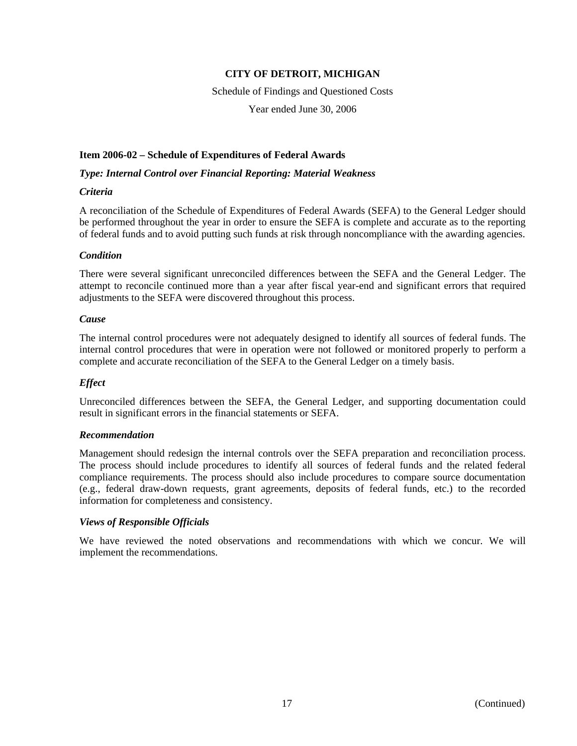**CITY OF DETROIT, MICHIGAN**

Schedule of Findings and Questioned Costs

Year ended June 30, 2006

**Item 2006-02 – Schedule of Expenditures of Federal Awards**

***Type: Internal Control over Financial Reporting: Material Weakness***

***Criteria***

A reconciliation of the Schedule of Expenditures of Federal Awards (SEFA) to the General Ledger should be performed throughout the year in order to ensure the SEFA is complete and accurate as to the reporting of federal funds and to avoid putting such funds at risk through noncompliance with the awarding agencies.

***Condition***

There were several significant unreconciled differences between the SEFA and the General Ledger. The attempt to reconcile continued more than a year after fiscal year-end and significant errors that required adjustments to the SEFA were discovered throughout this process.

***Cause***

The internal control procedures were not adequately designed to identify all sources of federal funds. The internal control procedures that were in operation were not followed or monitored properly to perform a complete and accurate reconciliation of the SEFA to the General Ledger on a timely basis.

***Effect***

Unreconciled differences between the SEFA, the General Ledger, and supporting documentation could result in significant errors in the financial statements or SEFA.

***Recommendation***

Management should redesign the internal controls over the SEFA preparation and reconciliation process. The process should include procedures to identify all sources of federal funds and the related federal compliance requirements. The process should also include procedures to compare source documentation (e.g., federal draw-down requests, grant agreements, deposits of federal funds, etc.) to the recorded information for completeness and consistency.

***Views of Responsible Officials***

We have reviewed the noted observations and recommendations with which we concur. We will implement the recommendations.

(Continued)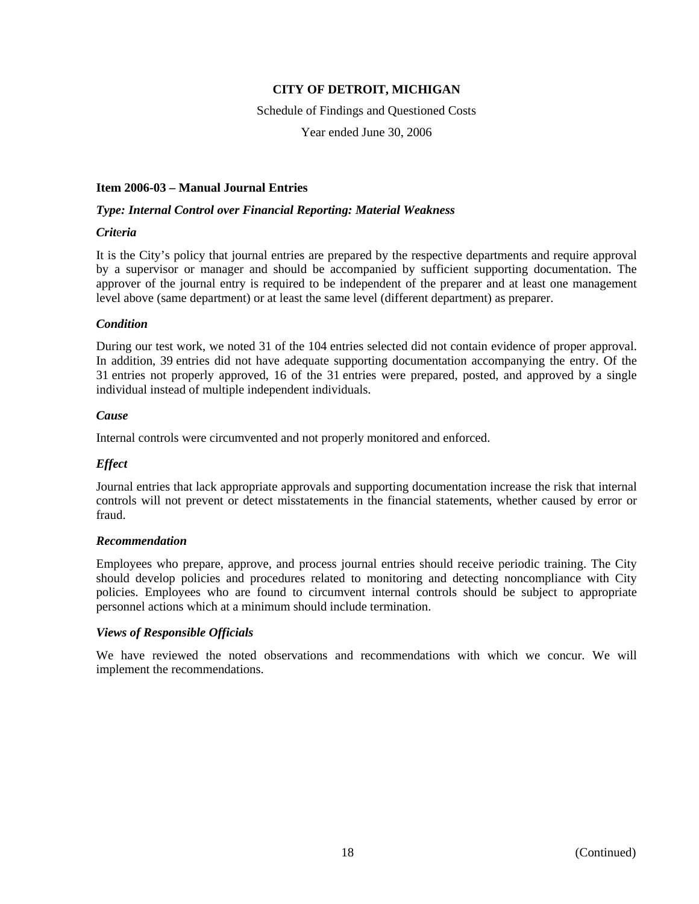# CITY OF DETROIT, MICHIGAN

Schedule of Findings and Questioned Costs

Year ended June 30, 2006

## Item 2006-03 – Manual Journal Entries

***Type: Internal Control over Financial Reporting: Material Weakness***

***Criteria***

It is the City's policy that journal entries are prepared by the respective departments and require approval by a supervisor or manager and should be accompanied by sufficient supporting documentation. The approver of the journal entry is required to be independent of the preparer and at least one management level above (same department) or at least the same level (different department) as preparer.

***Condition***

During our test work, we noted 31 of the 104 entries selected did not contain evidence of proper approval. In addition, 39 entries did not have adequate supporting documentation accompanying the entry. Of the 31 entries not properly approved, 16 of the 31 entries were prepared, posted, and approved by a single individual instead of multiple independent individuals.

***Cause***

Internal controls were circumvented and not properly monitored and enforced.

***Effect***

Journal entries that lack appropriate approvals and supporting documentation increase the risk that internal controls will not prevent or detect misstatements in the financial statements, whether caused by error or fraud.

***Recommendation***

Employees who prepare, approve, and process journal entries should receive periodic training. The City should develop policies and procedures related to monitoring and detecting noncompliance with City policies. Employees who are found to circumvent internal controls should be subject to appropriate personnel actions which at a minimum should include termination.

***Views of Responsible Officials***

We have reviewed the noted observations and recommendations with which we concur. We will implement the recommendations.

(Continued)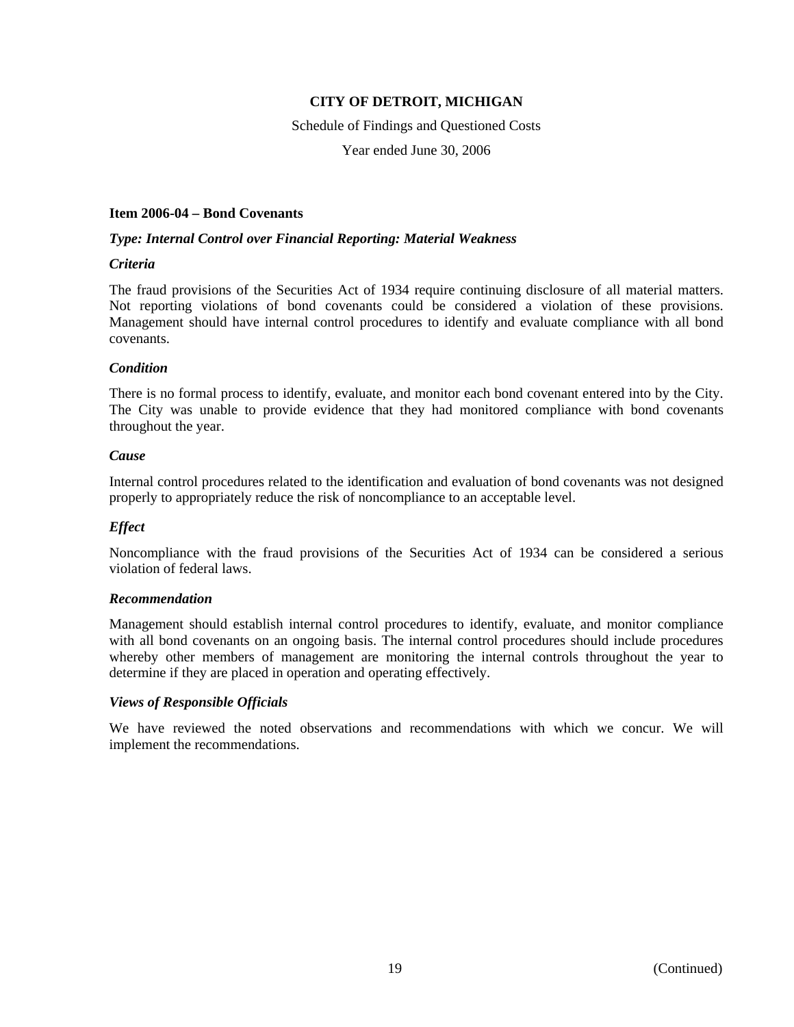**CITY OF DETROIT, MICHIGAN**

Schedule of Findings and Questioned Costs

Year ended June 30, 2006

**Item 2006-04 – Bond Covenants**

***Type: Internal Control over Financial Reporting: Material Weakness***

***Criteria***

The fraud provisions of the Securities Act of 1934 require continuing disclosure of all material matters. Not reporting violations of bond covenants could be considered a violation of these provisions. Management should have internal control procedures to identify and evaluate compliance with all bond covenants.

***Condition***

There is no formal process to identify, evaluate, and monitor each bond covenant entered into by the City. The City was unable to provide evidence that they had monitored compliance with bond covenants throughout the year.

***Cause***

Internal control procedures related to the identification and evaluation of bond covenants was not designed properly to appropriately reduce the risk of noncompliance to an acceptable level.

***Effect***

Noncompliance with the fraud provisions of the Securities Act of 1934 can be considered a serious violation of federal laws.

***Recommendation***

Management should establish internal control procedures to identify, evaluate, and monitor compliance with all bond covenants on an ongoing basis. The internal control procedures should include procedures whereby other members of management are monitoring the internal controls throughout the year to determine if they are placed in operation and operating effectively.

***Views of Responsible Officials***

We have reviewed the noted observations and recommendations with which we concur. We will implement the recommendations.

(Continued)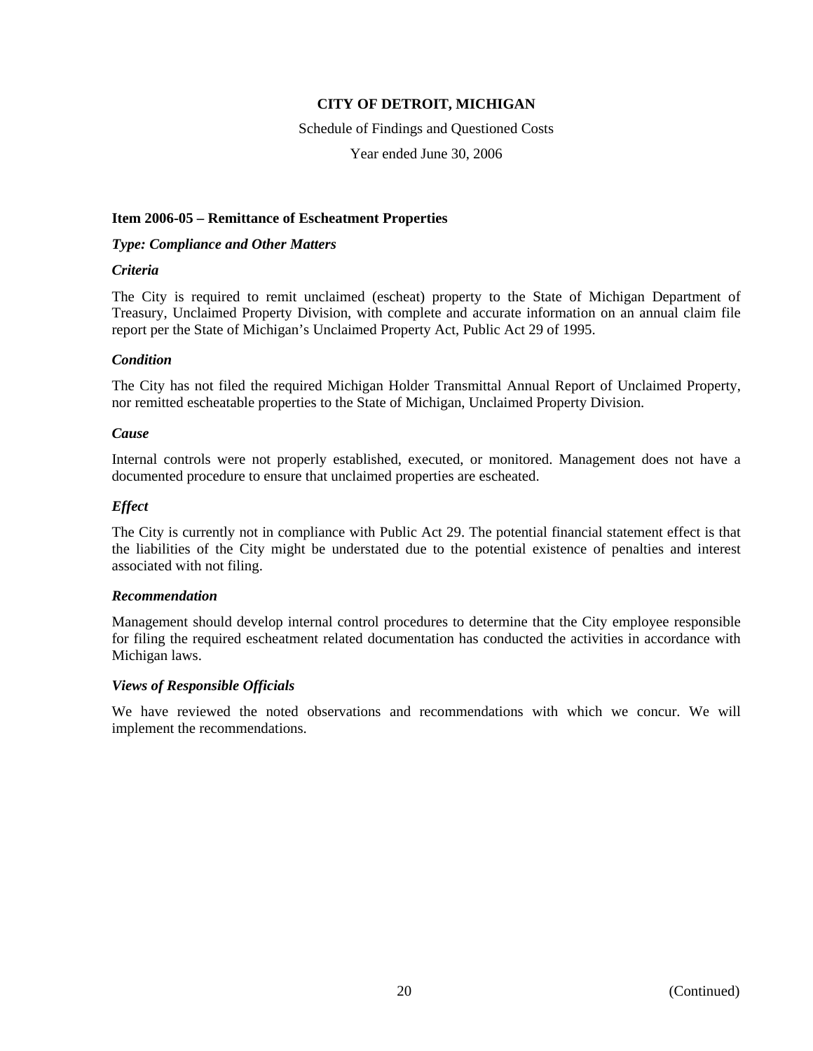# CITY OF DETROIT, MICHIGAN

Schedule of Findings and Questioned Costs

Year ended June 30, 2006

## Item 2006-05 – Remittance of Escheatment Properties

***Type: Compliance and Other Matters***

***Criteria***

The City is required to remit unclaimed (escheat) property to the State of Michigan Department of Treasury, Unclaimed Property Division, with complete and accurate information on an annual claim file report per the State of Michigan's Unclaimed Property Act, Public Act 29 of 1995.

***Condition***

The City has not filed the required Michigan Holder Transmittal Annual Report of Unclaimed Property, nor remitted escheatable properties to the State of Michigan, Unclaimed Property Division.

***Cause***

Internal controls were not properly established, executed, or monitored. Management does not have a documented procedure to ensure that unclaimed properties are escheated.

***Effect***

The City is currently not in compliance with Public Act 29. The potential financial statement effect is that the liabilities of the City might be understated due to the potential existence of penalties and interest associated with not filing.

***Recommendation***

Management should develop internal control procedures to determine that the City employee responsible for filing the required escheatment related documentation has conducted the activities in accordance with Michigan laws.

***Views of Responsible Officials***

We have reviewed the noted observations and recommendations with which we concur. We will implement the recommendations.

(Continued)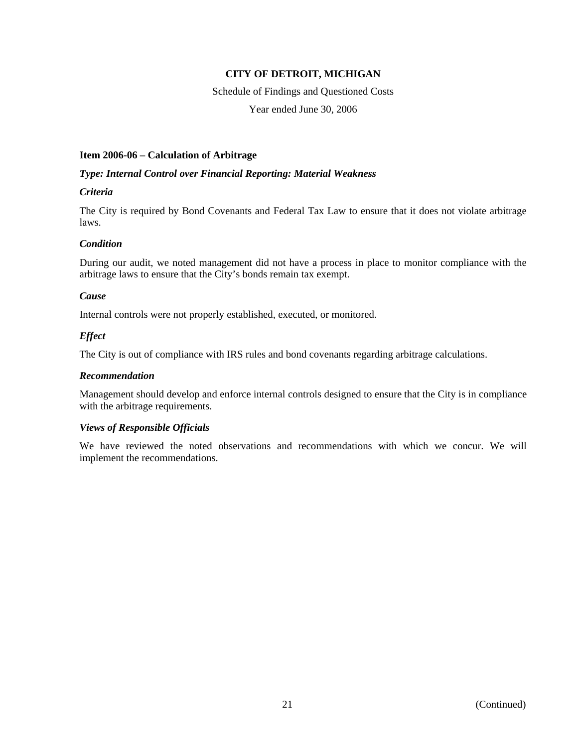**CITY OF DETROIT, MICHIGAN**

Schedule of Findings and Questioned Costs

Year ended June 30, 2006

### Item 2006-06 – Calculation of Arbitrage

***Type: Internal Control over Financial Reporting: Material Weakness***

***Criteria***

The City is required by Bond Covenants and Federal Tax Law to ensure that it does not violate arbitrage laws.

***Condition***

During our audit, we noted management did not have a process in place to monitor compliance with the arbitrage laws to ensure that the City's bonds remain tax exempt.

***Cause***

Internal controls were not properly established, executed, or monitored.

***Effect***

The City is out of compliance with IRS rules and bond covenants regarding arbitrage calculations.

***Recommendation***

Management should develop and enforce internal controls designed to ensure that the City is in compliance with the arbitrage requirements.

***Views of Responsible Officials***

We have reviewed the noted observations and recommendations with which we concur. We will implement the recommendations.

(Continued)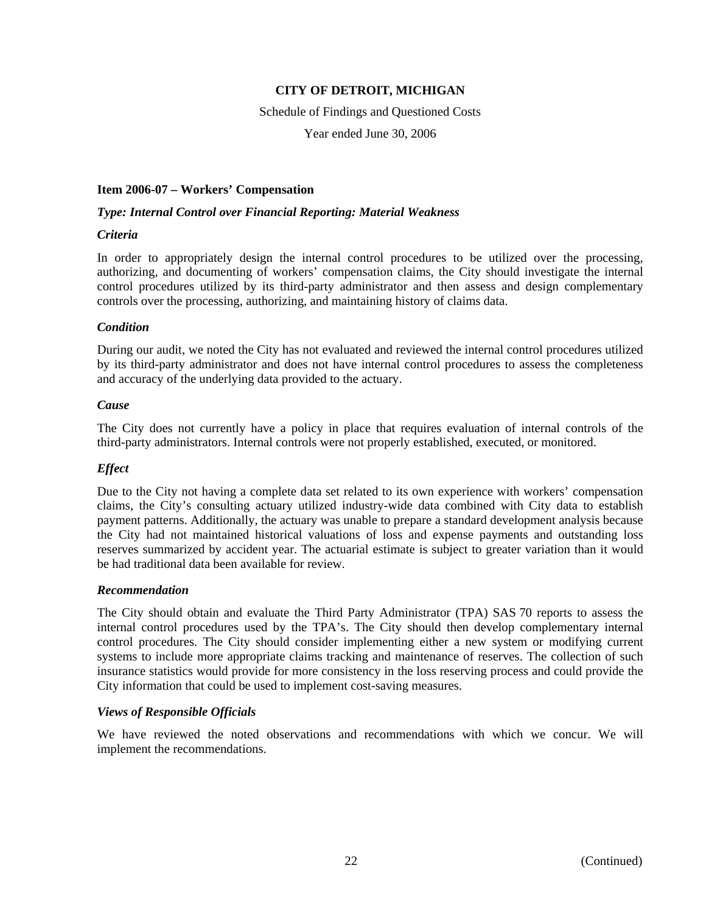**CITY OF DETROIT, MICHIGAN**

Schedule of Findings and Questioned Costs

Year ended June 30, 2006

### Item 2006-07 – Workers' Compensation

***Type: Internal Control over Financial Reporting: Material Weakness***

***Criteria***

In order to appropriately design the internal control procedures to be utilized over the processing, authorizing, and documenting of workers' compensation claims, the City should investigate the internal control procedures utilized by its third-party administrator and then assess and design complementary controls over the processing, authorizing, and maintaining history of claims data.

***Condition***

During our audit, we noted the City has not evaluated and reviewed the internal control procedures utilized by its third-party administrator and does not have internal control procedures to assess the completeness and accuracy of the underlying data provided to the actuary.

***Cause***

The City does not currently have a policy in place that requires evaluation of internal controls of the third-party administrators. Internal controls were not properly established, executed, or monitored.

***Effect***

Due to the City not having a complete data set related to its own experience with workers' compensation claims, the City's consulting actuary utilized industry-wide data combined with City data to establish payment patterns. Additionally, the actuary was unable to prepare a standard development analysis because the City had not maintained historical valuations of loss and expense payments and outstanding loss reserves summarized by accident year. The actuarial estimate is subject to greater variation than it would be had traditional data been available for review.

***Recommendation***

The City should obtain and evaluate the Third Party Administrator (TPA) SAS 70 reports to assess the internal control procedures used by the TPA's. The City should then develop complementary internal control procedures. The City should consider implementing either a new system or modifying current systems to include more appropriate claims tracking and maintenance of reserves. The collection of such insurance statistics would provide for more consistency in the loss reserving process and could provide the City information that could be used to implement cost-saving measures.

***Views of Responsible Officials***

We have reviewed the noted observations and recommendations with which we concur. We will implement the recommendations.

(Continued)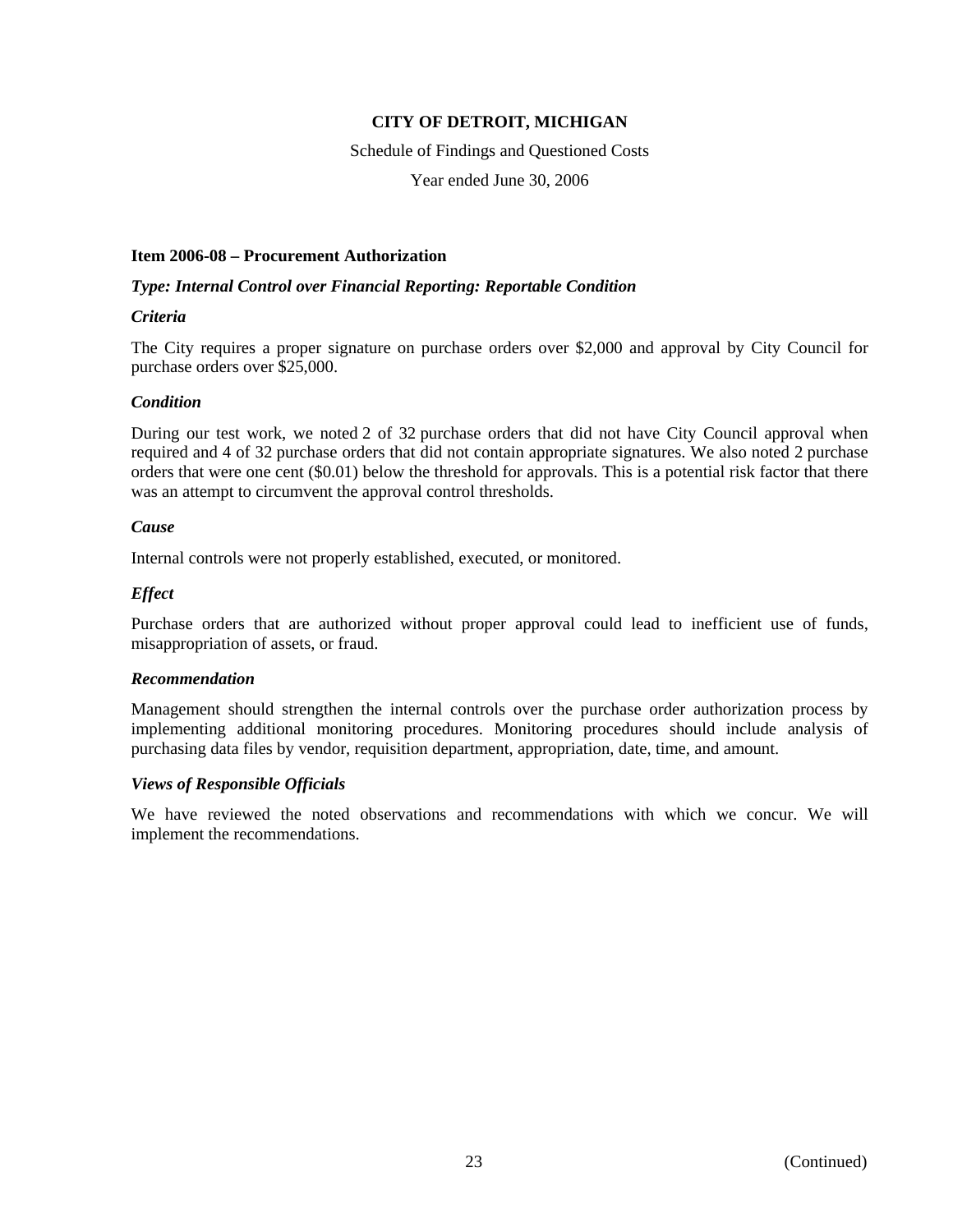**CITY OF DETROIT, MICHIGAN**

Schedule of Findings and Questioned Costs

Year ended June 30, 2006

**Item 2006-08 – Procurement Authorization**

***Type: Internal Control over Financial Reporting: Reportable Condition***

***Criteria***

The City requires a proper signature on purchase orders over $2,000 and approval by City Council for purchase orders over $25,000.

***Condition***

During our test work, we noted 2 of 32 purchase orders that did not have City Council approval when required and 4 of 32 purchase orders that did not contain appropriate signatures. We also noted 2 purchase orders that were one cent ($0.01) below the threshold for approvals. This is a potential risk factor that there was an attempt to circumvent the approval control thresholds.

***Cause***

Internal controls were not properly established, executed, or monitored.

***Effect***

Purchase orders that are authorized without proper approval could lead to inefficient use of funds, misappropriation of assets, or fraud.

***Recommendation***

Management should strengthen the internal controls over the purchase order authorization process by implementing additional monitoring procedures. Monitoring procedures should include analysis of purchasing data files by vendor, requisition department, appropriation, date, time, and amount.

***Views of Responsible Officials***

We have reviewed the noted observations and recommendations with which we concur. We will implement the recommendations.

(Continued)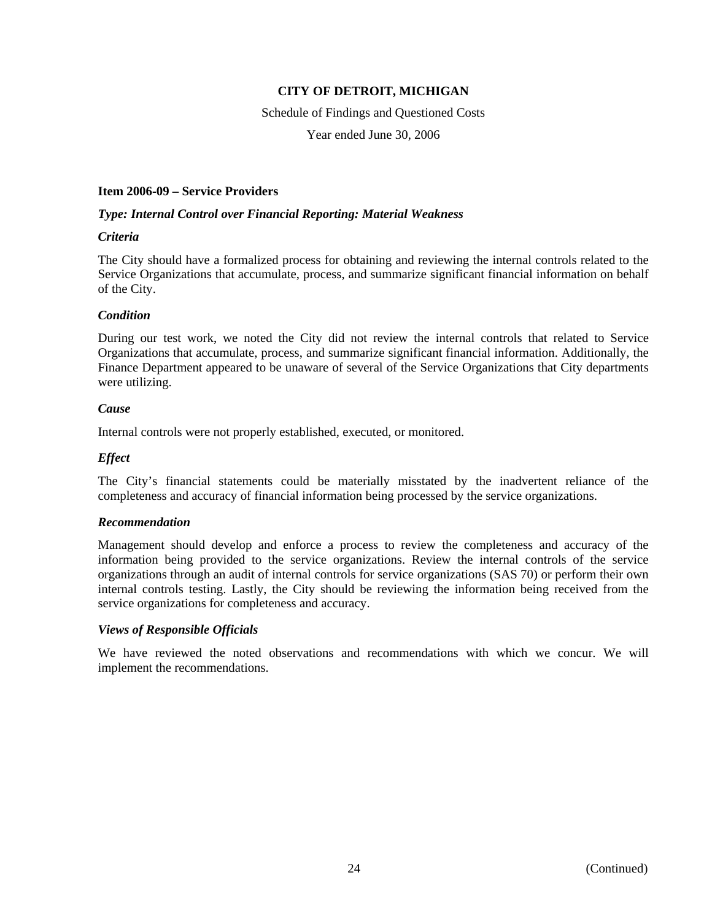# CITY OF DETROIT, MICHIGAN

Schedule of Findings and Questioned Costs

Year ended June 30, 2006

**Item 2006-09 – Service Providers**

***Type: Internal Control over Financial Reporting: Material Weakness***

***Criteria***

The City should have a formalized process for obtaining and reviewing the internal controls related to the Service Organizations that accumulate, process, and summarize significant financial information on behalf of the City.

***Condition***

During our test work, we noted the City did not review the internal controls that related to Service Organizations that accumulate, process, and summarize significant financial information. Additionally, the Finance Department appeared to be unaware of several of the Service Organizations that City departments were utilizing.

***Cause***

Internal controls were not properly established, executed, or monitored.

***Effect***

The City's financial statements could be materially misstated by the inadvertent reliance of the completeness and accuracy of financial information being processed by the service organizations.

***Recommendation***

Management should develop and enforce a process to review the completeness and accuracy of the information being provided to the service organizations. Review the internal controls of the service organizations through an audit of internal controls for service organizations (SAS 70) or perform their own internal controls testing. Lastly, the City should be reviewing the information being received from the service organizations for completeness and accuracy.

***Views of Responsible Officials***

We have reviewed the noted observations and recommendations with which we concur. We will implement the recommendations.

(Continued)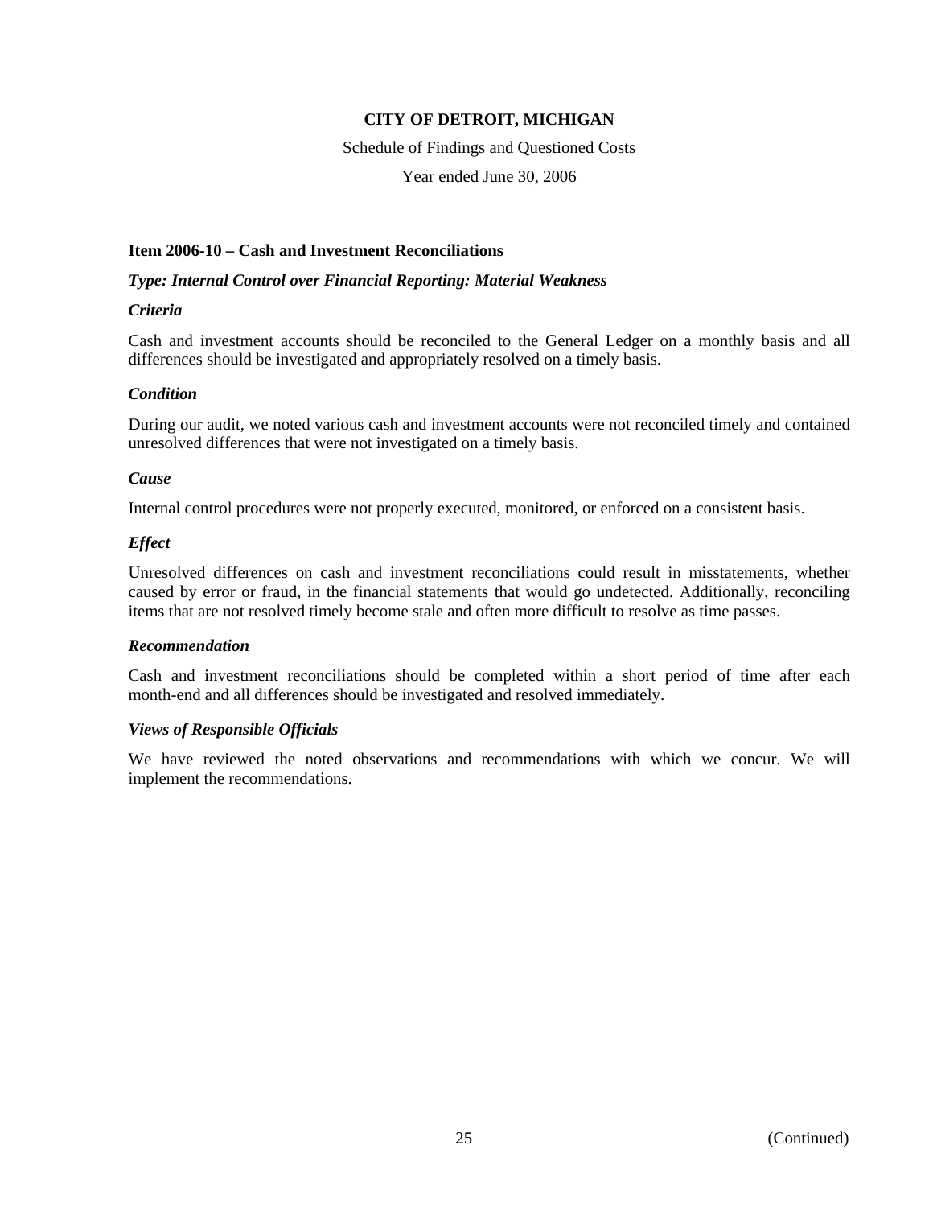**CITY OF DETROIT, MICHIGAN**

Schedule of Findings and Questioned Costs

Year ended June 30, 2006

**Item 2006-10 – Cash and Investment Reconciliations**

***Type: Internal Control over Financial Reporting: Material Weakness***

***Criteria***

Cash and investment accounts should be reconciled to the General Ledger on a monthly basis and all differences should be investigated and appropriately resolved on a timely basis.

***Condition***

During our audit, we noted various cash and investment accounts were not reconciled timely and contained unresolved differences that were not investigated on a timely basis.

***Cause***

Internal control procedures were not properly executed, monitored, or enforced on a consistent basis.

***Effect***

Unresolved differences on cash and investment reconciliations could result in misstatements, whether caused by error or fraud, in the financial statements that would go undetected. Additionally, reconciling items that are not resolved timely become stale and often more difficult to resolve as time passes.

***Recommendation***

Cash and investment reconciliations should be completed within a short period of time after each month-end and all differences should be investigated and resolved immediately.

***Views of Responsible Officials***

We have reviewed the noted observations and recommendations with which we concur. We will implement the recommendations.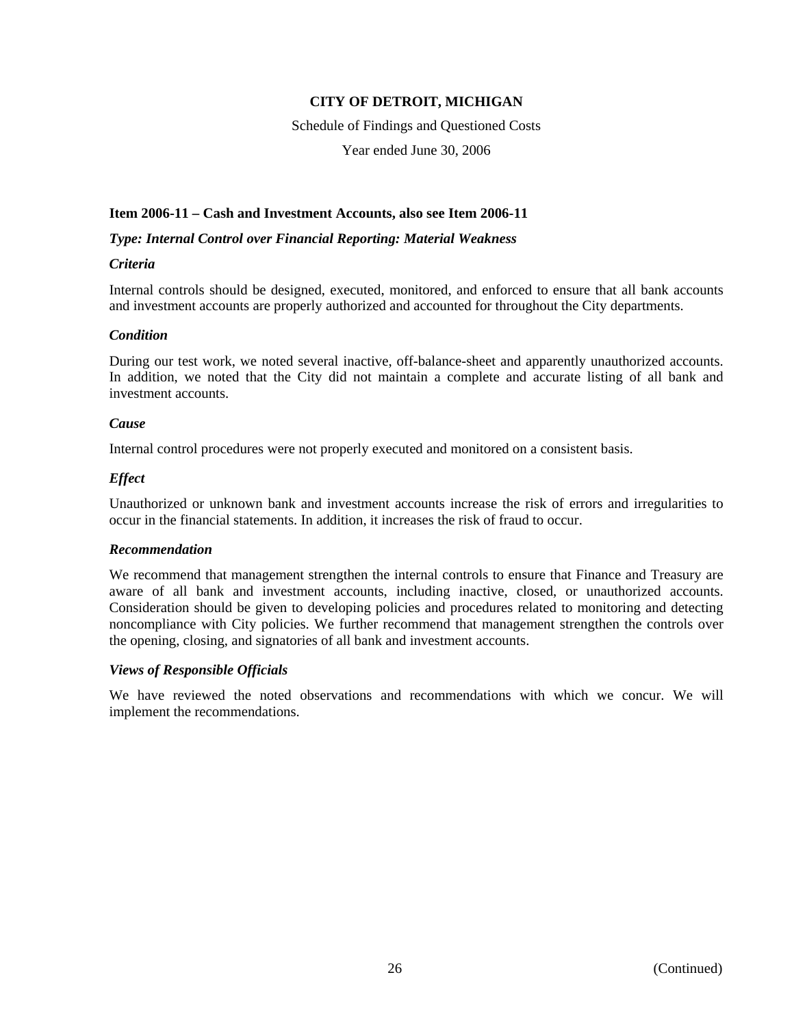**CITY OF DETROIT, MICHIGAN**

Schedule of Findings and Questioned Costs

Year ended June 30, 2006

**Item 2006-11 – Cash and Investment Accounts, also see Item 2006-11**

***Type: Internal Control over Financial Reporting: Material Weakness***

***Criteria***

Internal controls should be designed, executed, monitored, and enforced to ensure that all bank accounts and investment accounts are properly authorized and accounted for throughout the City departments.

***Condition***

During our test work, we noted several inactive, off-balance-sheet and apparently unauthorized accounts. In addition, we noted that the City did not maintain a complete and accurate listing of all bank and investment accounts.

***Cause***

Internal control procedures were not properly executed and monitored on a consistent basis.

***Effect***

Unauthorized or unknown bank and investment accounts increase the risk of errors and irregularities to occur in the financial statements. In addition, it increases the risk of fraud to occur.

***Recommendation***

We recommend that management strengthen the internal controls to ensure that Finance and Treasury are aware of all bank and investment accounts, including inactive, closed, or unauthorized accounts. Consideration should be given to developing policies and procedures related to monitoring and detecting noncompliance with City policies. We further recommend that management strengthen the controls over the opening, closing, and signatories of all bank and investment accounts.

***Views of Responsible Officials***

We have reviewed the noted observations and recommendations with which we concur. We will implement the recommendations.

(Continued)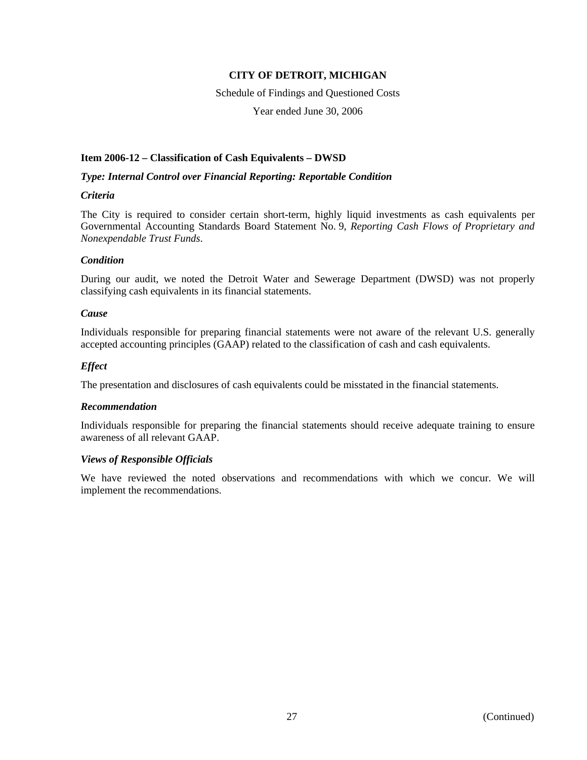**CITY OF DETROIT, MICHIGAN**

Schedule of Findings and Questioned Costs

Year ended June 30, 2006

**Item 2006-12 – Classification of Cash Equivalents – DWSD**

***Type: Internal Control over Financial Reporting: Reportable Condition***

***Criteria***

The City is required to consider certain short-term, highly liquid investments as cash equivalents per Governmental Accounting Standards Board Statement No. 9, *Reporting Cash Flows of Proprietary and Nonexpendable Trust Funds*.

***Condition***

During our audit, we noted the Detroit Water and Sewerage Department (DWSD) was not properly classifying cash equivalents in its financial statements.

***Cause***

Individuals responsible for preparing financial statements were not aware of the relevant U.S. generally accepted accounting principles (GAAP) related to the classification of cash and cash equivalents.

***Effect***

The presentation and disclosures of cash equivalents could be misstated in the financial statements.

***Recommendation***

Individuals responsible for preparing the financial statements should receive adequate training to ensure awareness of all relevant GAAP.

***Views of Responsible Officials***

We have reviewed the noted observations and recommendations with which we concur. We will implement the recommendations.

(Continued)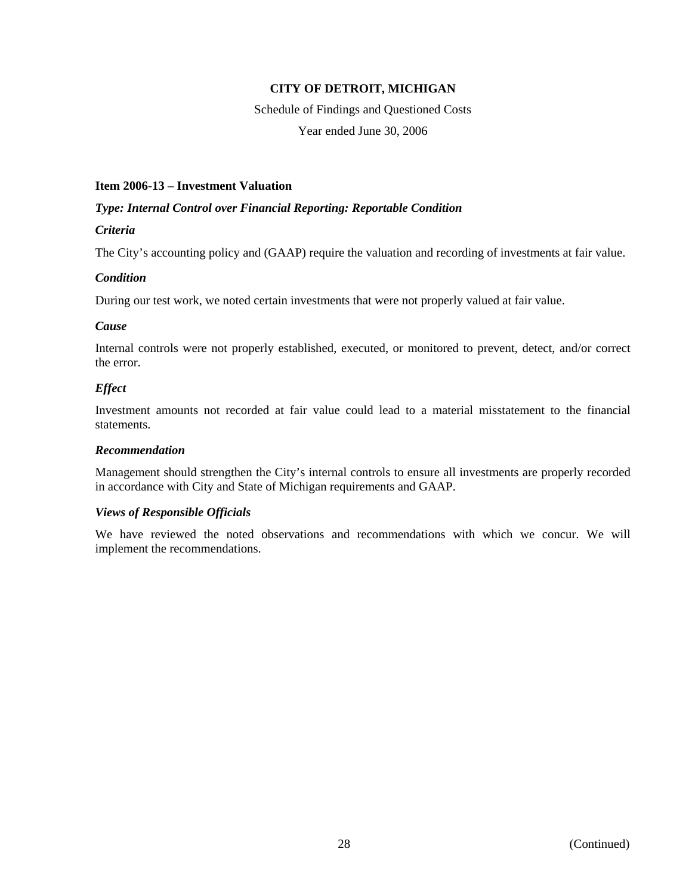# CITY OF DETROIT, MICHIGAN

Schedule of Findings and Questioned Costs

Year ended June 30, 2006

### Item 2006-13 – Investment Valuation

***Type: Internal Control over Financial Reporting: Reportable Condition***

***Criteria***

The City's accounting policy and (GAAP) require the valuation and recording of investments at fair value.

***Condition***

During our test work, we noted certain investments that were not properly valued at fair value.

***Cause***

Internal controls were not properly established, executed, or monitored to prevent, detect, and/or correct the error.

***Effect***

Investment amounts not recorded at fair value could lead to a material misstatement to the financial statements.

***Recommendation***

Management should strengthen the City's internal controls to ensure all investments are properly recorded in accordance with City and State of Michigan requirements and GAAP.

***Views of Responsible Officials***

We have reviewed the noted observations and recommendations with which we concur. We will implement the recommendations.

(Continued)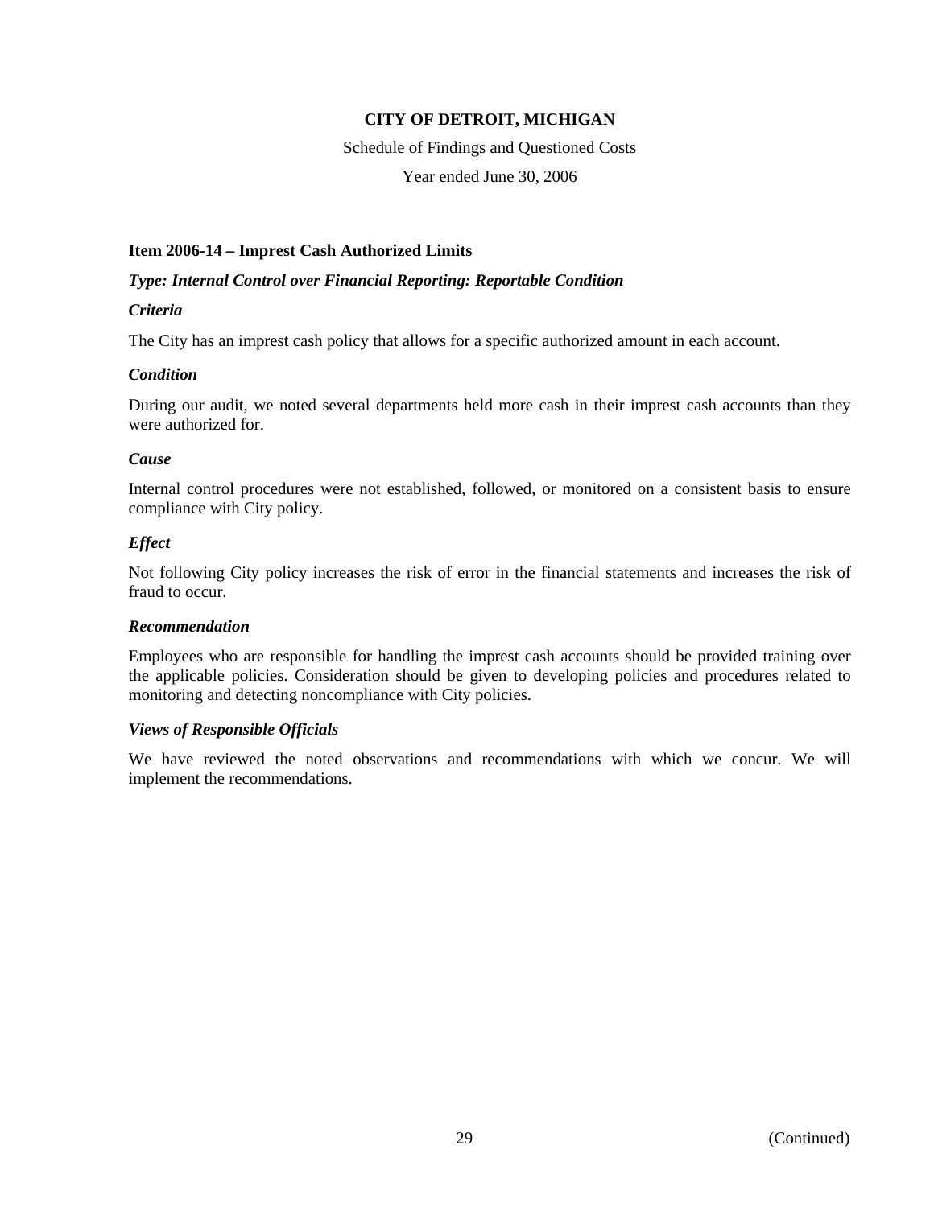**CITY OF DETROIT, MICHIGAN**

Schedule of Findings and Questioned Costs

Year ended June 30, 2006

**Item 2006-14 – Imprest Cash Authorized Limits**

***Type: Internal Control over Financial Reporting: Reportable Condition***

***Criteria***

The City has an imprest cash policy that allows for a specific authorized amount in each account.

***Condition***

During our audit, we noted several departments held more cash in their imprest cash accounts than they were authorized for.

***Cause***

Internal control procedures were not established, followed, or monitored on a consistent basis to ensure compliance with City policy.

***Effect***

Not following City policy increases the risk of error in the financial statements and increases the risk of fraud to occur.

***Recommendation***

Employees who are responsible for handling the imprest cash accounts should be provided training over the applicable policies. Consideration should be given to developing policies and procedures related to monitoring and detecting noncompliance with City policies.

***Views of Responsible Officials***

We have reviewed the noted observations and recommendations with which we concur. We will implement the recommendations.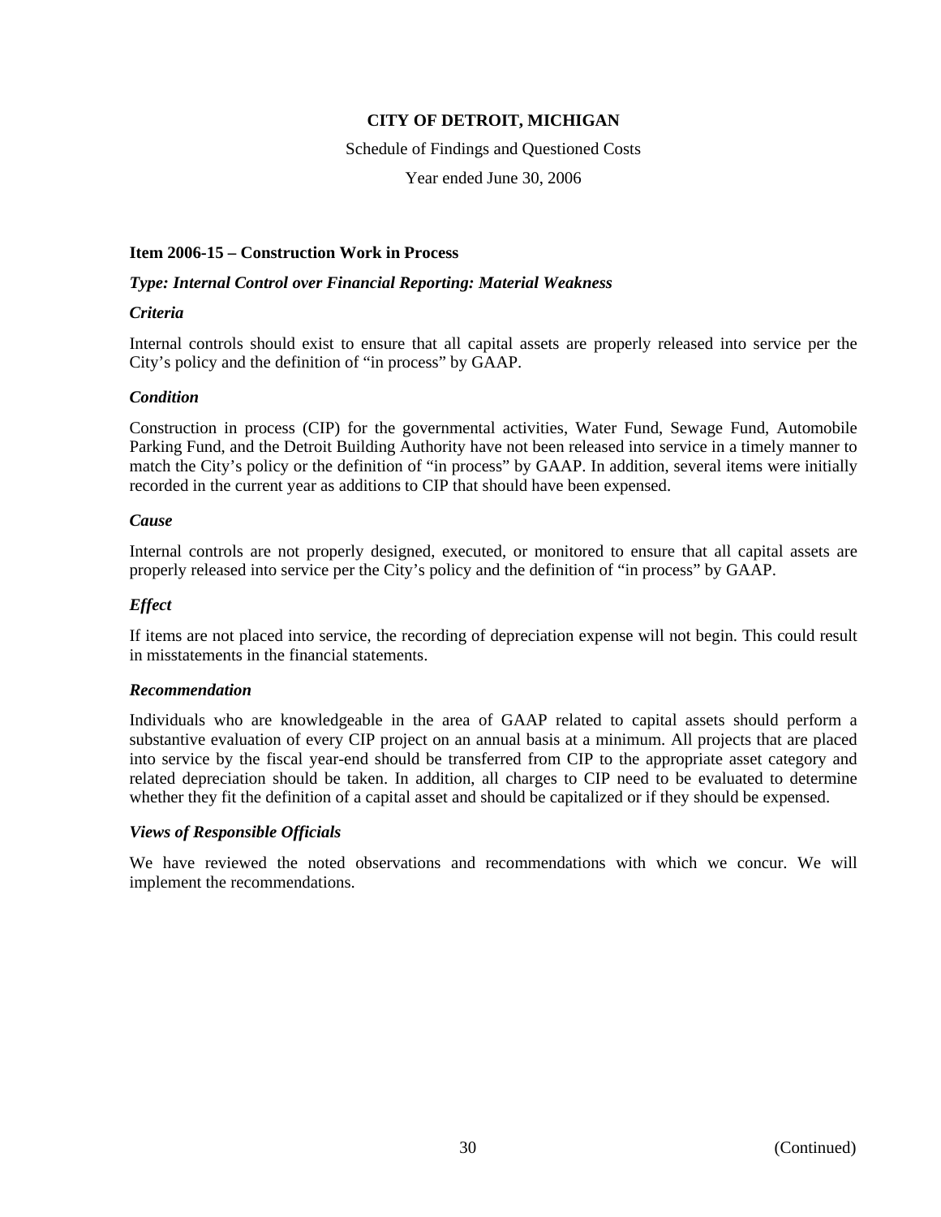**CITY OF DETROIT, MICHIGAN**

Schedule of Findings and Questioned Costs

Year ended June 30, 2006

**Item 2006-15 – Construction Work in Process**

***Type: Internal Control over Financial Reporting: Material Weakness***

***Criteria***

Internal controls should exist to ensure that all capital assets are properly released into service per the City's policy and the definition of "in process" by GAAP.

***Condition***

Construction in process (CIP) for the governmental activities, Water Fund, Sewage Fund, Automobile Parking Fund, and the Detroit Building Authority have not been released into service in a timely manner to match the City's policy or the definition of "in process" by GAAP. In addition, several items were initially recorded in the current year as additions to CIP that should have been expensed.

***Cause***

Internal controls are not properly designed, executed, or monitored to ensure that all capital assets are properly released into service per the City's policy and the definition of "in process" by GAAP.

***Effect***

If items are not placed into service, the recording of depreciation expense will not begin. This could result in misstatements in the financial statements.

***Recommendation***

Individuals who are knowledgeable in the area of GAAP related to capital assets should perform a substantive evaluation of every CIP project on an annual basis at a minimum. All projects that are placed into service by the fiscal year-end should be transferred from CIP to the appropriate asset category and related depreciation should be taken. In addition, all charges to CIP need to be evaluated to determine whether they fit the definition of a capital asset and should be capitalized or if they should be expensed.

***Views of Responsible Officials***

We have reviewed the noted observations and recommendations with which we concur. We will implement the recommendations.

(Continued)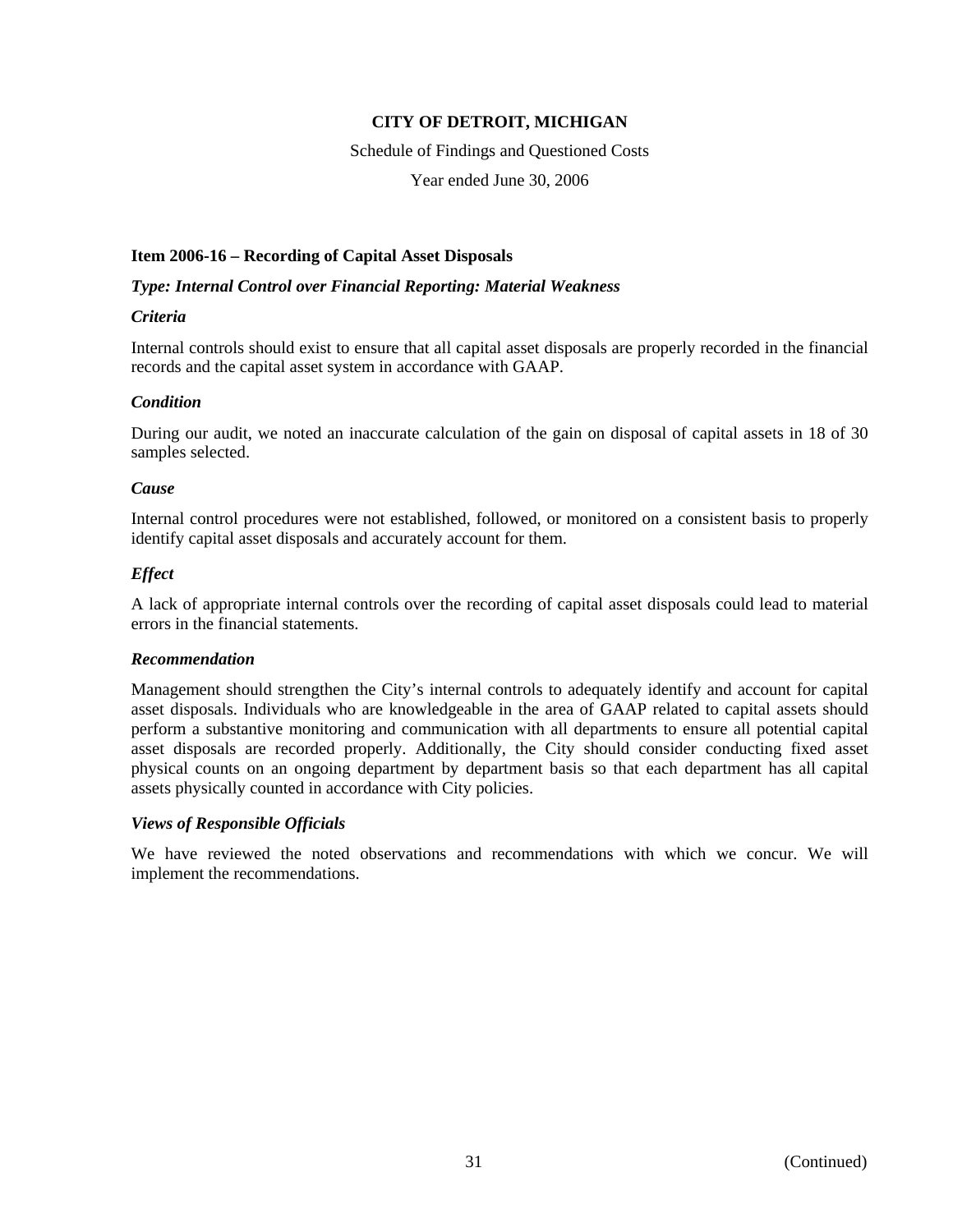**CITY OF DETROIT, MICHIGAN**

Schedule of Findings and Questioned Costs

Year ended June 30, 2006

**Item 2006-16 – Recording of Capital Asset Disposals**

***Type: Internal Control over Financial Reporting: Material Weakness***

***Criteria***

Internal controls should exist to ensure that all capital asset disposals are properly recorded in the financial records and the capital asset system in accordance with GAAP.

***Condition***

During our audit, we noted an inaccurate calculation of the gain on disposal of capital assets in 18 of 30 samples selected.

***Cause***

Internal control procedures were not established, followed, or monitored on a consistent basis to properly identify capital asset disposals and accurately account for them.

***Effect***

A lack of appropriate internal controls over the recording of capital asset disposals could lead to material errors in the financial statements.

***Recommendation***

Management should strengthen the City's internal controls to adequately identify and account for capital asset disposals. Individuals who are knowledgeable in the area of GAAP related to capital assets should perform a substantive monitoring and communication with all departments to ensure all potential capital asset disposals are recorded properly. Additionally, the City should consider conducting fixed asset physical counts on an ongoing department by department basis so that each department has all capital assets physically counted in accordance with City policies.

***Views of Responsible Officials***

We have reviewed the noted observations and recommendations with which we concur. We will implement the recommendations.

(Continued)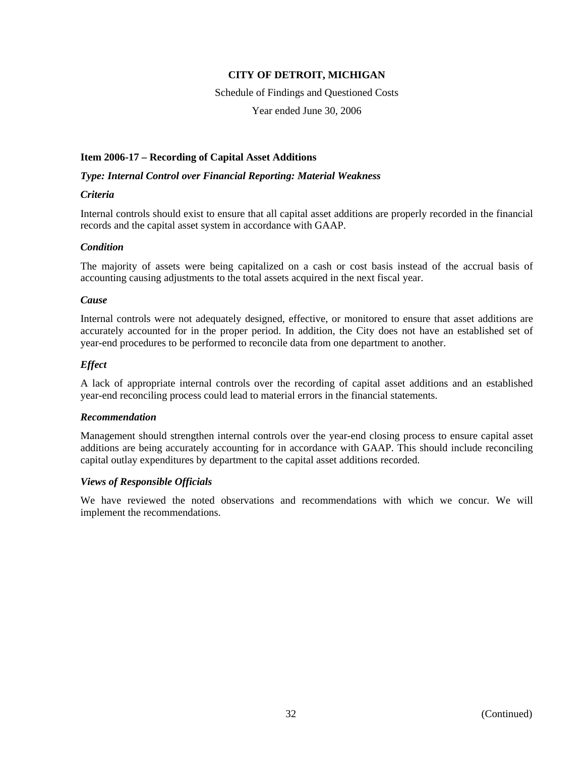**CITY OF DETROIT, MICHIGAN**

Schedule of Findings and Questioned Costs

Year ended June 30, 2006

**Item 2006-17 – Recording of Capital Asset Additions**

***Type: Internal Control over Financial Reporting: Material Weakness***

***Criteria***

Internal controls should exist to ensure that all capital asset additions are properly recorded in the financial records and the capital asset system in accordance with GAAP.

***Condition***

The majority of assets were being capitalized on a cash or cost basis instead of the accrual basis of accounting causing adjustments to the total assets acquired in the next fiscal year.

***Cause***

Internal controls were not adequately designed, effective, or monitored to ensure that asset additions are accurately accounted for in the proper period. In addition, the City does not have an established set of year-end procedures to be performed to reconcile data from one department to another.

***Effect***

A lack of appropriate internal controls over the recording of capital asset additions and an established year-end reconciling process could lead to material errors in the financial statements.

***Recommendation***

Management should strengthen internal controls over the year-end closing process to ensure capital asset additions are being accurately accounting for in accordance with GAAP. This should include reconciling capital outlay expenditures by department to the capital asset additions recorded.

***Views of Responsible Officials***

We have reviewed the noted observations and recommendations with which we concur. We will implement the recommendations.

(Continued)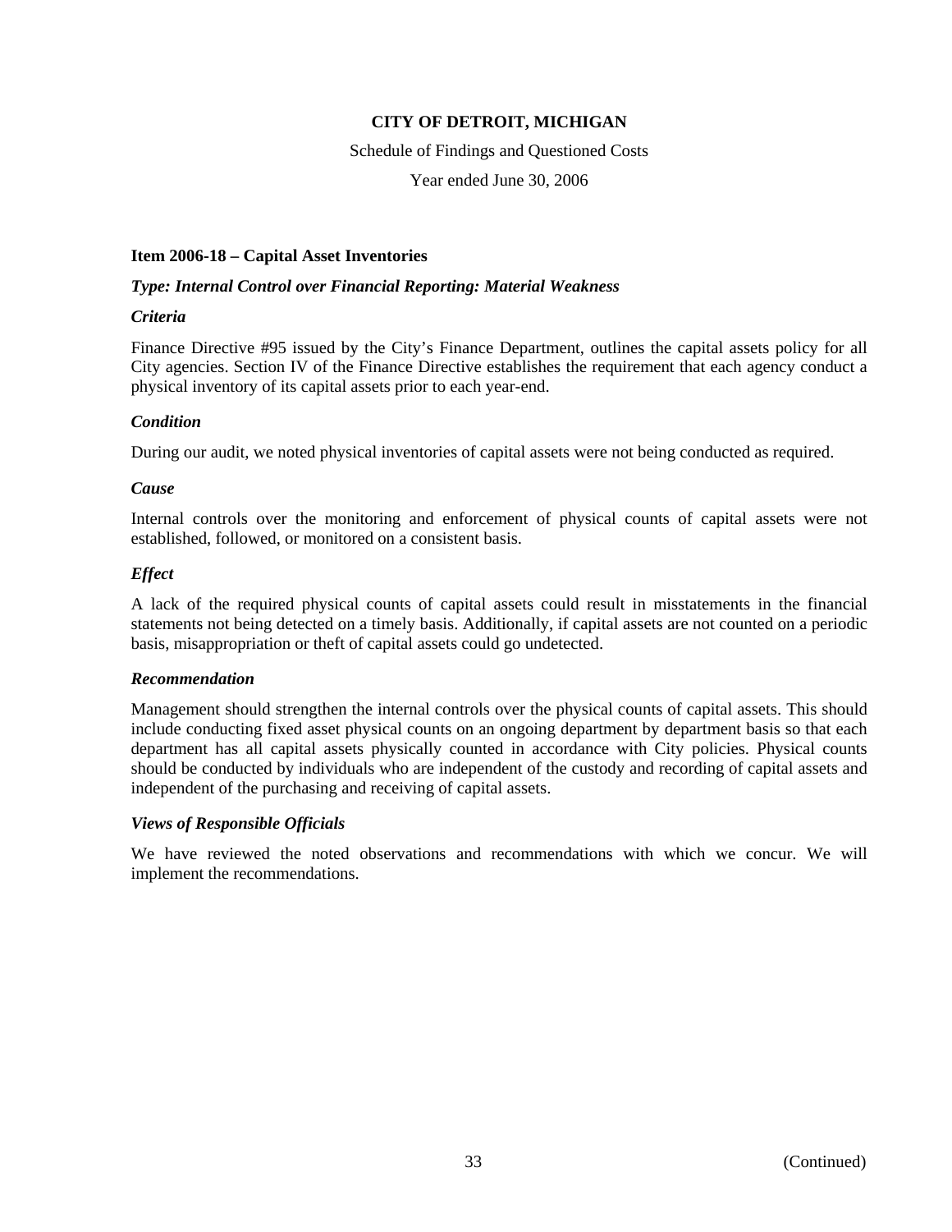**CITY OF DETROIT, MICHIGAN**

Schedule of Findings and Questioned Costs

Year ended June 30, 2006

**Item 2006-18 – Capital Asset Inventories**

***Type: Internal Control over Financial Reporting: Material Weakness***

***Criteria***

Finance Directive #95 issued by the City's Finance Department, outlines the capital assets policy for all City agencies. Section IV of the Finance Directive establishes the requirement that each agency conduct a physical inventory of its capital assets prior to each year-end.

***Condition***

During our audit, we noted physical inventories of capital assets were not being conducted as required.

***Cause***

Internal controls over the monitoring and enforcement of physical counts of capital assets were not established, followed, or monitored on a consistent basis.

***Effect***

A lack of the required physical counts of capital assets could result in misstatements in the financial statements not being detected on a timely basis. Additionally, if capital assets are not counted on a periodic basis, misappropriation or theft of capital assets could go undetected.

***Recommendation***

Management should strengthen the internal controls over the physical counts of capital assets. This should include conducting fixed asset physical counts on an ongoing department by department basis so that each department has all capital assets physically counted in accordance with City policies. Physical counts should be conducted by individuals who are independent of the custody and recording of capital assets and independent of the purchasing and receiving of capital assets.

***Views of Responsible Officials***

We have reviewed the noted observations and recommendations with which we concur. We will implement the recommendations.

(Continued)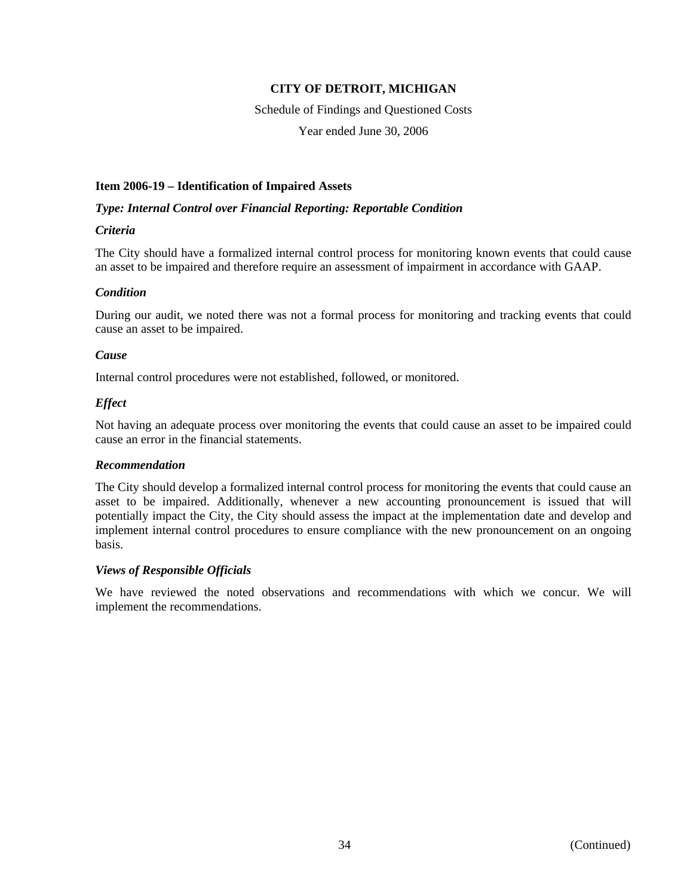**CITY OF DETROIT, MICHIGAN**

Schedule of Findings and Questioned Costs

Year ended June 30, 2006

**Item 2006-19 – Identification of Impaired Assets**

***Type: Internal Control over Financial Reporting: Reportable Condition***

***Criteria***

The City should have a formalized internal control process for monitoring known events that could cause an asset to be impaired and therefore require an assessment of impairment in accordance with GAAP.

***Condition***

During our audit, we noted there was not a formal process for monitoring and tracking events that could cause an asset to be impaired.

***Cause***

Internal control procedures were not established, followed, or monitored.

***Effect***

Not having an adequate process over monitoring the events that could cause an asset to be impaired could cause an error in the financial statements.

***Recommendation***

The City should develop a formalized internal control process for monitoring the events that could cause an asset to be impaired. Additionally, whenever a new accounting pronouncement is issued that will potentially impact the City, the City should assess the impact at the implementation date and develop and implement internal control procedures to ensure compliance with the new pronouncement on an ongoing basis.

***Views of Responsible Officials***

We have reviewed the noted observations and recommendations with which we concur. We will implement the recommendations.

(Continued)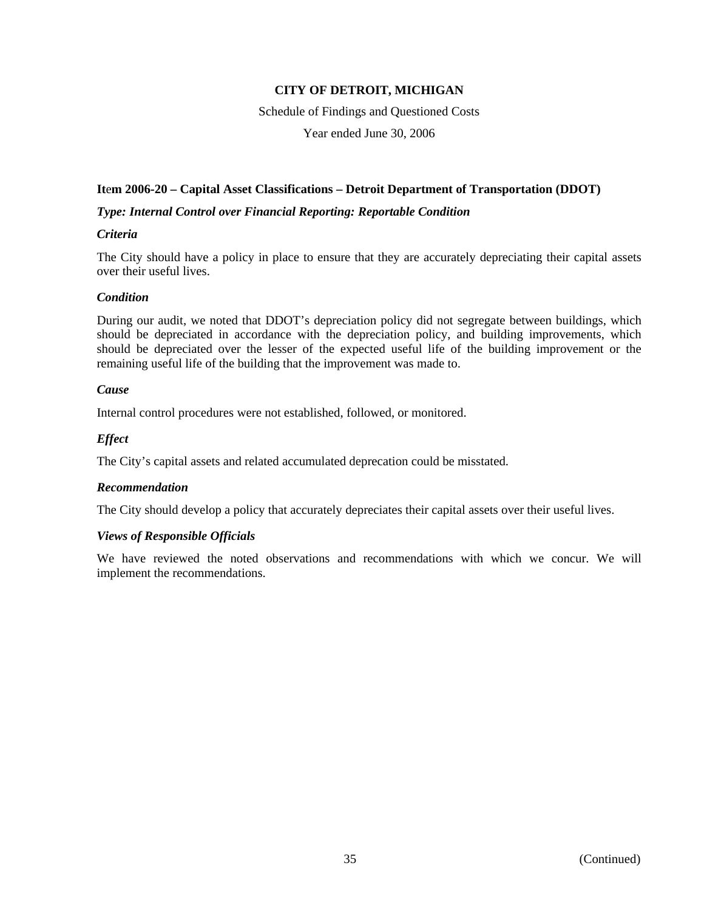# CITY OF DETROIT, MICHIGAN

Schedule of Findings and Questioned Costs

Year ended June 30, 2006

## Item 2006-20 – Capital Asset Classifications – Detroit Department of Transportation (DDOT)

***Type: Internal Control over Financial Reporting: Reportable Condition***

***Criteria***

The City should have a policy in place to ensure that they are accurately depreciating their capital assets over their useful lives.

***Condition***

During our audit, we noted that DDOT's depreciation policy did not segregate between buildings, which should be depreciated in accordance with the depreciation policy, and building improvements, which should be depreciated over the lesser of the expected useful life of the building improvement or the remaining useful life of the building that the improvement was made to.

***Cause***

Internal control procedures were not established, followed, or monitored.

***Effect***

The City's capital assets and related accumulated deprecation could be misstated.

***Recommendation***

The City should develop a policy that accurately depreciates their capital assets over their useful lives.

***Views of Responsible Officials***

We have reviewed the noted observations and recommendations with which we concur. We will implement the recommendations.

(Continued)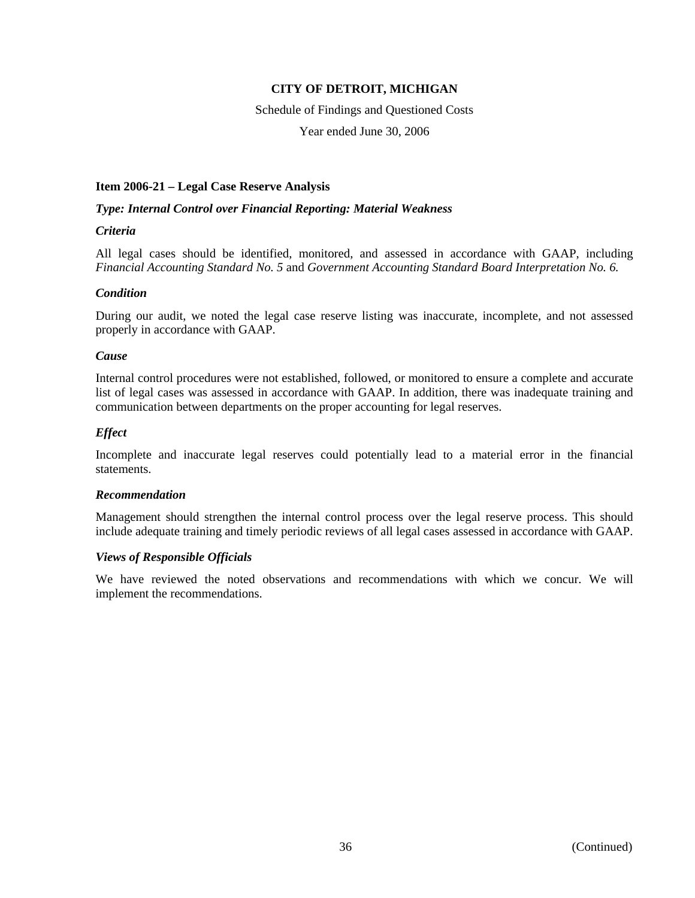# CITY OF DETROIT, MICHIGAN

Schedule of Findings and Questioned Costs

Year ended June 30, 2006

### Item 2006-21 – Legal Case Reserve Analysis

***Type: Internal Control over Financial Reporting: Material Weakness***

***Criteria***

All legal cases should be identified, monitored, and assessed in accordance with GAAP, including *Financial Accounting Standard No. 5* and *Government Accounting Standard Board Interpretation No. 6.*

***Condition***

During our audit, we noted the legal case reserve listing was inaccurate, incomplete, and not assessed properly in accordance with GAAP.

***Cause***

Internal control procedures were not established, followed, or monitored to ensure a complete and accurate list of legal cases was assessed in accordance with GAAP. In addition, there was inadequate training and communication between departments on the proper accounting for legal reserves.

***Effect***

Incomplete and inaccurate legal reserves could potentially lead to a material error in the financial statements.

***Recommendation***

Management should strengthen the internal control process over the legal reserve process. This should include adequate training and timely periodic reviews of all legal cases assessed in accordance with GAAP.

***Views of Responsible Officials***

We have reviewed the noted observations and recommendations with which we concur. We will implement the recommendations.

(Continued)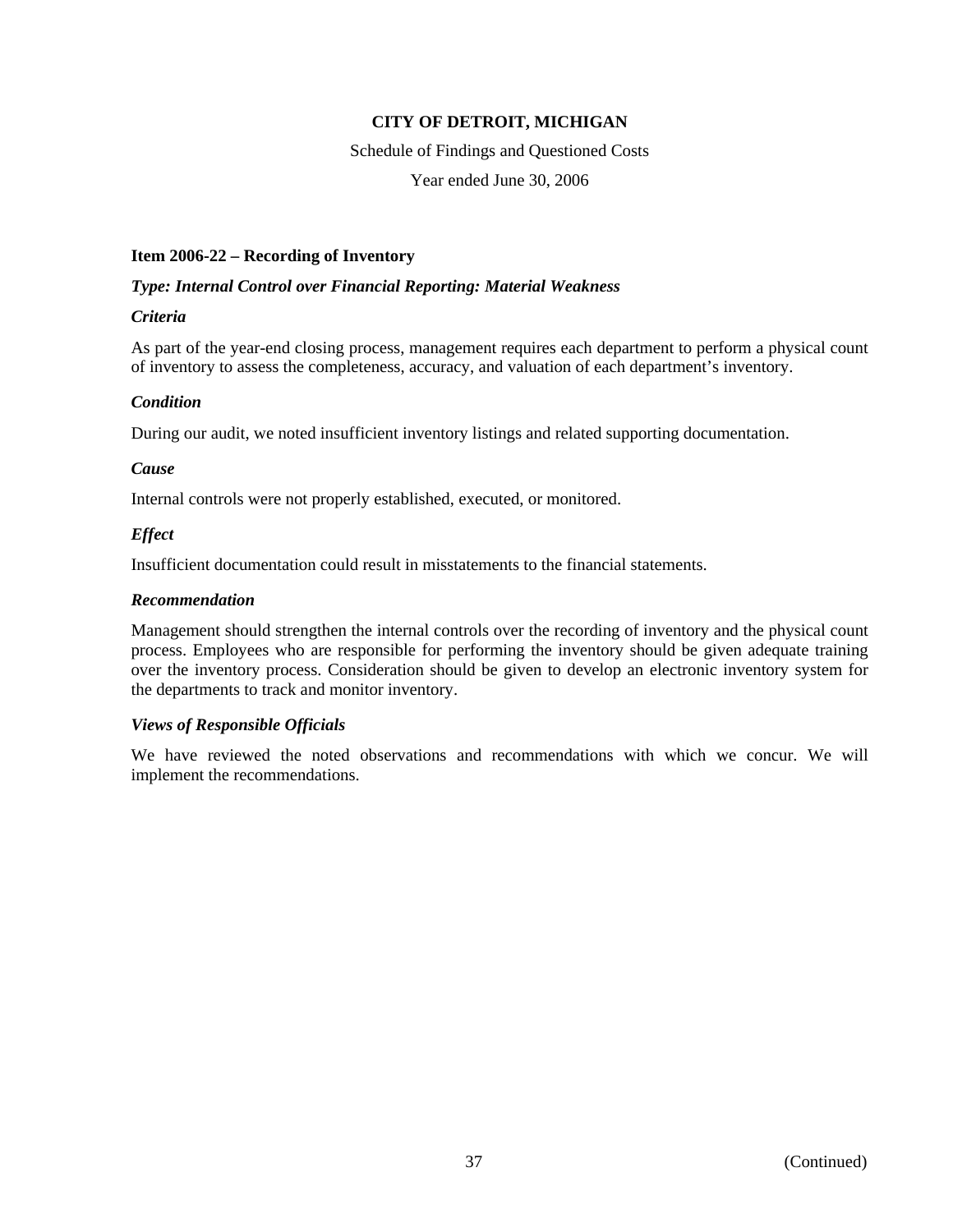**CITY OF DETROIT, MICHIGAN**

Schedule of Findings and Questioned Costs

Year ended June 30, 2006

**Item 2006-22 – Recording of Inventory**

***Type: Internal Control over Financial Reporting: Material Weakness***

***Criteria***

As part of the year-end closing process, management requires each department to perform a physical count of inventory to assess the completeness, accuracy, and valuation of each department's inventory.

***Condition***

During our audit, we noted insufficient inventory listings and related supporting documentation.

***Cause***

Internal controls were not properly established, executed, or monitored.

***Effect***

Insufficient documentation could result in misstatements to the financial statements.

***Recommendation***

Management should strengthen the internal controls over the recording of inventory and the physical count process. Employees who are responsible for performing the inventory should be given adequate training over the inventory process. Consideration should be given to develop an electronic inventory system for the departments to track and monitor inventory.

***Views of Responsible Officials***

We have reviewed the noted observations and recommendations with which we concur. We will implement the recommendations.

(Continued)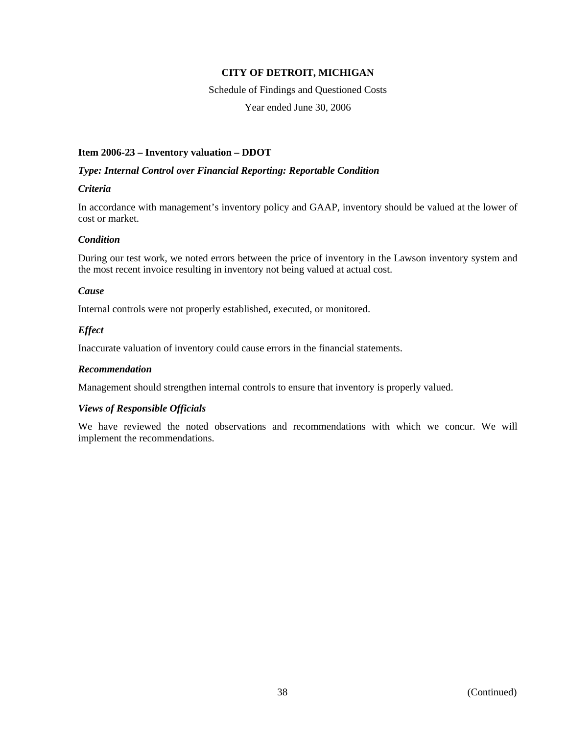# CITY OF DETROIT, MICHIGAN

Schedule of Findings and Questioned Costs

Year ended June 30, 2006

**Item 2006-23 – Inventory valuation – DDOT**

***Type: Internal Control over Financial Reporting: Reportable Condition***

***Criteria***

In accordance with management's inventory policy and GAAP, inventory should be valued at the lower of cost or market.

***Condition***

During our test work, we noted errors between the price of inventory in the Lawson inventory system and the most recent invoice resulting in inventory not being valued at actual cost.

***Cause***

Internal controls were not properly established, executed, or monitored.

***Effect***

Inaccurate valuation of inventory could cause errors in the financial statements.

***Recommendation***

Management should strengthen internal controls to ensure that inventory is properly valued.

***Views of Responsible Officials***

We have reviewed the noted observations and recommendations with which we concur. We will implement the recommendations.

(Continued)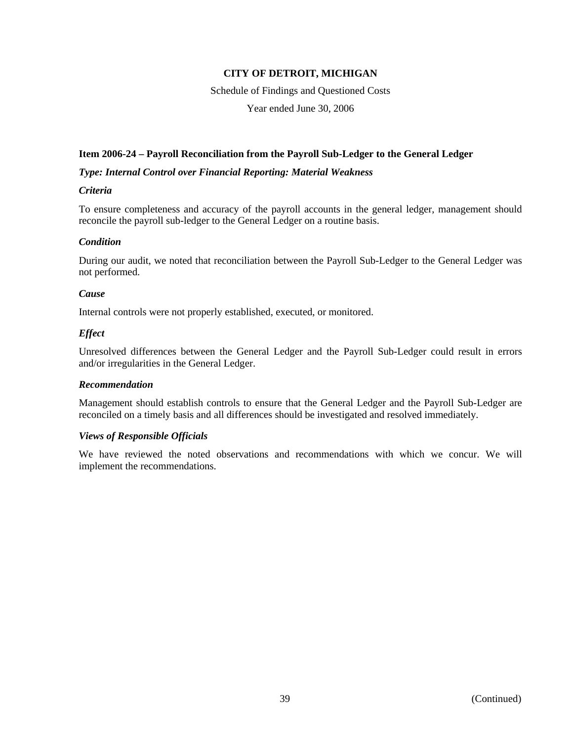**CITY OF DETROIT, MICHIGAN**

Schedule of Findings and Questioned Costs

Year ended June 30, 2006

**Item 2006-24 – Payroll Reconciliation from the Payroll Sub-Ledger to the General Ledger**

***Type: Internal Control over Financial Reporting: Material Weakness***

***Criteria***

To ensure completeness and accuracy of the payroll accounts in the general ledger, management should reconcile the payroll sub-ledger to the General Ledger on a routine basis.

***Condition***

During our audit, we noted that reconciliation between the Payroll Sub-Ledger to the General Ledger was not performed.

***Cause***

Internal controls were not properly established, executed, or monitored.

***Effect***

Unresolved differences between the General Ledger and the Payroll Sub-Ledger could result in errors and/or irregularities in the General Ledger.

***Recommendation***

Management should establish controls to ensure that the General Ledger and the Payroll Sub-Ledger are reconciled on a timely basis and all differences should be investigated and resolved immediately.

***Views of Responsible Officials***

We have reviewed the noted observations and recommendations with which we concur. We will implement the recommendations.

(Continued)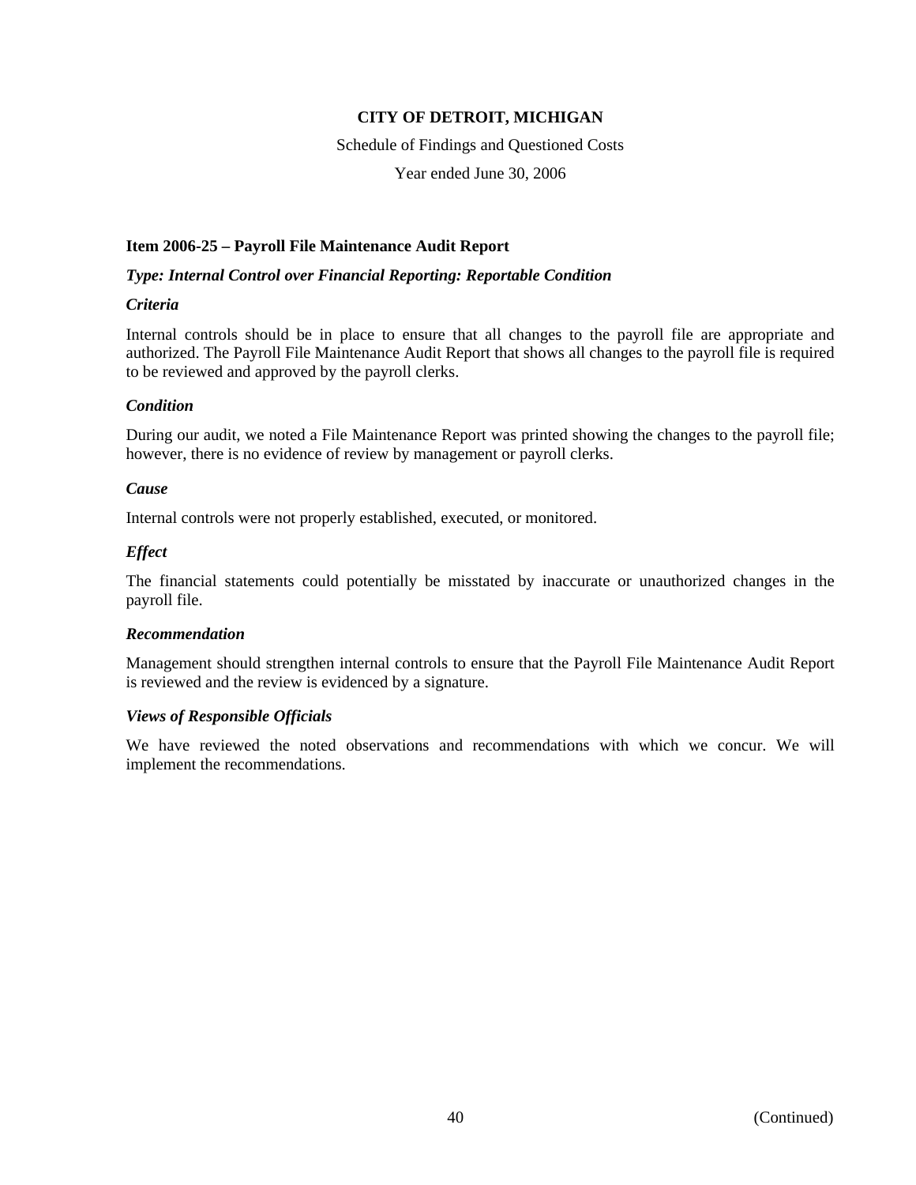**CITY OF DETROIT, MICHIGAN**

Schedule of Findings and Questioned Costs

Year ended June 30, 2006

### Item 2006-25 – Payroll File Maintenance Audit Report

***Type: Internal Control over Financial Reporting: Reportable Condition***

***Criteria***

Internal controls should be in place to ensure that all changes to the payroll file are appropriate and authorized. The Payroll File Maintenance Audit Report that shows all changes to the payroll file is required to be reviewed and approved by the payroll clerks.

***Condition***

During our audit, we noted a File Maintenance Report was printed showing the changes to the payroll file; however, there is no evidence of review by management or payroll clerks.

***Cause***

Internal controls were not properly established, executed, or monitored.

***Effect***

The financial statements could potentially be misstated by inaccurate or unauthorized changes in the payroll file.

***Recommendation***

Management should strengthen internal controls to ensure that the Payroll File Maintenance Audit Report is reviewed and the review is evidenced by a signature.

***Views of Responsible Officials***

We have reviewed the noted observations and recommendations with which we concur. We will implement the recommendations.

(Continued)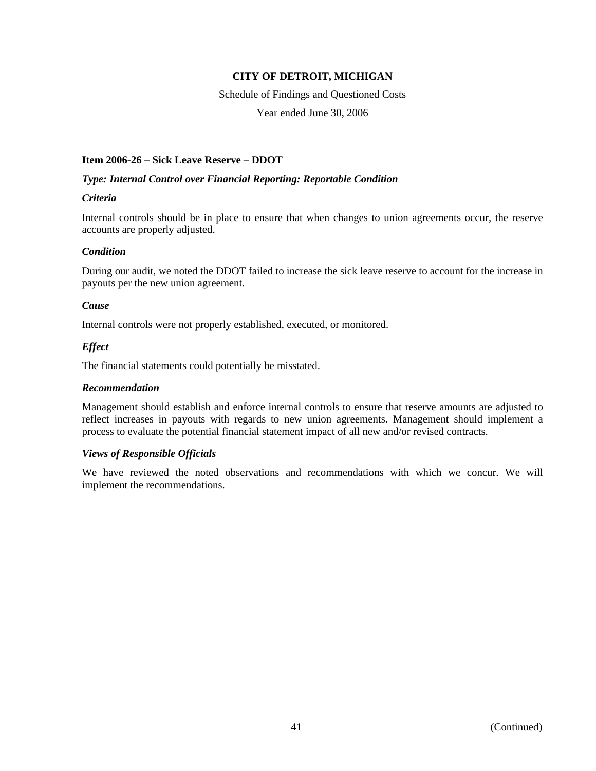**CITY OF DETROIT, MICHIGAN**

Schedule of Findings and Questioned Costs

Year ended June 30, 2006

### Item 2006-26 – Sick Leave Reserve – DDOT

***Type: Internal Control over Financial Reporting: Reportable Condition***

***Criteria***

Internal controls should be in place to ensure that when changes to union agreements occur, the reserve accounts are properly adjusted.

***Condition***

During our audit, we noted the DDOT failed to increase the sick leave reserve to account for the increase in payouts per the new union agreement.

***Cause***

Internal controls were not properly established, executed, or monitored.

***Effect***

The financial statements could potentially be misstated.

***Recommendation***

Management should establish and enforce internal controls to ensure that reserve amounts are adjusted to reflect increases in payouts with regards to new union agreements. Management should implement a process to evaluate the potential financial statement impact of all new and/or revised contracts.

***Views of Responsible Officials***

We have reviewed the noted observations and recommendations with which we concur. We will implement the recommendations.

(Continued)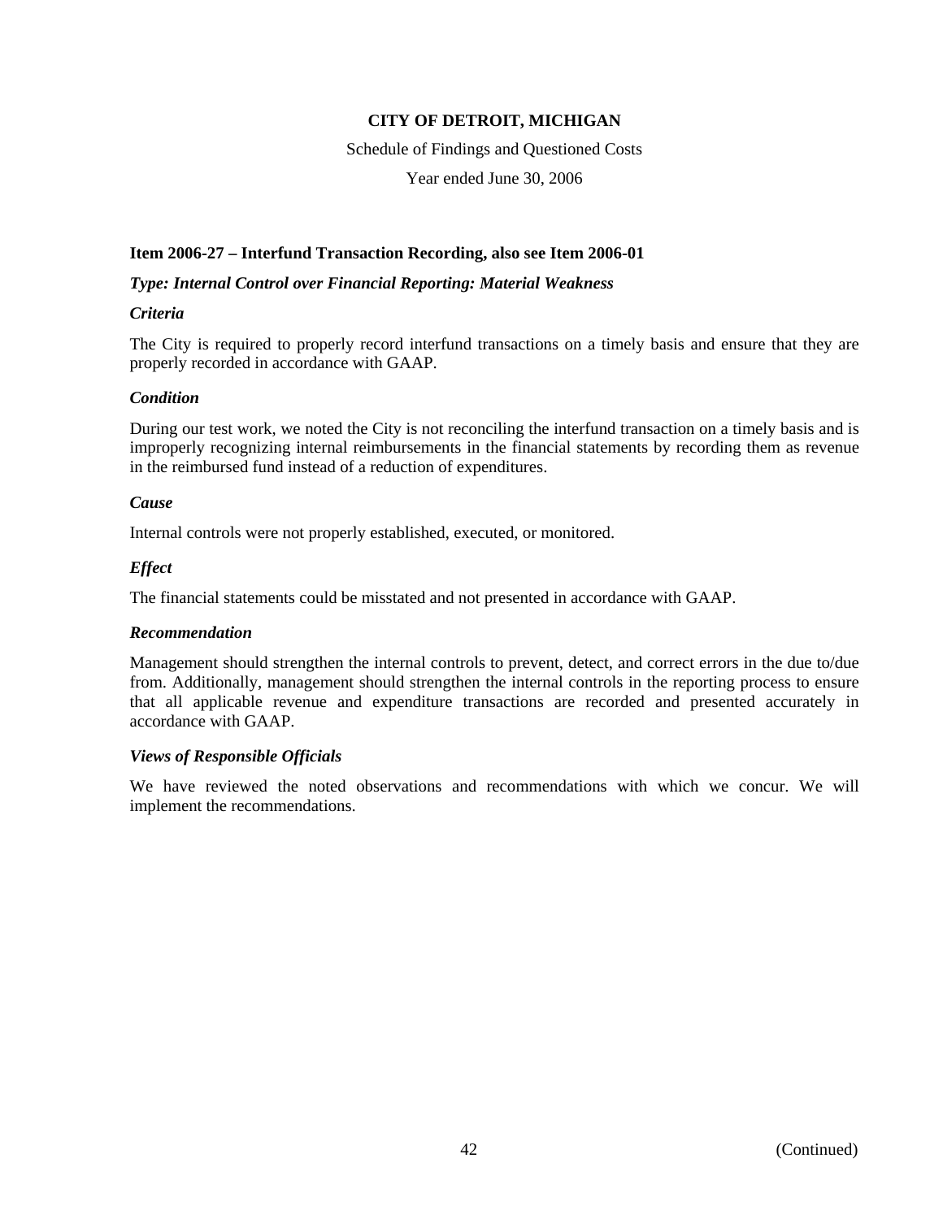**CITY OF DETROIT, MICHIGAN**

Schedule of Findings and Questioned Costs

Year ended June 30, 2006

### Item 2006-27 – Interfund Transaction Recording, also see Item 2006-01

***Type: Internal Control over Financial Reporting: Material Weakness***

***Criteria***

The City is required to properly record interfund transactions on a timely basis and ensure that they are properly recorded in accordance with GAAP.

***Condition***

During our test work, we noted the City is not reconciling the interfund transaction on a timely basis and is improperly recognizing internal reimbursements in the financial statements by recording them as revenue in the reimbursed fund instead of a reduction of expenditures.

***Cause***

Internal controls were not properly established, executed, or monitored.

***Effect***

The financial statements could be misstated and not presented in accordance with GAAP.

***Recommendation***

Management should strengthen the internal controls to prevent, detect, and correct errors in the due to/due from. Additionally, management should strengthen the internal controls in the reporting process to ensure that all applicable revenue and expenditure transactions are recorded and presented accurately in accordance with GAAP.

***Views of Responsible Officials***

We have reviewed the noted observations and recommendations with which we concur. We will implement the recommendations.

(Continued)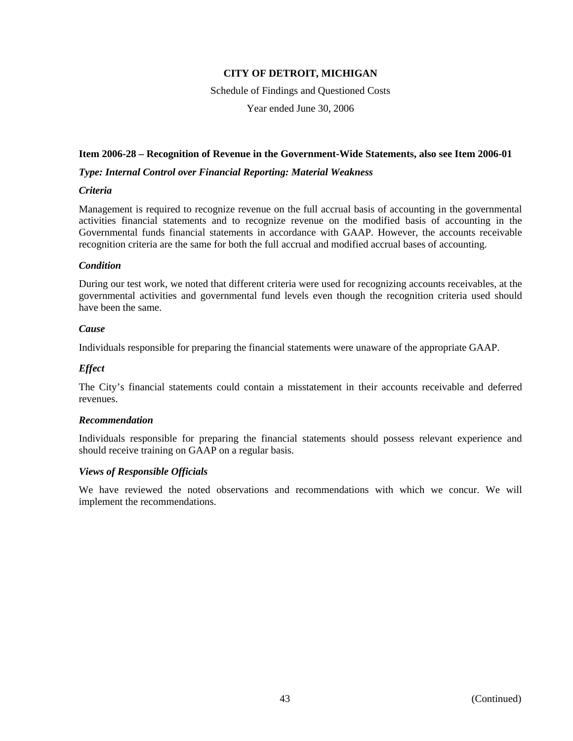**CITY OF DETROIT, MICHIGAN**

Schedule of Findings and Questioned Costs

Year ended June 30, 2006

**Item 2006-28 – Recognition of Revenue in the Government-Wide Statements, also see Item 2006-01**

***Type: Internal Control over Financial Reporting: Material Weakness***

***Criteria***

Management is required to recognize revenue on the full accrual basis of accounting in the governmental activities financial statements and to recognize revenue on the modified basis of accounting in the Governmental funds financial statements in accordance with GAAP. However, the accounts receivable recognition criteria are the same for both the full accrual and modified accrual bases of accounting.

***Condition***

During our test work, we noted that different criteria were used for recognizing accounts receivables, at the governmental activities and governmental fund levels even though the recognition criteria used should have been the same.

***Cause***

Individuals responsible for preparing the financial statements were unaware of the appropriate GAAP.

***Effect***

The City's financial statements could contain a misstatement in their accounts receivable and deferred revenues.

***Recommendation***

Individuals responsible for preparing the financial statements should possess relevant experience and should receive training on GAAP on a regular basis.

***Views of Responsible Officials***

We have reviewed the noted observations and recommendations with which we concur. We will implement the recommendations.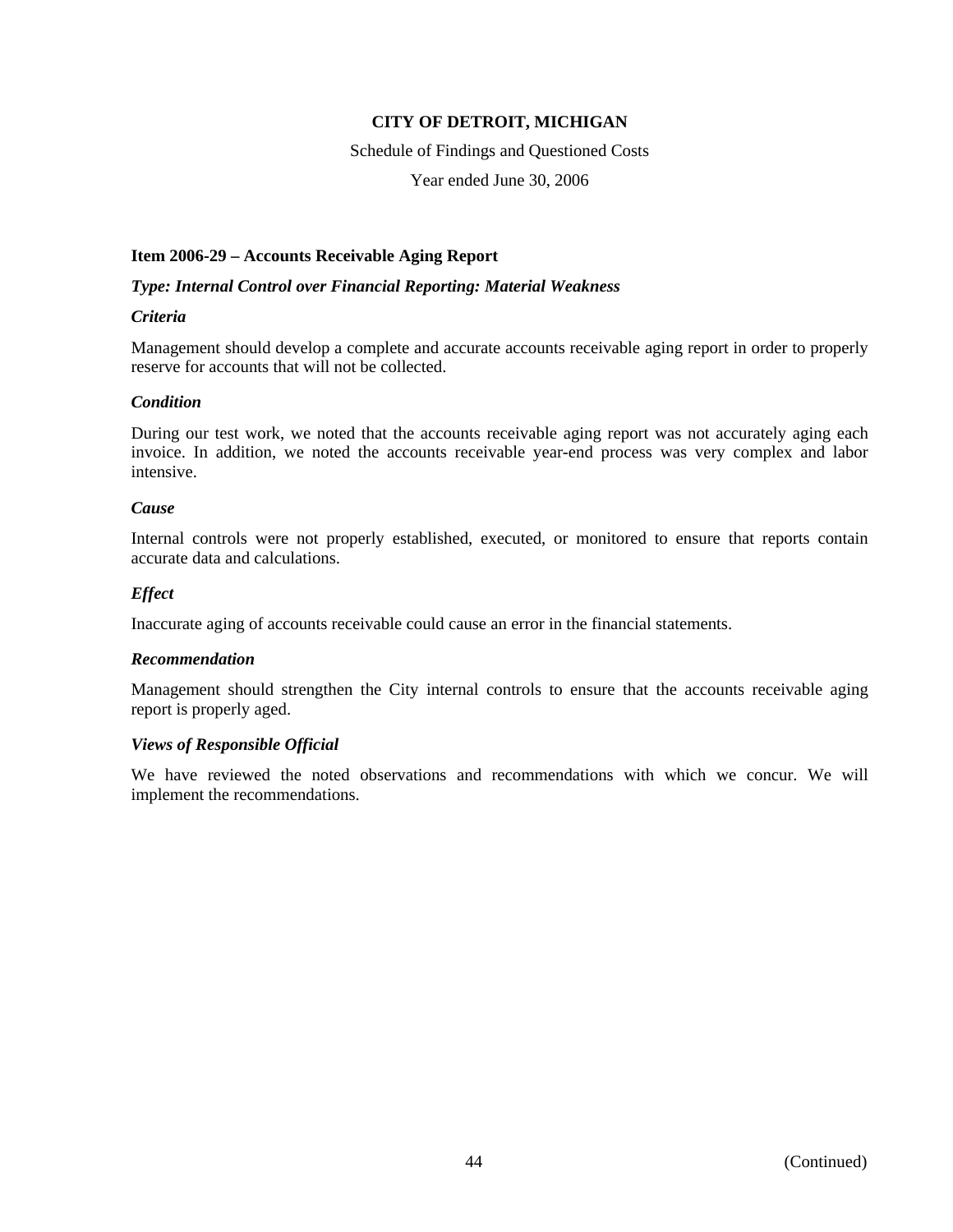**CITY OF DETROIT, MICHIGAN**

Schedule of Findings and Questioned Costs

Year ended June 30, 2006

### Item 2006-29 – Accounts Receivable Aging Report

***Type: Internal Control over Financial Reporting: Material Weakness***

***Criteria***

Management should develop a complete and accurate accounts receivable aging report in order to properly reserve for accounts that will not be collected.

***Condition***

During our test work, we noted that the accounts receivable aging report was not accurately aging each invoice. In addition, we noted the accounts receivable year-end process was very complex and labor intensive.

***Cause***

Internal controls were not properly established, executed, or monitored to ensure that reports contain accurate data and calculations.

***Effect***

Inaccurate aging of accounts receivable could cause an error in the financial statements.

***Recommendation***

Management should strengthen the City internal controls to ensure that the accounts receivable aging report is properly aged.

***Views of Responsible Official***

We have reviewed the noted observations and recommendations with which we concur. We will implement the recommendations.

(Continued)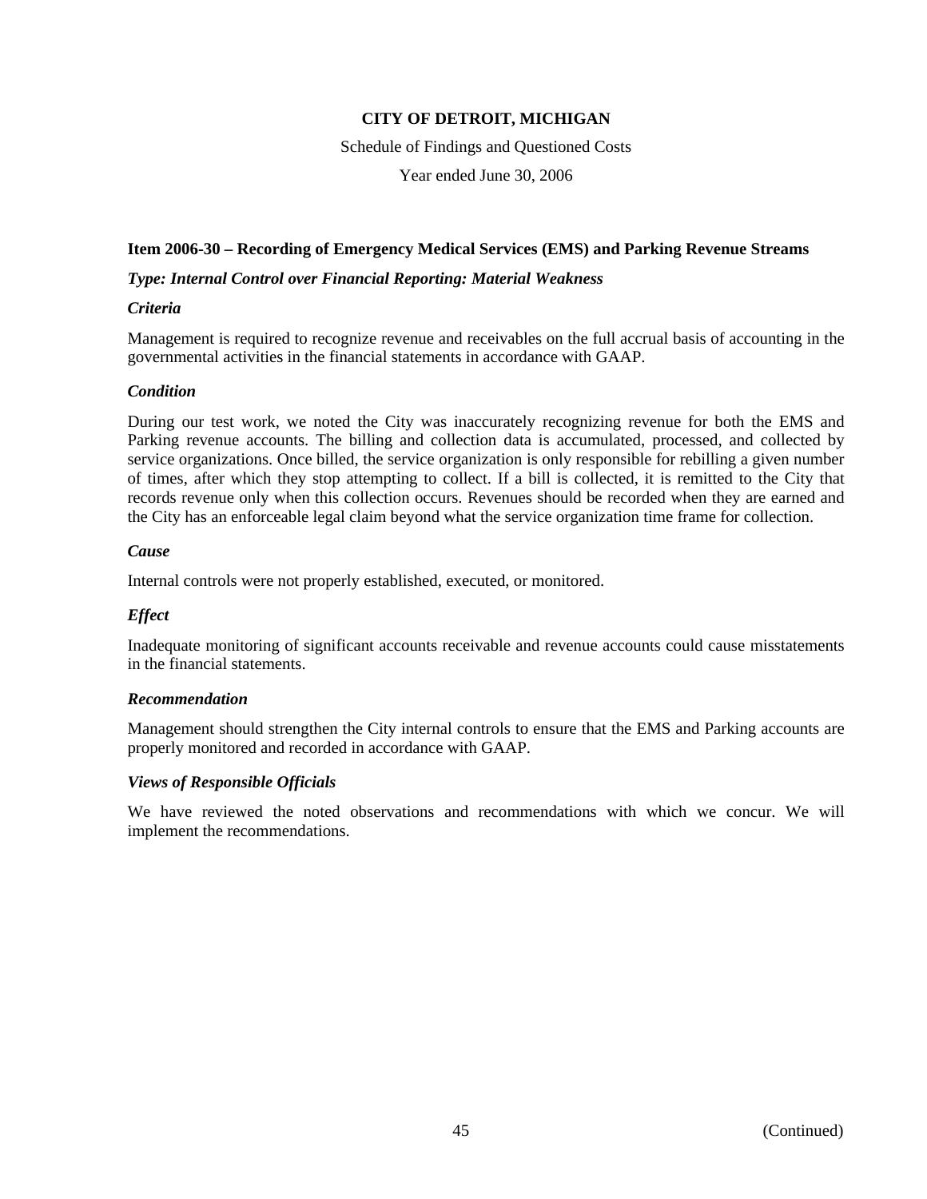**CITY OF DETROIT, MICHIGAN**

Schedule of Findings and Questioned Costs

Year ended June 30, 2006

**Item 2006-30 – Recording of Emergency Medical Services (EMS) and Parking Revenue Streams**

***Type: Internal Control over Financial Reporting: Material Weakness***

***Criteria***

Management is required to recognize revenue and receivables on the full accrual basis of accounting in the governmental activities in the financial statements in accordance with GAAP.

***Condition***

During our test work, we noted the City was inaccurately recognizing revenue for both the EMS and Parking revenue accounts. The billing and collection data is accumulated, processed, and collected by service organizations. Once billed, the service organization is only responsible for rebilling a given number of times, after which they stop attempting to collect. If a bill is collected, it is remitted to the City that records revenue only when this collection occurs. Revenues should be recorded when they are earned and the City has an enforceable legal claim beyond what the service organization time frame for collection.

***Cause***

Internal controls were not properly established, executed, or monitored.

***Effect***

Inadequate monitoring of significant accounts receivable and revenue accounts could cause misstatements in the financial statements.

***Recommendation***

Management should strengthen the City internal controls to ensure that the EMS and Parking accounts are properly monitored and recorded in accordance with GAAP.

***Views of Responsible Officials***

We have reviewed the noted observations and recommendations with which we concur. We will implement the recommendations.

(Continued)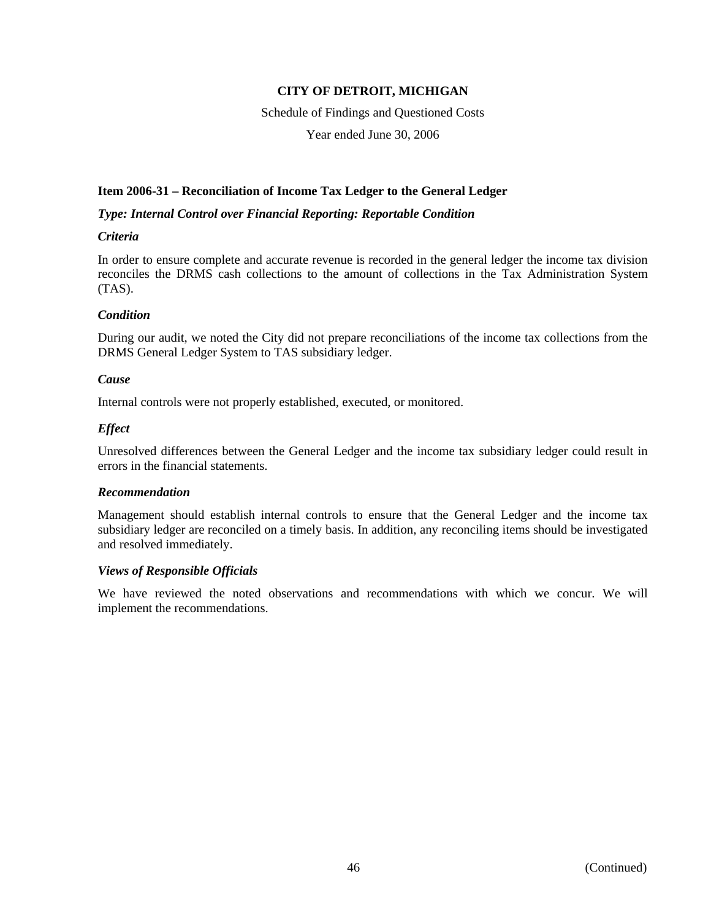**CITY OF DETROIT, MICHIGAN**

Schedule of Findings and Questioned Costs

Year ended June 30, 2006

**Item 2006-31 – Reconciliation of Income Tax Ledger to the General Ledger**

***Type: Internal Control over Financial Reporting: Reportable Condition***

***Criteria***

In order to ensure complete and accurate revenue is recorded in the general ledger the income tax division reconciles the DRMS cash collections to the amount of collections in the Tax Administration System (TAS).

***Condition***

During our audit, we noted the City did not prepare reconciliations of the income tax collections from the DRMS General Ledger System to TAS subsidiary ledger.

***Cause***

Internal controls were not properly established, executed, or monitored.

***Effect***

Unresolved differences between the General Ledger and the income tax subsidiary ledger could result in errors in the financial statements.

***Recommendation***

Management should establish internal controls to ensure that the General Ledger and the income tax subsidiary ledger are reconciled on a timely basis. In addition, any reconciling items should be investigated and resolved immediately.

***Views of Responsible Officials***

We have reviewed the noted observations and recommendations with which we concur. We will implement the recommendations.

(Continued)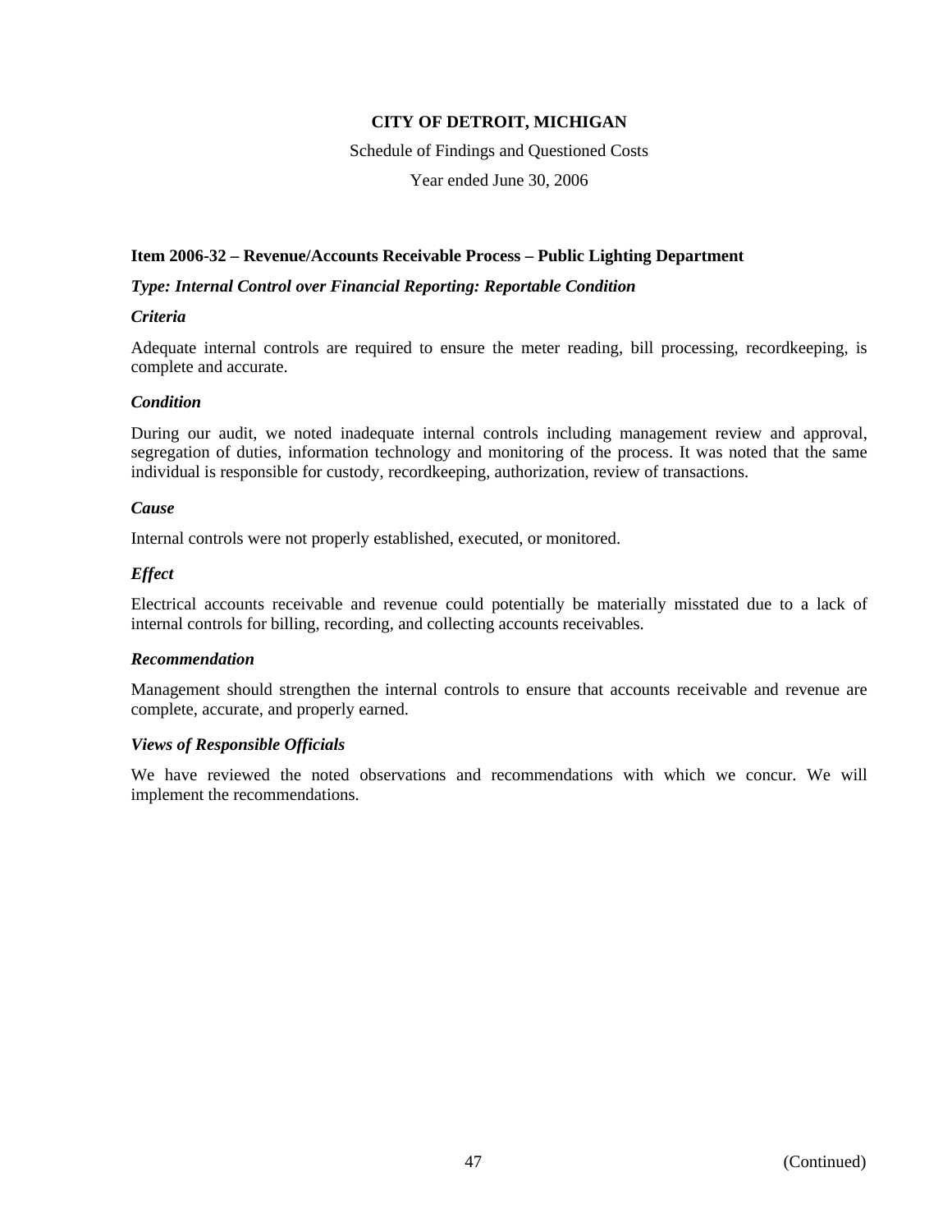**CITY OF DETROIT, MICHIGAN**

Schedule of Findings and Questioned Costs

Year ended June 30, 2006

**Item 2006-32 – Revenue/Accounts Receivable Process – Public Lighting Department**

***Type: Internal Control over Financial Reporting: Reportable Condition***

***Criteria***

Adequate internal controls are required to ensure the meter reading, bill processing, recordkeeping, is complete and accurate.

***Condition***

During our audit, we noted inadequate internal controls including management review and approval, segregation of duties, information technology and monitoring of the process. It was noted that the same individual is responsible for custody, recordkeeping, authorization, review of transactions.

***Cause***

Internal controls were not properly established, executed, or monitored.

***Effect***

Electrical accounts receivable and revenue could potentially be materially misstated due to a lack of internal controls for billing, recording, and collecting accounts receivables.

***Recommendation***

Management should strengthen the internal controls to ensure that accounts receivable and revenue are complete, accurate, and properly earned.

***Views of Responsible Officials***

We have reviewed the noted observations and recommendations with which we concur. We will implement the recommendations.

(Continued)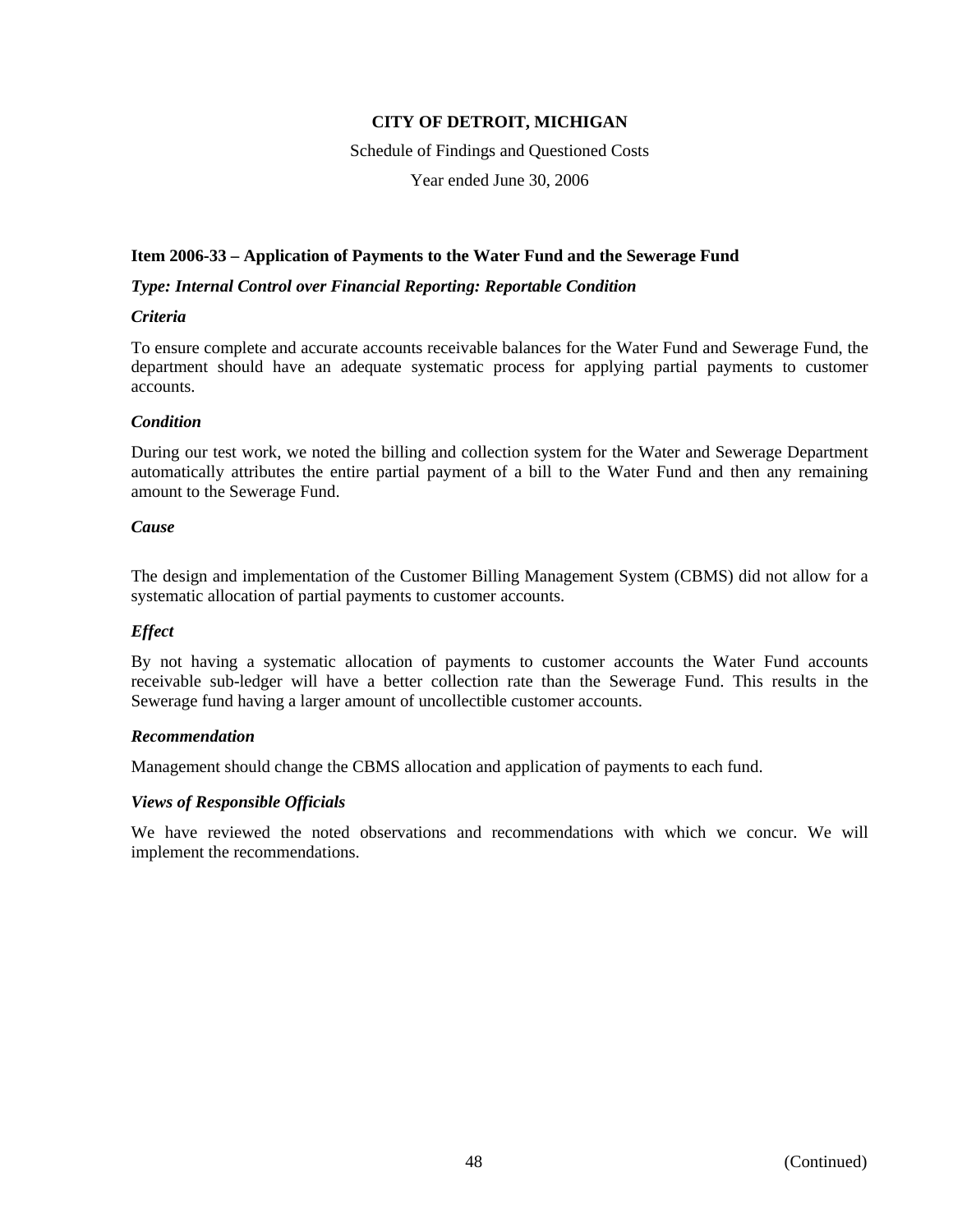**Item 2006-33 – Application of Payments to the Water Fund and the Sewerage Fund**

***Type: Internal Control over Financial Reporting: Reportable Condition***

***Criteria***

To ensure complete and accurate accounts receivable balances for the Water Fund and Sewerage Fund, the department should have an adequate systematic process for applying partial payments to customer accounts.

***Condition***

During our test work, we noted the billing and collection system for the Water and Sewerage Department automatically attributes the entire partial payment of a bill to the Water Fund and then any remaining amount to the Sewerage Fund.

***Cause***

The design and implementation of the Customer Billing Management System (CBMS) did not allow for a systematic allocation of partial payments to customer accounts.

***Effect***

By not having a systematic allocation of payments to customer accounts the Water Fund accounts receivable sub-ledger will have a better collection rate than the Sewerage Fund. This results in the Sewerage fund having a larger amount of uncollectible customer accounts.

***Recommendation***

Management should change the CBMS allocation and application of payments to each fund.

***Views of Responsible Officials***

We have reviewed the noted observations and recommendations with which we concur. We will implement the recommendations.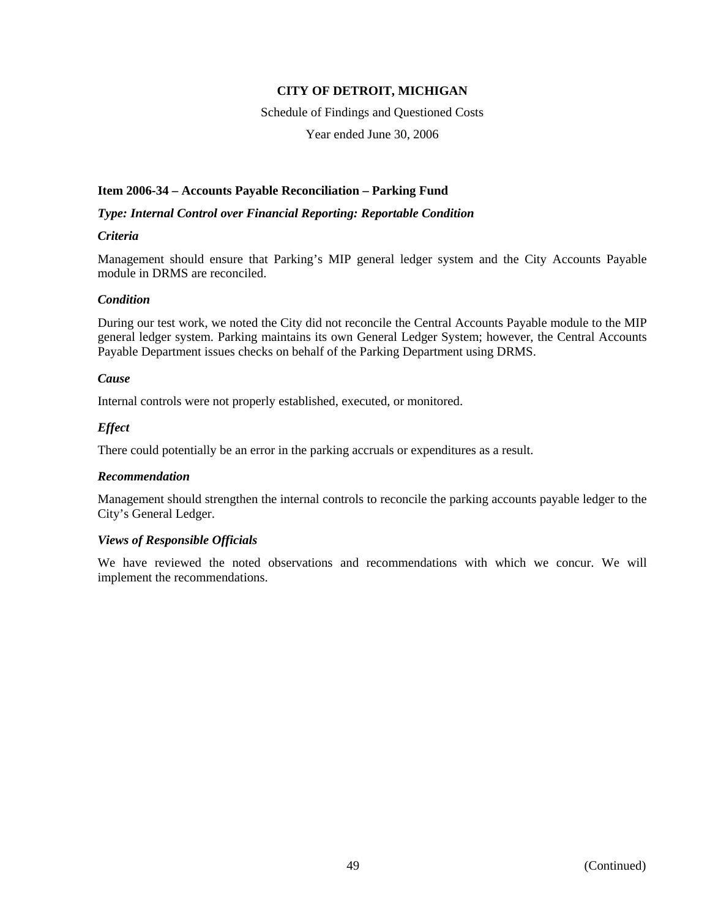**CITY OF DETROIT, MICHIGAN**

Schedule of Findings and Questioned Costs

Year ended June 30, 2006

### Item 2006-34 – Accounts Payable Reconciliation – Parking Fund

***Type: Internal Control over Financial Reporting: Reportable Condition***

***Criteria***

Management should ensure that Parking's MIP general ledger system and the City Accounts Payable module in DRMS are reconciled.

***Condition***

During our test work, we noted the City did not reconcile the Central Accounts Payable module to the MIP general ledger system. Parking maintains its own General Ledger System; however, the Central Accounts Payable Department issues checks on behalf of the Parking Department using DRMS.

***Cause***

Internal controls were not properly established, executed, or monitored.

***Effect***

There could potentially be an error in the parking accruals or expenditures as a result.

***Recommendation***

Management should strengthen the internal controls to reconcile the parking accounts payable ledger to the City's General Ledger.

***Views of Responsible Officials***

We have reviewed the noted observations and recommendations with which we concur. We will implement the recommendations.

(Continued)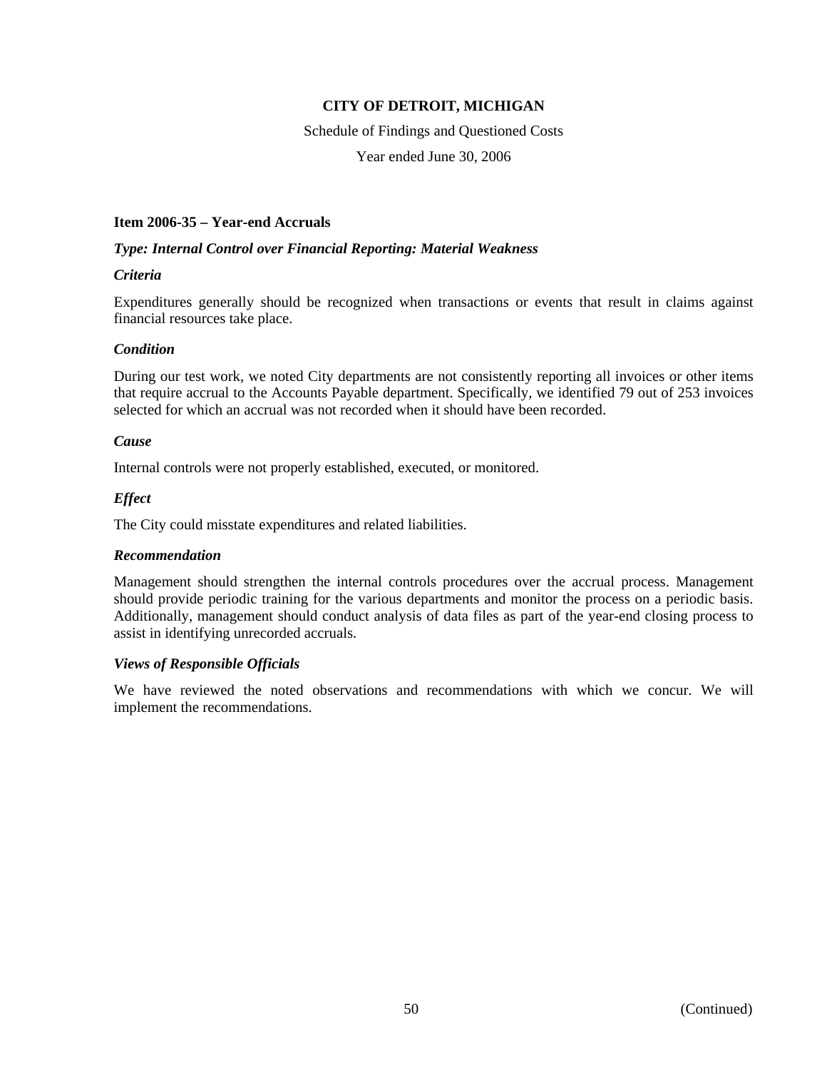**CITY OF DETROIT, MICHIGAN**

Schedule of Findings and Questioned Costs

Year ended June 30, 2006

**Item 2006-35 – Year-end Accruals**

***Type: Internal Control over Financial Reporting: Material Weakness***

***Criteria***

Expenditures generally should be recognized when transactions or events that result in claims against financial resources take place.

***Condition***

During our test work, we noted City departments are not consistently reporting all invoices or other items that require accrual to the Accounts Payable department. Specifically, we identified 79 out of 253 invoices selected for which an accrual was not recorded when it should have been recorded.

***Cause***

Internal controls were not properly established, executed, or monitored.

***Effect***

The City could misstate expenditures and related liabilities.

***Recommendation***

Management should strengthen the internal controls procedures over the accrual process. Management should provide periodic training for the various departments and monitor the process on a periodic basis. Additionally, management should conduct analysis of data files as part of the year-end closing process to assist in identifying unrecorded accruals.

***Views of Responsible Officials***

We have reviewed the noted observations and recommendations with which we concur. We will implement the recommendations.

(Continued)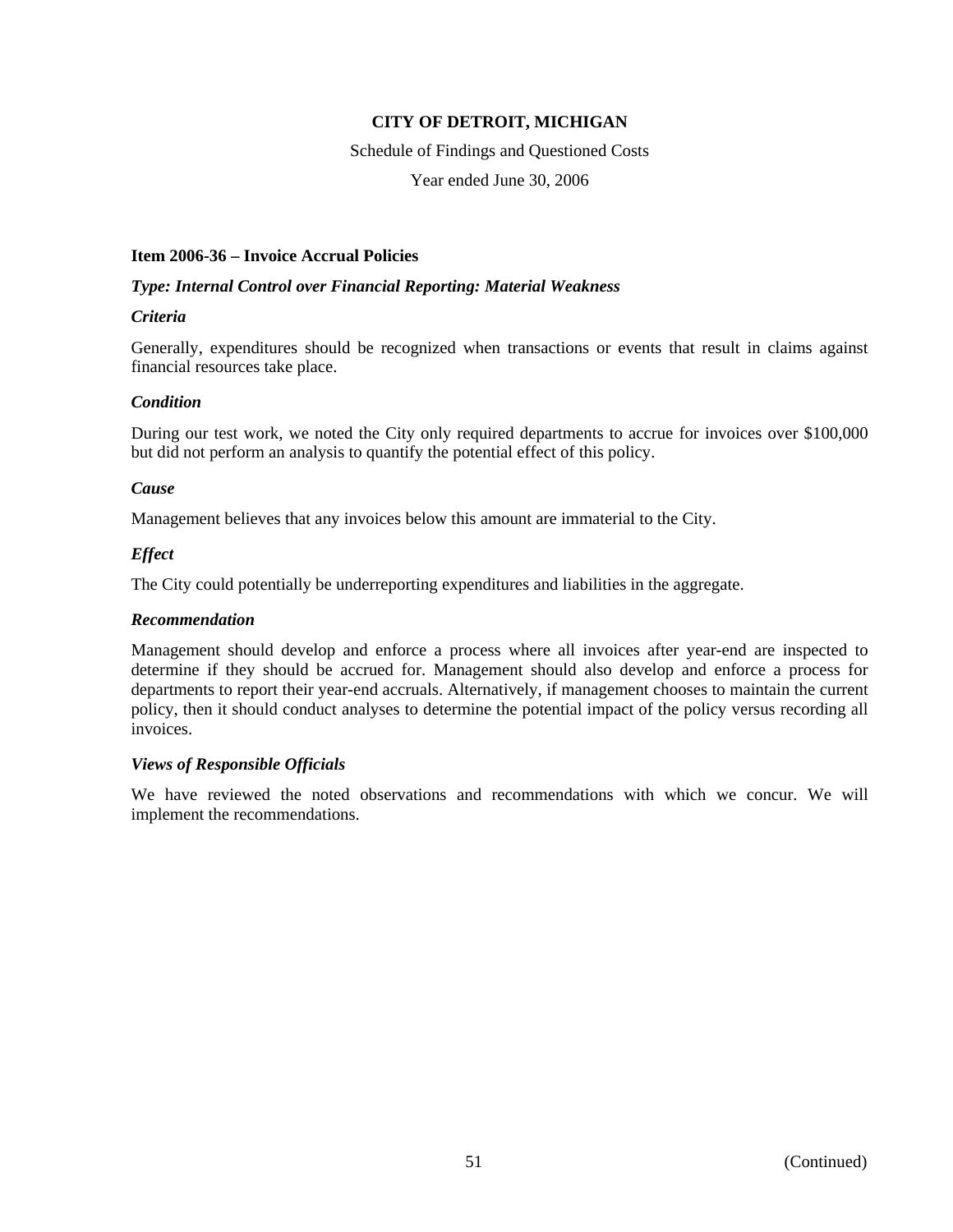# CITY OF DETROIT, MICHIGAN

Schedule of Findings and Questioned Costs

Year ended June 30, 2006

### Item 2006-36 – Invoice Accrual Policies

***Type: Internal Control over Financial Reporting: Material Weakness***

***Criteria***

Generally, expenditures should be recognized when transactions or events that result in claims against financial resources take place.

***Condition***

During our test work, we noted the City only required departments to accrue for invoices over $100,000 but did not perform an analysis to quantify the potential effect of this policy.

***Cause***

Management believes that any invoices below this amount are immaterial to the City.

***Effect***

The City could potentially be underreporting expenditures and liabilities in the aggregate.

***Recommendation***

Management should develop and enforce a process where all invoices after year-end are inspected to determine if they should be accrued for. Management should also develop and enforce a process for departments to report their year-end accruals. Alternatively, if management chooses to maintain the current policy, then it should conduct analyses to determine the potential impact of the policy versus recording all invoices.

***Views of Responsible Officials***

We have reviewed the noted observations and recommendations with which we concur. We will implement the recommendations.

(Continued)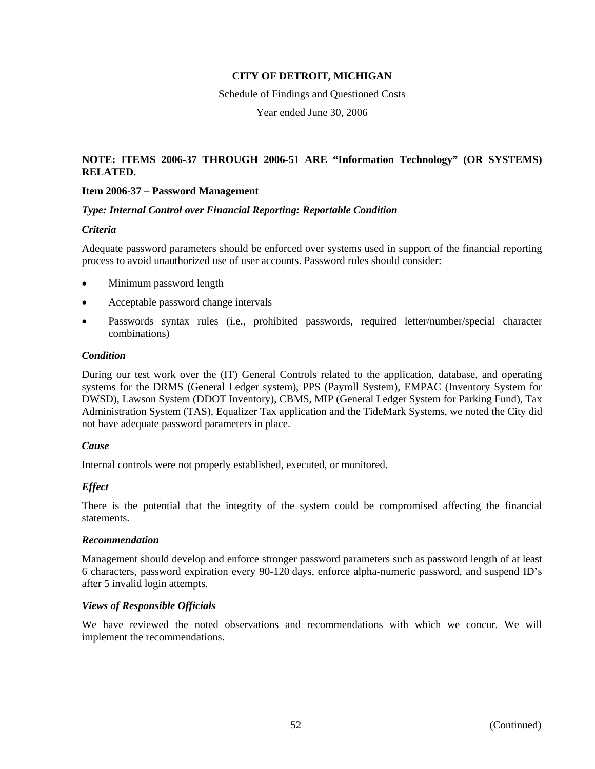**CITY OF DETROIT, MICHIGAN**

Schedule of Findings and Questioned Costs

Year ended June 30, 2006

**NOTE: ITEMS 2006-37 THROUGH 2006-51 ARE "Information Technology" (OR SYSTEMS) RELATED.**

**Item 2006-37 – Password Management**

***Type: Internal Control over Financial Reporting: Reportable Condition***

***Criteria***

Adequate password parameters should be enforced over systems used in support of the financial reporting process to avoid unauthorized use of user accounts. Password rules should consider:

- Minimum password length
- Acceptable password change intervals
- Passwords syntax rules (i.e., prohibited passwords, required letter/number/special character combinations)

***Condition***

During our test work over the (IT) General Controls related to the application, database, and operating systems for the DRMS (General Ledger system), PPS (Payroll System), EMPAC (Inventory System for DWSD), Lawson System (DDOT Inventory), CBMS, MIP (General Ledger System for Parking Fund), Tax Administration System (TAS), Equalizer Tax application and the TideMark Systems, we noted the City did not have adequate password parameters in place.

***Cause***

Internal controls were not properly established, executed, or monitored.

***Effect***

There is the potential that the integrity of the system could be compromised affecting the financial statements.

***Recommendation***

Management should develop and enforce stronger password parameters such as password length of at least 6 characters, password expiration every 90-120 days, enforce alpha-numeric password, and suspend ID's after 5 invalid login attempts.

***Views of Responsible Officials***

We have reviewed the noted observations and recommendations with which we concur. We will implement the recommendations.

(Continued)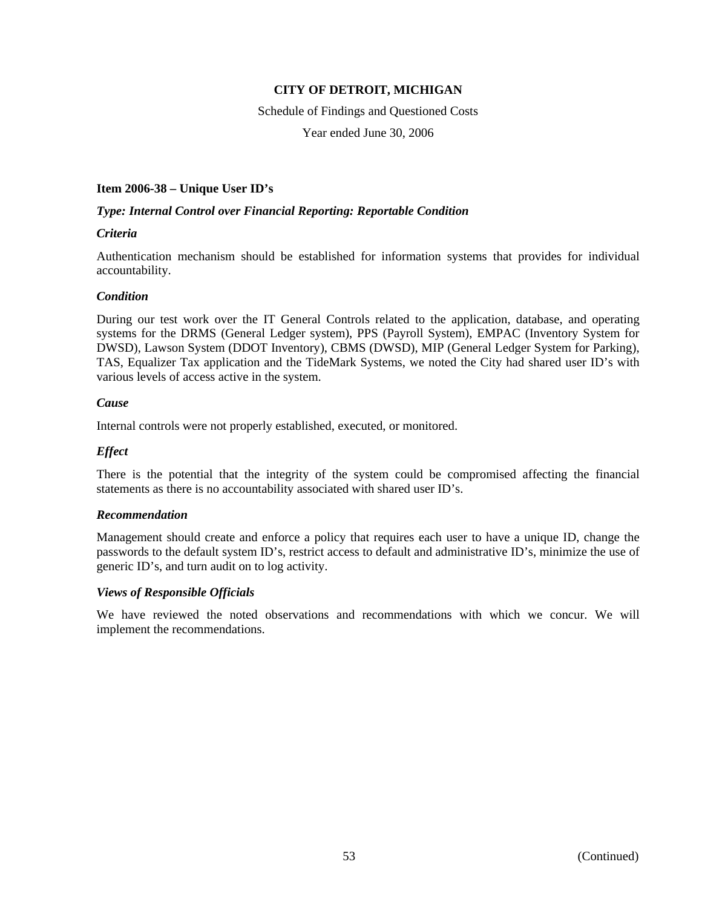**CITY OF DETROIT, MICHIGAN**

Schedule of Findings and Questioned Costs

Year ended June 30, 2006

**Item 2006-38 – Unique User ID's**

***Type: Internal Control over Financial Reporting: Reportable Condition***

***Criteria***

Authentication mechanism should be established for information systems that provides for individual accountability.

***Condition***

During our test work over the IT General Controls related to the application, database, and operating systems for the DRMS (General Ledger system), PPS (Payroll System), EMPAC (Inventory System for DWSD), Lawson System (DDOT Inventory), CBMS (DWSD), MIP (General Ledger System for Parking), TAS, Equalizer Tax application and the TideMark Systems, we noted the City had shared user ID's with various levels of access active in the system.

***Cause***

Internal controls were not properly established, executed, or monitored.

***Effect***

There is the potential that the integrity of the system could be compromised affecting the financial statements as there is no accountability associated with shared user ID's.

***Recommendation***

Management should create and enforce a policy that requires each user to have a unique ID, change the passwords to the default system ID's, restrict access to default and administrative ID's, minimize the use of generic ID's, and turn audit on to log activity.

***Views of Responsible Officials***

We have reviewed the noted observations and recommendations with which we concur. We will implement the recommendations.

(Continued)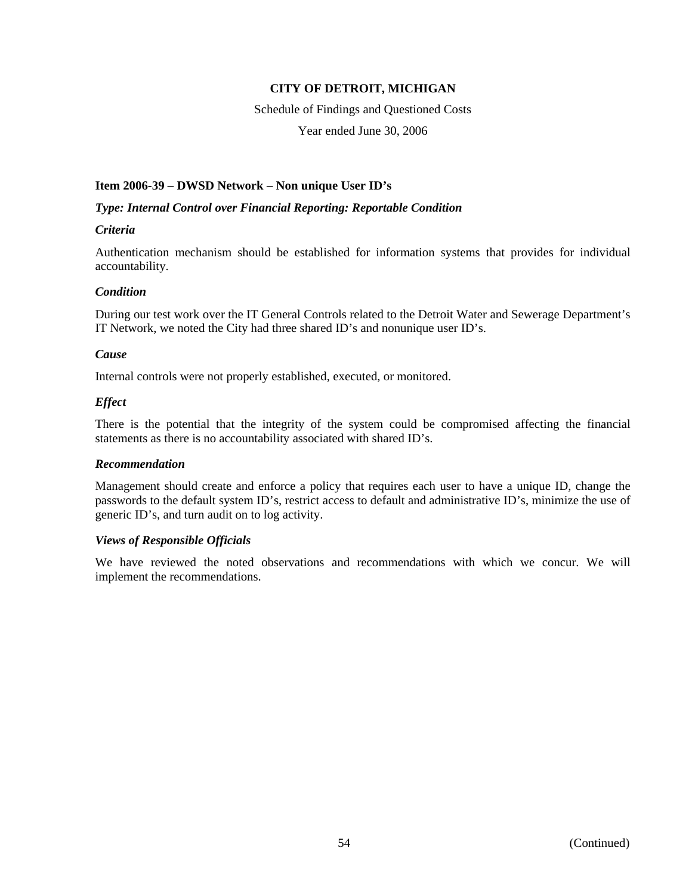## Item 2006-39 – DWSD Network – Non unique User ID's

***Type: Internal Control over Financial Reporting: Reportable Condition***

***Criteria***

Authentication mechanism should be established for information systems that provides for individual accountability.

***Condition***

During our test work over the IT General Controls related to the Detroit Water and Sewerage Department's IT Network, we noted the City had three shared ID's and nonunique user ID's.

***Cause***

Internal controls were not properly established, executed, or monitored.

***Effect***

There is the potential that the integrity of the system could be compromised affecting the financial statements as there is no accountability associated with shared ID's.

***Recommendation***

Management should create and enforce a policy that requires each user to have a unique ID, change the passwords to the default system ID's, restrict access to default and administrative ID's, minimize the use of generic ID's, and turn audit on to log activity.

***Views of Responsible Officials***

We have reviewed the noted observations and recommendations with which we concur. We will implement the recommendations.

(Continued)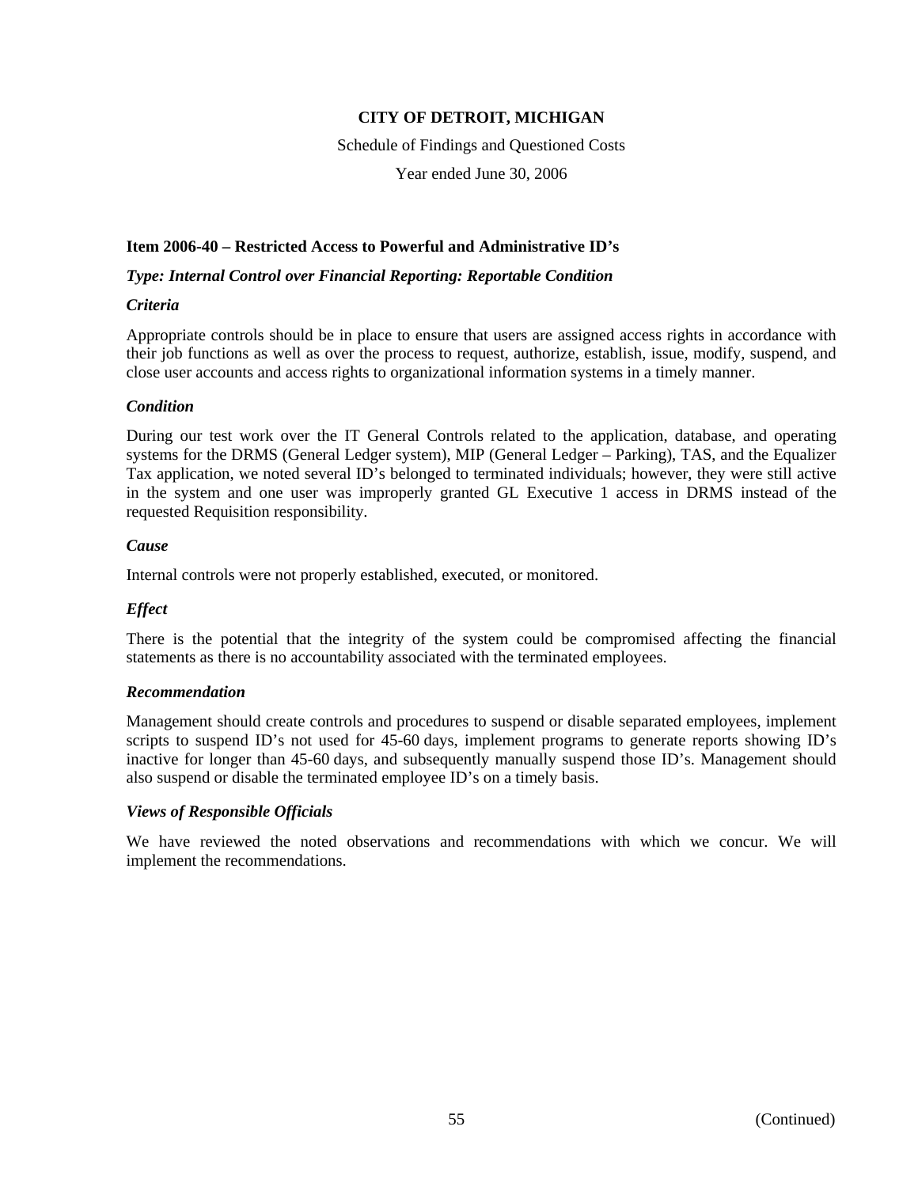**CITY OF DETROIT, MICHIGAN**

Schedule of Findings and Questioned Costs

Year ended June 30, 2006

**Item 2006-40 – Restricted Access to Powerful and Administrative ID's**

***Type: Internal Control over Financial Reporting: Reportable Condition***

***Criteria***

Appropriate controls should be in place to ensure that users are assigned access rights in accordance with their job functions as well as over the process to request, authorize, establish, issue, modify, suspend, and close user accounts and access rights to organizational information systems in a timely manner.

***Condition***

During our test work over the IT General Controls related to the application, database, and operating systems for the DRMS (General Ledger system), MIP (General Ledger – Parking), TAS, and the Equalizer Tax application, we noted several ID's belonged to terminated individuals; however, they were still active in the system and one user was improperly granted GL Executive 1 access in DRMS instead of the requested Requisition responsibility.

***Cause***

Internal controls were not properly established, executed, or monitored.

***Effect***

There is the potential that the integrity of the system could be compromised affecting the financial statements as there is no accountability associated with the terminated employees.

***Recommendation***

Management should create controls and procedures to suspend or disable separated employees, implement scripts to suspend ID's not used for 45-60 days, implement programs to generate reports showing ID's inactive for longer than 45-60 days, and subsequently manually suspend those ID's. Management should also suspend or disable the terminated employee ID's on a timely basis.

***Views of Responsible Officials***

We have reviewed the noted observations and recommendations with which we concur. We will implement the recommendations.

(Continued)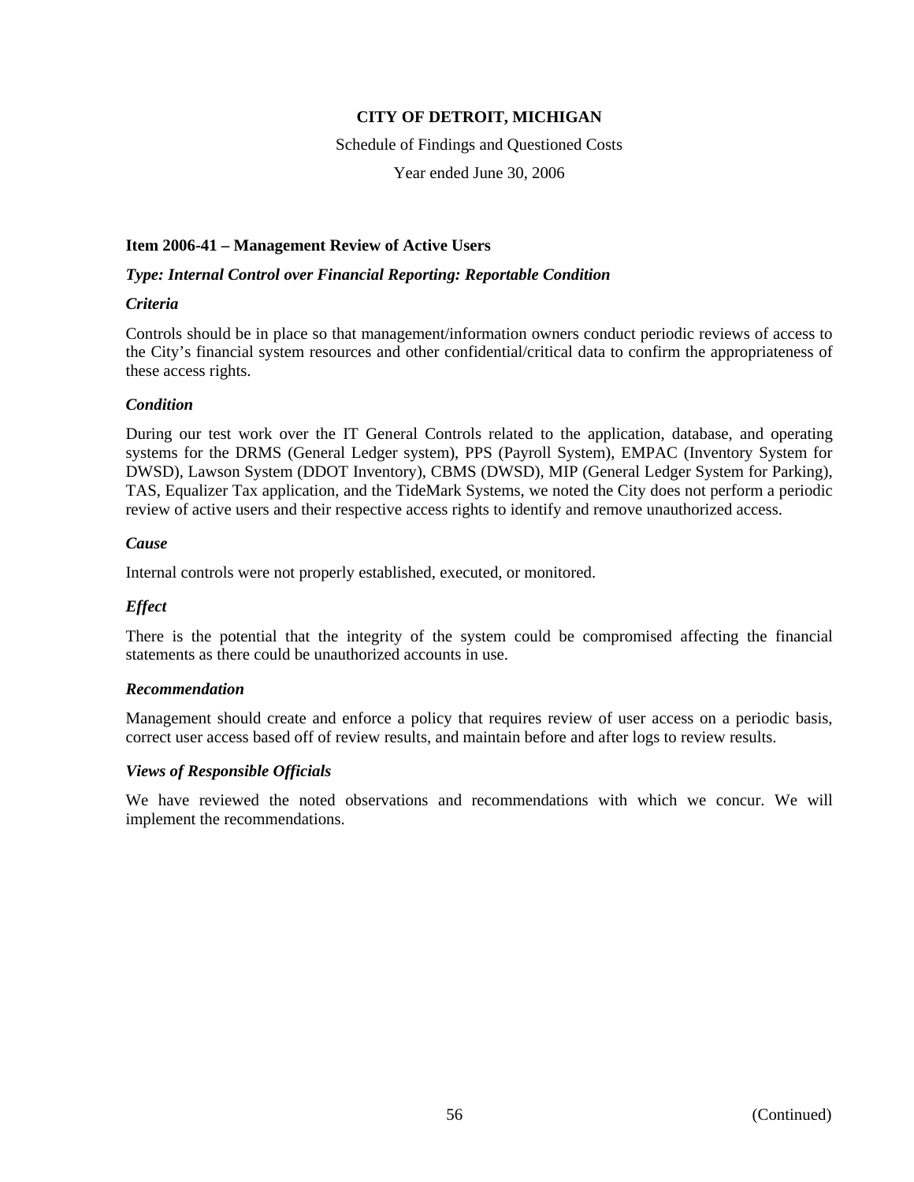# CITY OF DETROIT, MICHIGAN

Schedule of Findings and Questioned Costs

Year ended June 30, 2006

**Item 2006-41 – Management Review of Active Users**

***Type: Internal Control over Financial Reporting: Reportable Condition***

***Criteria***

Controls should be in place so that management/information owners conduct periodic reviews of access to the City's financial system resources and other confidential/critical data to confirm the appropriateness of these access rights.

***Condition***

During our test work over the IT General Controls related to the application, database, and operating systems for the DRMS (General Ledger system), PPS (Payroll System), EMPAC (Inventory System for DWSD), Lawson System (DDOT Inventory), CBMS (DWSD), MIP (General Ledger System for Parking), TAS, Equalizer Tax application, and the TideMark Systems, we noted the City does not perform a periodic review of active users and their respective access rights to identify and remove unauthorized access.

***Cause***

Internal controls were not properly established, executed, or monitored.

***Effect***

There is the potential that the integrity of the system could be compromised affecting the financial statements as there could be unauthorized accounts in use.

***Recommendation***

Management should create and enforce a policy that requires review of user access on a periodic basis, correct user access based off of review results, and maintain before and after logs to review results.

***Views of Responsible Officials***

We have reviewed the noted observations and recommendations with which we concur. We will implement the recommendations.

(Continued)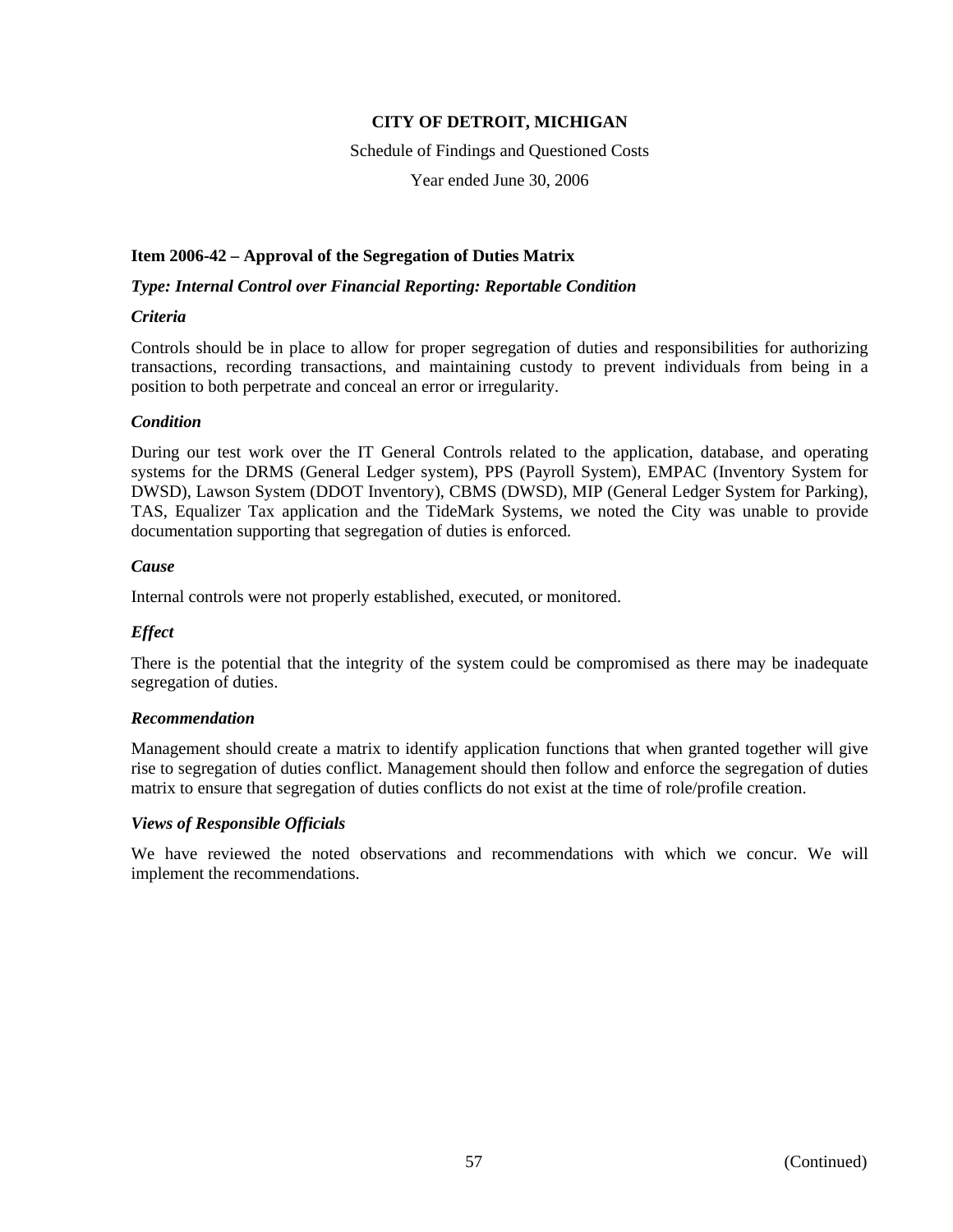# CITY OF DETROIT, MICHIGAN

Schedule of Findings and Questioned Costs

Year ended June 30, 2006

## Item 2006-42 – Approval of the Segregation of Duties Matrix

***Type: Internal Control over Financial Reporting: Reportable Condition***

***Criteria***

Controls should be in place to allow for proper segregation of duties and responsibilities for authorizing transactions, recording transactions, and maintaining custody to prevent individuals from being in a position to both perpetrate and conceal an error or irregularity.

***Condition***

During our test work over the IT General Controls related to the application, database, and operating systems for the DRMS (General Ledger system), PPS (Payroll System), EMPAC (Inventory System for DWSD), Lawson System (DDOT Inventory), CBMS (DWSD), MIP (General Ledger System for Parking), TAS, Equalizer Tax application and the TideMark Systems, we noted the City was unable to provide documentation supporting that segregation of duties is enforced.

***Cause***

Internal controls were not properly established, executed, or monitored.

***Effect***

There is the potential that the integrity of the system could be compromised as there may be inadequate segregation of duties.

***Recommendation***

Management should create a matrix to identify application functions that when granted together will give rise to segregation of duties conflict. Management should then follow and enforce the segregation of duties matrix to ensure that segregation of duties conflicts do not exist at the time of role/profile creation.

***Views of Responsible Officials***

We have reviewed the noted observations and recommendations with which we concur. We will implement the recommendations.

(Continued)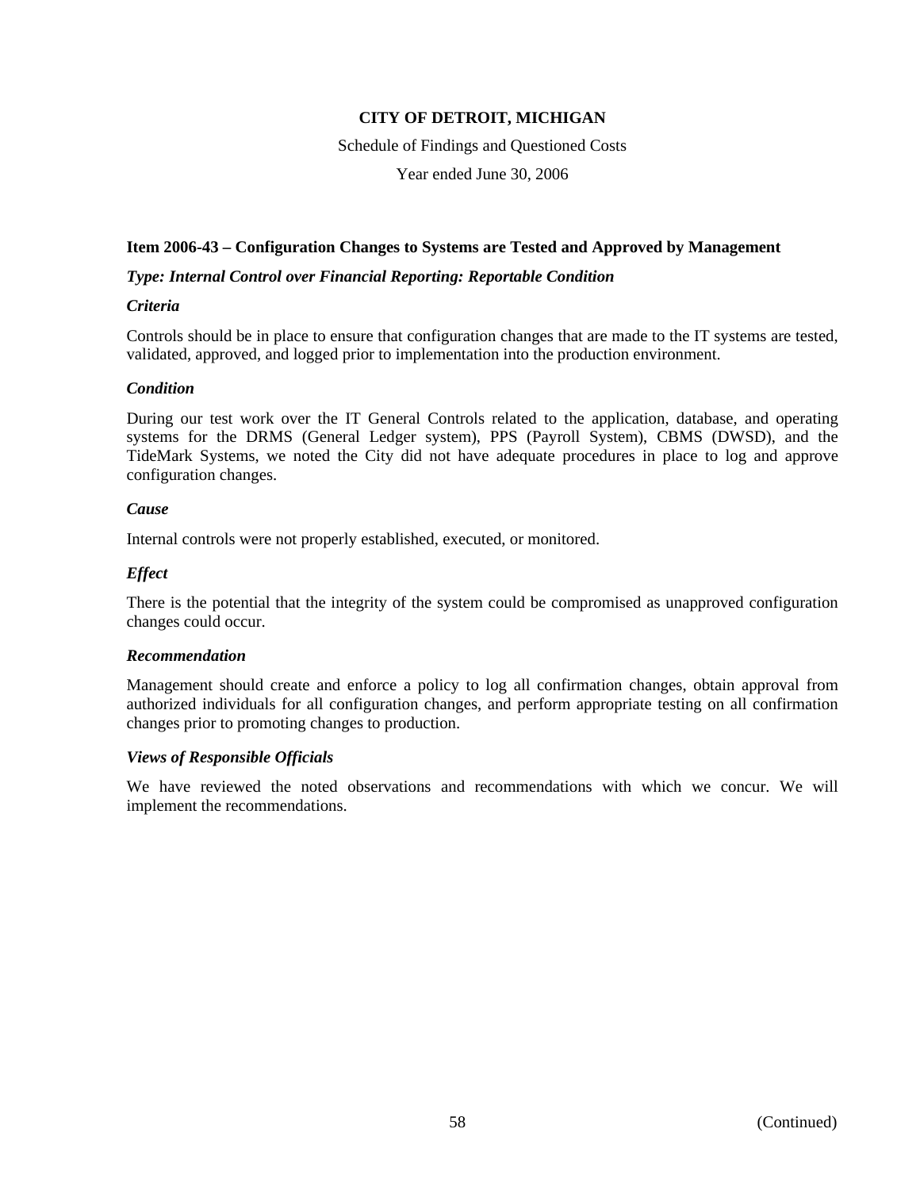# CITY OF DETROIT, MICHIGAN

Schedule of Findings and Questioned Costs

Year ended June 30, 2006

### Item 2006-43 – Configuration Changes to Systems are Tested and Approved by Management

***Type: Internal Control over Financial Reporting: Reportable Condition***

***Criteria***

Controls should be in place to ensure that configuration changes that are made to the IT systems are tested, validated, approved, and logged prior to implementation into the production environment.

***Condition***

During our test work over the IT General Controls related to the application, database, and operating systems for the DRMS (General Ledger system), PPS (Payroll System), CBMS (DWSD), and the TideMark Systems, we noted the City did not have adequate procedures in place to log and approve configuration changes.

***Cause***

Internal controls were not properly established, executed, or monitored.

***Effect***

There is the potential that the integrity of the system could be compromised as unapproved configuration changes could occur.

***Recommendation***

Management should create and enforce a policy to log all confirmation changes, obtain approval from authorized individuals for all configuration changes, and perform appropriate testing on all confirmation changes prior to promoting changes to production.

***Views of Responsible Officials***

We have reviewed the noted observations and recommendations with which we concur. We will implement the recommendations.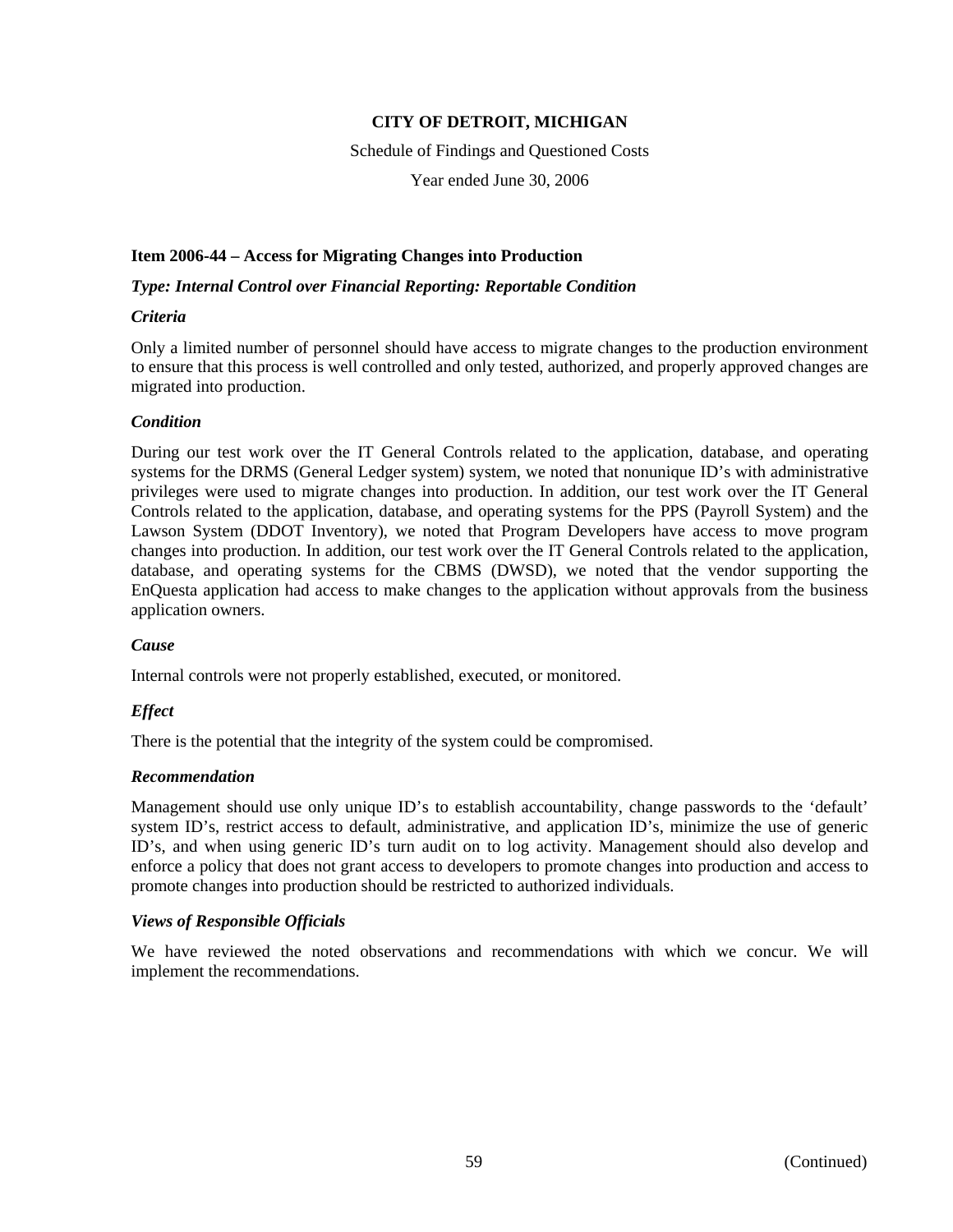**CITY OF DETROIT, MICHIGAN**

Schedule of Findings and Questioned Costs

Year ended June 30, 2006

**Item 2006-44 – Access for Migrating Changes into Production**

***Type: Internal Control over Financial Reporting: Reportable Condition***

***Criteria***

Only a limited number of personnel should have access to migrate changes to the production environment to ensure that this process is well controlled and only tested, authorized, and properly approved changes are migrated into production.

***Condition***

During our test work over the IT General Controls related to the application, database, and operating systems for the DRMS (General Ledger system) system, we noted that nonunique ID's with administrative privileges were used to migrate changes into production. In addition, our test work over the IT General Controls related to the application, database, and operating systems for the PPS (Payroll System) and the Lawson System (DDOT Inventory), we noted that Program Developers have access to move program changes into production. In addition, our test work over the IT General Controls related to the application, database, and operating systems for the CBMS (DWSD), we noted that the vendor supporting the EnQuesta application had access to make changes to the application without approvals from the business application owners.

***Cause***

Internal controls were not properly established, executed, or monitored.

***Effect***

There is the potential that the integrity of the system could be compromised.

***Recommendation***

Management should use only unique ID's to establish accountability, change passwords to the 'default' system ID's, restrict access to default, administrative, and application ID's, minimize the use of generic ID's, and when using generic ID's turn audit on to log activity. Management should also develop and enforce a policy that does not grant access to developers to promote changes into production and access to promote changes into production should be restricted to authorized individuals.

***Views of Responsible Officials***

We have reviewed the noted observations and recommendations with which we concur. We will implement the recommendations.

(Continued)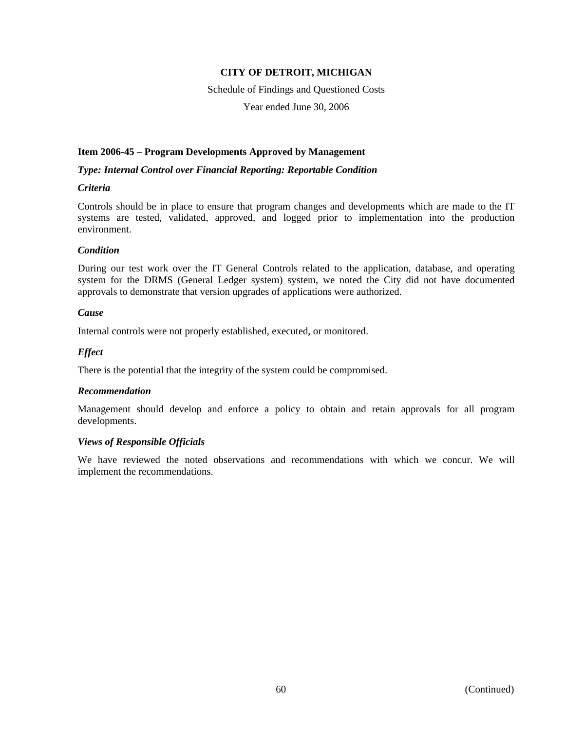**CITY OF DETROIT, MICHIGAN**

Schedule of Findings and Questioned Costs

Year ended June 30, 2006

### Item 2006-45 – Program Developments Approved by Management

***Type: Internal Control over Financial Reporting: Reportable Condition***

***Criteria***

Controls should be in place to ensure that program changes and developments which are made to the IT systems are tested, validated, approved, and logged prior to implementation into the production environment.

***Condition***

During our test work over the IT General Controls related to the application, database, and operating system for the DRMS (General Ledger system) system, we noted the City did not have documented approvals to demonstrate that version upgrades of applications were authorized.

***Cause***

Internal controls were not properly established, executed, or monitored.

***Effect***

There is the potential that the integrity of the system could be compromised.

***Recommendation***

Management should develop and enforce a policy to obtain and retain approvals for all program developments.

***Views of Responsible Officials***

We have reviewed the noted observations and recommendations with which we concur. We will implement the recommendations.

(Continued)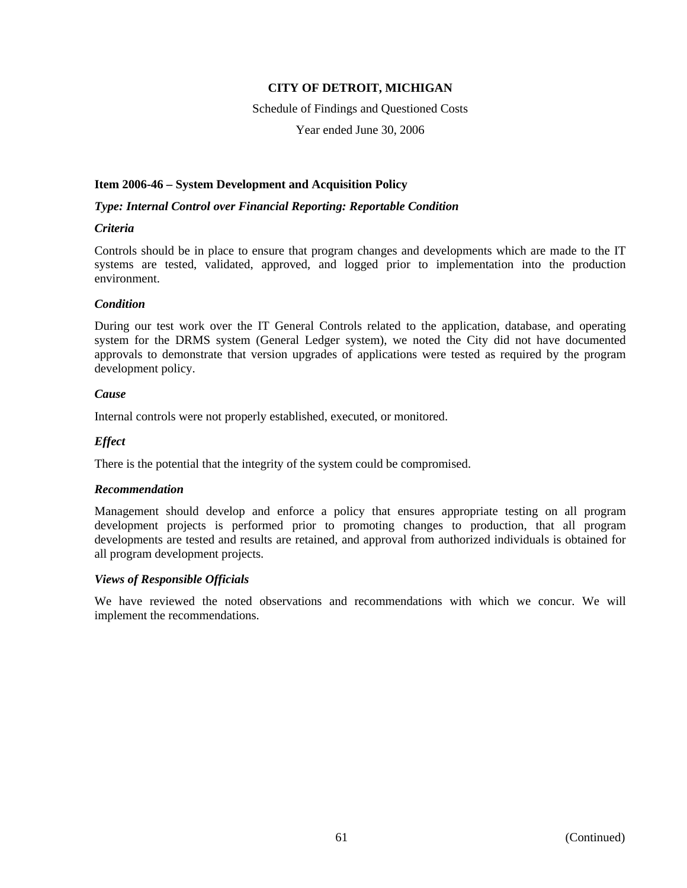**CITY OF DETROIT, MICHIGAN**

Schedule of Findings and Questioned Costs

Year ended June 30, 2006

### Item 2006-46 – System Development and Acquisition Policy

***Type: Internal Control over Financial Reporting: Reportable Condition***

***Criteria***

Controls should be in place to ensure that program changes and developments which are made to the IT systems are tested, validated, approved, and logged prior to implementation into the production environment.

***Condition***

During our test work over the IT General Controls related to the application, database, and operating system for the DRMS system (General Ledger system), we noted the City did not have documented approvals to demonstrate that version upgrades of applications were tested as required by the program development policy.

***Cause***

Internal controls were not properly established, executed, or monitored.

***Effect***

There is the potential that the integrity of the system could be compromised.

***Recommendation***

Management should develop and enforce a policy that ensures appropriate testing on all program development projects is performed prior to promoting changes to production, that all program developments are tested and results are retained, and approval from authorized individuals is obtained for all program development projects.

***Views of Responsible Officials***

We have reviewed the noted observations and recommendations with which we concur. We will implement the recommendations.

(Continued)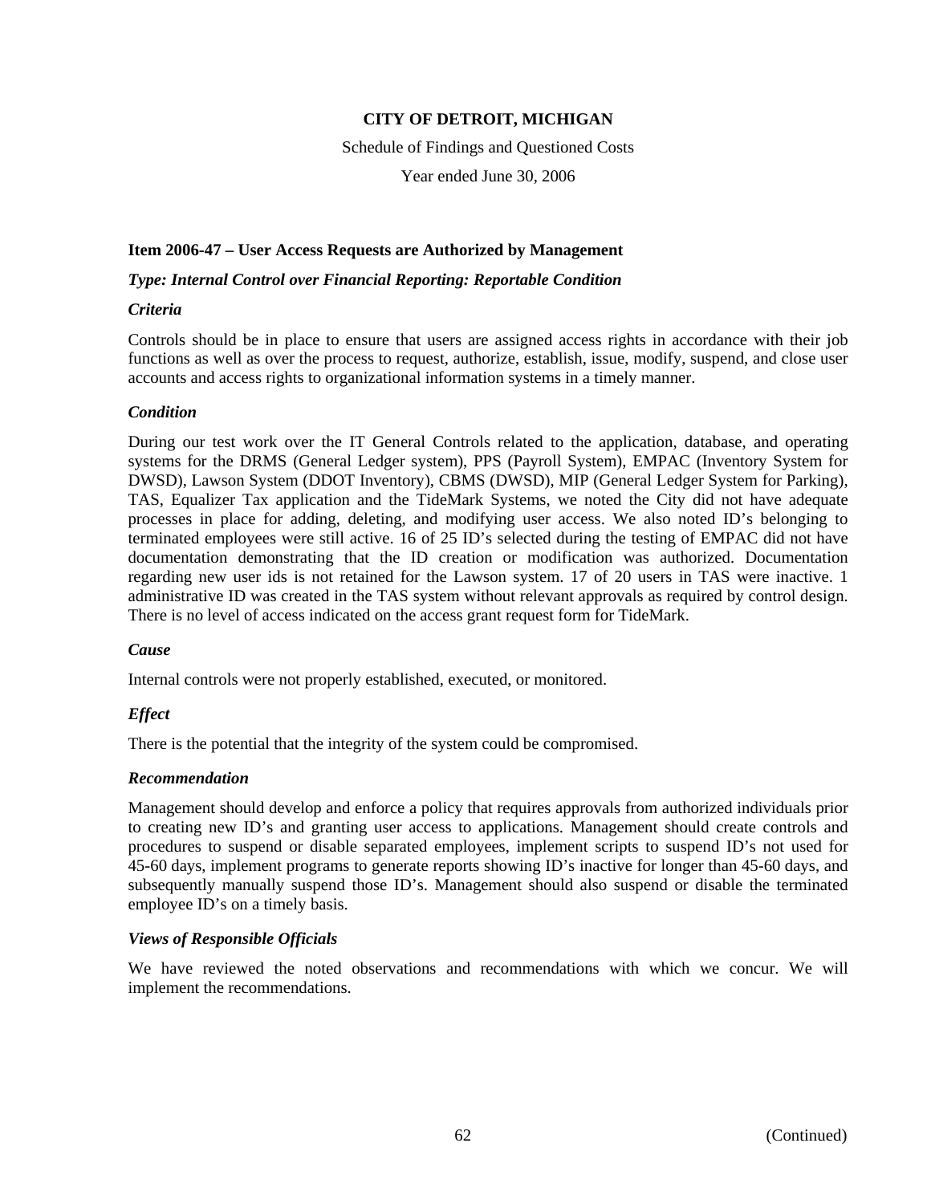**CITY OF DETROIT, MICHIGAN**

Schedule of Findings and Questioned Costs

Year ended June 30, 2006

**Item 2006-47 – User Access Requests are Authorized by Management**

***Type: Internal Control over Financial Reporting: Reportable Condition***

***Criteria***

Controls should be in place to ensure that users are assigned access rights in accordance with their job functions as well as over the process to request, authorize, establish, issue, modify, suspend, and close user accounts and access rights to organizational information systems in a timely manner.

***Condition***

During our test work over the IT General Controls related to the application, database, and operating systems for the DRMS (General Ledger system), PPS (Payroll System), EMPAC (Inventory System for DWSD), Lawson System (DDOT Inventory), CBMS (DWSD), MIP (General Ledger System for Parking), TAS, Equalizer Tax application and the TideMark Systems, we noted the City did not have adequate processes in place for adding, deleting, and modifying user access. We also noted ID's belonging to terminated employees were still active. 16 of 25 ID's selected during the testing of EMPAC did not have documentation demonstrating that the ID creation or modification was authorized. Documentation regarding new user ids is not retained for the Lawson system. 17 of 20 users in TAS were inactive. 1 administrative ID was created in the TAS system without relevant approvals as required by control design. There is no level of access indicated on the access grant request form for TideMark.

***Cause***

Internal controls were not properly established, executed, or monitored.

***Effect***

There is the potential that the integrity of the system could be compromised.

***Recommendation***

Management should develop and enforce a policy that requires approvals from authorized individuals prior to creating new ID's and granting user access to applications. Management should create controls and procedures to suspend or disable separated employees, implement scripts to suspend ID's not used for 45-60 days, implement programs to generate reports showing ID's inactive for longer than 45-60 days, and subsequently manually suspend those ID's. Management should also suspend or disable the terminated employee ID's on a timely basis.

***Views of Responsible Officials***

We have reviewed the noted observations and recommendations with which we concur. We will implement the recommendations.

(Continued)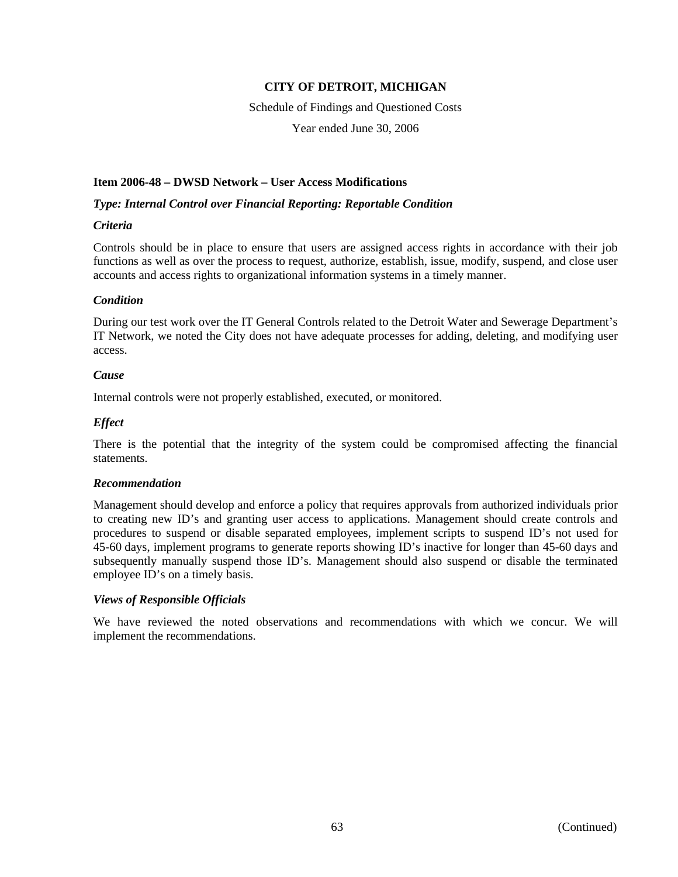**CITY OF DETROIT, MICHIGAN**

Schedule of Findings and Questioned Costs

Year ended June 30, 2006

### Item 2006-48 – DWSD Network – User Access Modifications

***Type: Internal Control over Financial Reporting: Reportable Condition***

***Criteria***

Controls should be in place to ensure that users are assigned access rights in accordance with their job functions as well as over the process to request, authorize, establish, issue, modify, suspend, and close user accounts and access rights to organizational information systems in a timely manner.

***Condition***

During our test work over the IT General Controls related to the Detroit Water and Sewerage Department's IT Network, we noted the City does not have adequate processes for adding, deleting, and modifying user access.

***Cause***

Internal controls were not properly established, executed, or monitored.

***Effect***

There is the potential that the integrity of the system could be compromised affecting the financial statements.

***Recommendation***

Management should develop and enforce a policy that requires approvals from authorized individuals prior to creating new ID's and granting user access to applications. Management should create controls and procedures to suspend or disable separated employees, implement scripts to suspend ID's not used for 45-60 days, implement programs to generate reports showing ID's inactive for longer than 45-60 days and subsequently manually suspend those ID's. Management should also suspend or disable the terminated employee ID's on a timely basis.

***Views of Responsible Officials***

We have reviewed the noted observations and recommendations with which we concur. We will implement the recommendations.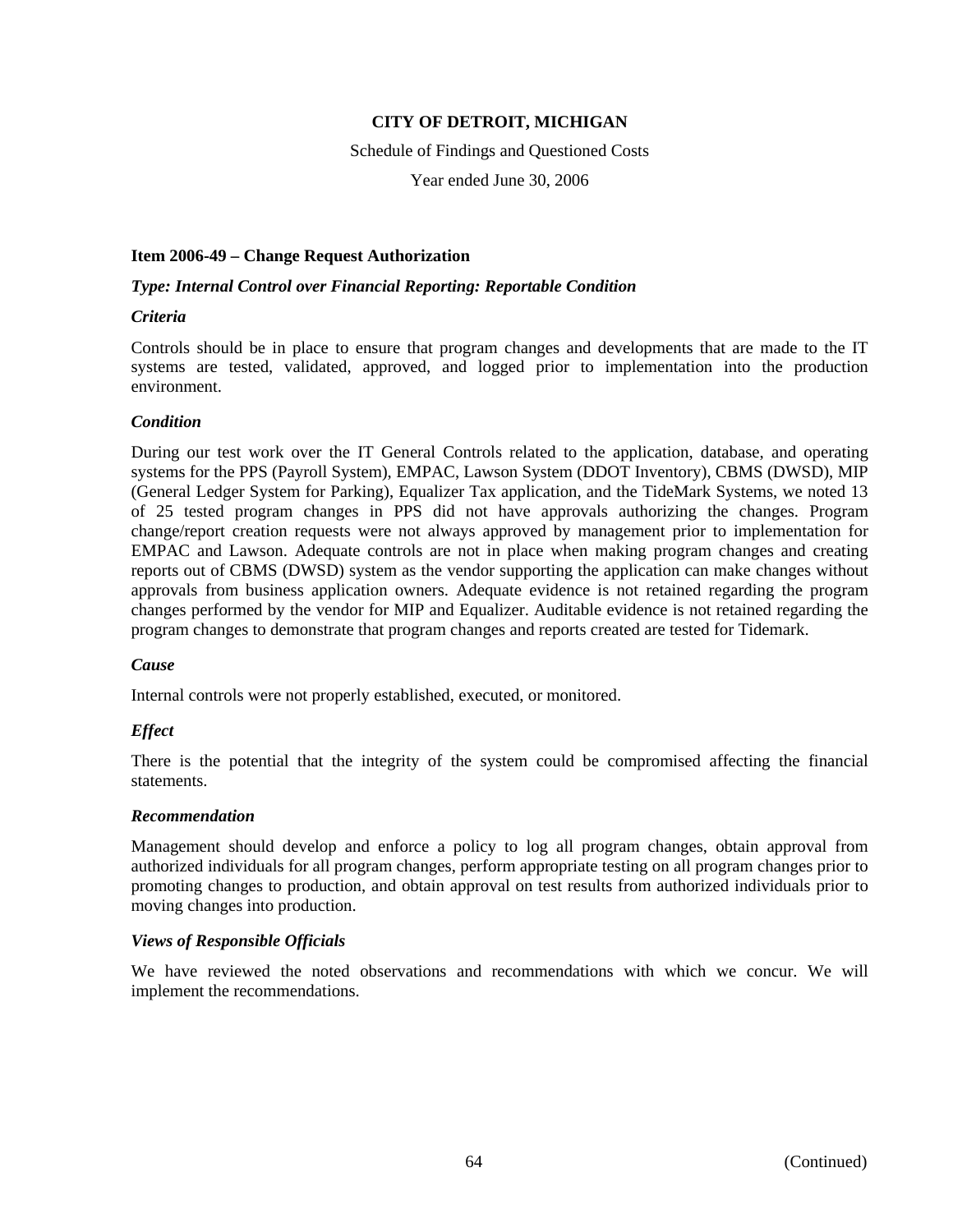**CITY OF DETROIT, MICHIGAN**

Schedule of Findings and Questioned Costs

Year ended June 30, 2006

**Item 2006-49 – Change Request Authorization**

***Type: Internal Control over Financial Reporting: Reportable Condition***

***Criteria***

Controls should be in place to ensure that program changes and developments that are made to the IT systems are tested, validated, approved, and logged prior to implementation into the production environment.

***Condition***

During our test work over the IT General Controls related to the application, database, and operating systems for the PPS (Payroll System), EMPAC, Lawson System (DDOT Inventory), CBMS (DWSD), MIP (General Ledger System for Parking), Equalizer Tax application, and the TideMark Systems, we noted 13 of 25 tested program changes in PPS did not have approvals authorizing the changes. Program change/report creation requests were not always approved by management prior to implementation for EMPAC and Lawson. Adequate controls are not in place when making program changes and creating reports out of CBMS (DWSD) system as the vendor supporting the application can make changes without approvals from business application owners. Adequate evidence is not retained regarding the program changes performed by the vendor for MIP and Equalizer. Auditable evidence is not retained regarding the program changes to demonstrate that program changes and reports created are tested for Tidemark.

***Cause***

Internal controls were not properly established, executed, or monitored.

***Effect***

There is the potential that the integrity of the system could be compromised affecting the financial statements.

***Recommendation***

Management should develop and enforce a policy to log all program changes, obtain approval from authorized individuals for all program changes, perform appropriate testing on all program changes prior to promoting changes to production, and obtain approval on test results from authorized individuals prior to moving changes into production.

***Views of Responsible Officials***

We have reviewed the noted observations and recommendations with which we concur. We will implement the recommendations.

(Continued)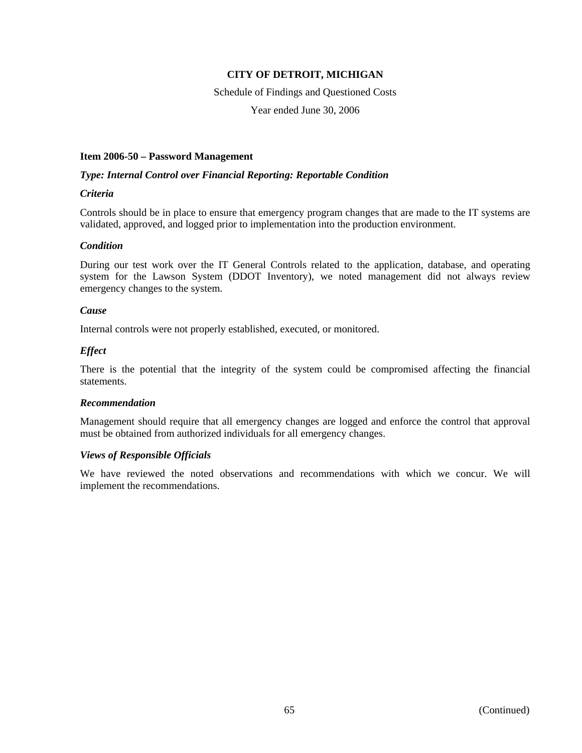**CITY OF DETROIT, MICHIGAN**

Schedule of Findings and Questioned Costs

Year ended June 30, 2006

**Item 2006-50 – Password Management**

***Type: Internal Control over Financial Reporting: Reportable Condition***

***Criteria***

Controls should be in place to ensure that emergency program changes that are made to the IT systems are validated, approved, and logged prior to implementation into the production environment.

***Condition***

During our test work over the IT General Controls related to the application, database, and operating system for the Lawson System (DDOT Inventory), we noted management did not always review emergency changes to the system.

***Cause***

Internal controls were not properly established, executed, or monitored.

***Effect***

There is the potential that the integrity of the system could be compromised affecting the financial statements.

***Recommendation***

Management should require that all emergency changes are logged and enforce the control that approval must be obtained from authorized individuals for all emergency changes.

***Views of Responsible Officials***

We have reviewed the noted observations and recommendations with which we concur. We will implement the recommendations.

(Continued)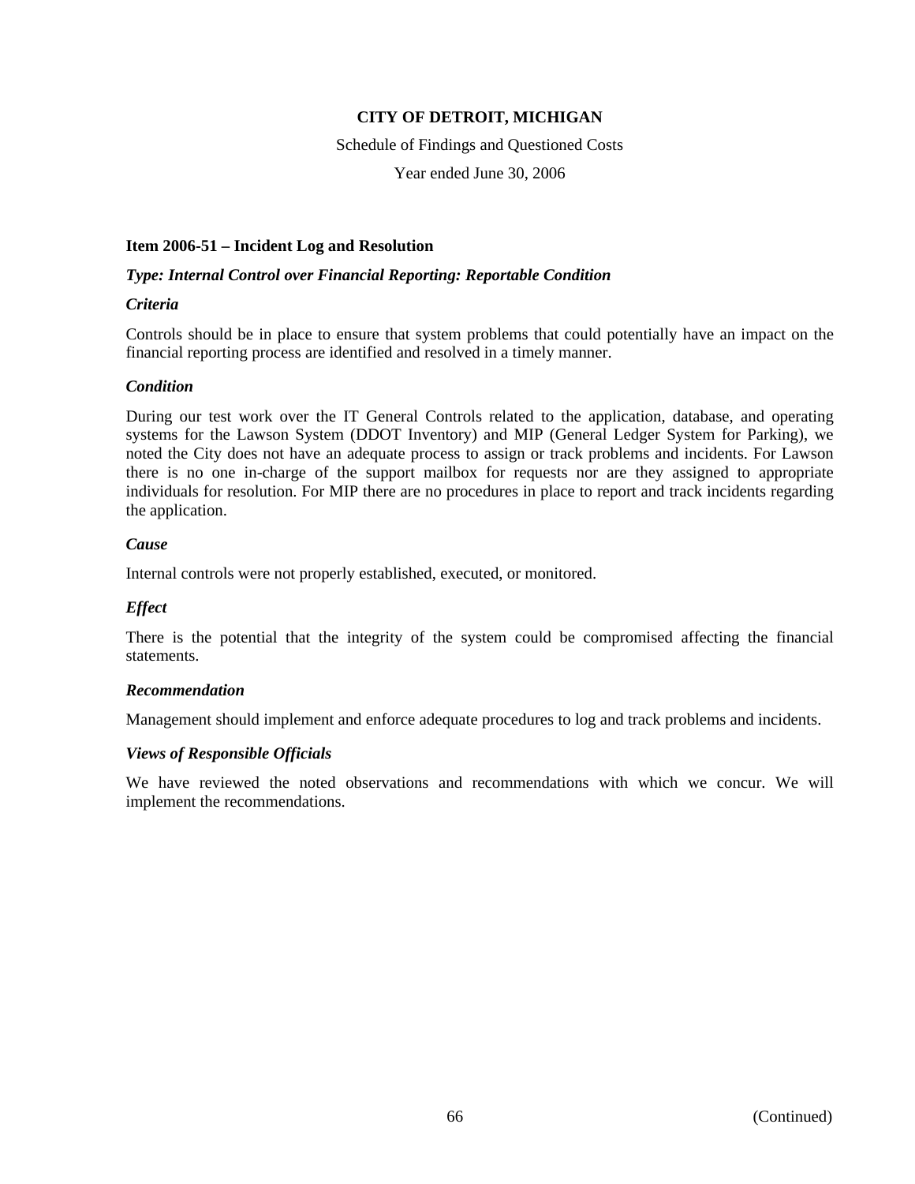**CITY OF DETROIT, MICHIGAN**

Schedule of Findings and Questioned Costs

Year ended June 30, 2006

**Item 2006-51 – Incident Log and Resolution**

***Type: Internal Control over Financial Reporting: Reportable Condition***

***Criteria***

Controls should be in place to ensure that system problems that could potentially have an impact on the financial reporting process are identified and resolved in a timely manner.

***Condition***

During our test work over the IT General Controls related to the application, database, and operating systems for the Lawson System (DDOT Inventory) and MIP (General Ledger System for Parking), we noted the City does not have an adequate process to assign or track problems and incidents. For Lawson there is no one in-charge of the support mailbox for requests nor are they assigned to appropriate individuals for resolution. For MIP there are no procedures in place to report and track incidents regarding the application.

***Cause***

Internal controls were not properly established, executed, or monitored.

***Effect***

There is the potential that the integrity of the system could be compromised affecting the financial statements.

***Recommendation***

Management should implement and enforce adequate procedures to log and track problems and incidents.

***Views of Responsible Officials***

We have reviewed the noted observations and recommendations with which we concur. We will implement the recommendations.

(Continued)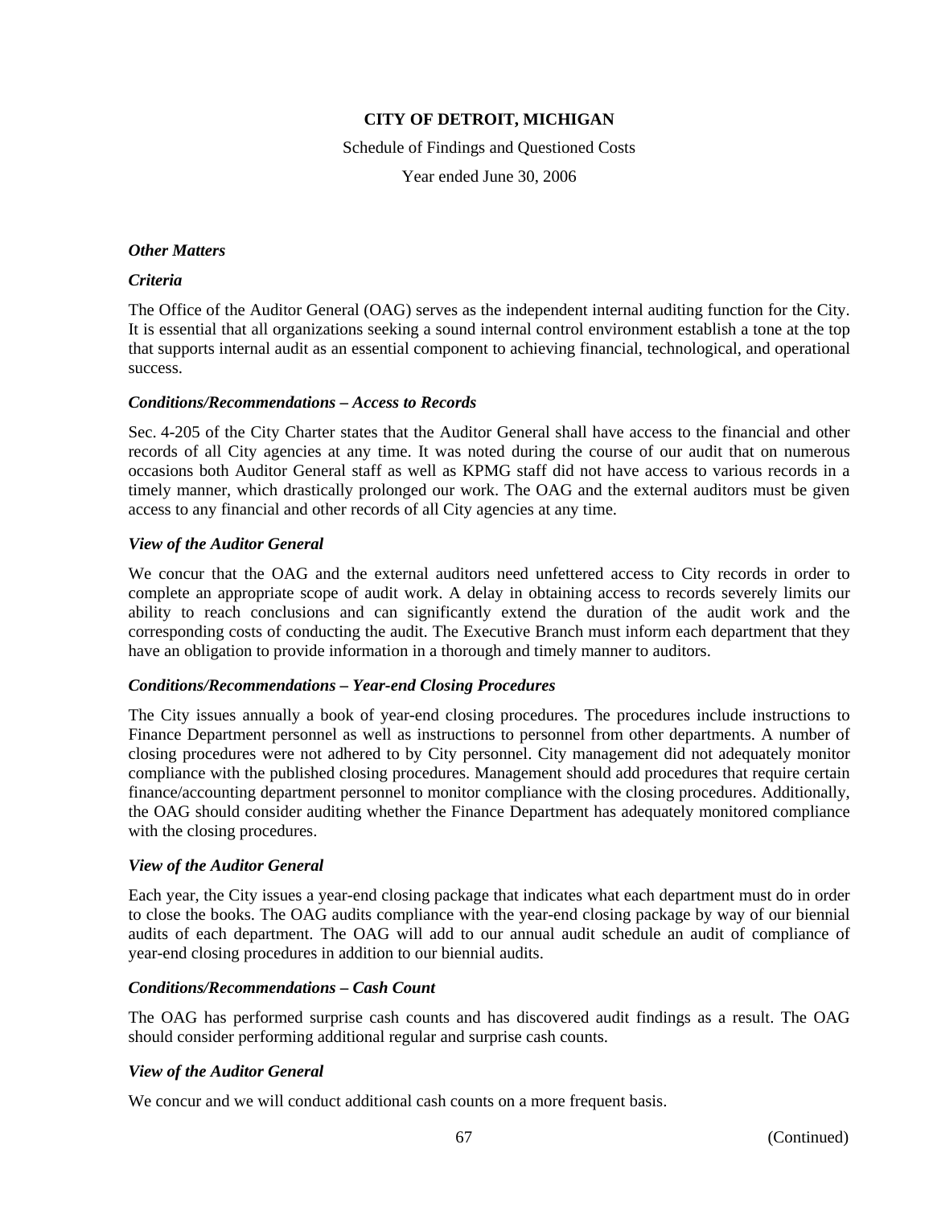**CITY OF DETROIT, MICHIGAN**

Schedule of Findings and Questioned Costs

Year ended June 30, 2006

***Other Matters***

***Criteria***

The Office of the Auditor General (OAG) serves as the independent internal auditing function for the City. It is essential that all organizations seeking a sound internal control environment establish a tone at the top that supports internal audit as an essential component to achieving financial, technological, and operational success.

***Conditions/Recommendations – Access to Records***

Sec. 4-205 of the City Charter states that the Auditor General shall have access to the financial and other records of all City agencies at any time. It was noted during the course of our audit that on numerous occasions both Auditor General staff as well as KPMG staff did not have access to various records in a timely manner, which drastically prolonged our work. The OAG and the external auditors must be given access to any financial and other records of all City agencies at any time.

***View of the Auditor General***

We concur that the OAG and the external auditors need unfettered access to City records in order to complete an appropriate scope of audit work. A delay in obtaining access to records severely limits our ability to reach conclusions and can significantly extend the duration of the audit work and the corresponding costs of conducting the audit. The Executive Branch must inform each department that they have an obligation to provide information in a thorough and timely manner to auditors.

***Conditions/Recommendations – Year-end Closing Procedures***

The City issues annually a book of year-end closing procedures. The procedures include instructions to Finance Department personnel as well as instructions to personnel from other departments. A number of closing procedures were not adhered to by City personnel. City management did not adequately monitor compliance with the published closing procedures. Management should add procedures that require certain finance/accounting department personnel to monitor compliance with the closing procedures. Additionally, the OAG should consider auditing whether the Finance Department has adequately monitored compliance with the closing procedures.

***View of the Auditor General***

Each year, the City issues a year-end closing package that indicates what each department must do in order to close the books. The OAG audits compliance with the year-end closing package by way of our biennial audits of each department. The OAG will add to our annual audit schedule an audit of compliance of year-end closing procedures in addition to our biennial audits.

***Conditions/Recommendations – Cash Count***

The OAG has performed surprise cash counts and has discovered audit findings as a result. The OAG should consider performing additional regular and surprise cash counts.

***View of the Auditor General***

We concur and we will conduct additional cash counts on a more frequent basis.

(Continued)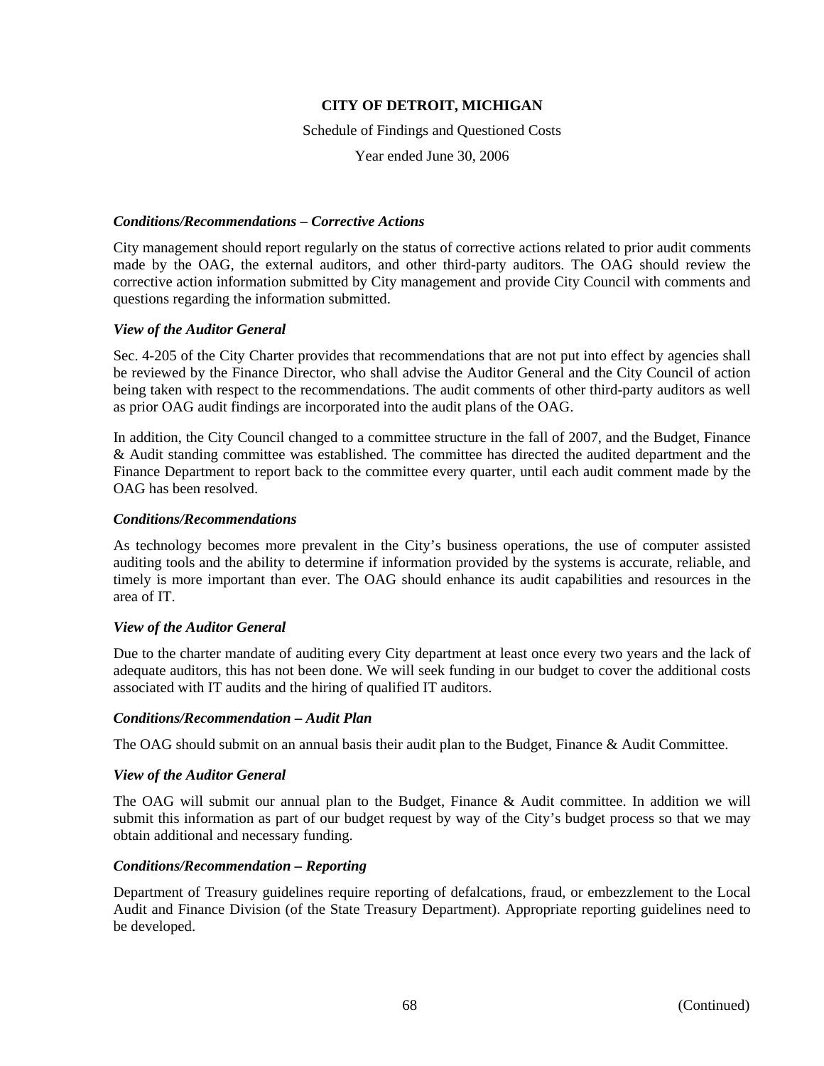**CITY OF DETROIT, MICHIGAN**

Schedule of Findings and Questioned Costs

Year ended June 30, 2006

***Conditions/Recommendations – Corrective Actions***

City management should report regularly on the status of corrective actions related to prior audit comments made by the OAG, the external auditors, and other third-party auditors. The OAG should review the corrective action information submitted by City management and provide City Council with comments and questions regarding the information submitted.

***View of the Auditor General***

Sec. 4-205 of the City Charter provides that recommendations that are not put into effect by agencies shall be reviewed by the Finance Director, who shall advise the Auditor General and the City Council of action being taken with respect to the recommendations. The audit comments of other third-party auditors as well as prior OAG audit findings are incorporated into the audit plans of the OAG.

In addition, the City Council changed to a committee structure in the fall of 2007, and the Budget, Finance & Audit standing committee was established. The committee has directed the audited department and the Finance Department to report back to the committee every quarter, until each audit comment made by the OAG has been resolved.

***Conditions/Recommendations***

As technology becomes more prevalent in the City's business operations, the use of computer assisted auditing tools and the ability to determine if information provided by the systems is accurate, reliable, and timely is more important than ever. The OAG should enhance its audit capabilities and resources in the area of IT.

***View of the Auditor General***

Due to the charter mandate of auditing every City department at least once every two years and the lack of adequate auditors, this has not been done. We will seek funding in our budget to cover the additional costs associated with IT audits and the hiring of qualified IT auditors.

***Conditions/Recommendation – Audit Plan***

The OAG should submit on an annual basis their audit plan to the Budget, Finance & Audit Committee.

***View of the Auditor General***

The OAG will submit our annual plan to the Budget, Finance & Audit committee. In addition we will submit this information as part of our budget request by way of the City's budget process so that we may obtain additional and necessary funding.

***Conditions/Recommendation – Reporting***

Department of Treasury guidelines require reporting of defalcations, fraud, or embezzlement to the Local Audit and Finance Division (of the State Treasury Department). Appropriate reporting guidelines need to be developed.

(Continued)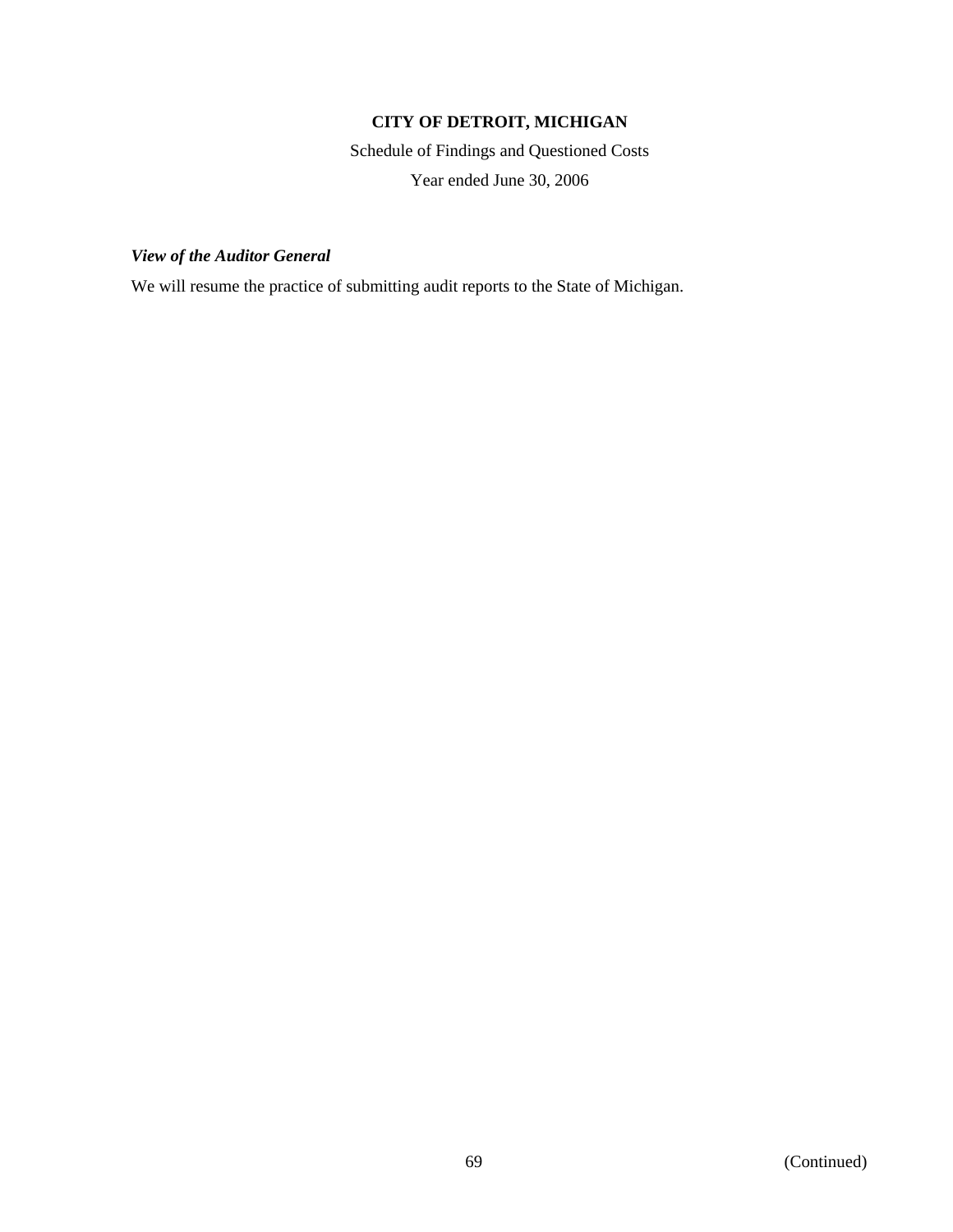**CITY OF DETROIT, MICHIGAN**

Schedule of Findings and Questioned Costs

Year ended June 30, 2006

***View of the Auditor General***

We will resume the practice of submitting audit reports to the State of Michigan.

(Continued)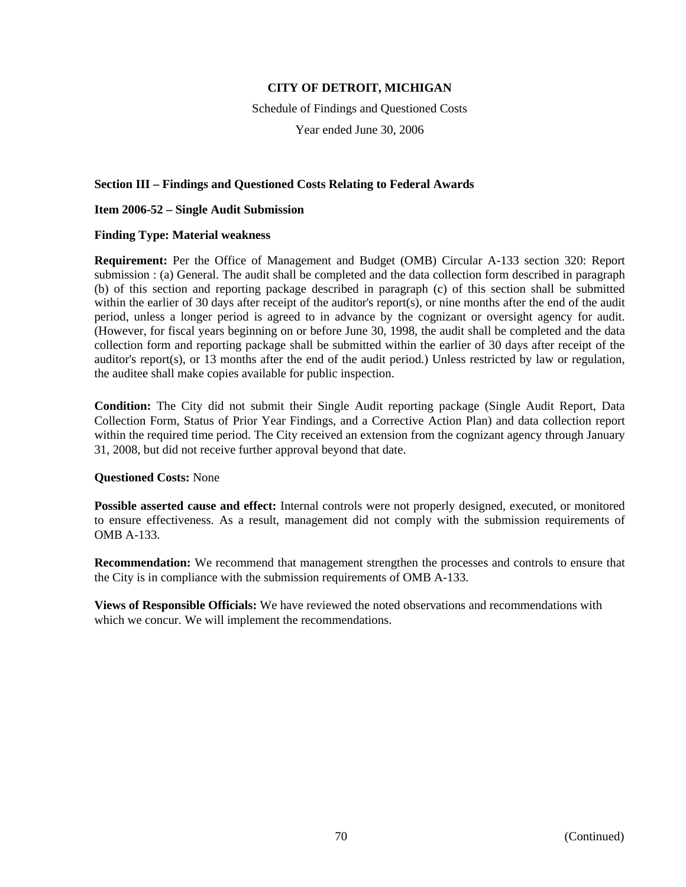**CITY OF DETROIT, MICHIGAN**

Schedule of Findings and Questioned Costs

Year ended June 30, 2006

**Section III – Findings and Questioned Costs Relating to Federal Awards**

**Item 2006-52 – Single Audit Submission**

**Finding Type: Material weakness**

**Requirement:** Per the Office of Management and Budget (OMB) Circular A-133 section 320: Report submission : (a) General. The audit shall be completed and the data collection form described in paragraph (b) of this section and reporting package described in paragraph (c) of this section shall be submitted within the earlier of 30 days after receipt of the auditor's report(s), or nine months after the end of the audit period, unless a longer period is agreed to in advance by the cognizant or oversight agency for audit. (However, for fiscal years beginning on or before June 30, 1998, the audit shall be completed and the data collection form and reporting package shall be submitted within the earlier of 30 days after receipt of the auditor's report(s), or 13 months after the end of the audit period.) Unless restricted by law or regulation, the auditee shall make copies available for public inspection.

**Condition:** The City did not submit their Single Audit reporting package (Single Audit Report, Data Collection Form, Status of Prior Year Findings, and a Corrective Action Plan) and data collection report within the required time period. The City received an extension from the cognizant agency through January 31, 2008, but did not receive further approval beyond that date.

**Questioned Costs:** None

**Possible asserted cause and effect:** Internal controls were not properly designed, executed, or monitored to ensure effectiveness. As a result, management did not comply with the submission requirements of OMB A-133.

**Recommendation:** We recommend that management strengthen the processes and controls to ensure that the City is in compliance with the submission requirements of OMB A-133.

**Views of Responsible Officials:** We have reviewed the noted observations and recommendations with which we concur. We will implement the recommendations.

(Continued)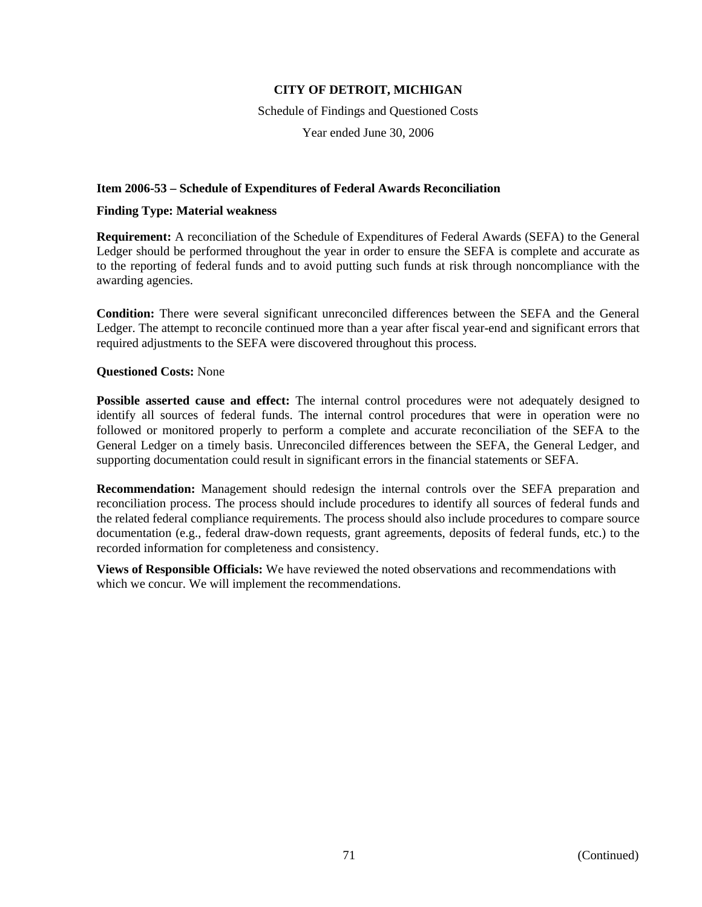**CITY OF DETROIT, MICHIGAN**

Schedule of Findings and Questioned Costs

Year ended June 30, 2006

**Item 2006-53 – Schedule of Expenditures of Federal Awards Reconciliation**

**Finding Type: Material weakness**

**Requirement:** A reconciliation of the Schedule of Expenditures of Federal Awards (SEFA) to the General Ledger should be performed throughout the year in order to ensure the SEFA is complete and accurate as to the reporting of federal funds and to avoid putting such funds at risk through noncompliance with the awarding agencies.

**Condition:** There were several significant unreconciled differences between the SEFA and the General Ledger. The attempt to reconcile continued more than a year after fiscal year-end and significant errors that required adjustments to the SEFA were discovered throughout this process.

**Questioned Costs:** None

**Possible asserted cause and effect:** The internal control procedures were not adequately designed to identify all sources of federal funds. The internal control procedures that were in operation were no followed or monitored properly to perform a complete and accurate reconciliation of the SEFA to the General Ledger on a timely basis. Unreconciled differences between the SEFA, the General Ledger, and supporting documentation could result in significant errors in the financial statements or SEFA.

**Recommendation:** Management should redesign the internal controls over the SEFA preparation and reconciliation process. The process should include procedures to identify all sources of federal funds and the related federal compliance requirements. The process should also include procedures to compare source documentation (e.g., federal draw-down requests, grant agreements, deposits of federal funds, etc.) to the recorded information for completeness and consistency.

**Views of Responsible Officials:** We have reviewed the noted observations and recommendations with which we concur. We will implement the recommendations.

(Continued)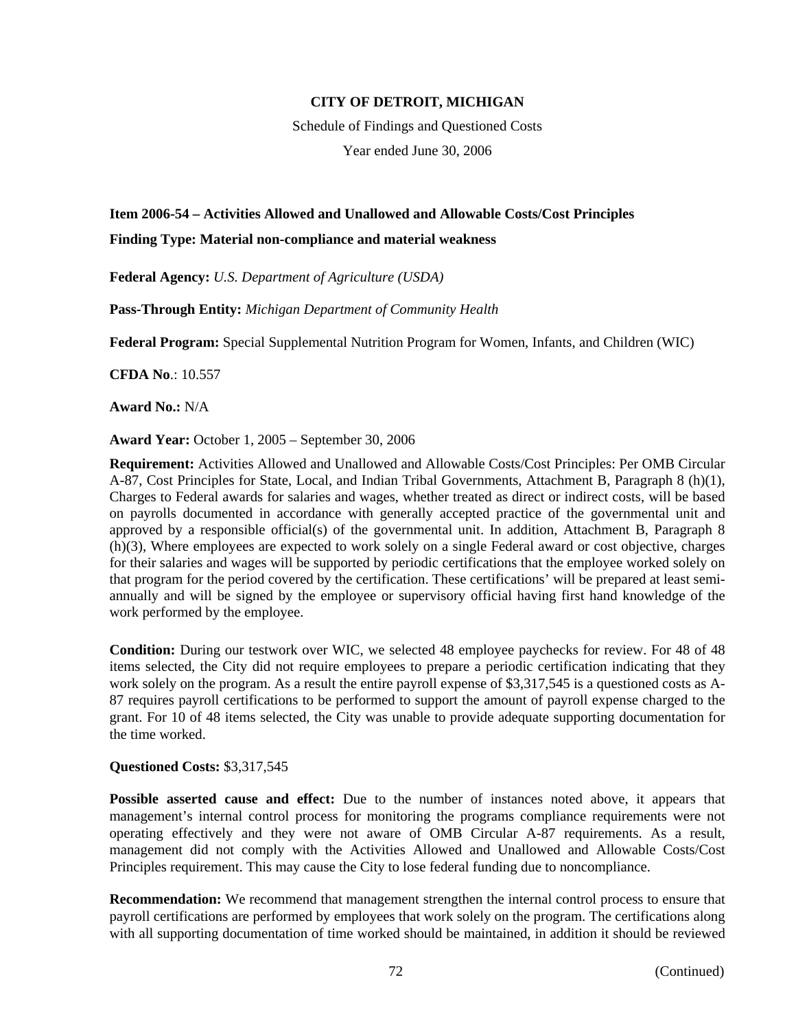**CITY OF DETROIT, MICHIGAN**

Schedule of Findings and Questioned Costs

Year ended June 30, 2006

**Item 2006-54 – Activities Allowed and Unallowed and Allowable Costs/Cost Principles**

**Finding Type: Material non-compliance and material weakness**

**Federal Agency:** *U.S. Department of Agriculture (USDA)*

**Pass-Through Entity:** *Michigan Department of Community Health*

**Federal Program:** Special Supplemental Nutrition Program for Women, Infants, and Children (WIC)

**CFDA No**.: 10.557

**Award No.:** N/A

**Award Year:** October 1, 2005 – September 30, 2006

**Requirement:** Activities Allowed and Unallowed and Allowable Costs/Cost Principles: Per OMB Circular A-87, Cost Principles for State, Local, and Indian Tribal Governments, Attachment B, Paragraph 8 (h)(1), Charges to Federal awards for salaries and wages, whether treated as direct or indirect costs, will be based on payrolls documented in accordance with generally accepted practice of the governmental unit and approved by a responsible official(s) of the governmental unit. In addition, Attachment B, Paragraph 8 (h)(3), Where employees are expected to work solely on a single Federal award or cost objective, charges for their salaries and wages will be supported by periodic certifications that the employee worked solely on that program for the period covered by the certification. These certifications' will be prepared at least semi-annually and will be signed by the employee or supervisory official having first hand knowledge of the work performed by the employee.

**Condition:** During our testwork over WIC, we selected 48 employee paychecks for review. For 48 of 48 items selected, the City did not require employees to prepare a periodic certification indicating that they work solely on the program. As a result the entire payroll expense of $3,317,545 is a questioned costs as A-87 requires payroll certifications to be performed to support the amount of payroll expense charged to the grant. For 10 of 48 items selected, the City was unable to provide adequate supporting documentation for the time worked.

**Questioned Costs:** $3,317,545

**Possible asserted cause and effect:** Due to the number of instances noted above, it appears that management's internal control process for monitoring the programs compliance requirements were not operating effectively and they were not aware of OMB Circular A-87 requirements. As a result, management did not comply with the Activities Allowed and Unallowed and Allowable Costs/Cost Principles requirement. This may cause the City to lose federal funding due to noncompliance.

**Recommendation:** We recommend that management strengthen the internal control process to ensure that payroll certifications are performed by employees that work solely on the program. The certifications along with all supporting documentation of time worked should be maintained, in addition it should be reviewed

(Continued)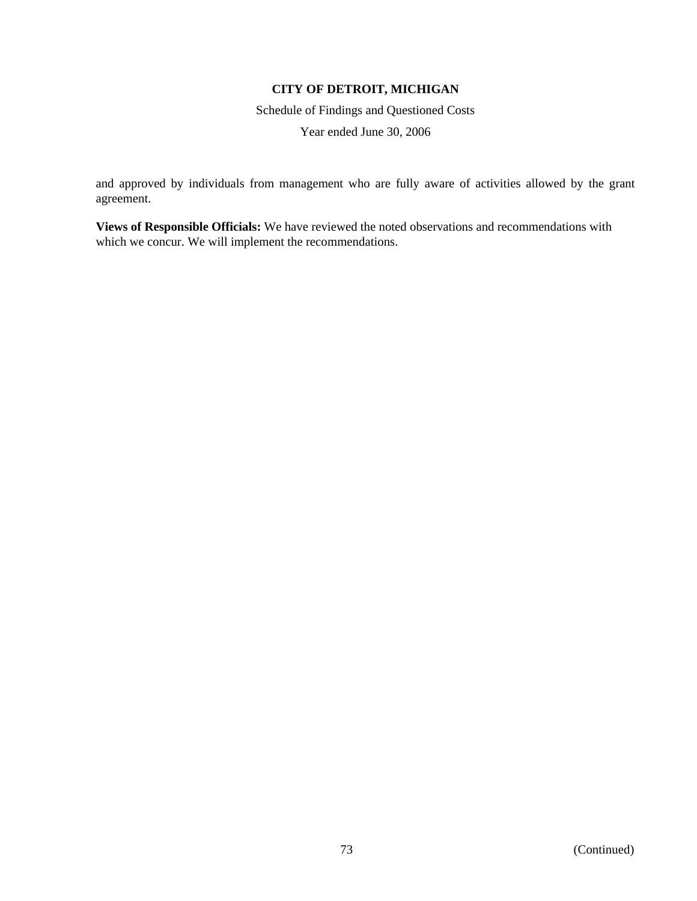and approved by individuals from management who are fully aware of activities allowed by the grant agreement.

**Views of Responsible Officials:** We have reviewed the noted observations and recommendations with which we concur. We will implement the recommendations.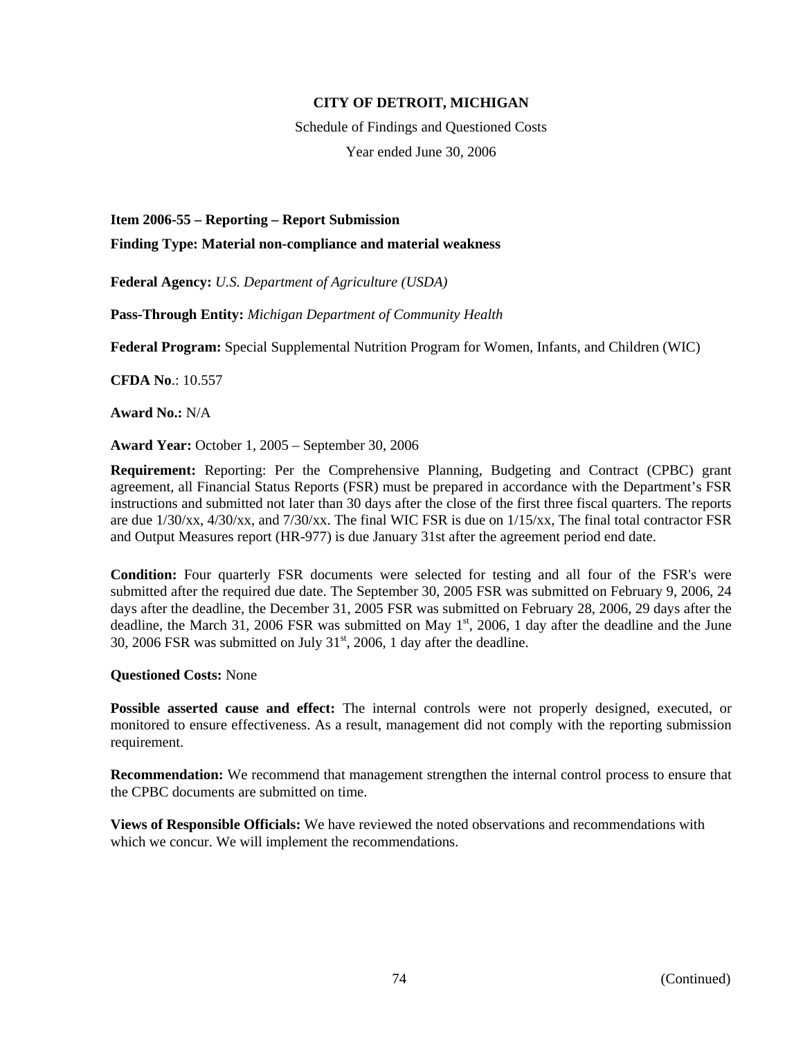**CITY OF DETROIT, MICHIGAN**

Schedule of Findings and Questioned Costs

Year ended June 30, 2006

**Item 2006-55 – Reporting – Report Submission**

**Finding Type: Material non-compliance and material weakness**

**Federal Agency:** *U.S. Department of Agriculture (USDA)*

**Pass-Through Entity:** *Michigan Department of Community Health*

**Federal Program:** Special Supplemental Nutrition Program for Women, Infants, and Children (WIC)

**CFDA No**.: 10.557

**Award No.:** N/A

**Award Year:** October 1, 2005 – September 30, 2006

**Requirement:** Reporting: Per the Comprehensive Planning, Budgeting and Contract (CPBC) grant agreement, all Financial Status Reports (FSR) must be prepared in accordance with the Department's FSR instructions and submitted not later than 30 days after the close of the first three fiscal quarters. The reports are due 1/30/xx, 4/30/xx, and 7/30/xx. The final WIC FSR is due on 1/15/xx, The final total contractor FSR and Output Measures report (HR-977) is due January 31st after the agreement period end date.

**Condition:** Four quarterly FSR documents were selected for testing and all four of the FSR's were submitted after the required due date. The September 30, 2005 FSR was submitted on February 9, 2006, 24 days after the deadline, the December 31, 2005 FSR was submitted on February 28, 2006, 29 days after the deadline, the March 31, 2006 FSR was submitted on May 1st, 2006, 1 day after the deadline and the June 30, 2006 FSR was submitted on July 31st, 2006, 1 day after the deadline.

**Questioned Costs:** None

**Possible asserted cause and effect:** The internal controls were not properly designed, executed, or monitored to ensure effectiveness. As a result, management did not comply with the reporting submission requirement.

**Recommendation:** We recommend that management strengthen the internal control process to ensure that the CPBC documents are submitted on time.

**Views of Responsible Officials:** We have reviewed the noted observations and recommendations with which we concur. We will implement the recommendations.

(Continued)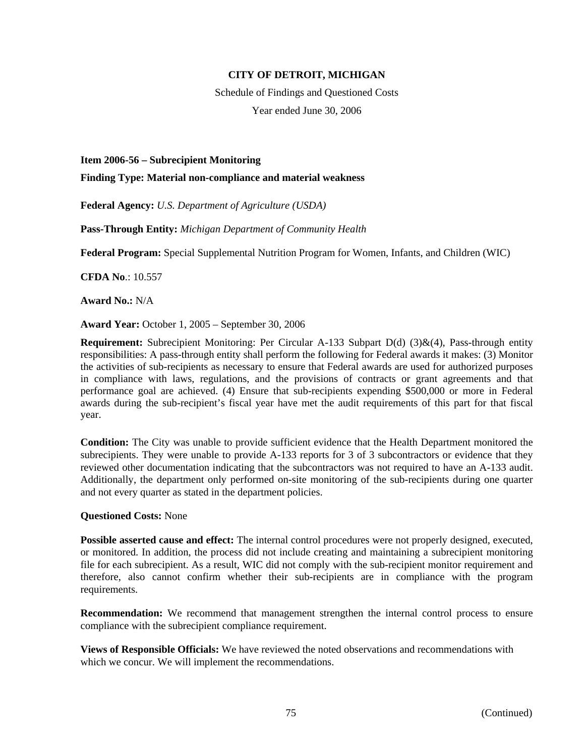**CITY OF DETROIT, MICHIGAN**

Schedule of Findings and Questioned Costs

Year ended June 30, 2006

**Item 2006-56 – Subrecipient Monitoring**

**Finding Type: Material non-compliance and material weakness**

**Federal Agency:** *U.S. Department of Agriculture (USDA)*

**Pass-Through Entity:** *Michigan Department of Community Health*

**Federal Program:** Special Supplemental Nutrition Program for Women, Infants, and Children (WIC)

**CFDA No**.: 10.557

**Award No.:** N/A

**Award Year:** October 1, 2005 – September 30, 2006

**Requirement:** Subrecipient Monitoring: Per Circular A-133 Subpart D(d) (3)&(4), Pass-through entity responsibilities: A pass-through entity shall perform the following for Federal awards it makes: (3) Monitor the activities of sub-recipients as necessary to ensure that Federal awards are used for authorized purposes in compliance with laws, regulations, and the provisions of contracts or grant agreements and that performance goal are achieved. (4) Ensure that sub-recipients expending $500,000 or more in Federal awards during the sub-recipient's fiscal year have met the audit requirements of this part for that fiscal year.

**Condition:** The City was unable to provide sufficient evidence that the Health Department monitored the subrecipients. They were unable to provide A-133 reports for 3 of 3 subcontractors or evidence that they reviewed other documentation indicating that the subcontractors was not required to have an A-133 audit. Additionally, the department only performed on-site monitoring of the sub-recipients during one quarter and not every quarter as stated in the department policies.

**Questioned Costs:** None

**Possible asserted cause and effect:** The internal control procedures were not properly designed, executed, or monitored. In addition, the process did not include creating and maintaining a subrecipient monitoring file for each subrecipient. As a result, WIC did not comply with the sub-recipient monitor requirement and therefore, also cannot confirm whether their sub-recipients are in compliance with the program requirements.

**Recommendation:** We recommend that management strengthen the internal control process to ensure compliance with the subrecipient compliance requirement.

**Views of Responsible Officials:** We have reviewed the noted observations and recommendations with which we concur. We will implement the recommendations.

(Continued)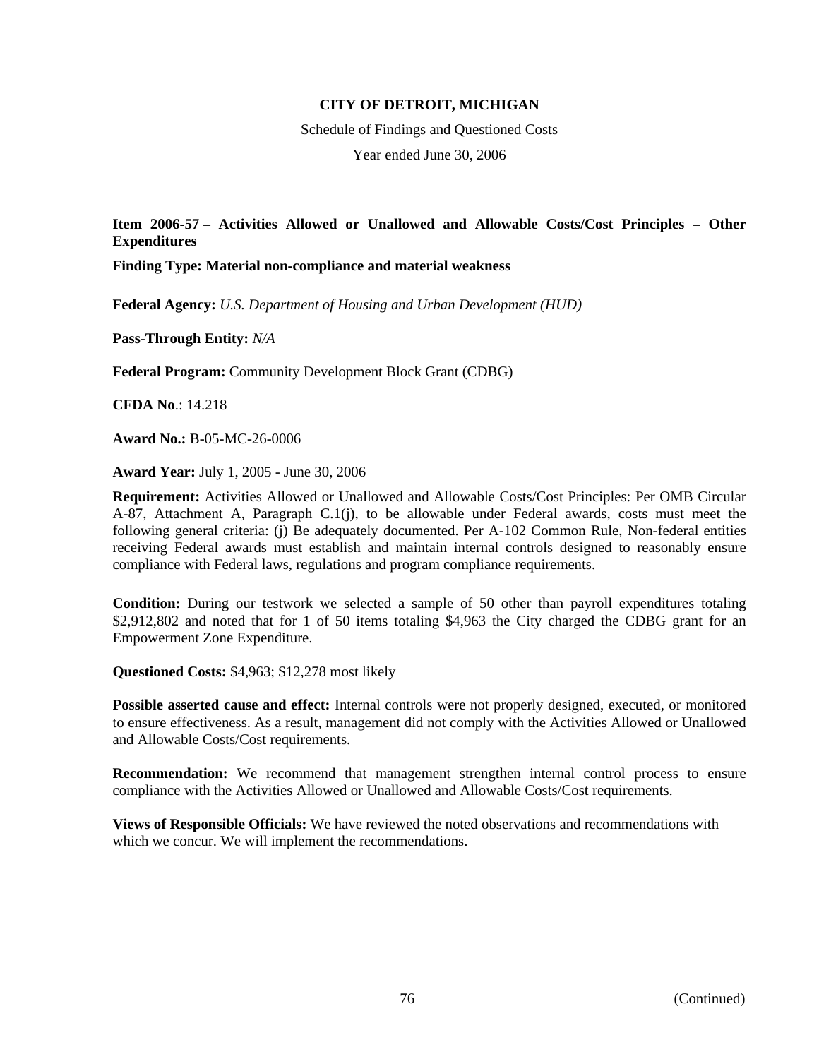**CITY OF DETROIT, MICHIGAN**

Schedule of Findings and Questioned Costs

Year ended June 30, 2006

**Item 2006-57 – Activities Allowed or Unallowed and Allowable Costs/Cost Principles – Other Expenditures**

**Finding Type: Material non-compliance and material weakness**

**Federal Agency:** *U.S. Department of Housing and Urban Development (HUD)*

**Pass-Through Entity:** *N/A*

**Federal Program:** Community Development Block Grant (CDBG)

**CFDA No**.: 14.218

**Award No.:** B-05-MC-26-0006

**Award Year:** July 1, 2005 - June 30, 2006

**Requirement:** Activities Allowed or Unallowed and Allowable Costs/Cost Principles: Per OMB Circular A-87, Attachment A, Paragraph C.1(j), to be allowable under Federal awards, costs must meet the following general criteria: (j) Be adequately documented. Per A-102 Common Rule, Non-federal entities receiving Federal awards must establish and maintain internal controls designed to reasonably ensure compliance with Federal laws, regulations and program compliance requirements.

**Condition:** During our testwork we selected a sample of 50 other than payroll expenditures totaling \$2,912,802 and noted that for 1 of 50 items totaling \$4,963 the City charged the CDBG grant for an Empowerment Zone Expenditure.

**Questioned Costs:** \$4,963; \$12,278 most likely

**Possible asserted cause and effect:** Internal controls were not properly designed, executed, or monitored to ensure effectiveness. As a result, management did not comply with the Activities Allowed or Unallowed and Allowable Costs/Cost requirements.

**Recommendation:** We recommend that management strengthen internal control process to ensure compliance with the Activities Allowed or Unallowed and Allowable Costs/Cost requirements.

**Views of Responsible Officials:** We have reviewed the noted observations and recommendations with which we concur. We will implement the recommendations.

(Continued)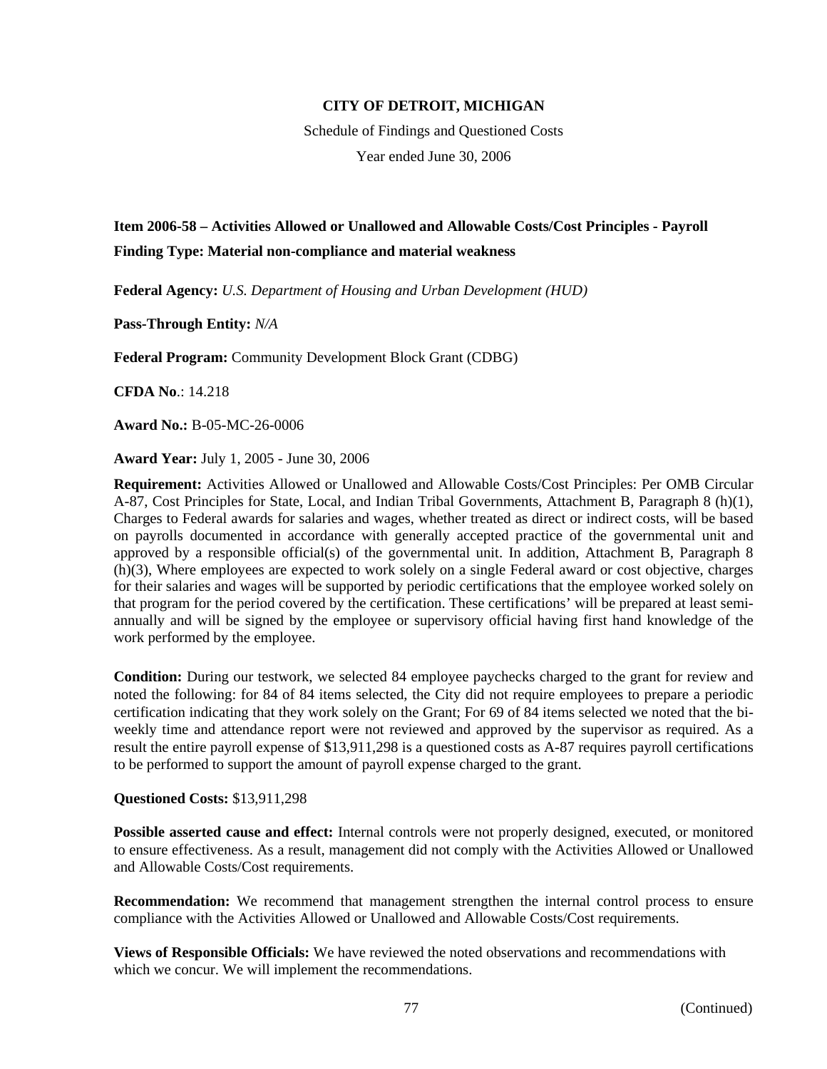**CITY OF DETROIT, MICHIGAN**

Schedule of Findings and Questioned Costs

Year ended June 30, 2006

**Item 2006-58 – Activities Allowed or Unallowed and Allowable Costs/Cost Principles - Payroll**

**Finding Type: Material non-compliance and material weakness**

**Federal Agency:** *U.S. Department of Housing and Urban Development (HUD)*

**Pass-Through Entity:** *N/A*

**Federal Program:** Community Development Block Grant (CDBG)

**CFDA No**.: 14.218

**Award No.:** B-05-MC-26-0006

**Award Year:** July 1, 2005 - June 30, 2006

**Requirement:** Activities Allowed or Unallowed and Allowable Costs/Cost Principles: Per OMB Circular A-87, Cost Principles for State, Local, and Indian Tribal Governments, Attachment B, Paragraph 8 (h)(1), Charges to Federal awards for salaries and wages, whether treated as direct or indirect costs, will be based on payrolls documented in accordance with generally accepted practice of the governmental unit and approved by a responsible official(s) of the governmental unit. In addition, Attachment B, Paragraph 8 (h)(3), Where employees are expected to work solely on a single Federal award or cost objective, charges for their salaries and wages will be supported by periodic certifications that the employee worked solely on that program for the period covered by the certification. These certifications' will be prepared at least semi-annually and will be signed by the employee or supervisory official having first hand knowledge of the work performed by the employee.

**Condition:** During our testwork, we selected 84 employee paychecks charged to the grant for review and noted the following: for 84 of 84 items selected, the City did not require employees to prepare a periodic certification indicating that they work solely on the Grant; For 69 of 84 items selected we noted that the bi-weekly time and attendance report were not reviewed and approved by the supervisor as required. As a result the entire payroll expense of $13,911,298 is a questioned costs as A-87 requires payroll certifications to be performed to support the amount of payroll expense charged to the grant.

**Questioned Costs:** $13,911,298

**Possible asserted cause and effect:** Internal controls were not properly designed, executed, or monitored to ensure effectiveness. As a result, management did not comply with the Activities Allowed or Unallowed and Allowable Costs/Cost requirements.

**Recommendation:** We recommend that management strengthen the internal control process to ensure compliance with the Activities Allowed or Unallowed and Allowable Costs/Cost requirements.

**Views of Responsible Officials:** We have reviewed the noted observations and recommendations with which we concur. We will implement the recommendations.

(Continued)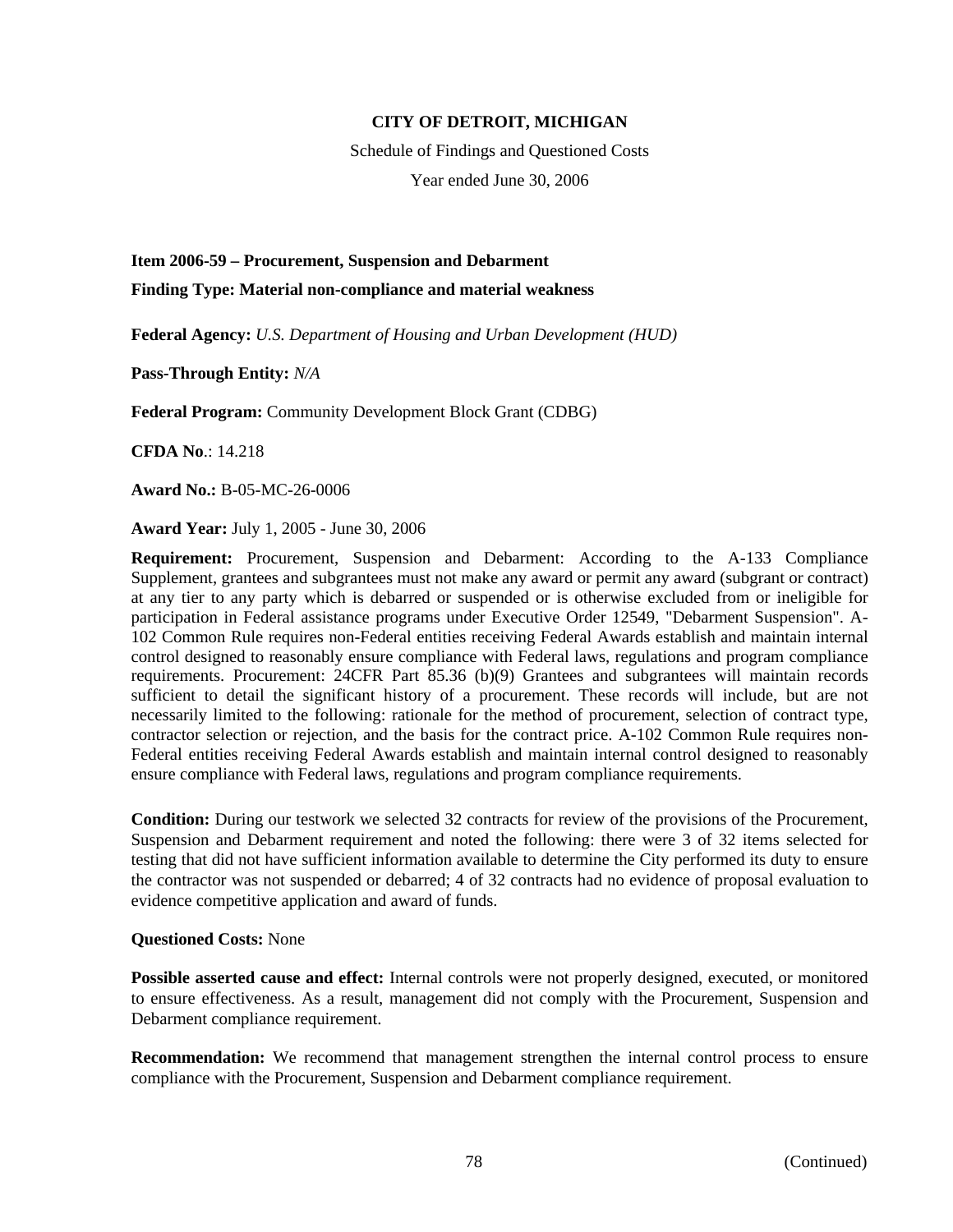**CITY OF DETROIT, MICHIGAN**

Schedule of Findings and Questioned Costs

Year ended June 30, 2006

**Item 2006-59 – Procurement, Suspension and Debarment**

**Finding Type: Material non-compliance and material weakness**

**Federal Agency:** *U.S. Department of Housing and Urban Development (HUD)*

**Pass-Through Entity:** *N/A*

**Federal Program:** Community Development Block Grant (CDBG)

**CFDA No**.: 14.218

**Award No.:** B-05-MC-26-0006

**Award Year:** July 1, 2005 - June 30, 2006

**Requirement:** Procurement, Suspension and Debarment: According to the A-133 Compliance Supplement, grantees and subgrantees must not make any award or permit any award (subgrant or contract) at any tier to any party which is debarred or suspended or is otherwise excluded from or ineligible for participation in Federal assistance programs under Executive Order 12549, "Debarment Suspension". A-102 Common Rule requires non-Federal entities receiving Federal Awards establish and maintain internal control designed to reasonably ensure compliance with Federal laws, regulations and program compliance requirements. Procurement: 24CFR Part 85.36 (b)(9) Grantees and subgrantees will maintain records sufficient to detail the significant history of a procurement. These records will include, but are not necessarily limited to the following: rationale for the method of procurement, selection of contract type, contractor selection or rejection, and the basis for the contract price. A-102 Common Rule requires non-Federal entities receiving Federal Awards establish and maintain internal control designed to reasonably ensure compliance with Federal laws, regulations and program compliance requirements.

**Condition:** During our testwork we selected 32 contracts for review of the provisions of the Procurement, Suspension and Debarment requirement and noted the following: there were 3 of 32 items selected for testing that did not have sufficient information available to determine the City performed its duty to ensure the contractor was not suspended or debarred; 4 of 32 contracts had no evidence of proposal evaluation to evidence competitive application and award of funds.

**Questioned Costs:** None

**Possible asserted cause and effect:** Internal controls were not properly designed, executed, or monitored to ensure effectiveness. As a result, management did not comply with the Procurement, Suspension and Debarment compliance requirement.

**Recommendation:** We recommend that management strengthen the internal control process to ensure compliance with the Procurement, Suspension and Debarment compliance requirement.

(Continued)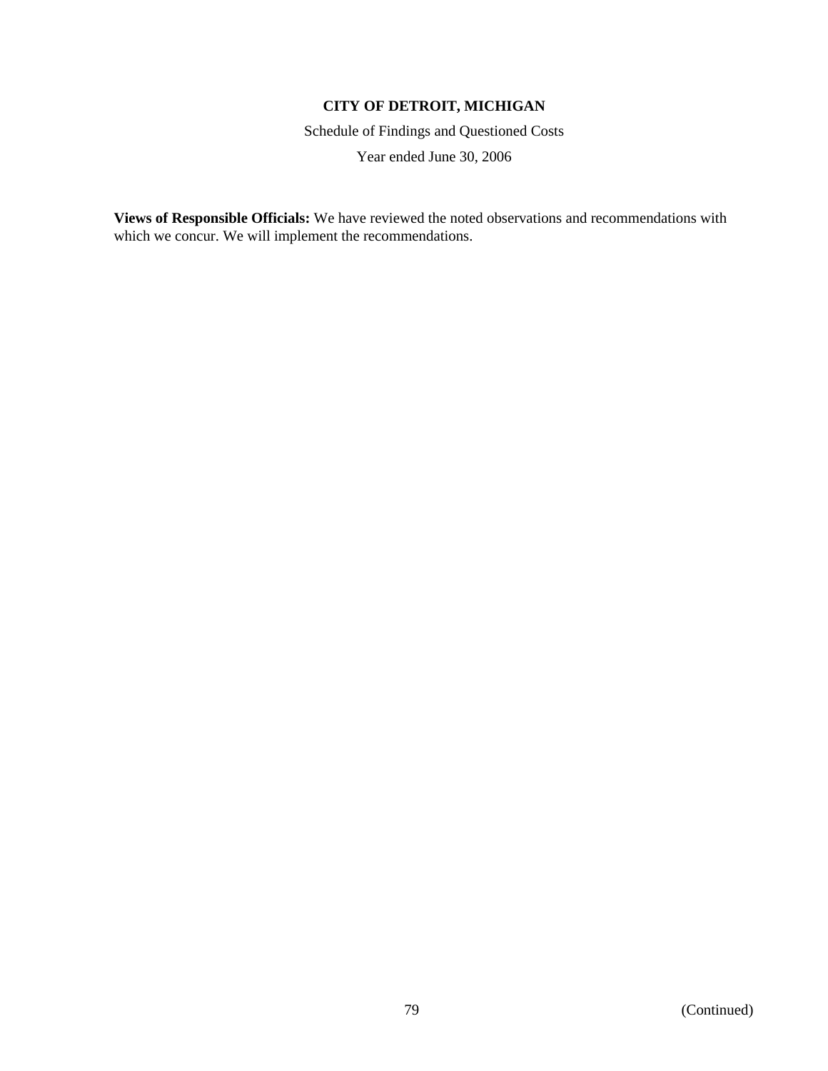**CITY OF DETROIT, MICHIGAN**

Schedule of Findings and Questioned Costs

Year ended June 30, 2006

**Views of Responsible Officials:** We have reviewed the noted observations and recommendations with which we concur. We will implement the recommendations.

(Continued)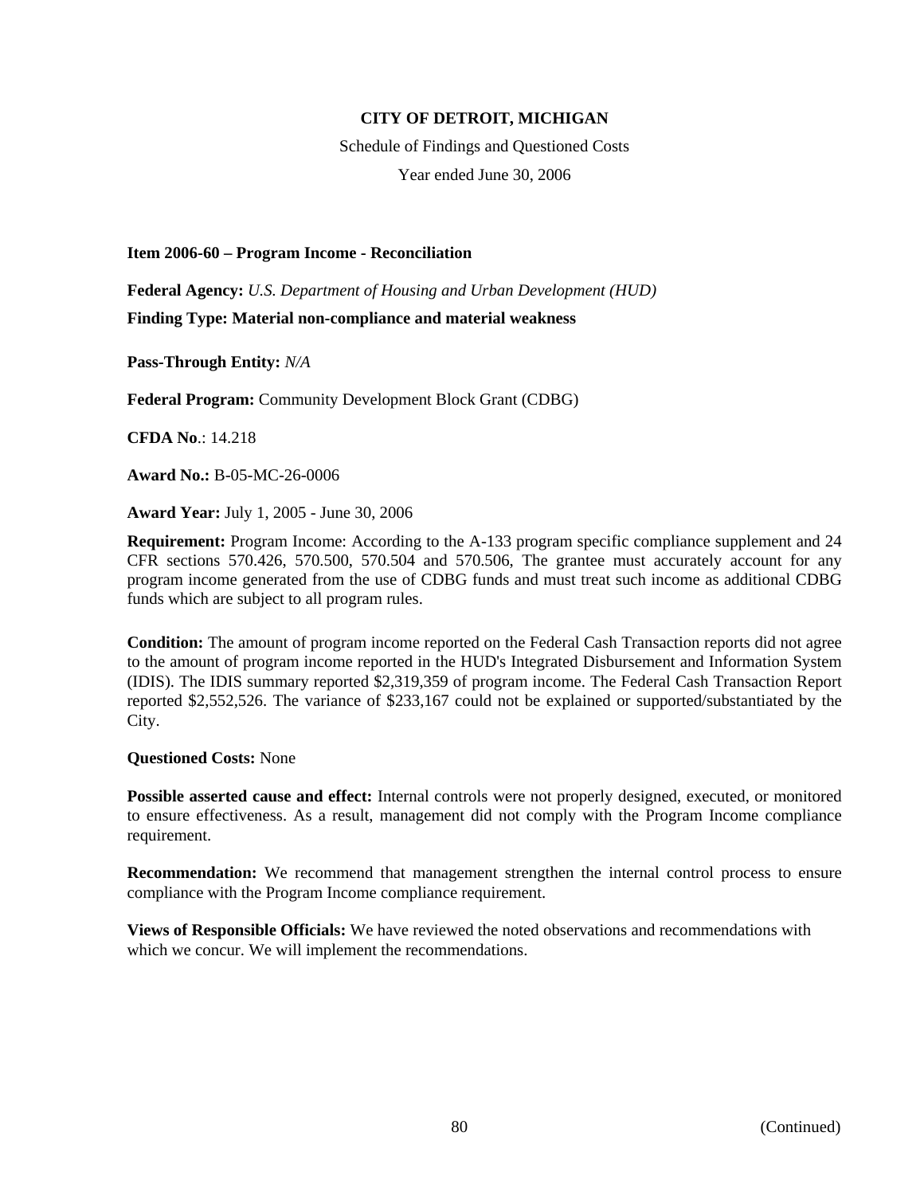**CITY OF DETROIT, MICHIGAN**

Schedule of Findings and Questioned Costs

Year ended June 30, 2006

**Item 2006-60 – Program Income - Reconciliation**

**Federal Agency:** *U.S. Department of Housing and Urban Development (HUD)*

**Finding Type: Material non-compliance and material weakness**

**Pass-Through Entity:** *N/A*

**Federal Program:** Community Development Block Grant (CDBG)

**CFDA No**.: 14.218

**Award No.:** B-05-MC-26-0006

**Award Year:** July 1, 2005 - June 30, 2006

**Requirement:** Program Income: According to the A-133 program specific compliance supplement and 24 CFR sections 570.426, 570.500, 570.504 and 570.506, The grantee must accurately account for any program income generated from the use of CDBG funds and must treat such income as additional CDBG funds which are subject to all program rules.

**Condition:** The amount of program income reported on the Federal Cash Transaction reports did not agree to the amount of program income reported in the HUD's Integrated Disbursement and Information System (IDIS). The IDIS summary reported $2,319,359 of program income. The Federal Cash Transaction Report reported $2,552,526. The variance of $233,167 could not be explained or supported/substantiated by the City.

**Questioned Costs:** None

**Possible asserted cause and effect:** Internal controls were not properly designed, executed, or monitored to ensure effectiveness. As a result, management did not comply with the Program Income compliance requirement.

**Recommendation:** We recommend that management strengthen the internal control process to ensure compliance with the Program Income compliance requirement.

**Views of Responsible Officials:** We have reviewed the noted observations and recommendations with which we concur. We will implement the recommendations.

(Continued)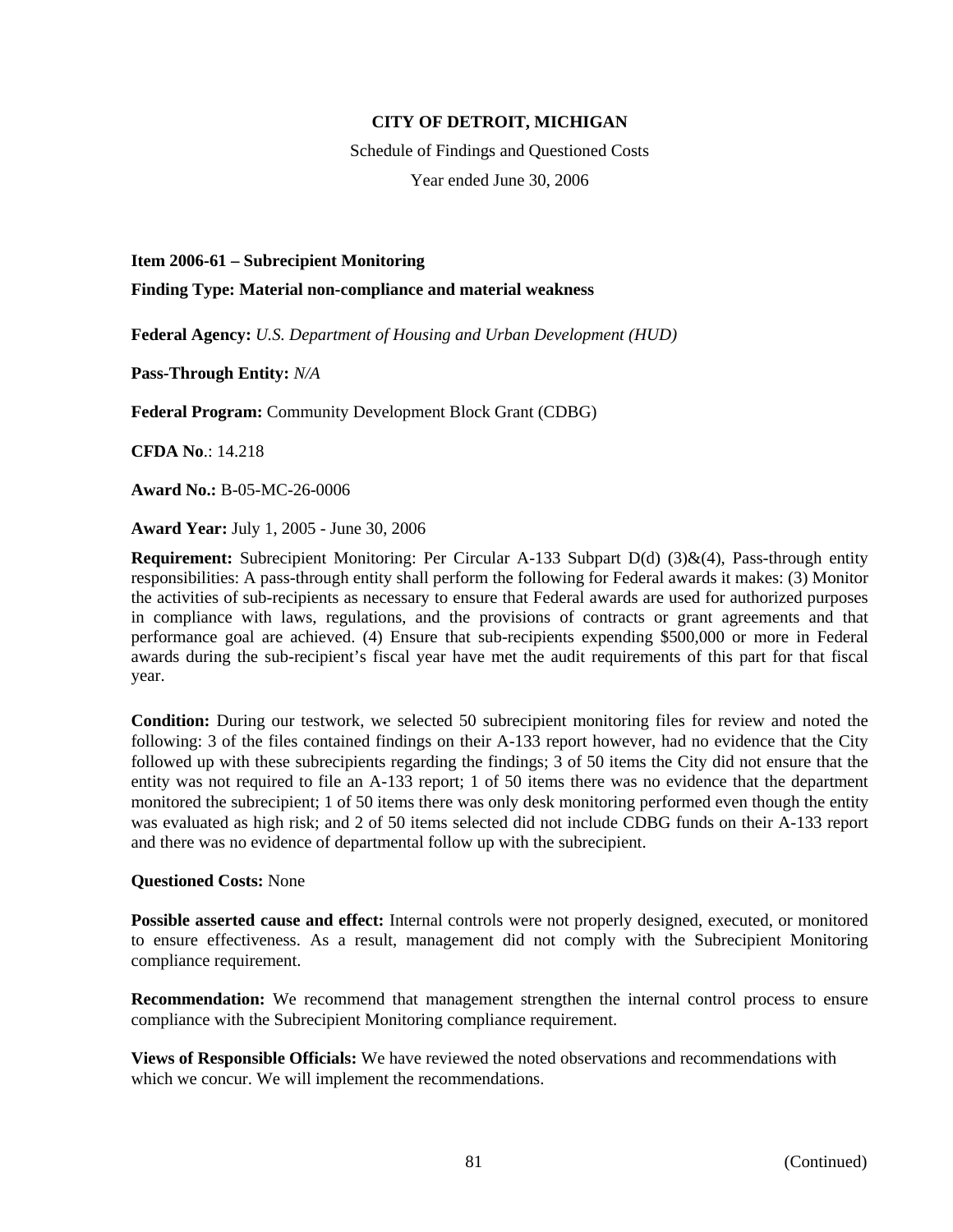**CITY OF DETROIT, MICHIGAN**

Schedule of Findings and Questioned Costs

Year ended June 30, 2006

**Item 2006-61 – Subrecipient Monitoring**

**Finding Type: Material non-compliance and material weakness**

**Federal Agency:** *U.S. Department of Housing and Urban Development (HUD)*

**Pass-Through Entity:** *N/A*

**Federal Program:** Community Development Block Grant (CDBG)

**CFDA No**.: 14.218

**Award No.:** B-05-MC-26-0006

**Award Year:** July 1, 2005 - June 30, 2006

**Requirement:** Subrecipient Monitoring: Per Circular A-133 Subpart D(d) (3)&(4), Pass-through entity responsibilities: A pass-through entity shall perform the following for Federal awards it makes: (3) Monitor the activities of sub-recipients as necessary to ensure that Federal awards are used for authorized purposes in compliance with laws, regulations, and the provisions of contracts or grant agreements and that performance goal are achieved. (4) Ensure that sub-recipients expending $500,000 or more in Federal awards during the sub-recipient's fiscal year have met the audit requirements of this part for that fiscal year.

**Condition:** During our testwork, we selected 50 subrecipient monitoring files for review and noted the following: 3 of the files contained findings on their A-133 report however, had no evidence that the City followed up with these subrecipients regarding the findings; 3 of 50 items the City did not ensure that the entity was not required to file an A-133 report; 1 of 50 items there was no evidence that the department monitored the subrecipient; 1 of 50 items there was only desk monitoring performed even though the entity was evaluated as high risk; and 2 of 50 items selected did not include CDBG funds on their A-133 report and there was no evidence of departmental follow up with the subrecipient.

**Questioned Costs:** None

**Possible asserted cause and effect:** Internal controls were not properly designed, executed, or monitored to ensure effectiveness. As a result, management did not comply with the Subrecipient Monitoring compliance requirement.

**Recommendation:** We recommend that management strengthen the internal control process to ensure compliance with the Subrecipient Monitoring compliance requirement.

**Views of Responsible Officials:** We have reviewed the noted observations and recommendations with which we concur. We will implement the recommendations.

(Continued)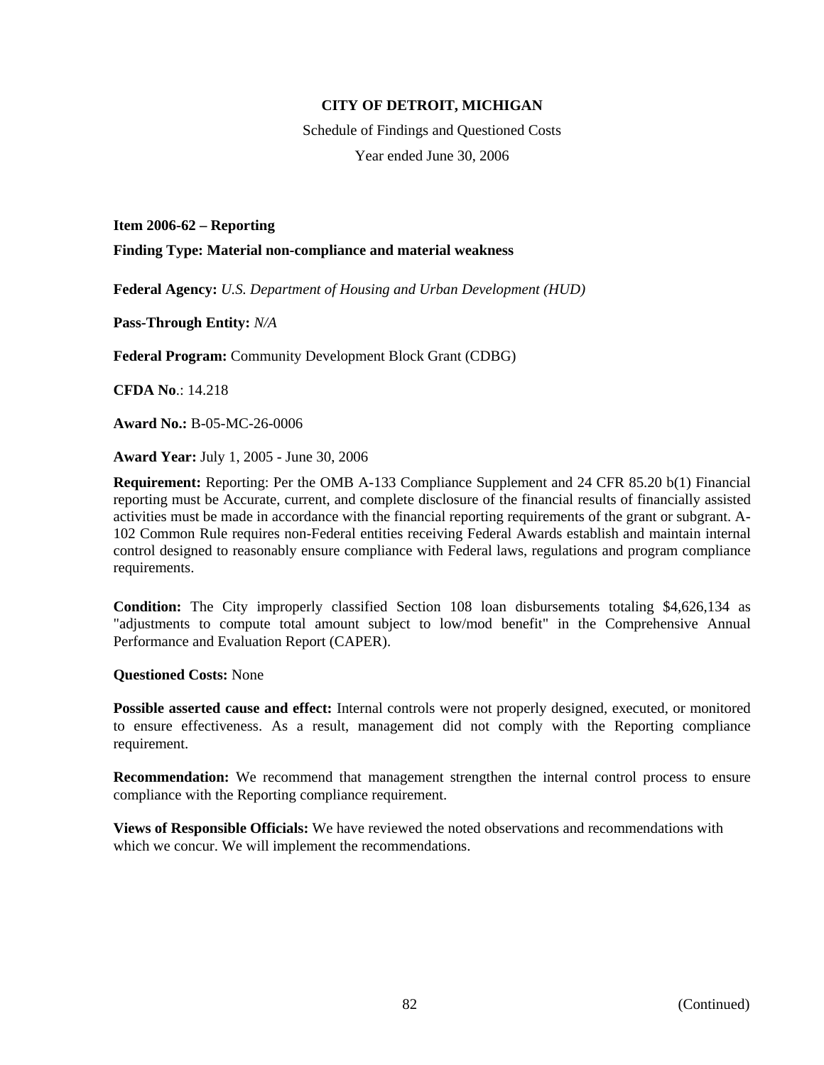**CITY OF DETROIT, MICHIGAN**

Schedule of Findings and Questioned Costs

Year ended June 30, 2006

**Item 2006-62 – Reporting**

**Finding Type: Material non-compliance and material weakness**

**Federal Agency:** *U.S. Department of Housing and Urban Development (HUD)*

**Pass-Through Entity:** *N/A*

**Federal Program:** Community Development Block Grant (CDBG)

**CFDA No**.: 14.218

**Award No.:** B-05-MC-26-0006

**Award Year:** July 1, 2005 - June 30, 2006

**Requirement:** Reporting: Per the OMB A-133 Compliance Supplement and 24 CFR 85.20 b(1) Financial reporting must be Accurate, current, and complete disclosure of the financial results of financially assisted activities must be made in accordance with the financial reporting requirements of the grant or subgrant. A-102 Common Rule requires non-Federal entities receiving Federal Awards establish and maintain internal control designed to reasonably ensure compliance with Federal laws, regulations and program compliance requirements.

**Condition:** The City improperly classified Section 108 loan disbursements totaling $4,626,134 as "adjustments to compute total amount subject to low/mod benefit" in the Comprehensive Annual Performance and Evaluation Report (CAPER).

**Questioned Costs:** None

**Possible asserted cause and effect:** Internal controls were not properly designed, executed, or monitored to ensure effectiveness. As a result, management did not comply with the Reporting compliance requirement.

**Recommendation:** We recommend that management strengthen the internal control process to ensure compliance with the Reporting compliance requirement.

**Views of Responsible Officials:** We have reviewed the noted observations and recommendations with which we concur. We will implement the recommendations.

(Continued)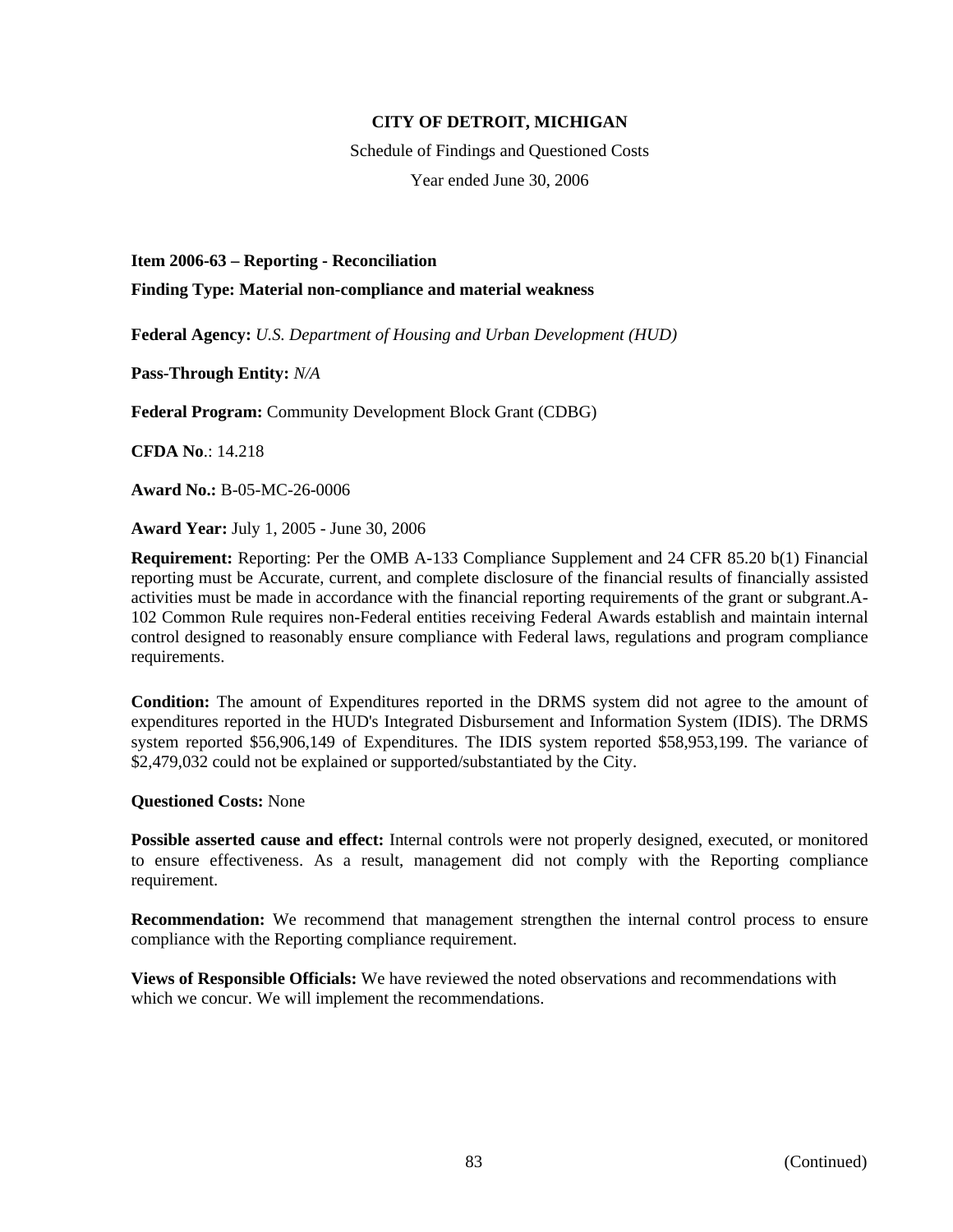**CITY OF DETROIT, MICHIGAN**

Schedule of Findings and Questioned Costs

Year ended June 30, 2006

**Item 2006-63 – Reporting - Reconciliation**

**Finding Type: Material non-compliance and material weakness**

**Federal Agency:** *U.S. Department of Housing and Urban Development (HUD)*

**Pass-Through Entity:** *N/A*

**Federal Program:** Community Development Block Grant (CDBG)

**CFDA No**.: 14.218

**Award No.:** B-05-MC-26-0006

**Award Year:** July 1, 2005 - June 30, 2006

**Requirement:** Reporting: Per the OMB A-133 Compliance Supplement and 24 CFR 85.20 b(1) Financial reporting must be Accurate, current, and complete disclosure of the financial results of financially assisted activities must be made in accordance with the financial reporting requirements of the grant or subgrant.A-102 Common Rule requires non-Federal entities receiving Federal Awards establish and maintain internal control designed to reasonably ensure compliance with Federal laws, regulations and program compliance requirements.

**Condition:** The amount of Expenditures reported in the DRMS system did not agree to the amount of expenditures reported in the HUD's Integrated Disbursement and Information System (IDIS). The DRMS system reported $56,906,149 of Expenditures. The IDIS system reported $58,953,199. The variance of $2,479,032 could not be explained or supported/substantiated by the City.

**Questioned Costs:** None

**Possible asserted cause and effect:** Internal controls were not properly designed, executed, or monitored to ensure effectiveness. As a result, management did not comply with the Reporting compliance requirement.

**Recommendation:** We recommend that management strengthen the internal control process to ensure compliance with the Reporting compliance requirement.

**Views of Responsible Officials:** We have reviewed the noted observations and recommendations with which we concur. We will implement the recommendations.

(Continued)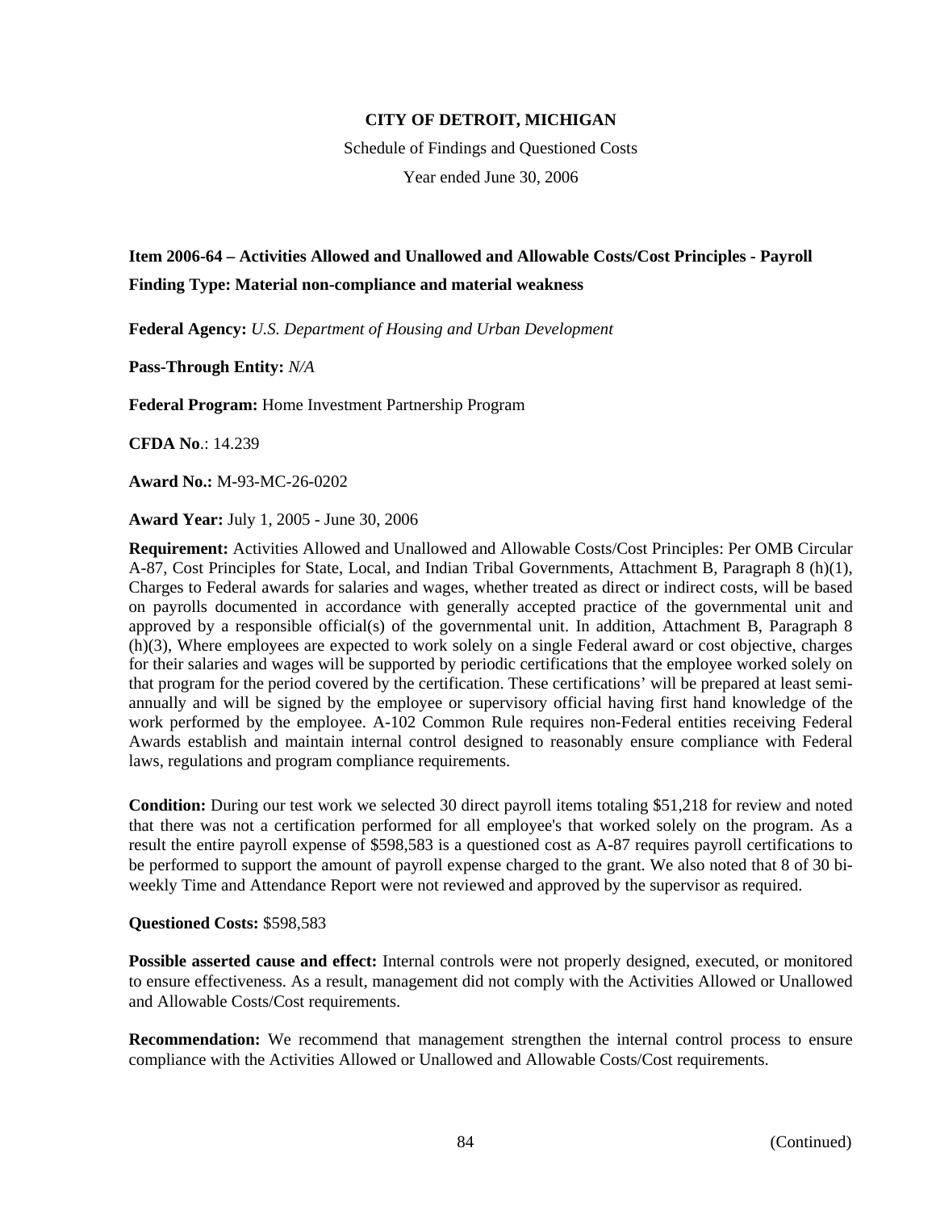**CITY OF DETROIT, MICHIGAN**

Schedule of Findings and Questioned Costs

Year ended June 30, 2006

**Item 2006-64 – Activities Allowed and Unallowed and Allowable Costs/Cost Principles - Payroll**

**Finding Type: Material non-compliance and material weakness**

**Federal Agency:** *U.S. Department of Housing and Urban Development*

**Pass-Through Entity:** *N/A*

**Federal Program:** Home Investment Partnership Program

**CFDA No**.: 14.239

**Award No.:** M-93-MC-26-0202

**Award Year:** July 1, 2005 - June 30, 2006

**Requirement:** Activities Allowed and Unallowed and Allowable Costs/Cost Principles: Per OMB Circular A-87, Cost Principles for State, Local, and Indian Tribal Governments, Attachment B, Paragraph 8 (h)(1), Charges to Federal awards for salaries and wages, whether treated as direct or indirect costs, will be based on payrolls documented in accordance with generally accepted practice of the governmental unit and approved by a responsible official(s) of the governmental unit. In addition, Attachment B, Paragraph 8 (h)(3), Where employees are expected to work solely on a single Federal award or cost objective, charges for their salaries and wages will be supported by periodic certifications that the employee worked solely on that program for the period covered by the certification. These certifications' will be prepared at least semi-annually and will be signed by the employee or supervisory official having first hand knowledge of the work performed by the employee. A-102 Common Rule requires non-Federal entities receiving Federal Awards establish and maintain internal control designed to reasonably ensure compliance with Federal laws, regulations and program compliance requirements.

**Condition:** During our test work we selected 30 direct payroll items totaling $51,218 for review and noted that there was not a certification performed for all employee's that worked solely on the program. As a result the entire payroll expense of $598,583 is a questioned cost as A-87 requires payroll certifications to be performed to support the amount of payroll expense charged to the grant. We also noted that 8 of 30 bi-weekly Time and Attendance Report were not reviewed and approved by the supervisor as required.

**Questioned Costs:** $598,583

**Possible asserted cause and effect:** Internal controls were not properly designed, executed, or monitored to ensure effectiveness. As a result, management did not comply with the Activities Allowed or Unallowed and Allowable Costs/Cost requirements.

**Recommendation:** We recommend that management strengthen the internal control process to ensure compliance with the Activities Allowed or Unallowed and Allowable Costs/Cost requirements.

(Continued)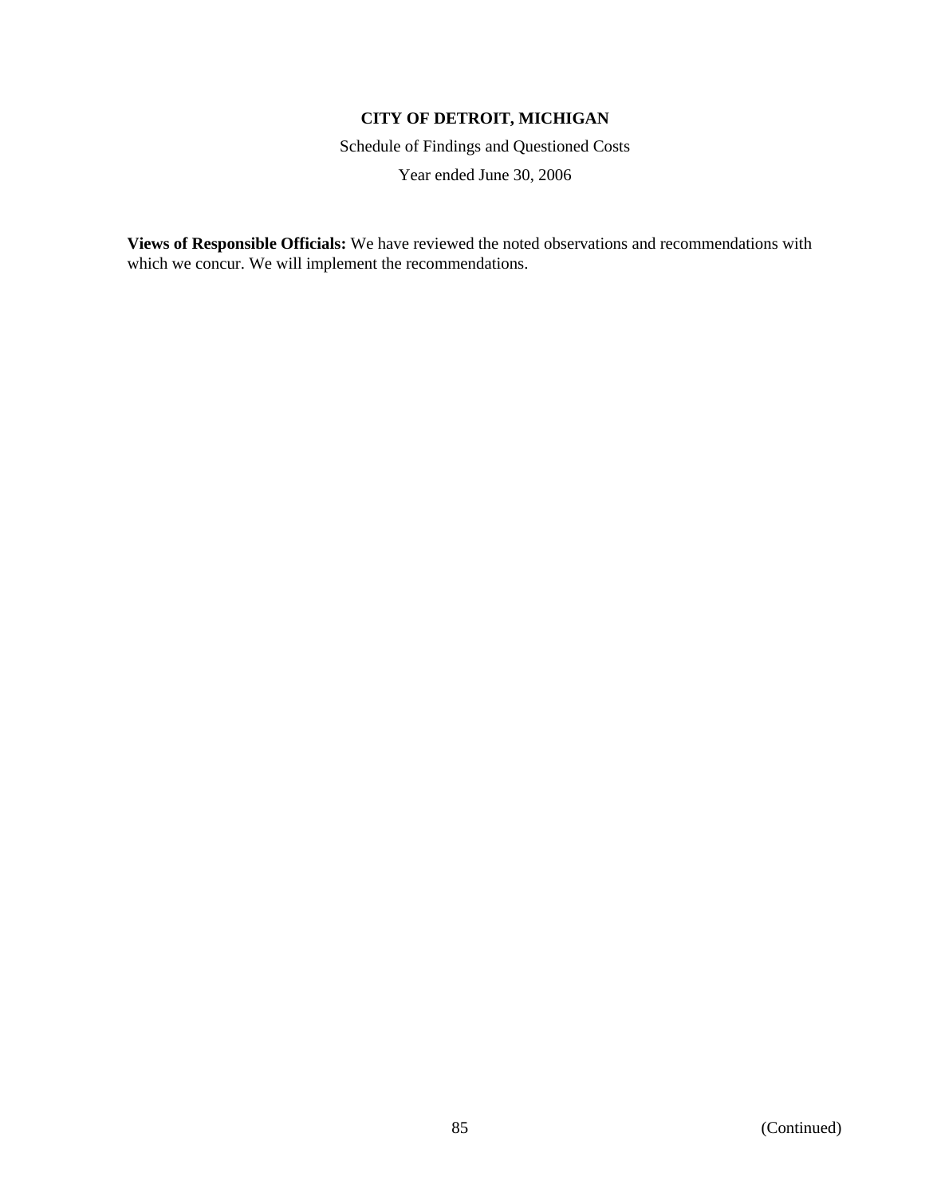**CITY OF DETROIT, MICHIGAN**

Schedule of Findings and Questioned Costs

Year ended June 30, 2006

**Views of Responsible Officials:** We have reviewed the noted observations and recommendations with which we concur. We will implement the recommendations.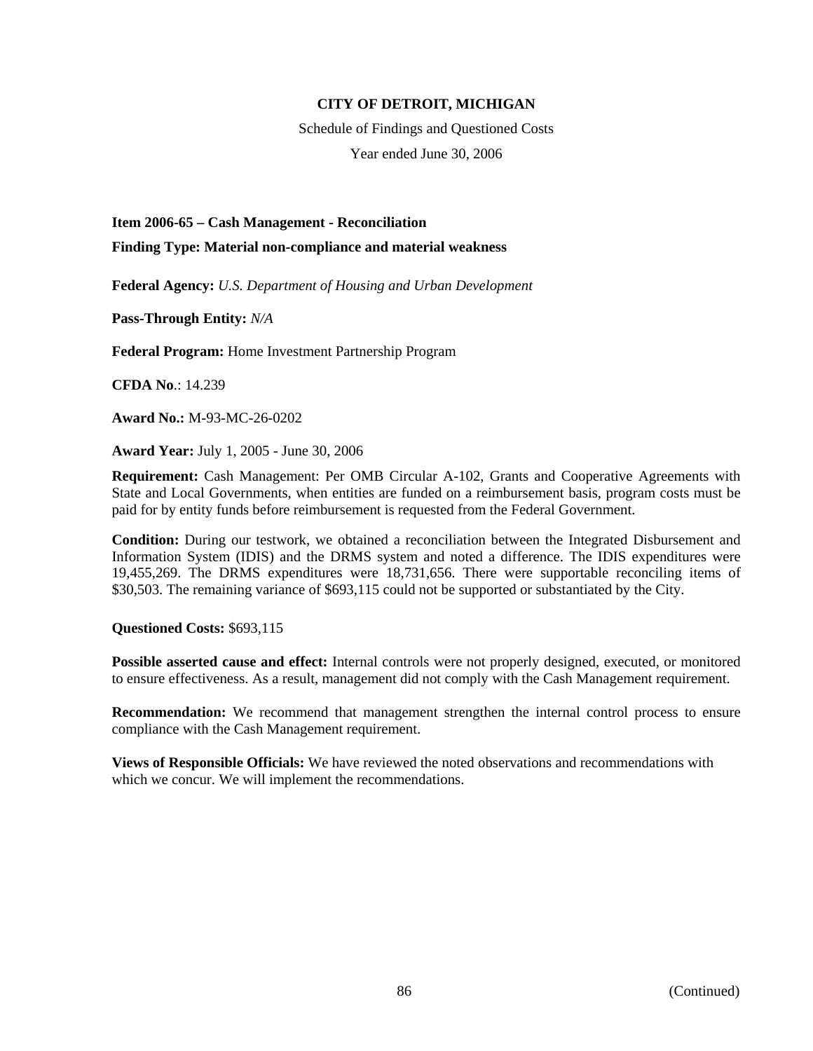**CITY OF DETROIT, MICHIGAN**

Schedule of Findings and Questioned Costs

Year ended June 30, 2006

**Item 2006-65 – Cash Management - Reconciliation**

**Finding Type: Material non-compliance and material weakness**

**Federal Agency:** *U.S. Department of Housing and Urban Development*

**Pass-Through Entity:** *N/A*

**Federal Program:** Home Investment Partnership Program

**CFDA No**.: 14.239

**Award No.:** M-93-MC-26-0202

**Award Year:** July 1, 2005 - June 30, 2006

**Requirement:** Cash Management: Per OMB Circular A-102, Grants and Cooperative Agreements with State and Local Governments, when entities are funded on a reimbursement basis, program costs must be paid for by entity funds before reimbursement is requested from the Federal Government.

**Condition:** During our testwork, we obtained a reconciliation between the Integrated Disbursement and Information System (IDIS) and the DRMS system and noted a difference. The IDIS expenditures were 19,455,269. The DRMS expenditures were 18,731,656. There were supportable reconciling items of $30,503. The remaining variance of $693,115 could not be supported or substantiated by the City.

**Questioned Costs:** $693,115

**Possible asserted cause and effect:** Internal controls were not properly designed, executed, or monitored to ensure effectiveness. As a result, management did not comply with the Cash Management requirement.

**Recommendation:** We recommend that management strengthen the internal control process to ensure compliance with the Cash Management requirement.

**Views of Responsible Officials:** We have reviewed the noted observations and recommendations with which we concur. We will implement the recommendations.

(Continued)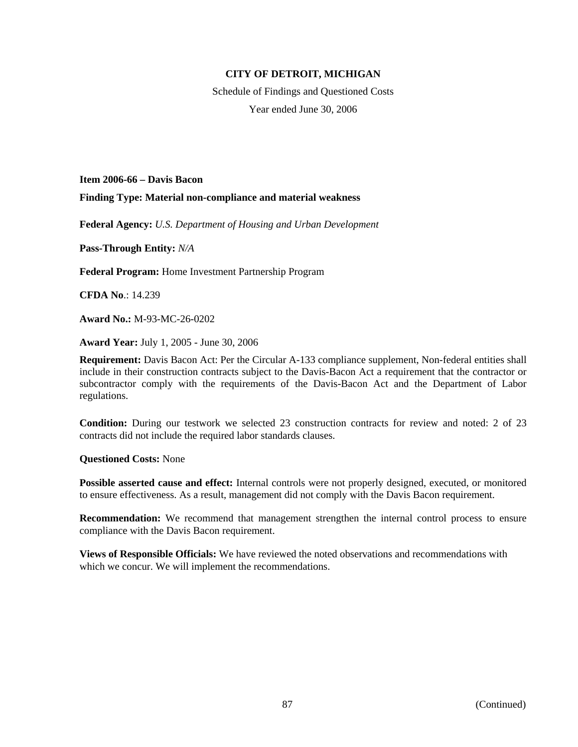**CITY OF DETROIT, MICHIGAN**

Schedule of Findings and Questioned Costs

Year ended June 30, 2006

**Item 2006-66 – Davis Bacon**

**Finding Type: Material non-compliance and material weakness**

**Federal Agency:** *U.S. Department of Housing and Urban Development*

**Pass-Through Entity:** *N/A*

**Federal Program:** Home Investment Partnership Program

**CFDA No**.: 14.239

**Award No.:** M-93-MC-26-0202

**Award Year:** July 1, 2005 - June 30, 2006

**Requirement:** Davis Bacon Act: Per the Circular A-133 compliance supplement, Non-federal entities shall include in their construction contracts subject to the Davis-Bacon Act a requirement that the contractor or subcontractor comply with the requirements of the Davis-Bacon Act and the Department of Labor regulations.

**Condition:** During our testwork we selected 23 construction contracts for review and noted: 2 of 23 contracts did not include the required labor standards clauses.

**Questioned Costs:** None

**Possible asserted cause and effect:** Internal controls were not properly designed, executed, or monitored to ensure effectiveness. As a result, management did not comply with the Davis Bacon requirement.

**Recommendation:** We recommend that management strengthen the internal control process to ensure compliance with the Davis Bacon requirement.

**Views of Responsible Officials:** We have reviewed the noted observations and recommendations with which we concur. We will implement the recommendations.

(Continued)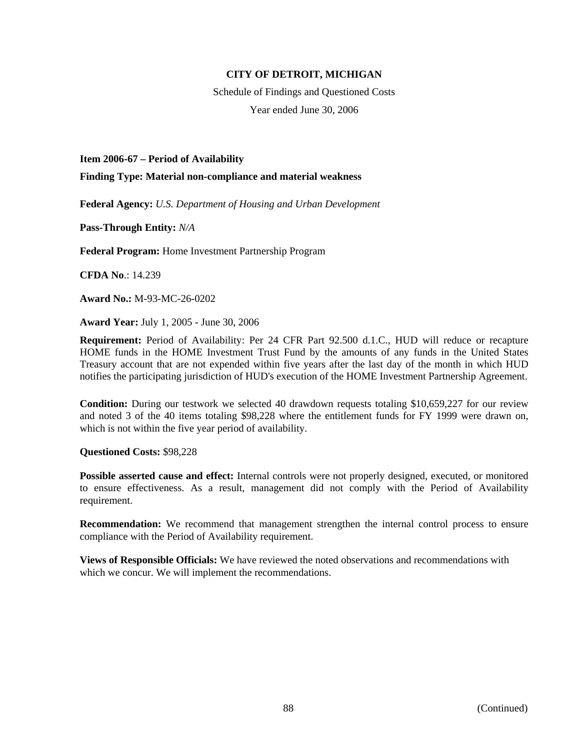**CITY OF DETROIT, MICHIGAN**

Schedule of Findings and Questioned Costs

Year ended June 30, 2006

**Item 2006-67 – Period of Availability**

**Finding Type: Material non-compliance and material weakness**

**Federal Agency:** *U.S. Department of Housing and Urban Development*

**Pass-Through Entity:** *N/A*

**Federal Program:** Home Investment Partnership Program

**CFDA No**.: 14.239

**Award No.:** M-93-MC-26-0202

**Award Year:** July 1, 2005 - June 30, 2006

**Requirement:** Period of Availability: Per 24 CFR Part 92.500 d.1.C., HUD will reduce or recapture HOME funds in the HOME Investment Trust Fund by the amounts of any funds in the United States Treasury account that are not expended within five years after the last day of the month in which HUD notifies the participating jurisdiction of HUD's execution of the HOME Investment Partnership Agreement.

**Condition:** During our testwork we selected 40 drawdown requests totaling $10,659,227 for our review and noted 3 of the 40 items totaling $98,228 where the entitlement funds for FY 1999 were drawn on, which is not within the five year period of availability.

**Questioned Costs:** $98,228

**Possible asserted cause and effect:** Internal controls were not properly designed, executed, or monitored to ensure effectiveness. As a result, management did not comply with the Period of Availability requirement.

**Recommendation:** We recommend that management strengthen the internal control process to ensure compliance with the Period of Availability requirement.

**Views of Responsible Officials:** We have reviewed the noted observations and recommendations with which we concur. We will implement the recommendations.

(Continued)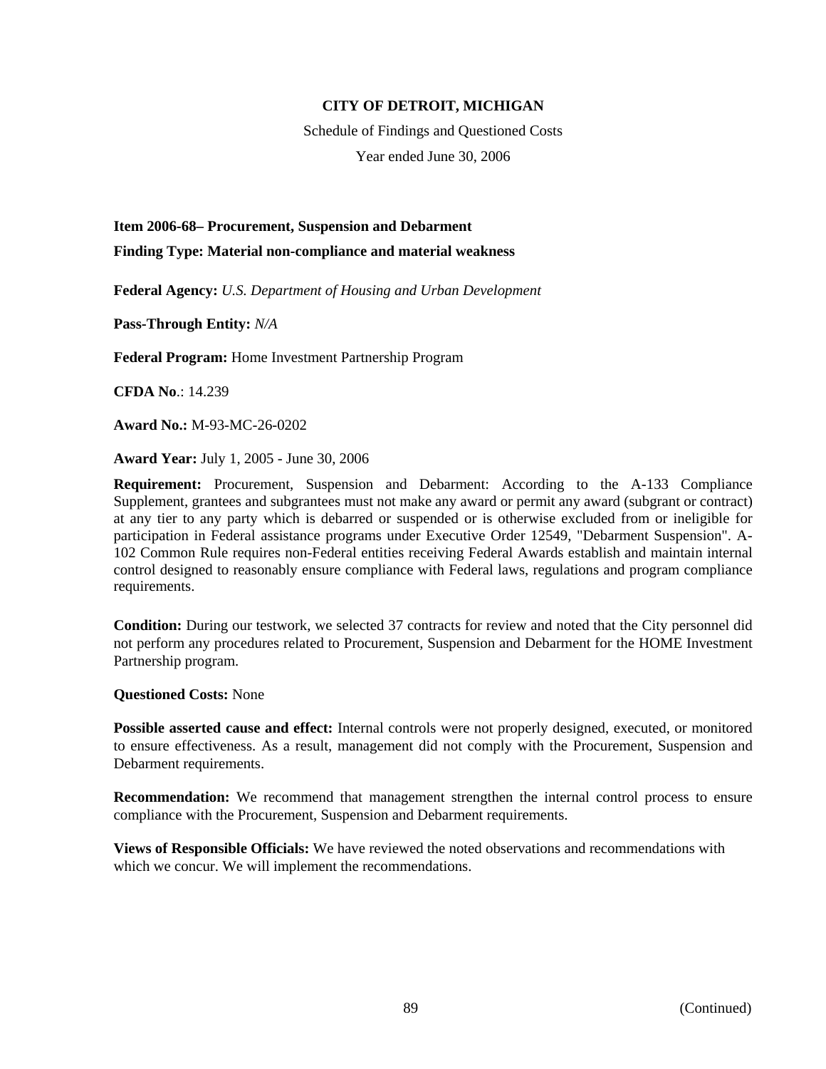**CITY OF DETROIT, MICHIGAN**

Schedule of Findings and Questioned Costs

Year ended June 30, 2006

**Item 2006-68– Procurement, Suspension and Debarment**

**Finding Type: Material non-compliance and material weakness**

**Federal Agency:** *U.S. Department of Housing and Urban Development*

**Pass-Through Entity:** *N/A*

**Federal Program:** Home Investment Partnership Program

**CFDA No**.: 14.239

**Award No.:** M-93-MC-26-0202

**Award Year:** July 1, 2005 - June 30, 2006

**Requirement:** Procurement, Suspension and Debarment: According to the A-133 Compliance Supplement, grantees and subgrantees must not make any award or permit any award (subgrant or contract) at any tier to any party which is debarred or suspended or is otherwise excluded from or ineligible for participation in Federal assistance programs under Executive Order 12549, "Debarment Suspension". A-102 Common Rule requires non-Federal entities receiving Federal Awards establish and maintain internal control designed to reasonably ensure compliance with Federal laws, regulations and program compliance requirements.

**Condition:** During our testwork, we selected 37 contracts for review and noted that the City personnel did not perform any procedures related to Procurement, Suspension and Debarment for the HOME Investment Partnership program.

**Questioned Costs:** None

**Possible asserted cause and effect:** Internal controls were not properly designed, executed, or monitored to ensure effectiveness. As a result, management did not comply with the Procurement, Suspension and Debarment requirements.

**Recommendation:** We recommend that management strengthen the internal control process to ensure compliance with the Procurement, Suspension and Debarment requirements.

**Views of Responsible Officials:** We have reviewed the noted observations and recommendations with which we concur. We will implement the recommendations.

(Continued)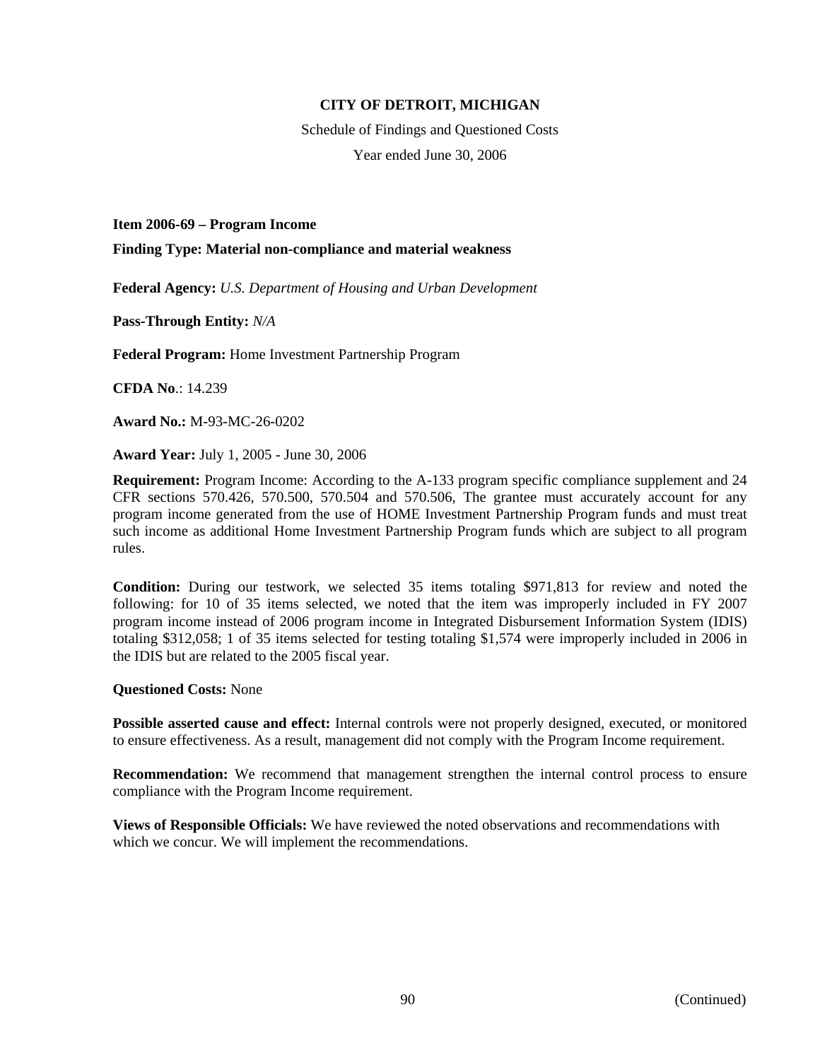**CITY OF DETROIT, MICHIGAN**

Schedule of Findings and Questioned Costs

Year ended June 30, 2006

**Item 2006-69 – Program Income**

**Finding Type: Material non-compliance and material weakness**

**Federal Agency:** *U.S. Department of Housing and Urban Development*

**Pass-Through Entity:** *N/A*

**Federal Program:** Home Investment Partnership Program

**CFDA No**.: 14.239

**Award No.:** M-93-MC-26-0202

**Award Year:** July 1, 2005 - June 30, 2006

**Requirement:** Program Income: According to the A-133 program specific compliance supplement and 24 CFR sections 570.426, 570.500, 570.504 and 570.506, The grantee must accurately account for any program income generated from the use of HOME Investment Partnership Program funds and must treat such income as additional Home Investment Partnership Program funds which are subject to all program rules.

**Condition:** During our testwork, we selected 35 items totaling $971,813 for review and noted the following: for 10 of 35 items selected, we noted that the item was improperly included in FY 2007 program income instead of 2006 program income in Integrated Disbursement Information System (IDIS) totaling $312,058; 1 of 35 items selected for testing totaling $1,574 were improperly included in 2006 in the IDIS but are related to the 2005 fiscal year.

**Questioned Costs:** None

**Possible asserted cause and effect:** Internal controls were not properly designed, executed, or monitored to ensure effectiveness. As a result, management did not comply with the Program Income requirement.

**Recommendation:** We recommend that management strengthen the internal control process to ensure compliance with the Program Income requirement.

**Views of Responsible Officials:** We have reviewed the noted observations and recommendations with which we concur. We will implement the recommendations.

(Continued)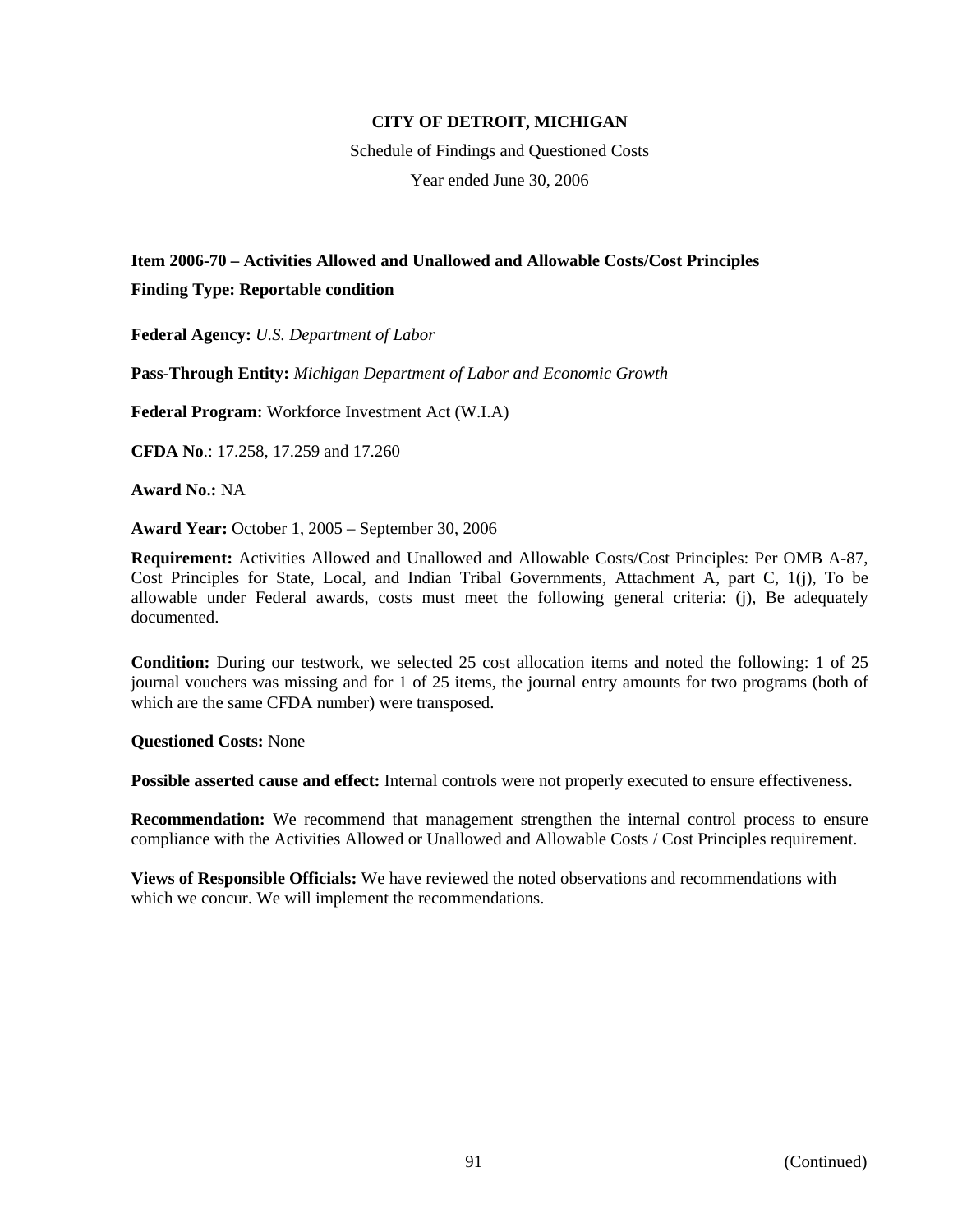**CITY OF DETROIT, MICHIGAN**

Schedule of Findings and Questioned Costs

Year ended June 30, 2006

**Item 2006-70 – Activities Allowed and Unallowed and Allowable Costs/Cost Principles**

**Finding Type: Reportable condition**

**Federal Agency:** *U.S. Department of Labor*

**Pass-Through Entity:** *Michigan Department of Labor and Economic Growth*

**Federal Program:** Workforce Investment Act (W.I.A)

**CFDA No**.: 17.258, 17.259 and 17.260

**Award No.:** NA

**Award Year:** October 1, 2005 – September 30, 2006

**Requirement:** Activities Allowed and Unallowed and Allowable Costs/Cost Principles: Per OMB A-87, Cost Principles for State, Local, and Indian Tribal Governments, Attachment A, part C, 1(j), To be allowable under Federal awards, costs must meet the following general criteria: (j), Be adequately documented.

**Condition:** During our testwork, we selected 25 cost allocation items and noted the following: 1 of 25 journal vouchers was missing and for 1 of 25 items, the journal entry amounts for two programs (both of which are the same CFDA number) were transposed.

**Questioned Costs:** None

**Possible asserted cause and effect:** Internal controls were not properly executed to ensure effectiveness.

**Recommendation:** We recommend that management strengthen the internal control process to ensure compliance with the Activities Allowed or Unallowed and Allowable Costs / Cost Principles requirement.

**Views of Responsible Officials:** We have reviewed the noted observations and recommendations with which we concur. We will implement the recommendations.

(Continued)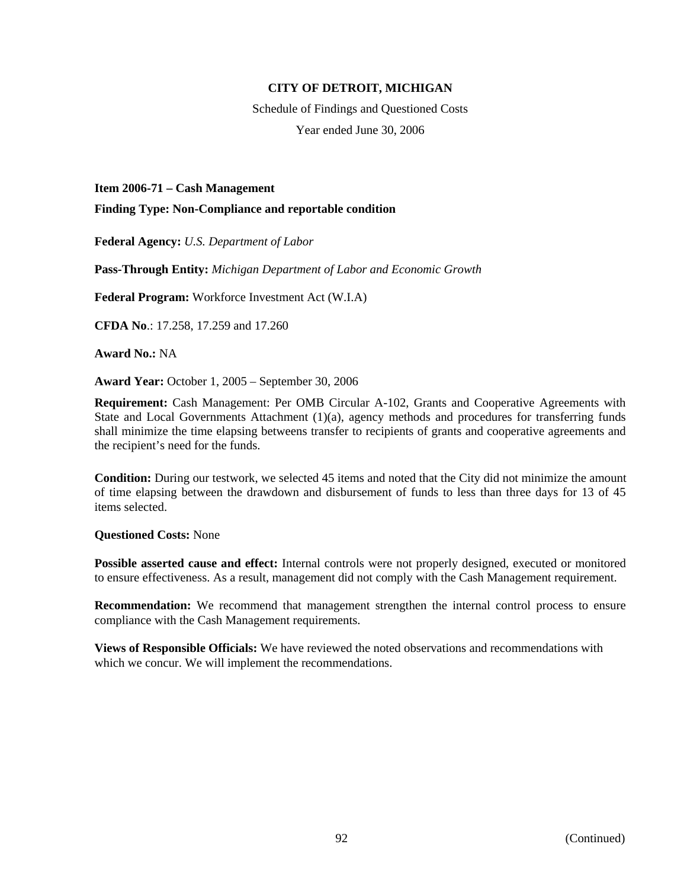**CITY OF DETROIT, MICHIGAN**

Schedule of Findings and Questioned Costs

Year ended June 30, 2006

**Item 2006-71 – Cash Management**

**Finding Type: Non-Compliance and reportable condition**

**Federal Agency:** *U.S. Department of Labor*

**Pass-Through Entity:** *Michigan Department of Labor and Economic Growth*

**Federal Program:** Workforce Investment Act (W.I.A)

**CFDA No**.: 17.258, 17.259 and 17.260

**Award No.:** NA

**Award Year:** October 1, 2005 – September 30, 2006

**Requirement:** Cash Management: Per OMB Circular A-102, Grants and Cooperative Agreements with State and Local Governments Attachment (1)(a), agency methods and procedures for transferring funds shall minimize the time elapsing betweens transfer to recipients of grants and cooperative agreements and the recipient's need for the funds.

**Condition:** During our testwork, we selected 45 items and noted that the City did not minimize the amount of time elapsing between the drawdown and disbursement of funds to less than three days for 13 of 45 items selected.

**Questioned Costs:** None

**Possible asserted cause and effect:** Internal controls were not properly designed, executed or monitored to ensure effectiveness. As a result, management did not comply with the Cash Management requirement.

**Recommendation:** We recommend that management strengthen the internal control process to ensure compliance with the Cash Management requirements.

**Views of Responsible Officials:** We have reviewed the noted observations and recommendations with which we concur. We will implement the recommendations.

(Continued)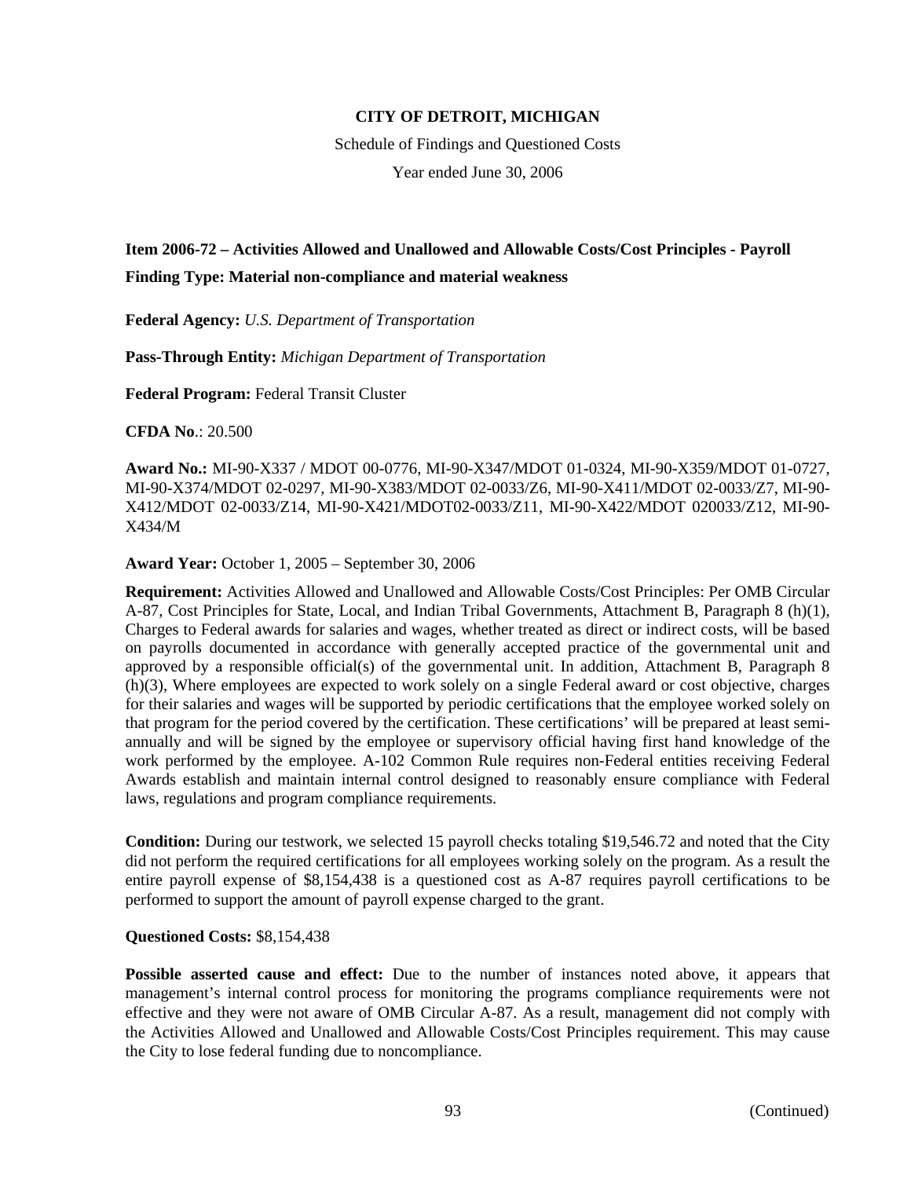**CITY OF DETROIT, MICHIGAN**

Schedule of Findings and Questioned Costs

Year ended June 30, 2006

**Item 2006-72 – Activities Allowed and Unallowed and Allowable Costs/Cost Principles - Payroll**

**Finding Type: Material non-compliance and material weakness**

**Federal Agency:** *U.S. Department of Transportation*

**Pass-Through Entity:** *Michigan Department of Transportation*

**Federal Program:** Federal Transit Cluster

**CFDA No**.: 20.500

**Award No.:** MI-90-X337 / MDOT 00-0776, MI-90-X347/MDOT 01-0324, MI-90-X359/MDOT 01-0727, MI-90-X374/MDOT 02-0297, MI-90-X383/MDOT 02-0033/Z6, MI-90-X411/MDOT 02-0033/Z7, MI-90-X412/MDOT 02-0033/Z14, MI-90-X421/MDOT02-0033/Z11, MI-90-X422/MDOT 020033/Z12, MI-90-X434/M

**Award Year:** October 1, 2005 – September 30, 2006

**Requirement:** Activities Allowed and Unallowed and Allowable Costs/Cost Principles: Per OMB Circular A-87, Cost Principles for State, Local, and Indian Tribal Governments, Attachment B, Paragraph 8 (h)(1), Charges to Federal awards for salaries and wages, whether treated as direct or indirect costs, will be based on payrolls documented in accordance with generally accepted practice of the governmental unit and approved by a responsible official(s) of the governmental unit. In addition, Attachment B, Paragraph 8 (h)(3), Where employees are expected to work solely on a single Federal award or cost objective, charges for their salaries and wages will be supported by periodic certifications that the employee worked solely on that program for the period covered by the certification. These certifications' will be prepared at least semi-annually and will be signed by the employee or supervisory official having first hand knowledge of the work performed by the employee. A-102 Common Rule requires non-Federal entities receiving Federal Awards establish and maintain internal control designed to reasonably ensure compliance with Federal laws, regulations and program compliance requirements.

**Condition:** During our testwork, we selected 15 payroll checks totaling $19,546.72 and noted that the City did not perform the required certifications for all employees working solely on the program. As a result the entire payroll expense of $8,154,438 is a questioned cost as A-87 requires payroll certifications to be performed to support the amount of payroll expense charged to the grant.

**Questioned Costs:** $8,154,438

**Possible asserted cause and effect:** Due to the number of instances noted above, it appears that management's internal control process for monitoring the programs compliance requirements were not effective and they were not aware of OMB Circular A-87. As a result, management did not comply with the Activities Allowed and Unallowed and Allowable Costs/Cost Principles requirement. This may cause the City to lose federal funding due to noncompliance.

(Continued)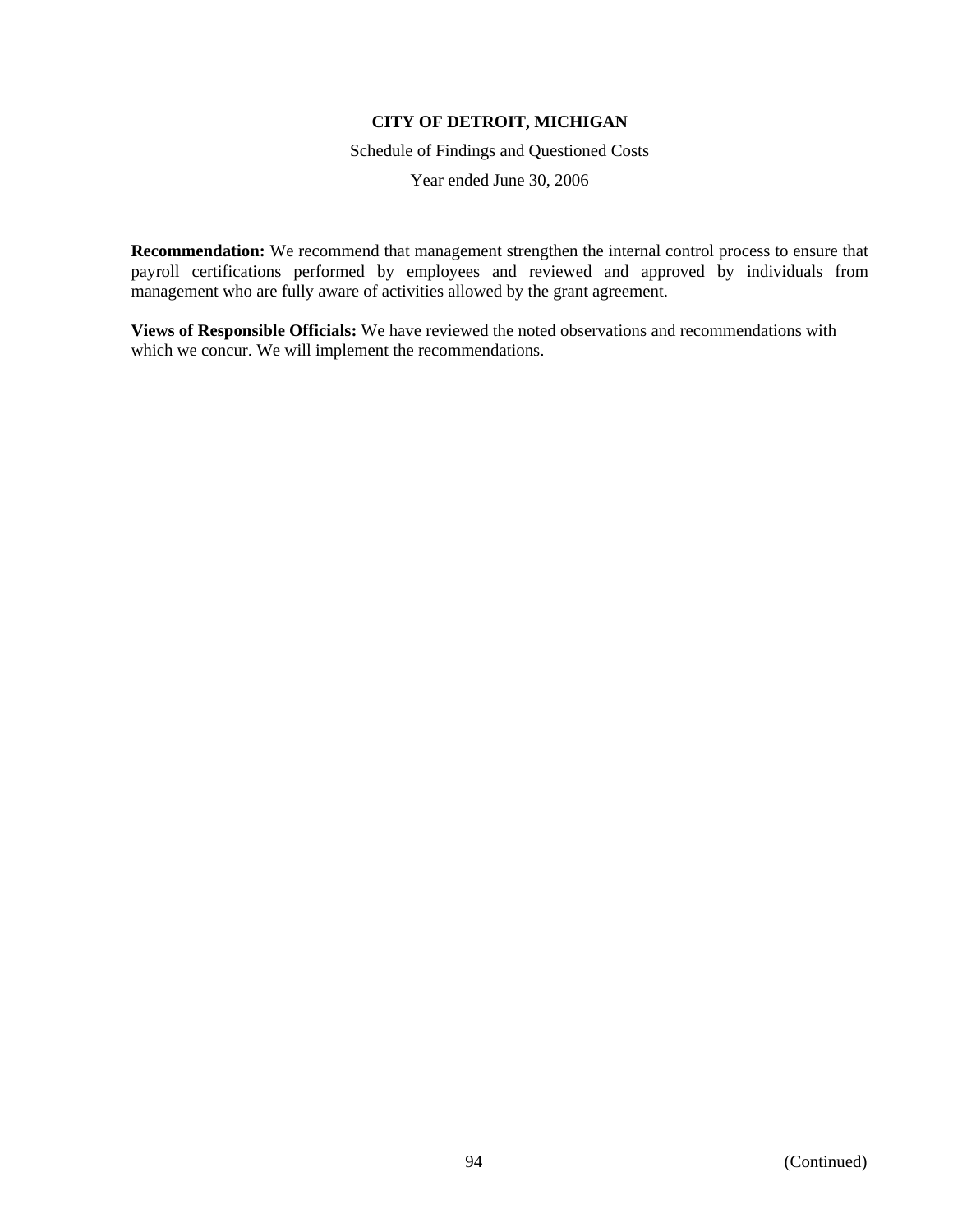**CITY OF DETROIT, MICHIGAN**

Schedule of Findings and Questioned Costs

Year ended June 30, 2006

**Recommendation:** We recommend that management strengthen the internal control process to ensure that payroll certifications performed by employees and reviewed and approved by individuals from management who are fully aware of activities allowed by the grant agreement.

**Views of Responsible Officials:** We have reviewed the noted observations and recommendations with which we concur. We will implement the recommendations.

(Continued)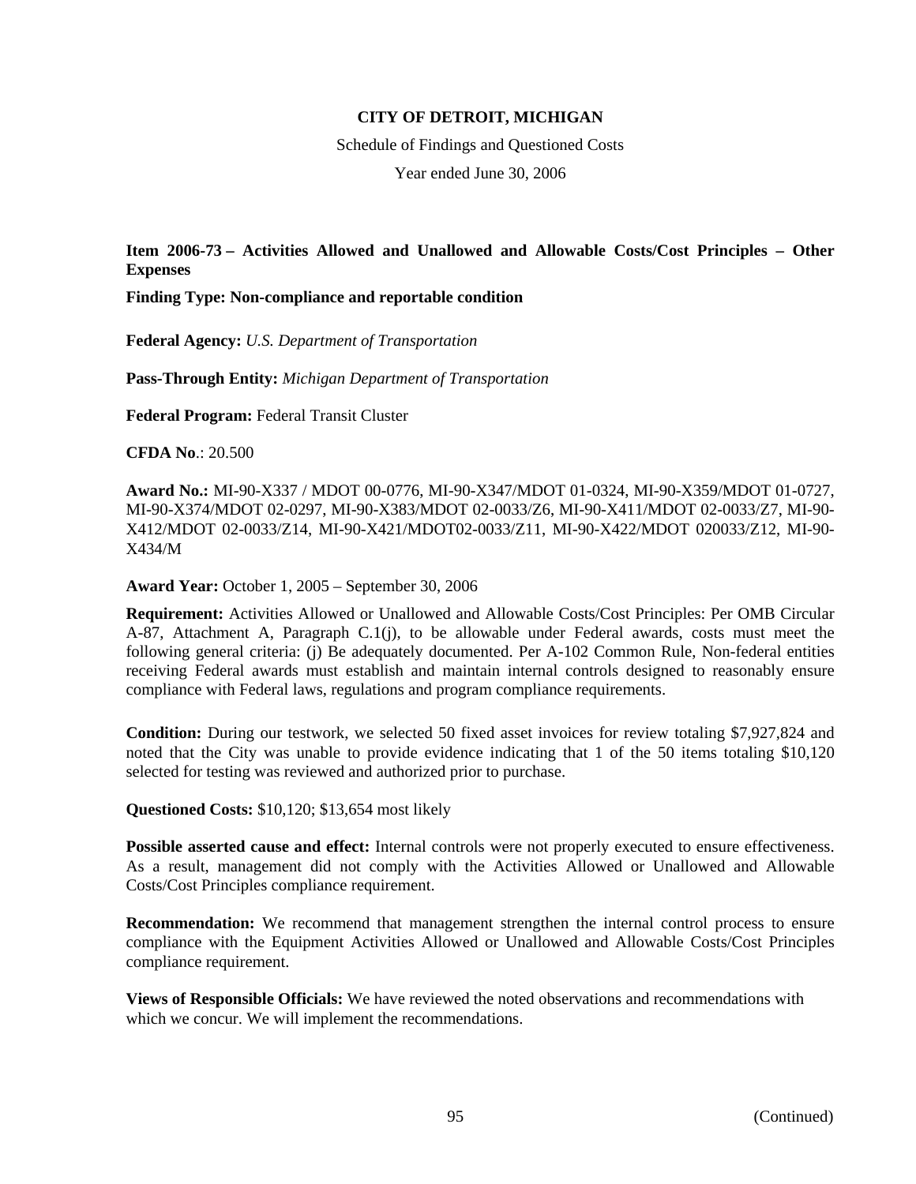**CITY OF DETROIT, MICHIGAN**

Schedule of Findings and Questioned Costs

Year ended June 30, 2006

**Item 2006-73 – Activities Allowed and Unallowed and Allowable Costs/Cost Principles – Other Expenses**

**Finding Type: Non-compliance and reportable condition**

**Federal Agency:** *U.S. Department of Transportation*

**Pass-Through Entity:** *Michigan Department of Transportation*

**Federal Program:** Federal Transit Cluster

**CFDA No**.: 20.500

**Award No.:** MI-90-X337 / MDOT 00-0776, MI-90-X347/MDOT 01-0324, MI-90-X359/MDOT 01-0727, MI-90-X374/MDOT 02-0297, MI-90-X383/MDOT 02-0033/Z6, MI-90-X411/MDOT 02-0033/Z7, MI-90-X412/MDOT 02-0033/Z14, MI-90-X421/MDOT02-0033/Z11, MI-90-X422/MDOT 020033/Z12, MI-90-X434/M

**Award Year:** October 1, 2005 – September 30, 2006

**Requirement:** Activities Allowed or Unallowed and Allowable Costs/Cost Principles: Per OMB Circular A-87, Attachment A, Paragraph C.1(j), to be allowable under Federal awards, costs must meet the following general criteria: (j) Be adequately documented. Per A-102 Common Rule, Non-federal entities receiving Federal awards must establish and maintain internal controls designed to reasonably ensure compliance with Federal laws, regulations and program compliance requirements.

**Condition:** During our testwork, we selected 50 fixed asset invoices for review totaling $7,927,824 and noted that the City was unable to provide evidence indicating that 1 of the 50 items totaling $10,120 selected for testing was reviewed and authorized prior to purchase.

**Questioned Costs:** $10,120; $13,654 most likely

**Possible asserted cause and effect:** Internal controls were not properly executed to ensure effectiveness. As a result, management did not comply with the Activities Allowed or Unallowed and Allowable Costs/Cost Principles compliance requirement.

**Recommendation:** We recommend that management strengthen the internal control process to ensure compliance with the Equipment Activities Allowed or Unallowed and Allowable Costs/Cost Principles compliance requirement.

**Views of Responsible Officials:** We have reviewed the noted observations and recommendations with which we concur. We will implement the recommendations.

(Continued)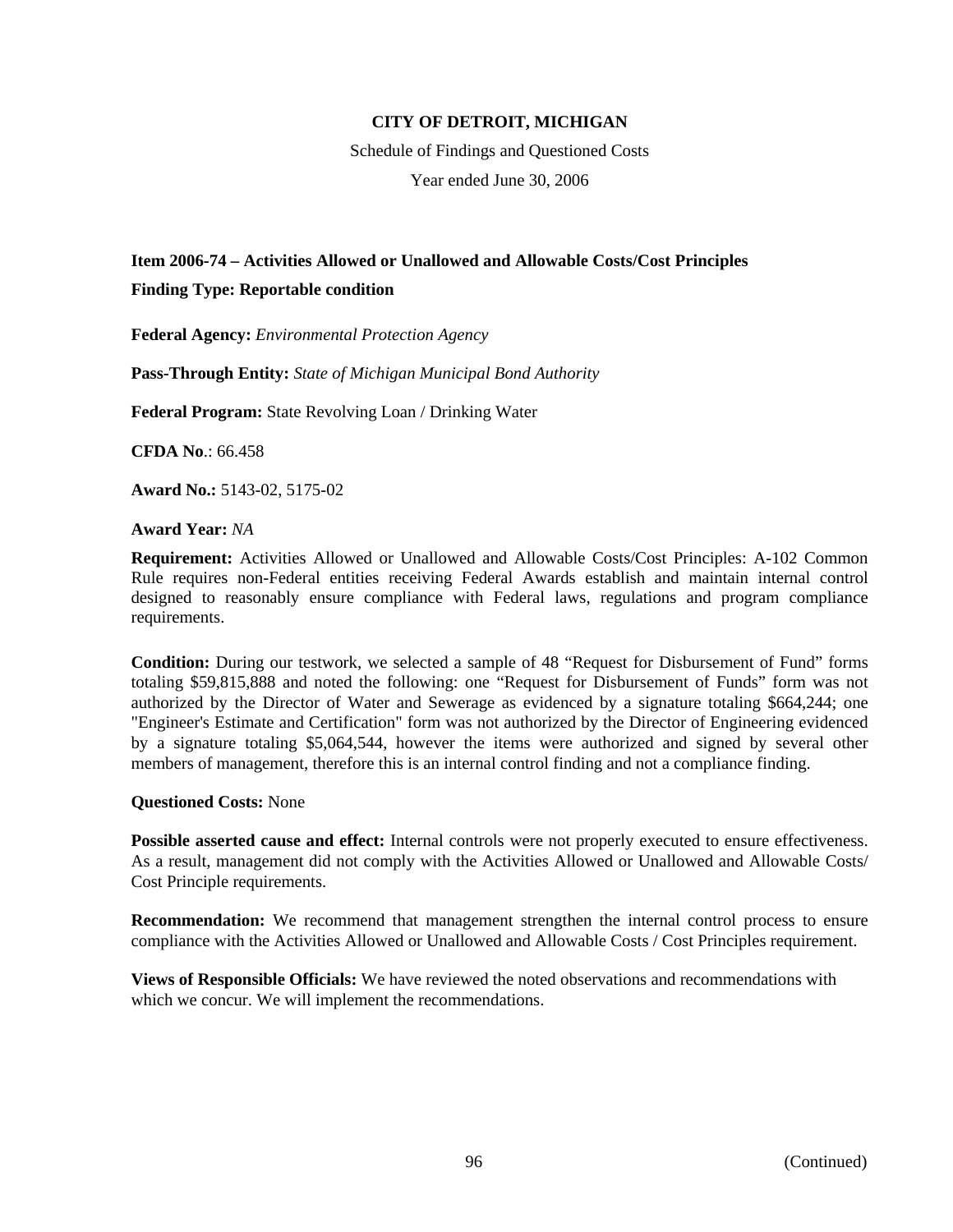**CITY OF DETROIT, MICHIGAN**

Schedule of Findings and Questioned Costs

Year ended June 30, 2006

**Item 2006-74 – Activities Allowed or Unallowed and Allowable Costs/Cost Principles**

**Finding Type: Reportable condition**

**Federal Agency:** *Environmental Protection Agency*

**Pass-Through Entity:** *State of Michigan Municipal Bond Authority*

**Federal Program:** State Revolving Loan / Drinking Water

**CFDA No**.: 66.458

**Award No.:** 5143-02, 5175-02

**Award Year:** *NA*

**Requirement:** Activities Allowed or Unallowed and Allowable Costs/Cost Principles: A-102 Common Rule requires non-Federal entities receiving Federal Awards establish and maintain internal control designed to reasonably ensure compliance with Federal laws, regulations and program compliance requirements.

**Condition:** During our testwork, we selected a sample of 48 "Request for Disbursement of Fund" forms totaling $59,815,888 and noted the following: one "Request for Disbursement of Funds" form was not authorized by the Director of Water and Sewerage as evidenced by a signature totaling $664,244; one "Engineer's Estimate and Certification" form was not authorized by the Director of Engineering evidenced by a signature totaling $5,064,544, however the items were authorized and signed by several other members of management, therefore this is an internal control finding and not a compliance finding.

**Questioned Costs:** None

**Possible asserted cause and effect:** Internal controls were not properly executed to ensure effectiveness. As a result, management did not comply with the Activities Allowed or Unallowed and Allowable Costs/ Cost Principle requirements.

**Recommendation:** We recommend that management strengthen the internal control process to ensure compliance with the Activities Allowed or Unallowed and Allowable Costs / Cost Principles requirement.

**Views of Responsible Officials:** We have reviewed the noted observations and recommendations with which we concur. We will implement the recommendations.

(Continued)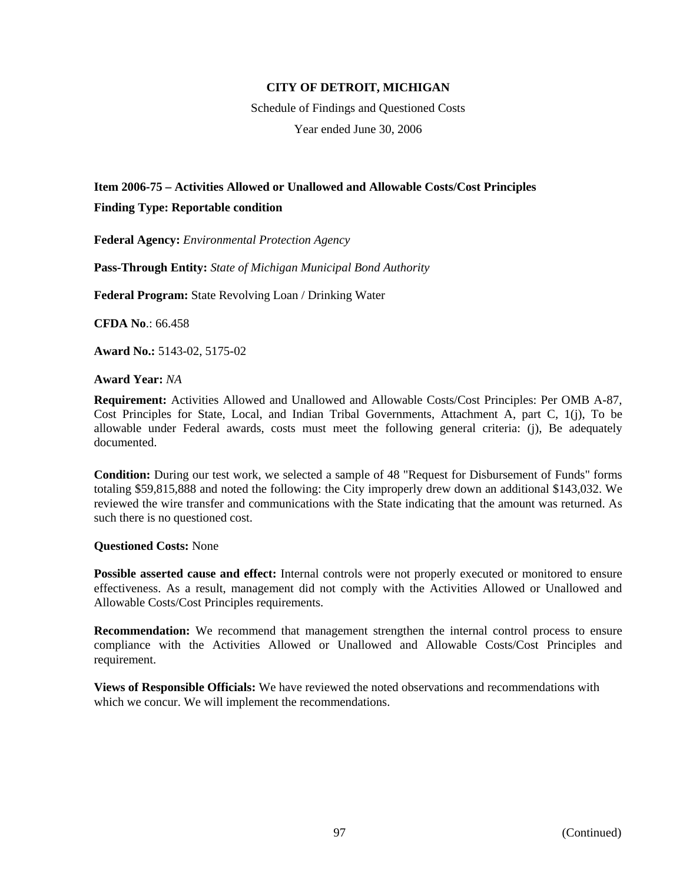**CITY OF DETROIT, MICHIGAN**

Schedule of Findings and Questioned Costs

Year ended June 30, 2006

**Item 2006-75 – Activities Allowed or Unallowed and Allowable Costs/Cost Principles**

**Finding Type: Reportable condition**

**Federal Agency:** *Environmental Protection Agency*

**Pass-Through Entity:** *State of Michigan Municipal Bond Authority*

**Federal Program:** State Revolving Loan / Drinking Water

**CFDA No**.: 66.458

**Award No.:** 5143-02, 5175-02

**Award Year:** *NA*

**Requirement:** Activities Allowed and Unallowed and Allowable Costs/Cost Principles: Per OMB A-87, Cost Principles for State, Local, and Indian Tribal Governments, Attachment A, part C, 1(j), To be allowable under Federal awards, costs must meet the following general criteria: (j), Be adequately documented.

**Condition:** During our test work, we selected a sample of 48 "Request for Disbursement of Funds" forms totaling $59,815,888 and noted the following: the City improperly drew down an additional $143,032. We reviewed the wire transfer and communications with the State indicating that the amount was returned. As such there is no questioned cost.

**Questioned Costs:** None

**Possible asserted cause and effect:** Internal controls were not properly executed or monitored to ensure effectiveness. As a result, management did not comply with the Activities Allowed or Unallowed and Allowable Costs/Cost Principles requirements.

**Recommendation:** We recommend that management strengthen the internal control process to ensure compliance with the Activities Allowed or Unallowed and Allowable Costs/Cost Principles and requirement.

**Views of Responsible Officials:** We have reviewed the noted observations and recommendations with which we concur. We will implement the recommendations.

(Continued)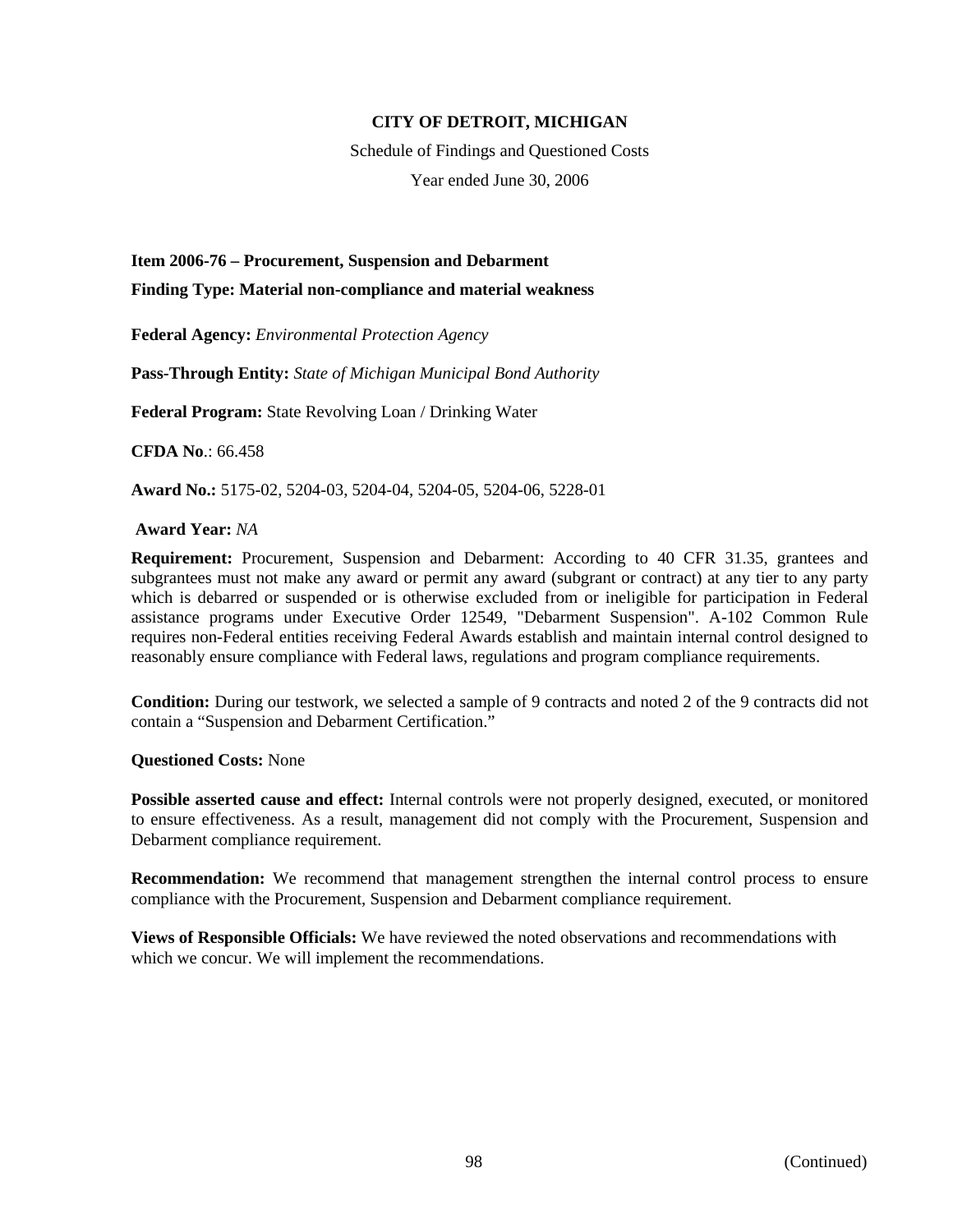**CITY OF DETROIT, MICHIGAN**

Schedule of Findings and Questioned Costs

Year ended June 30, 2006

**Item 2006-76 – Procurement, Suspension and Debarment**

**Finding Type: Material non-compliance and material weakness**

**Federal Agency:** *Environmental Protection Agency*

**Pass-Through Entity:** *State of Michigan Municipal Bond Authority*

**Federal Program:** State Revolving Loan / Drinking Water

**CFDA No**.: 66.458

**Award No.:** 5175-02, 5204-03, 5204-04, 5204-05, 5204-06, 5228-01

**Award Year:** *NA*

**Requirement:** Procurement, Suspension and Debarment: According to 40 CFR 31.35, grantees and subgrantees must not make any award or permit any award (subgrant or contract) at any tier to any party which is debarred or suspended or is otherwise excluded from or ineligible for participation in Federal assistance programs under Executive Order 12549, "Debarment Suspension". A-102 Common Rule requires non-Federal entities receiving Federal Awards establish and maintain internal control designed to reasonably ensure compliance with Federal laws, regulations and program compliance requirements.

**Condition:** During our testwork, we selected a sample of 9 contracts and noted 2 of the 9 contracts did not contain a "Suspension and Debarment Certification."

**Questioned Costs:** None

**Possible asserted cause and effect:** Internal controls were not properly designed, executed, or monitored to ensure effectiveness. As a result, management did not comply with the Procurement, Suspension and Debarment compliance requirement.

**Recommendation:** We recommend that management strengthen the internal control process to ensure compliance with the Procurement, Suspension and Debarment compliance requirement.

**Views of Responsible Officials:** We have reviewed the noted observations and recommendations with which we concur. We will implement the recommendations.

(Continued)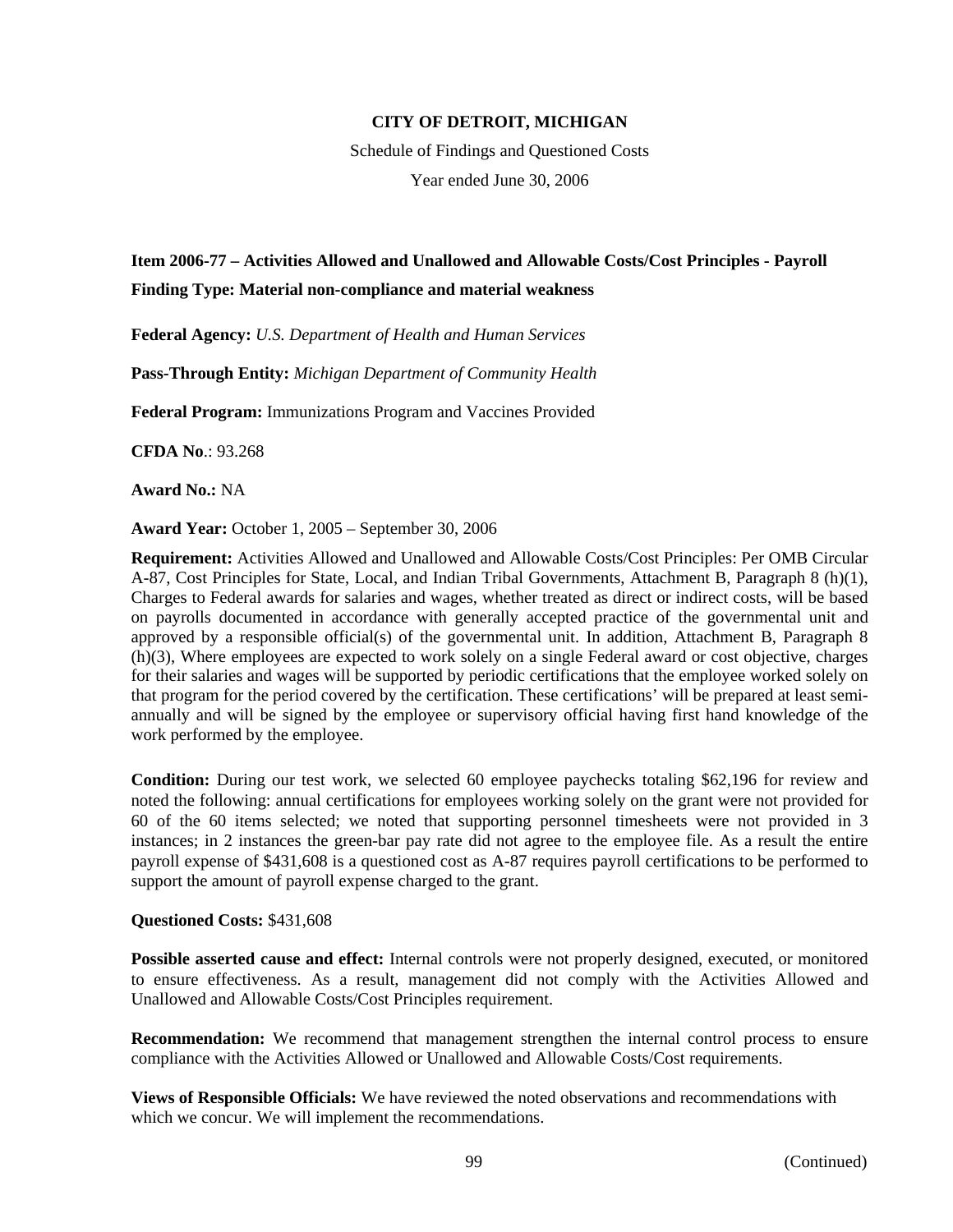**CITY OF DETROIT, MICHIGAN**

Schedule of Findings and Questioned Costs

Year ended June 30, 2006

**Item 2006-77 – Activities Allowed and Unallowed and Allowable Costs/Cost Principles - Payroll**

**Finding Type: Material non-compliance and material weakness**

**Federal Agency:** *U.S. Department of Health and Human Services*

**Pass-Through Entity:** *Michigan Department of Community Health*

**Federal Program:** Immunizations Program and Vaccines Provided

**CFDA No**.: 93.268

**Award No.:** NA

**Award Year:** October 1, 2005 – September 30, 2006

**Requirement:** Activities Allowed and Unallowed and Allowable Costs/Cost Principles: Per OMB Circular A-87, Cost Principles for State, Local, and Indian Tribal Governments, Attachment B, Paragraph 8 (h)(1), Charges to Federal awards for salaries and wages, whether treated as direct or indirect costs, will be based on payrolls documented in accordance with generally accepted practice of the governmental unit and approved by a responsible official(s) of the governmental unit. In addition, Attachment B, Paragraph 8 (h)(3), Where employees are expected to work solely on a single Federal award or cost objective, charges for their salaries and wages will be supported by periodic certifications that the employee worked solely on that program for the period covered by the certification. These certifications' will be prepared at least semi-annually and will be signed by the employee or supervisory official having first hand knowledge of the work performed by the employee.

**Condition:** During our test work, we selected 60 employee paychecks totaling $62,196 for review and noted the following: annual certifications for employees working solely on the grant were not provided for 60 of the 60 items selected; we noted that supporting personnel timesheets were not provided in 3 instances; in 2 instances the green-bar pay rate did not agree to the employee file. As a result the entire payroll expense of $431,608 is a questioned cost as A-87 requires payroll certifications to be performed to support the amount of payroll expense charged to the grant.

**Questioned Costs:** $431,608

**Possible asserted cause and effect:** Internal controls were not properly designed, executed, or monitored to ensure effectiveness. As a result, management did not comply with the Activities Allowed and Unallowed and Allowable Costs/Cost Principles requirement.

**Recommendation:** We recommend that management strengthen the internal control process to ensure compliance with the Activities Allowed or Unallowed and Allowable Costs/Cost requirements.

**Views of Responsible Officials:** We have reviewed the noted observations and recommendations with which we concur. We will implement the recommendations.

(Continued)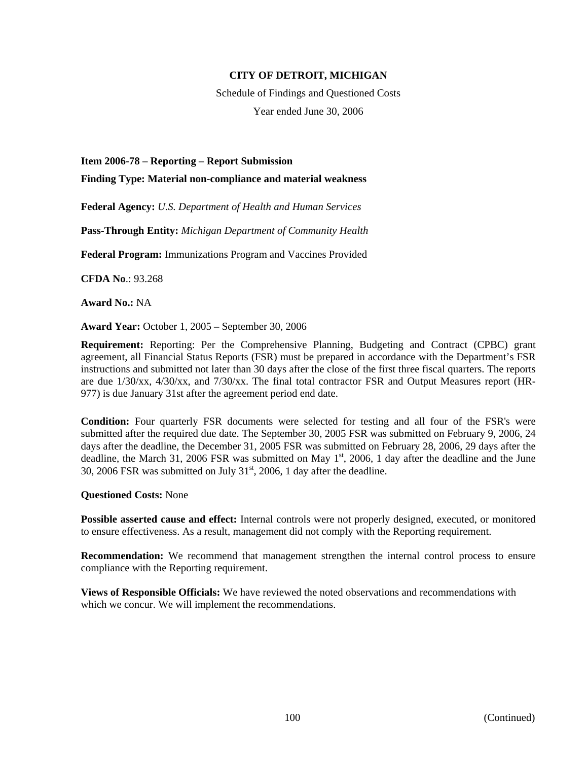**CITY OF DETROIT, MICHIGAN**

Schedule of Findings and Questioned Costs

Year ended June 30, 2006

**Item 2006-78 – Reporting – Report Submission**

**Finding Type: Material non-compliance and material weakness**

**Federal Agency:** *U.S. Department of Health and Human Services*

**Pass-Through Entity:** *Michigan Department of Community Health*

**Federal Program:** Immunizations Program and Vaccines Provided

**CFDA No**.: 93.268

**Award No.:** NA

**Award Year:** October 1, 2005 – September 30, 2006

**Requirement:** Reporting: Per the Comprehensive Planning, Budgeting and Contract (CPBC) grant agreement, all Financial Status Reports (FSR) must be prepared in accordance with the Department's FSR instructions and submitted not later than 30 days after the close of the first three fiscal quarters. The reports are due 1/30/xx, 4/30/xx, and 7/30/xx. The final total contractor FSR and Output Measures report (HR-977) is due January 31st after the agreement period end date.

**Condition:** Four quarterly FSR documents were selected for testing and all four of the FSR's were submitted after the required due date. The September 30, 2005 FSR was submitted on February 9, 2006, 24 days after the deadline, the December 31, 2005 FSR was submitted on February 28, 2006, 29 days after the deadline, the March 31, 2006 FSR was submitted on May 1st, 2006, 1 day after the deadline and the June 30, 2006 FSR was submitted on July 31st, 2006, 1 day after the deadline.

**Questioned Costs:** None

**Possible asserted cause and effect:** Internal controls were not properly designed, executed, or monitored to ensure effectiveness. As a result, management did not comply with the Reporting requirement.

**Recommendation:** We recommend that management strengthen the internal control process to ensure compliance with the Reporting requirement.

**Views of Responsible Officials:** We have reviewed the noted observations and recommendations with which we concur. We will implement the recommendations.

(Continued)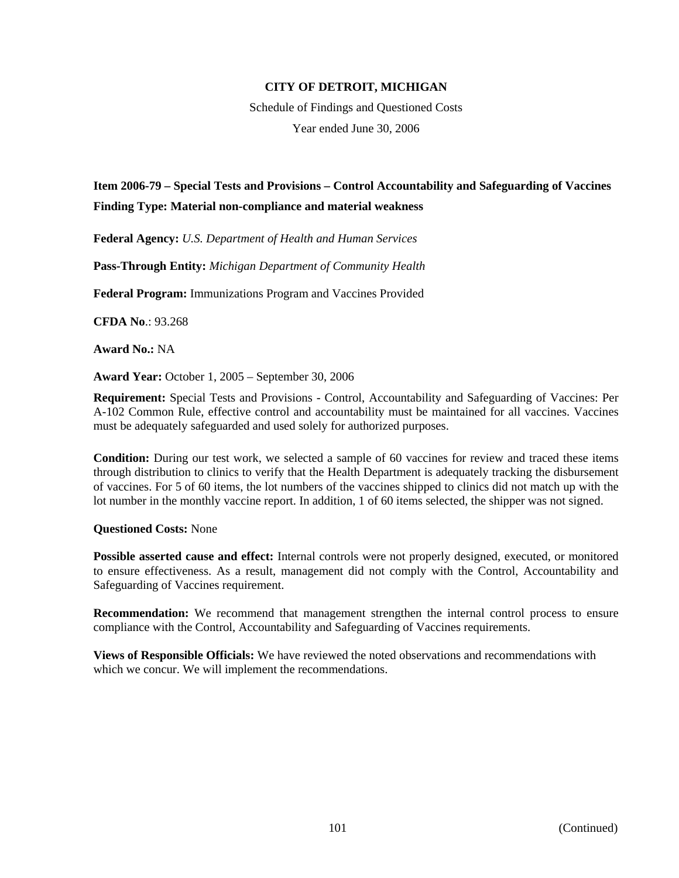**CITY OF DETROIT, MICHIGAN**

Schedule of Findings and Questioned Costs

Year ended June 30, 2006

**Item 2006-79 – Special Tests and Provisions – Control Accountability and Safeguarding of Vaccines**

**Finding Type: Material non-compliance and material weakness**

**Federal Agency:** *U.S. Department of Health and Human Services*

**Pass-Through Entity:** *Michigan Department of Community Health*

**Federal Program:** Immunizations Program and Vaccines Provided

**CFDA No**.: 93.268

**Award No.:** NA

**Award Year:** October 1, 2005 – September 30, 2006

**Requirement:** Special Tests and Provisions - Control, Accountability and Safeguarding of Vaccines: Per A-102 Common Rule, effective control and accountability must be maintained for all vaccines. Vaccines must be adequately safeguarded and used solely for authorized purposes.

**Condition:** During our test work, we selected a sample of 60 vaccines for review and traced these items through distribution to clinics to verify that the Health Department is adequately tracking the disbursement of vaccines. For 5 of 60 items, the lot numbers of the vaccines shipped to clinics did not match up with the lot number in the monthly vaccine report. In addition, 1 of 60 items selected, the shipper was not signed.

**Questioned Costs:** None

**Possible asserted cause and effect:** Internal controls were not properly designed, executed, or monitored to ensure effectiveness. As a result, management did not comply with the Control, Accountability and Safeguarding of Vaccines requirement.

**Recommendation:** We recommend that management strengthen the internal control process to ensure compliance with the Control, Accountability and Safeguarding of Vaccines requirements.

**Views of Responsible Officials:** We have reviewed the noted observations and recommendations with which we concur. We will implement the recommendations.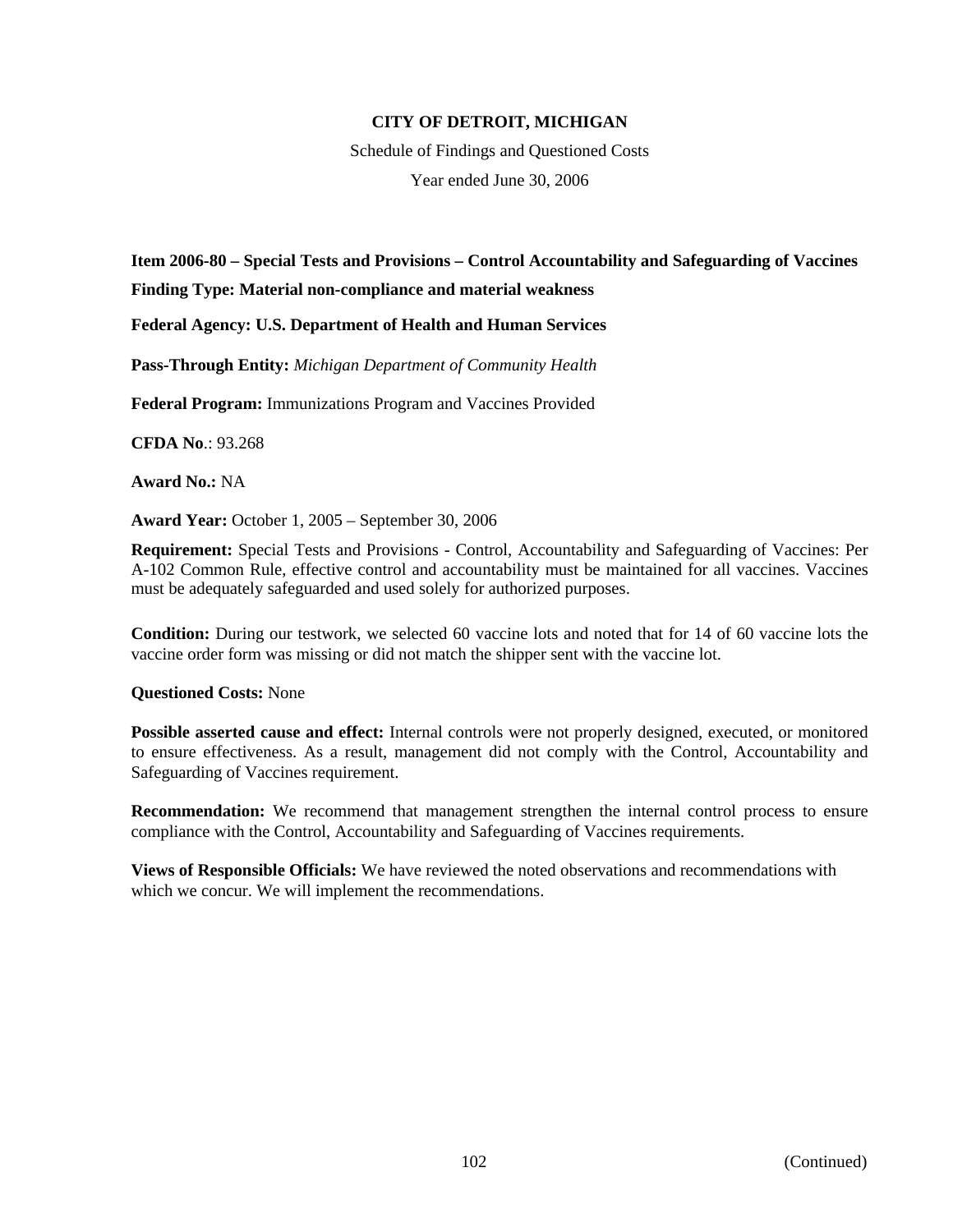**CITY OF DETROIT, MICHIGAN**

Schedule of Findings and Questioned Costs

Year ended June 30, 2006

**Item 2006-80 – Special Tests and Provisions – Control Accountability and Safeguarding of Vaccines**

**Finding Type: Material non-compliance and material weakness**

**Federal Agency: U.S. Department of Health and Human Services**

**Pass-Through Entity:** *Michigan Department of Community Health*

**Federal Program:** Immunizations Program and Vaccines Provided

**CFDA No**.: 93.268

**Award No.:** NA

**Award Year:** October 1, 2005 – September 30, 2006

**Requirement:** Special Tests and Provisions - Control, Accountability and Safeguarding of Vaccines: Per A-102 Common Rule, effective control and accountability must be maintained for all vaccines. Vaccines must be adequately safeguarded and used solely for authorized purposes.

**Condition:** During our testwork, we selected 60 vaccine lots and noted that for 14 of 60 vaccine lots the vaccine order form was missing or did not match the shipper sent with the vaccine lot.

**Questioned Costs:** None

**Possible asserted cause and effect:** Internal controls were not properly designed, executed, or monitored to ensure effectiveness. As a result, management did not comply with the Control, Accountability and Safeguarding of Vaccines requirement.

**Recommendation:** We recommend that management strengthen the internal control process to ensure compliance with the Control, Accountability and Safeguarding of Vaccines requirements.

**Views of Responsible Officials:** We have reviewed the noted observations and recommendations with which we concur. We will implement the recommendations.

(Continued)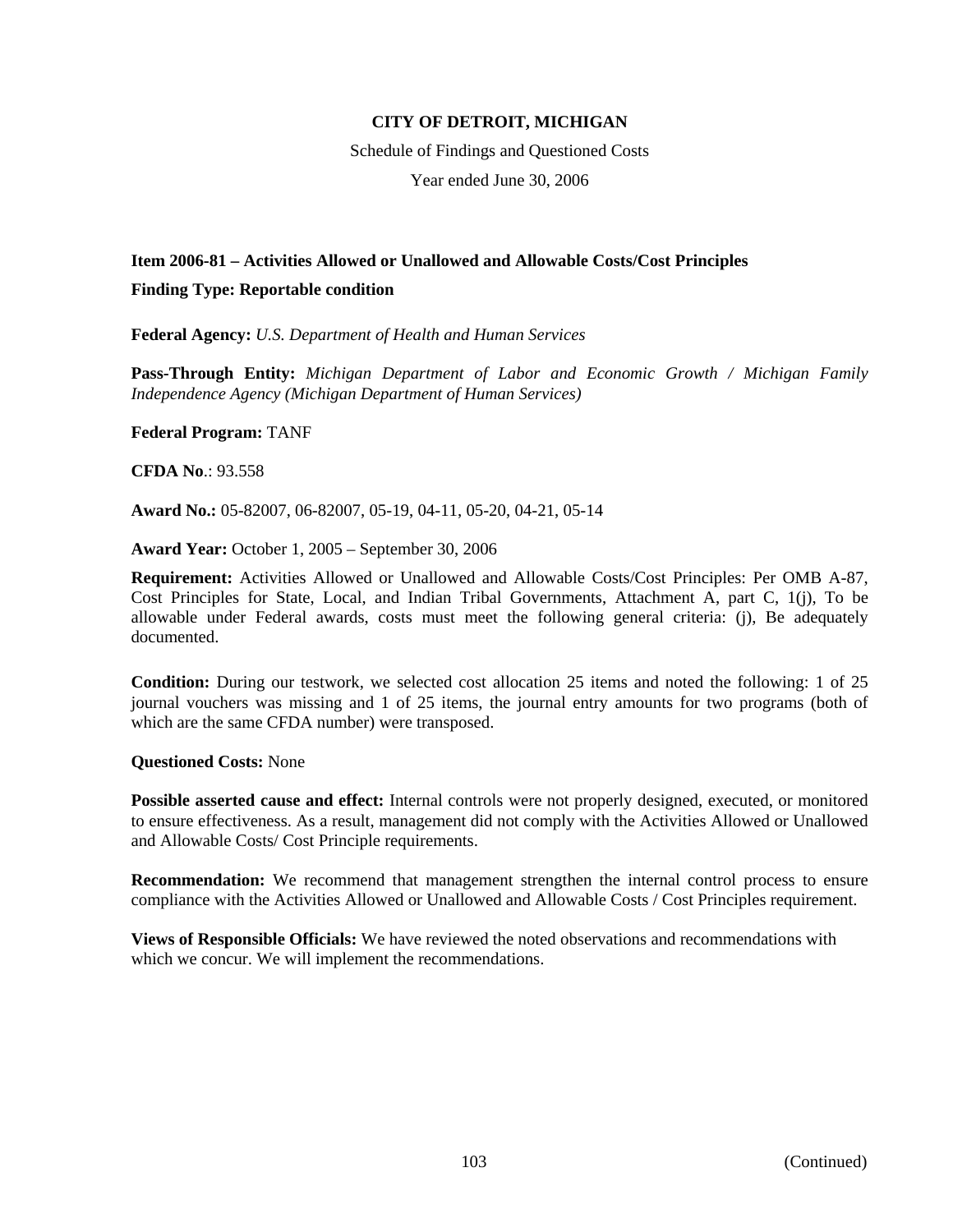**CITY OF DETROIT, MICHIGAN**

Schedule of Findings and Questioned Costs

Year ended June 30, 2006

**Item 2006-81 – Activities Allowed or Unallowed and Allowable Costs/Cost Principles**

**Finding Type: Reportable condition**

**Federal Agency:** *U.S. Department of Health and Human Services*

**Pass-Through Entity:** *Michigan Department of Labor and Economic Growth / Michigan Family Independence Agency (Michigan Department of Human Services)*

**Federal Program:** TANF

**CFDA No**.: 93.558

**Award No.:** 05-82007, 06-82007, 05-19, 04-11, 05-20, 04-21, 05-14

**Award Year:** October 1, 2005 – September 30, 2006

**Requirement:** Activities Allowed or Unallowed and Allowable Costs/Cost Principles: Per OMB A-87, Cost Principles for State, Local, and Indian Tribal Governments, Attachment A, part C, 1(j), To be allowable under Federal awards, costs must meet the following general criteria: (j), Be adequately documented.

**Condition:** During our testwork, we selected cost allocation 25 items and noted the following: 1 of 25 journal vouchers was missing and 1 of 25 items, the journal entry amounts for two programs (both of which are the same CFDA number) were transposed.

**Questioned Costs:** None

**Possible asserted cause and effect:** Internal controls were not properly designed, executed, or monitored to ensure effectiveness. As a result, management did not comply with the Activities Allowed or Unallowed and Allowable Costs/ Cost Principle requirements.

**Recommendation:** We recommend that management strengthen the internal control process to ensure compliance with the Activities Allowed or Unallowed and Allowable Costs / Cost Principles requirement.

**Views of Responsible Officials:** We have reviewed the noted observations and recommendations with which we concur. We will implement the recommendations.

(Continued)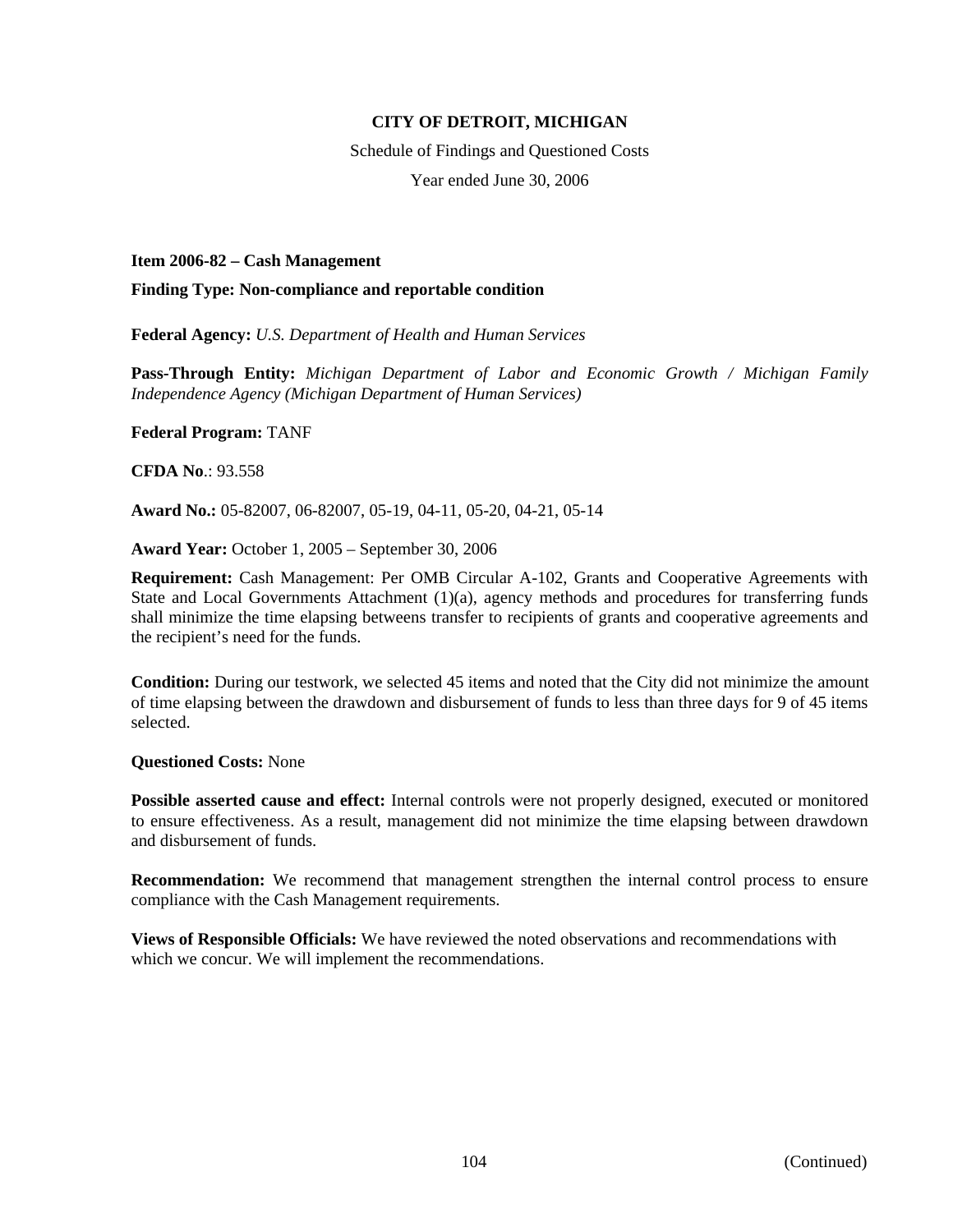**CITY OF DETROIT, MICHIGAN**

Schedule of Findings and Questioned Costs

Year ended June 30, 2006

**Item 2006-82 – Cash Management**

**Finding Type: Non-compliance and reportable condition**

**Federal Agency:** *U.S. Department of Health and Human Services*

**Pass-Through Entity:** *Michigan Department of Labor and Economic Growth / Michigan Family Independence Agency (Michigan Department of Human Services)*

**Federal Program:** TANF

**CFDA No**.: 93.558

**Award No.:** 05-82007, 06-82007, 05-19, 04-11, 05-20, 04-21, 05-14

**Award Year:** October 1, 2005 – September 30, 2006

**Requirement:** Cash Management: Per OMB Circular A-102, Grants and Cooperative Agreements with State and Local Governments Attachment (1)(a), agency methods and procedures for transferring funds shall minimize the time elapsing betweens transfer to recipients of grants and cooperative agreements and the recipient's need for the funds.

**Condition:** During our testwork, we selected 45 items and noted that the City did not minimize the amount of time elapsing between the drawdown and disbursement of funds to less than three days for 9 of 45 items selected.

**Questioned Costs:** None

**Possible asserted cause and effect:** Internal controls were not properly designed, executed or monitored to ensure effectiveness. As a result, management did not minimize the time elapsing between drawdown and disbursement of funds.

**Recommendation:** We recommend that management strengthen the internal control process to ensure compliance with the Cash Management requirements.

**Views of Responsible Officials:** We have reviewed the noted observations and recommendations with which we concur. We will implement the recommendations.

(Continued)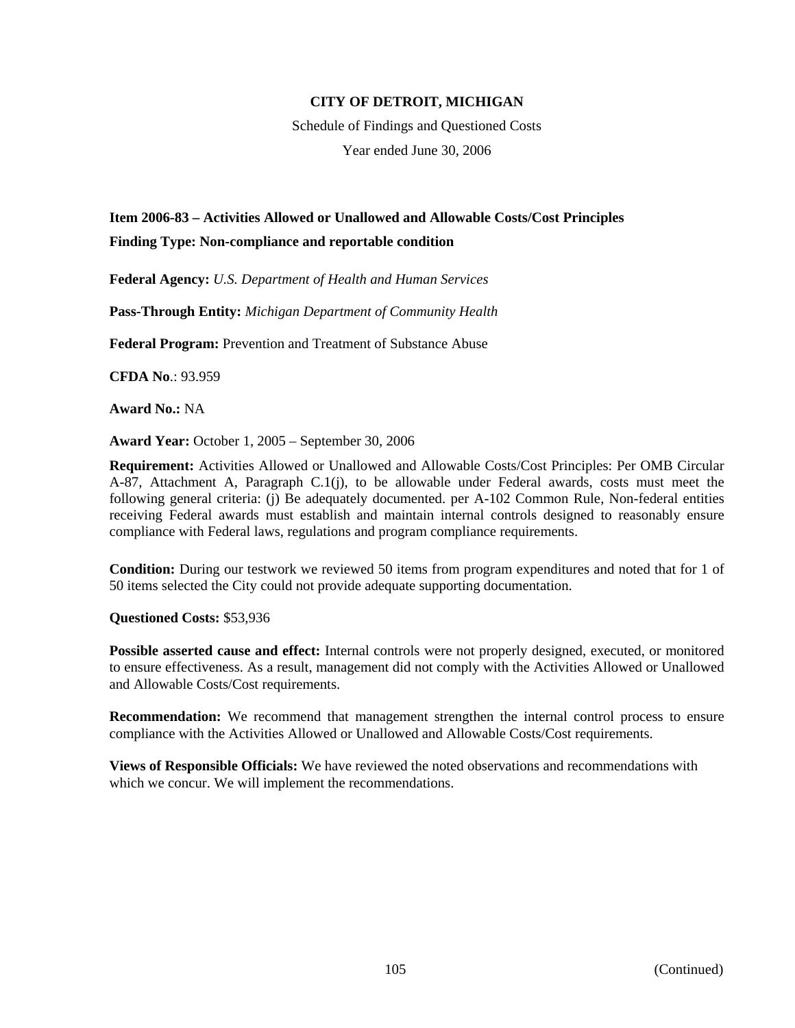**CITY OF DETROIT, MICHIGAN**

Schedule of Findings and Questioned Costs

Year ended June 30, 2006

**Item 2006-83 – Activities Allowed or Unallowed and Allowable Costs/Cost Principles**

**Finding Type: Non-compliance and reportable condition**

**Federal Agency:** *U.S. Department of Health and Human Services*

**Pass-Through Entity:** *Michigan Department of Community Health*

**Federal Program:** Prevention and Treatment of Substance Abuse

**CFDA No**.: 93.959

**Award No.:** NA

**Award Year:** October 1, 2005 – September 30, 2006

**Requirement:** Activities Allowed or Unallowed and Allowable Costs/Cost Principles: Per OMB Circular A-87, Attachment A, Paragraph C.1(j), to be allowable under Federal awards, costs must meet the following general criteria: (j) Be adequately documented. per A-102 Common Rule, Non-federal entities receiving Federal awards must establish and maintain internal controls designed to reasonably ensure compliance with Federal laws, regulations and program compliance requirements.

**Condition:** During our testwork we reviewed 50 items from program expenditures and noted that for 1 of 50 items selected the City could not provide adequate supporting documentation.

**Questioned Costs:** $53,936

**Possible asserted cause and effect:** Internal controls were not properly designed, executed, or monitored to ensure effectiveness. As a result, management did not comply with the Activities Allowed or Unallowed and Allowable Costs/Cost requirements.

**Recommendation:** We recommend that management strengthen the internal control process to ensure compliance with the Activities Allowed or Unallowed and Allowable Costs/Cost requirements.

**Views of Responsible Officials:** We have reviewed the noted observations and recommendations with which we concur. We will implement the recommendations.

(Continued)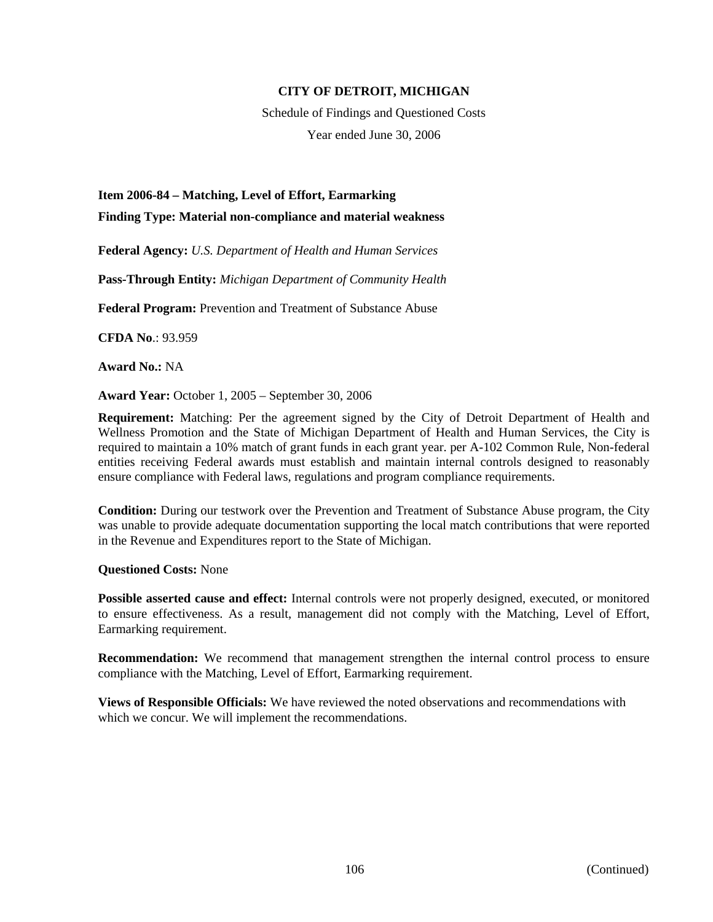**CITY OF DETROIT, MICHIGAN**

Schedule of Findings and Questioned Costs

Year ended June 30, 2006

**Item 2006-84 – Matching, Level of Effort, Earmarking**

**Finding Type: Material non-compliance and material weakness**

**Federal Agency:** *U.S. Department of Health and Human Services*

**Pass-Through Entity:** *Michigan Department of Community Health*

**Federal Program:** Prevention and Treatment of Substance Abuse

**CFDA No**.: 93.959

**Award No.:** NA

**Award Year:** October 1, 2005 – September 30, 2006

**Requirement:** Matching: Per the agreement signed by the City of Detroit Department of Health and Wellness Promotion and the State of Michigan Department of Health and Human Services, the City is required to maintain a 10% match of grant funds in each grant year. per A-102 Common Rule, Non-federal entities receiving Federal awards must establish and maintain internal controls designed to reasonably ensure compliance with Federal laws, regulations and program compliance requirements.

**Condition:** During our testwork over the Prevention and Treatment of Substance Abuse program, the City was unable to provide adequate documentation supporting the local match contributions that were reported in the Revenue and Expenditures report to the State of Michigan.

**Questioned Costs:** None

**Possible asserted cause and effect:** Internal controls were not properly designed, executed, or monitored to ensure effectiveness. As a result, management did not comply with the Matching, Level of Effort, Earmarking requirement.

**Recommendation:** We recommend that management strengthen the internal control process to ensure compliance with the Matching, Level of Effort, Earmarking requirement.

**Views of Responsible Officials:** We have reviewed the noted observations and recommendations with which we concur. We will implement the recommendations.

(Continued)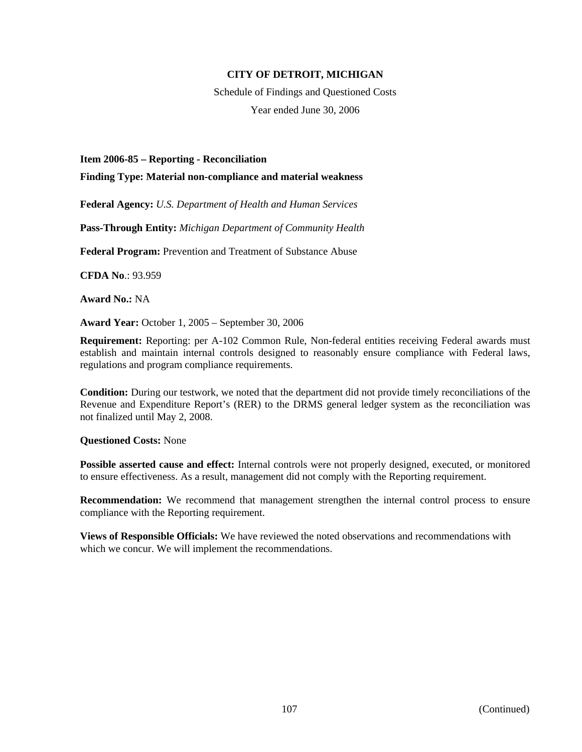**CITY OF DETROIT, MICHIGAN**

Schedule of Findings and Questioned Costs

Year ended June 30, 2006

**Item 2006-85 – Reporting - Reconciliation**

**Finding Type: Material non-compliance and material weakness**

**Federal Agency:** *U.S. Department of Health and Human Services*

**Pass-Through Entity:** *Michigan Department of Community Health*

**Federal Program:** Prevention and Treatment of Substance Abuse

**CFDA No**.: 93.959

**Award No.:** NA

**Award Year:** October 1, 2005 – September 30, 2006

**Requirement:** Reporting: per A-102 Common Rule, Non-federal entities receiving Federal awards must establish and maintain internal controls designed to reasonably ensure compliance with Federal laws, regulations and program compliance requirements.

**Condition:** During our testwork, we noted that the department did not provide timely reconciliations of the Revenue and Expenditure Report's (RER) to the DRMS general ledger system as the reconciliation was not finalized until May 2, 2008.

**Questioned Costs:** None

**Possible asserted cause and effect:** Internal controls were not properly designed, executed, or monitored to ensure effectiveness. As a result, management did not comply with the Reporting requirement.

**Recommendation:** We recommend that management strengthen the internal control process to ensure compliance with the Reporting requirement.

**Views of Responsible Officials:** We have reviewed the noted observations and recommendations with which we concur. We will implement the recommendations.

(Continued)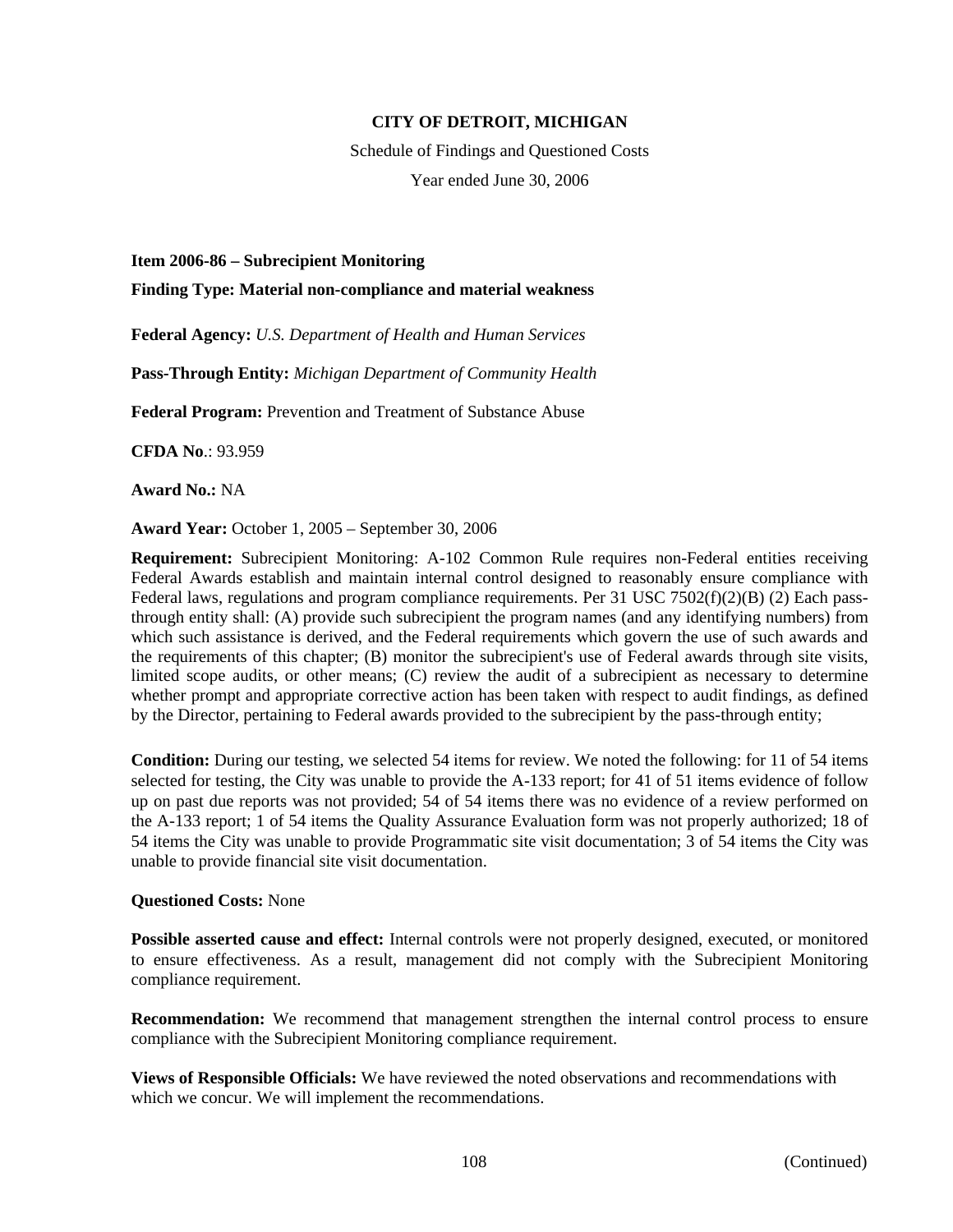**CITY OF DETROIT, MICHIGAN**

Schedule of Findings and Questioned Costs

Year ended June 30, 2006

**Item 2006-86 – Subrecipient Monitoring**

**Finding Type: Material non-compliance and material weakness**

**Federal Agency:** *U.S. Department of Health and Human Services*

**Pass-Through Entity:** *Michigan Department of Community Health*

**Federal Program:** Prevention and Treatment of Substance Abuse

**CFDA No**.: 93.959

**Award No.:** NA

**Award Year:** October 1, 2005 – September 30, 2006

**Requirement:** Subrecipient Monitoring: A-102 Common Rule requires non-Federal entities receiving Federal Awards establish and maintain internal control designed to reasonably ensure compliance with Federal laws, regulations and program compliance requirements. Per 31 USC 7502(f)(2)(B) (2) Each pass-through entity shall: (A) provide such subrecipient the program names (and any identifying numbers) from which such assistance is derived, and the Federal requirements which govern the use of such awards and the requirements of this chapter; (B) monitor the subrecipient's use of Federal awards through site visits, limited scope audits, or other means; (C) review the audit of a subrecipient as necessary to determine whether prompt and appropriate corrective action has been taken with respect to audit findings, as defined by the Director, pertaining to Federal awards provided to the subrecipient by the pass-through entity;

**Condition:** During our testing, we selected 54 items for review. We noted the following: for 11 of 54 items selected for testing, the City was unable to provide the A-133 report; for 41 of 51 items evidence of follow up on past due reports was not provided; 54 of 54 items there was no evidence of a review performed on the A-133 report; 1 of 54 items the Quality Assurance Evaluation form was not properly authorized; 18 of 54 items the City was unable to provide Programmatic site visit documentation; 3 of 54 items the City was unable to provide financial site visit documentation.

**Questioned Costs:** None

**Possible asserted cause and effect:** Internal controls were not properly designed, executed, or monitored to ensure effectiveness. As a result, management did not comply with the Subrecipient Monitoring compliance requirement.

**Recommendation:** We recommend that management strengthen the internal control process to ensure compliance with the Subrecipient Monitoring compliance requirement.

**Views of Responsible Officials:** We have reviewed the noted observations and recommendations with which we concur. We will implement the recommendations.

(Continued)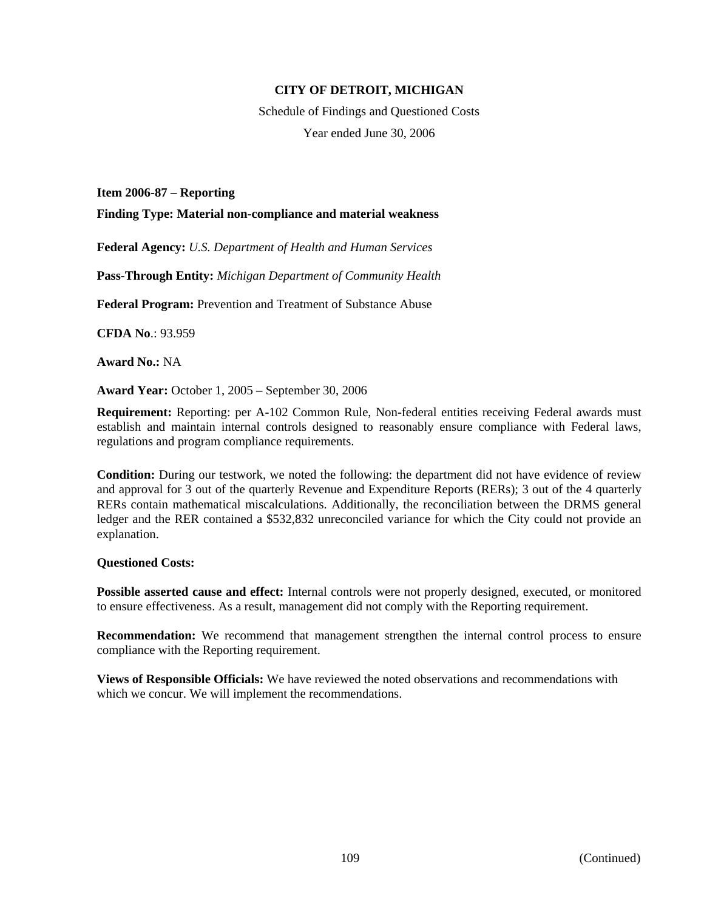**CITY OF DETROIT, MICHIGAN**

Schedule of Findings and Questioned Costs

Year ended June 30, 2006

**Item 2006-87 – Reporting**

**Finding Type: Material non-compliance and material weakness**

**Federal Agency:** *U.S. Department of Health and Human Services*

**Pass-Through Entity:** *Michigan Department of Community Health*

**Federal Program:** Prevention and Treatment of Substance Abuse

**CFDA No**.: 93.959

**Award No.:** NA

**Award Year:** October 1, 2005 – September 30, 2006

**Requirement:** Reporting: per A-102 Common Rule, Non-federal entities receiving Federal awards must establish and maintain internal controls designed to reasonably ensure compliance with Federal laws, regulations and program compliance requirements.

**Condition:** During our testwork, we noted the following: the department did not have evidence of review and approval for 3 out of the quarterly Revenue and Expenditure Reports (RERs); 3 out of the 4 quarterly RERs contain mathematical miscalculations. Additionally, the reconciliation between the DRMS general ledger and the RER contained a $532,832 unreconciled variance for which the City could not provide an explanation.

**Questioned Costs:**

**Possible asserted cause and effect:** Internal controls were not properly designed, executed, or monitored to ensure effectiveness. As a result, management did not comply with the Reporting requirement.

**Recommendation:** We recommend that management strengthen the internal control process to ensure compliance with the Reporting requirement.

**Views of Responsible Officials:** We have reviewed the noted observations and recommendations with which we concur. We will implement the recommendations.

(Continued)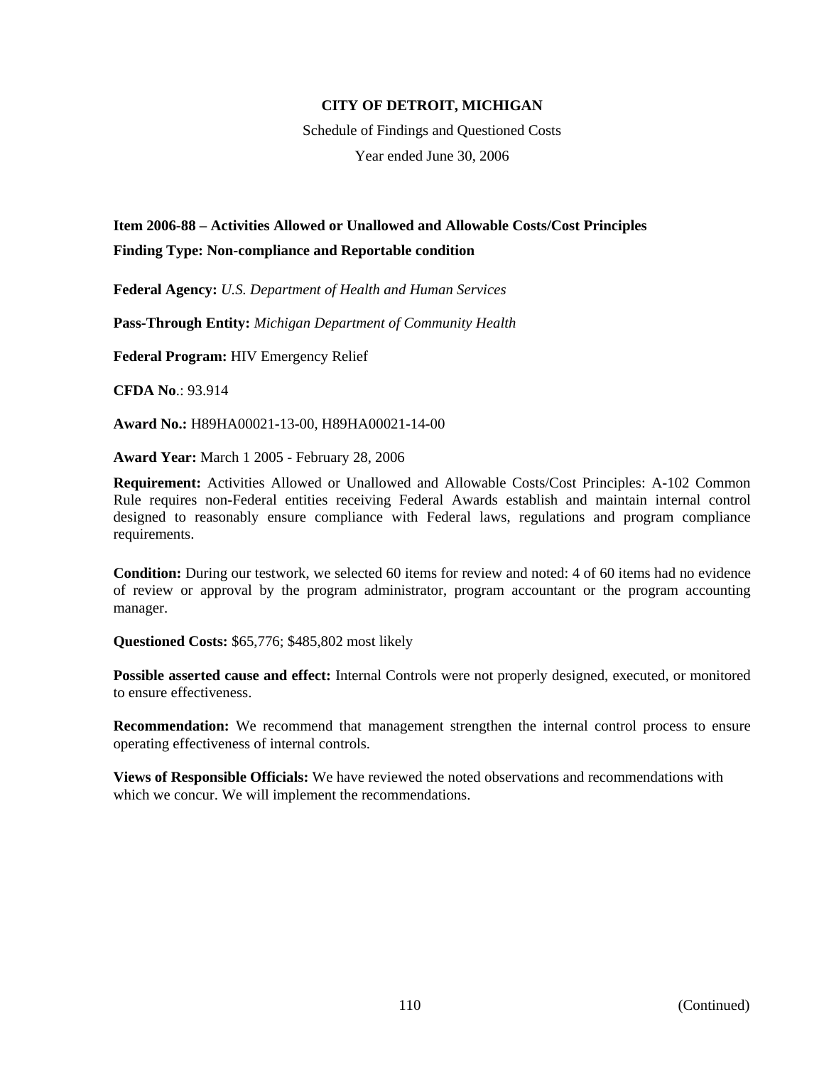**CITY OF DETROIT, MICHIGAN**

Schedule of Findings and Questioned Costs

Year ended June 30, 2006

**Item 2006-88 – Activities Allowed or Unallowed and Allowable Costs/Cost Principles**

**Finding Type: Non-compliance and Reportable condition**

**Federal Agency:** *U.S. Department of Health and Human Services*

**Pass-Through Entity:** *Michigan Department of Community Health*

**Federal Program:** HIV Emergency Relief

**CFDA No**.: 93.914

**Award No.:** H89HA00021-13-00, H89HA00021-14-00

**Award Year:** March 1 2005 - February 28, 2006

**Requirement:** Activities Allowed or Unallowed and Allowable Costs/Cost Principles: A-102 Common Rule requires non-Federal entities receiving Federal Awards establish and maintain internal control designed to reasonably ensure compliance with Federal laws, regulations and program compliance requirements.

**Condition:** During our testwork, we selected 60 items for review and noted: 4 of 60 items had no evidence of review or approval by the program administrator, program accountant or the program accounting manager.

**Questioned Costs:** $65,776; $485,802 most likely

**Possible asserted cause and effect:** Internal Controls were not properly designed, executed, or monitored to ensure effectiveness.

**Recommendation:** We recommend that management strengthen the internal control process to ensure operating effectiveness of internal controls.

**Views of Responsible Officials:** We have reviewed the noted observations and recommendations with which we concur. We will implement the recommendations.

(Continued)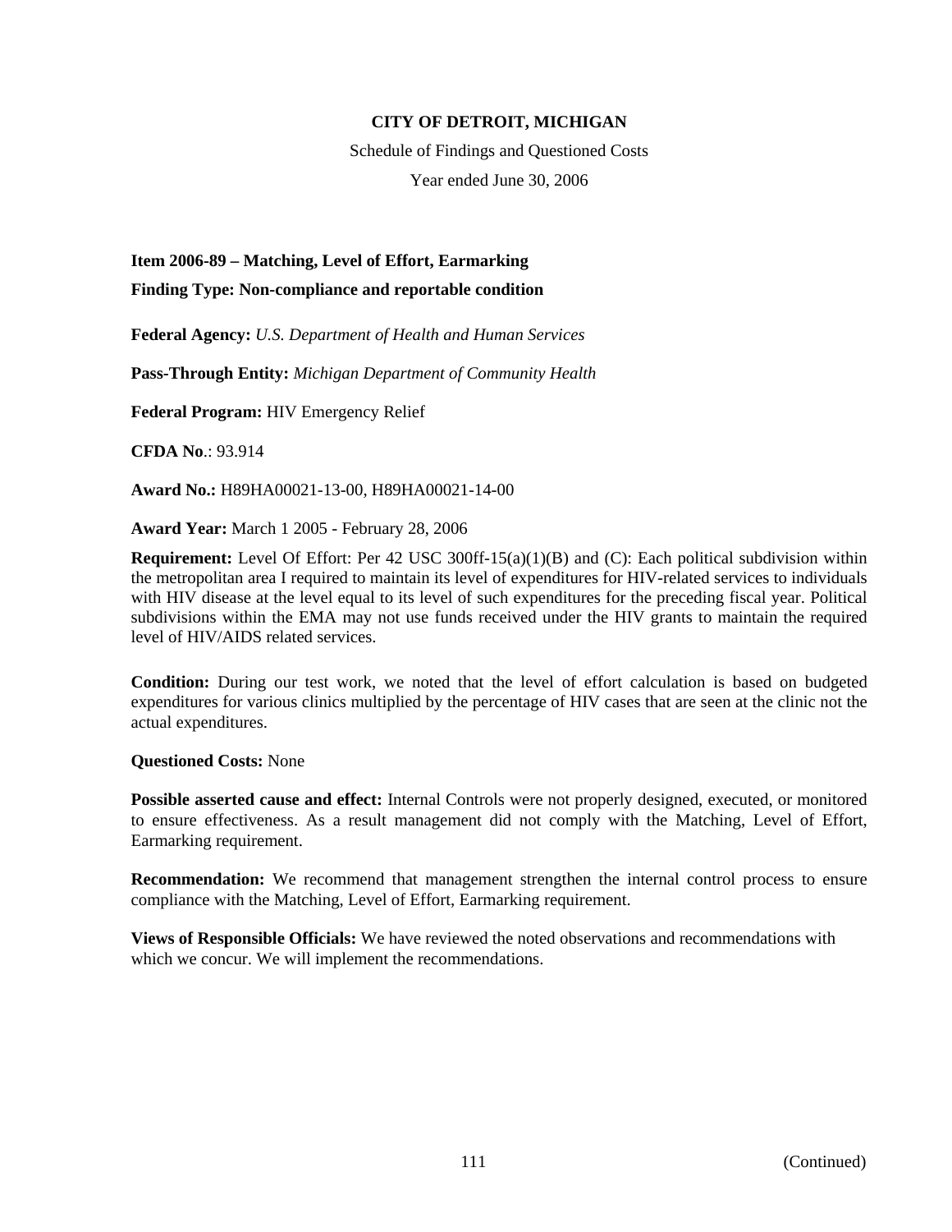**CITY OF DETROIT, MICHIGAN**

Schedule of Findings and Questioned Costs

Year ended June 30, 2006

**Item 2006-89 – Matching, Level of Effort, Earmarking**

**Finding Type: Non-compliance and reportable condition**

**Federal Agency:** *U.S. Department of Health and Human Services*

**Pass-Through Entity:** *Michigan Department of Community Health*

**Federal Program:** HIV Emergency Relief

**CFDA No**.: 93.914

**Award No.:** H89HA00021-13-00, H89HA00021-14-00

**Award Year:** March 1 2005 - February 28, 2006

**Requirement:** Level Of Effort: Per 42 USC 300ff-15(a)(1)(B) and (C): Each political subdivision within the metropolitan area I required to maintain its level of expenditures for HIV-related services to individuals with HIV disease at the level equal to its level of such expenditures for the preceding fiscal year. Political subdivisions within the EMA may not use funds received under the HIV grants to maintain the required level of HIV/AIDS related services.

**Condition:** During our test work, we noted that the level of effort calculation is based on budgeted expenditures for various clinics multiplied by the percentage of HIV cases that are seen at the clinic not the actual expenditures.

**Questioned Costs:** None

**Possible asserted cause and effect:** Internal Controls were not properly designed, executed, or monitored to ensure effectiveness. As a result management did not comply with the Matching, Level of Effort, Earmarking requirement.

**Recommendation:** We recommend that management strengthen the internal control process to ensure compliance with the Matching, Level of Effort, Earmarking requirement.

**Views of Responsible Officials:** We have reviewed the noted observations and recommendations with which we concur. We will implement the recommendations.

(Continued)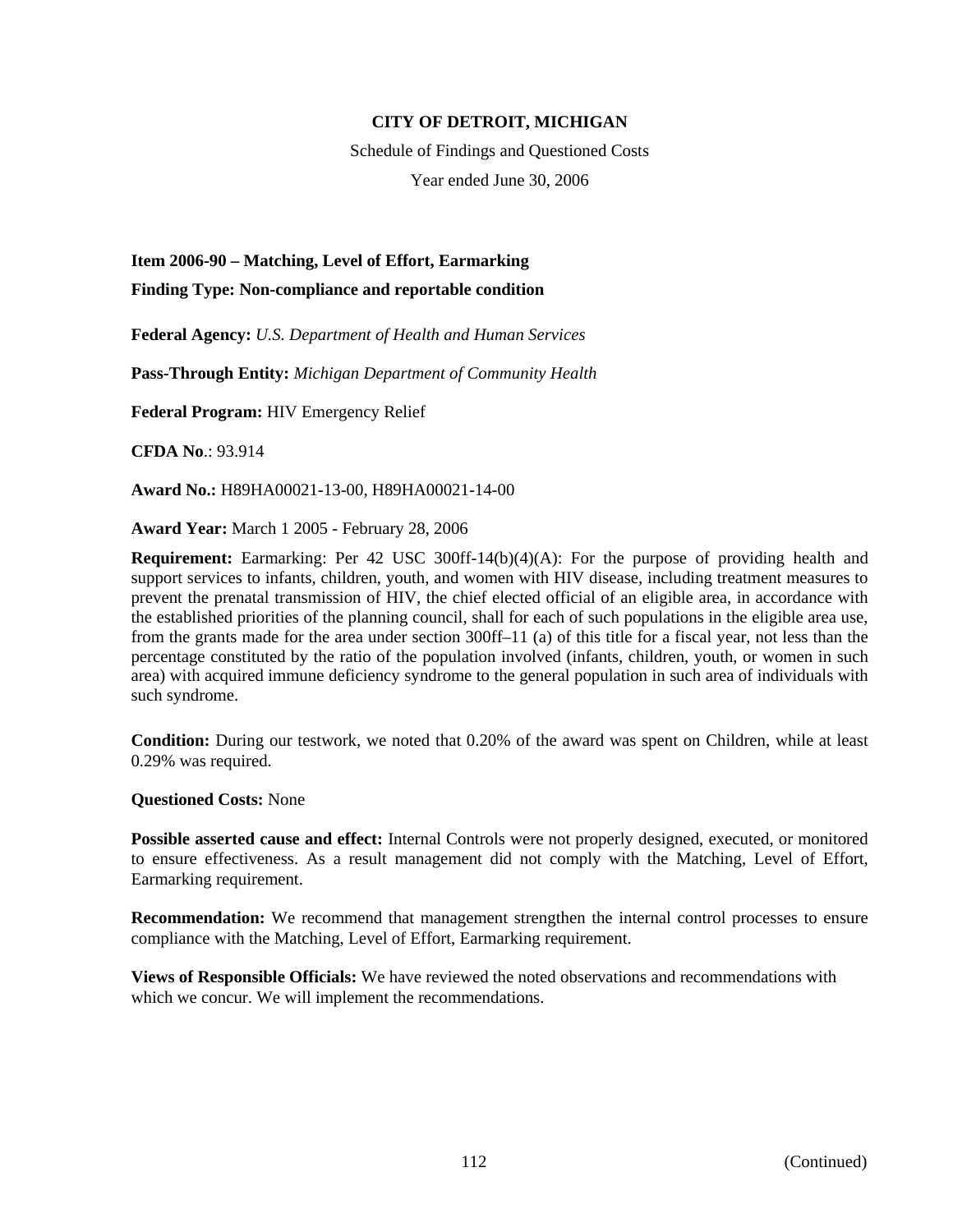**CITY OF DETROIT, MICHIGAN**

Schedule of Findings and Questioned Costs

Year ended June 30, 2006

**Item 2006-90 – Matching, Level of Effort, Earmarking**

**Finding Type: Non-compliance and reportable condition**

**Federal Agency:** *U.S. Department of Health and Human Services*

**Pass-Through Entity:** *Michigan Department of Community Health*

**Federal Program:** HIV Emergency Relief

**CFDA No**.: 93.914

**Award No.:** H89HA00021-13-00, H89HA00021-14-00

**Award Year:** March 1 2005 - February 28, 2006

**Requirement:** Earmarking: Per 42 USC 300ff-14(b)(4)(A): For the purpose of providing health and support services to infants, children, youth, and women with HIV disease, including treatment measures to prevent the prenatal transmission of HIV, the chief elected official of an eligible area, in accordance with the established priorities of the planning council, shall for each of such populations in the eligible area use, from the grants made for the area under section 300ff–11 (a) of this title for a fiscal year, not less than the percentage constituted by the ratio of the population involved (infants, children, youth, or women in such area) with acquired immune deficiency syndrome to the general population in such area of individuals with such syndrome.

**Condition:** During our testwork, we noted that 0.20% of the award was spent on Children, while at least 0.29% was required.

**Questioned Costs:** None

**Possible asserted cause and effect:** Internal Controls were not properly designed, executed, or monitored to ensure effectiveness. As a result management did not comply with the Matching, Level of Effort, Earmarking requirement.

**Recommendation:** We recommend that management strengthen the internal control processes to ensure compliance with the Matching, Level of Effort, Earmarking requirement.

**Views of Responsible Officials:** We have reviewed the noted observations and recommendations with which we concur. We will implement the recommendations.

(Continued)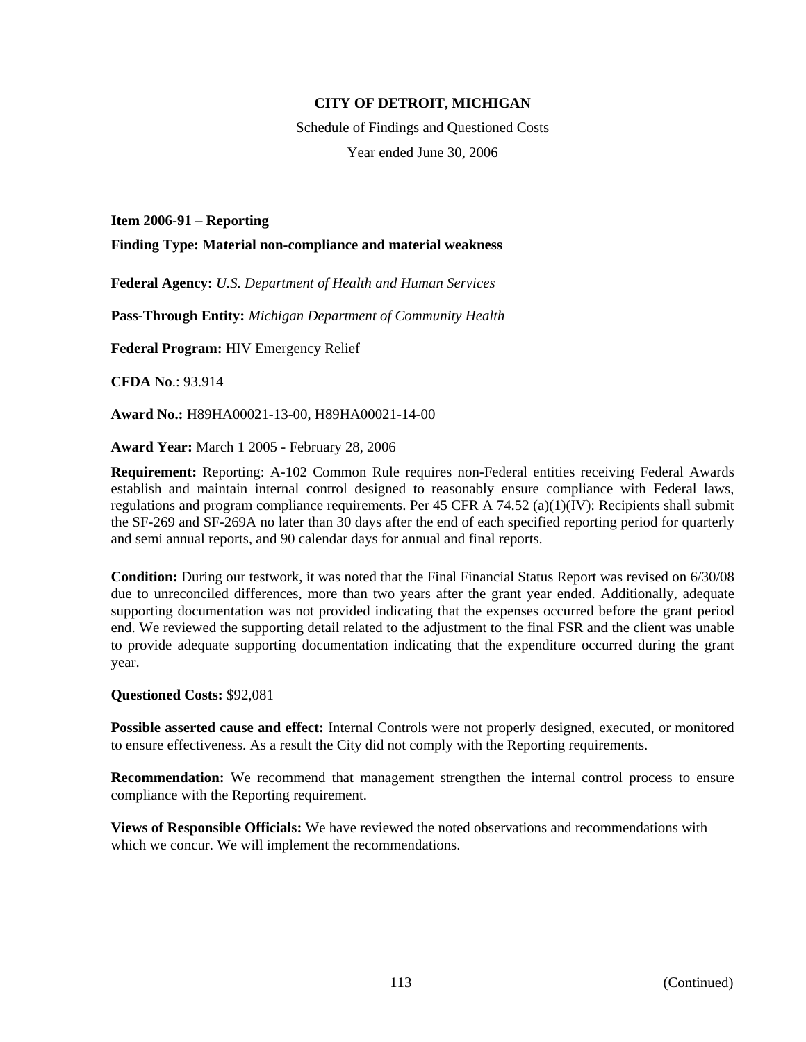**CITY OF DETROIT, MICHIGAN**

Schedule of Findings and Questioned Costs

Year ended June 30, 2006

**Item 2006-91 – Reporting**

**Finding Type: Material non-compliance and material weakness**

**Federal Agency:** *U.S. Department of Health and Human Services*

**Pass-Through Entity:** *Michigan Department of Community Health*

**Federal Program:** HIV Emergency Relief

**CFDA No**.: 93.914

**Award No.:** H89HA00021-13-00, H89HA00021-14-00

**Award Year:** March 1 2005 - February 28, 2006

**Requirement:** Reporting: A-102 Common Rule requires non-Federal entities receiving Federal Awards establish and maintain internal control designed to reasonably ensure compliance with Federal laws, regulations and program compliance requirements. Per 45 CFR A 74.52 (a)(1)(IV): Recipients shall submit the SF-269 and SF-269A no later than 30 days after the end of each specified reporting period for quarterly and semi annual reports, and 90 calendar days for annual and final reports.

**Condition:** During our testwork, it was noted that the Final Financial Status Report was revised on 6/30/08 due to unreconciled differences, more than two years after the grant year ended. Additionally, adequate supporting documentation was not provided indicating that the expenses occurred before the grant period end. We reviewed the supporting detail related to the adjustment to the final FSR and the client was unable to provide adequate supporting documentation indicating that the expenditure occurred during the grant year.

**Questioned Costs:** $92,081

**Possible asserted cause and effect:** Internal Controls were not properly designed, executed, or monitored to ensure effectiveness. As a result the City did not comply with the Reporting requirements.

**Recommendation:** We recommend that management strengthen the internal control process to ensure compliance with the Reporting requirement.

**Views of Responsible Officials:** We have reviewed the noted observations and recommendations with which we concur. We will implement the recommendations.

(Continued)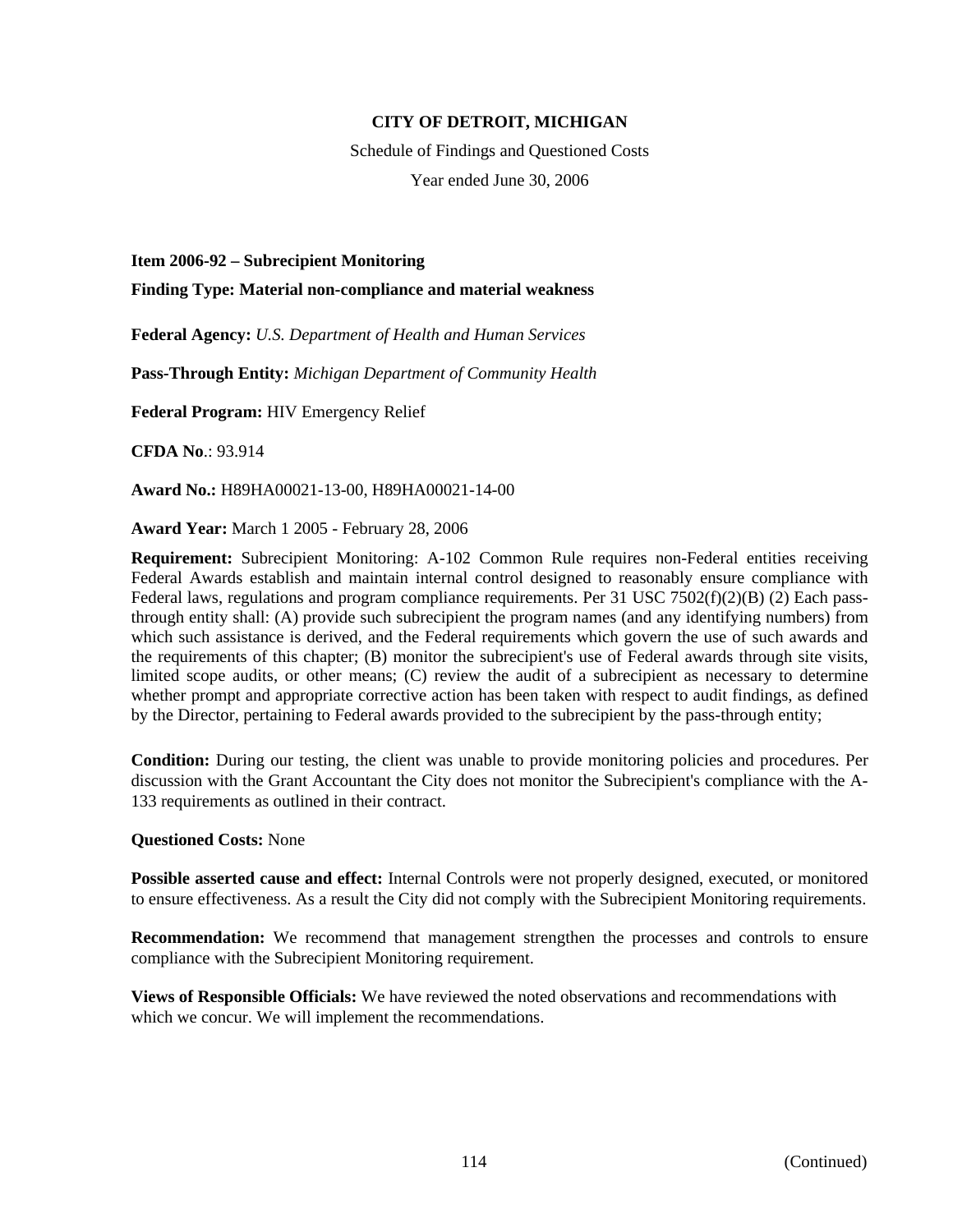**CITY OF DETROIT, MICHIGAN**

Schedule of Findings and Questioned Costs

Year ended June 30, 2006

**Item 2006-92 – Subrecipient Monitoring**

**Finding Type: Material non-compliance and material weakness**

**Federal Agency:** *U.S. Department of Health and Human Services*

**Pass-Through Entity:** *Michigan Department of Community Health*

**Federal Program:** HIV Emergency Relief

**CFDA No**.: 93.914

**Award No.:** H89HA00021-13-00, H89HA00021-14-00

**Award Year:** March 1 2005 - February 28, 2006

**Requirement:** Subrecipient Monitoring: A-102 Common Rule requires non-Federal entities receiving Federal Awards establish and maintain internal control designed to reasonably ensure compliance with Federal laws, regulations and program compliance requirements. Per 31 USC 7502(f)(2)(B) (2) Each pass-through entity shall: (A) provide such subrecipient the program names (and any identifying numbers) from which such assistance is derived, and the Federal requirements which govern the use of such awards and the requirements of this chapter; (B) monitor the subrecipient's use of Federal awards through site visits, limited scope audits, or other means; (C) review the audit of a subrecipient as necessary to determine whether prompt and appropriate corrective action has been taken with respect to audit findings, as defined by the Director, pertaining to Federal awards provided to the subrecipient by the pass-through entity;

**Condition:** During our testing, the client was unable to provide monitoring policies and procedures. Per discussion with the Grant Accountant the City does not monitor the Subrecipient's compliance with the A-133 requirements as outlined in their contract.

**Questioned Costs:** None

**Possible asserted cause and effect:** Internal Controls were not properly designed, executed, or monitored to ensure effectiveness. As a result the City did not comply with the Subrecipient Monitoring requirements.

**Recommendation:** We recommend that management strengthen the processes and controls to ensure compliance with the Subrecipient Monitoring requirement.

**Views of Responsible Officials:** We have reviewed the noted observations and recommendations with which we concur. We will implement the recommendations.

(Continued)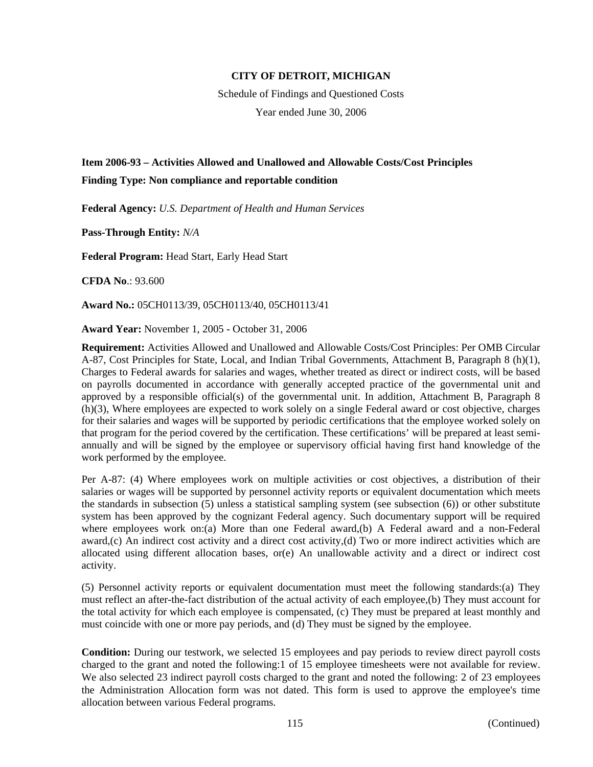**CITY OF DETROIT, MICHIGAN**

Schedule of Findings and Questioned Costs

Year ended June 30, 2006

**Item 2006-93 – Activities Allowed and Unallowed and Allowable Costs/Cost Principles**

**Finding Type: Non compliance and reportable condition**

**Federal Agency:** *U.S. Department of Health and Human Services*

**Pass-Through Entity:** *N/A*

**Federal Program:** Head Start, Early Head Start

**CFDA No**.: 93.600

**Award No.:** 05CH0113/39, 05CH0113/40, 05CH0113/41

**Award Year:** November 1, 2005 - October 31, 2006

**Requirement:** Activities Allowed and Unallowed and Allowable Costs/Cost Principles: Per OMB Circular A-87, Cost Principles for State, Local, and Indian Tribal Governments, Attachment B, Paragraph 8 (h)(1), Charges to Federal awards for salaries and wages, whether treated as direct or indirect costs, will be based on payrolls documented in accordance with generally accepted practice of the governmental unit and approved by a responsible official(s) of the governmental unit. In addition, Attachment B, Paragraph 8 (h)(3), Where employees are expected to work solely on a single Federal award or cost objective, charges for their salaries and wages will be supported by periodic certifications that the employee worked solely on that program for the period covered by the certification. These certifications' will be prepared at least semi-annually and will be signed by the employee or supervisory official having first hand knowledge of the work performed by the employee.

Per A-87: (4) Where employees work on multiple activities or cost objectives, a distribution of their salaries or wages will be supported by personnel activity reports or equivalent documentation which meets the standards in subsection (5) unless a statistical sampling system (see subsection (6)) or other substitute system has been approved by the cognizant Federal agency. Such documentary support will be required where employees work on:(a) More than one Federal award,(b) A Federal award and a non-Federal award,(c) An indirect cost activity and a direct cost activity,(d) Two or more indirect activities which are allocated using different allocation bases, or(e) An unallowable activity and a direct or indirect cost activity.

(5) Personnel activity reports or equivalent documentation must meet the following standards:(a) They must reflect an after-the-fact distribution of the actual activity of each employee,(b) They must account for the total activity for which each employee is compensated, (c) They must be prepared at least monthly and must coincide with one or more pay periods, and (d) They must be signed by the employee.

**Condition:** During our testwork, we selected 15 employees and pay periods to review direct payroll costs charged to the grant and noted the following:1 of 15 employee timesheets were not available for review. We also selected 23 indirect payroll costs charged to the grant and noted the following: 2 of 23 employees the Administration Allocation form was not dated. This form is used to approve the employee's time allocation between various Federal programs.

(Continued)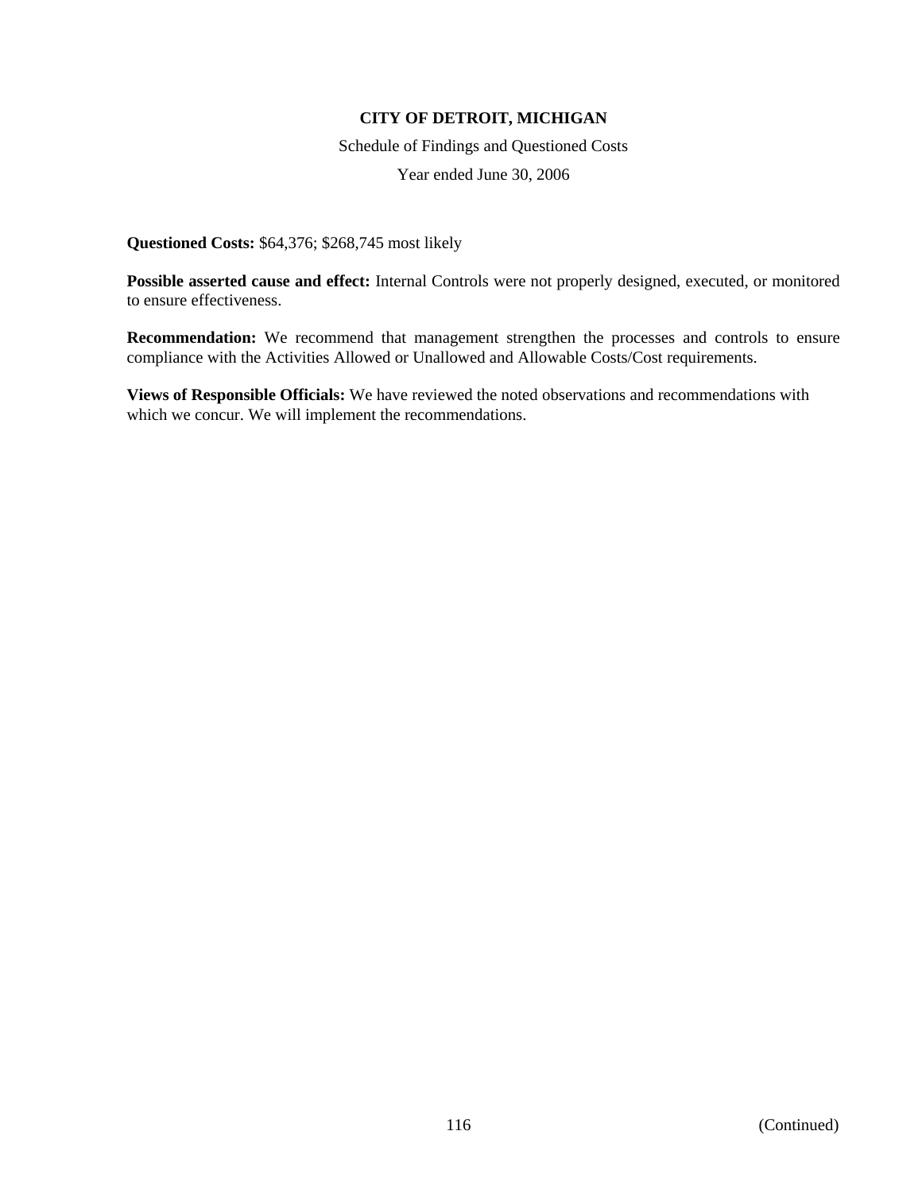**Questioned Costs:** $64,376; $268,745 most likely

**Possible asserted cause and effect:** Internal Controls were not properly designed, executed, or monitored to ensure effectiveness.

**Recommendation:** We recommend that management strengthen the processes and controls to ensure compliance with the Activities Allowed or Unallowed and Allowable Costs/Cost requirements.

**Views of Responsible Officials:** We have reviewed the noted observations and recommendations with which we concur. We will implement the recommendations.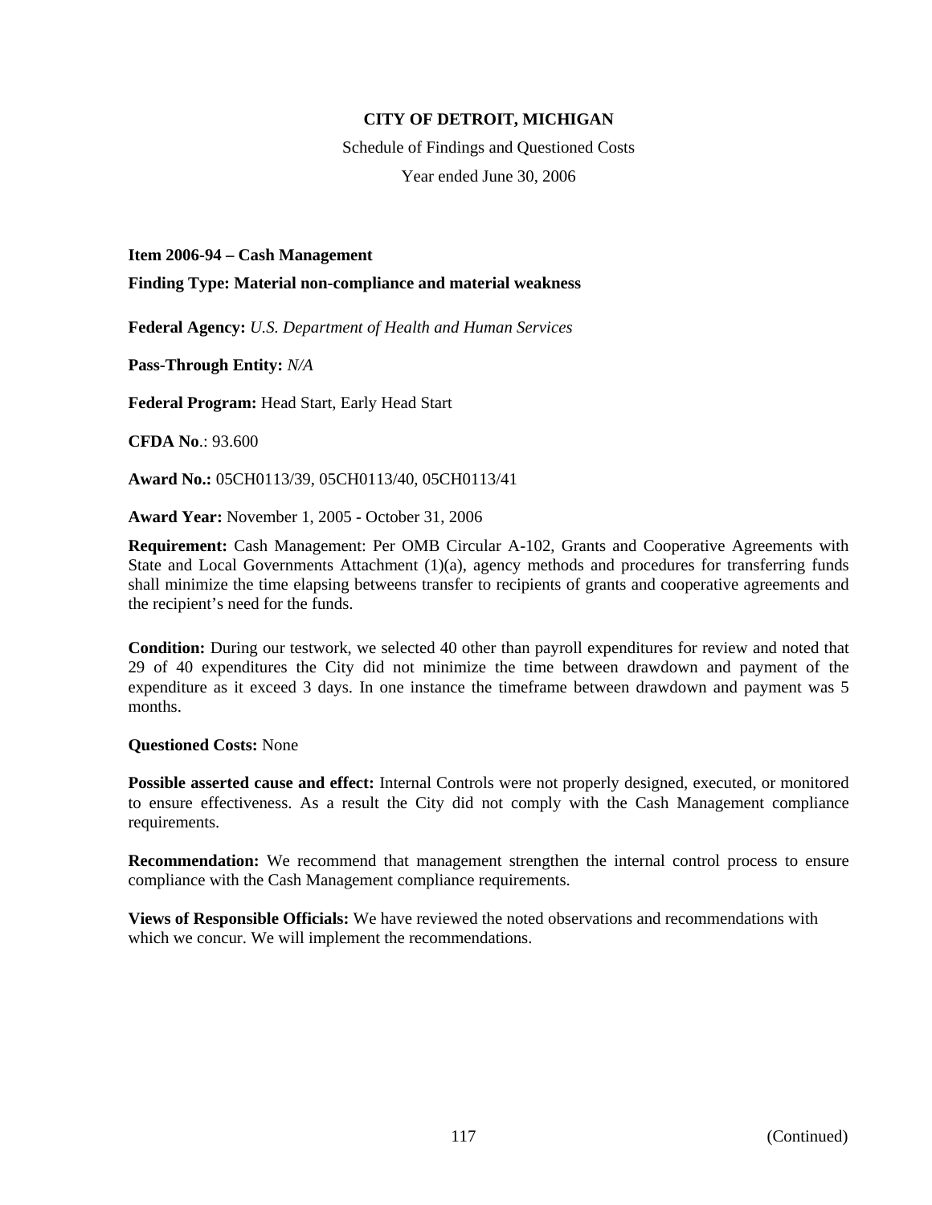**CITY OF DETROIT, MICHIGAN**

Schedule of Findings and Questioned Costs

Year ended June 30, 2006

**Item 2006-94 – Cash Management**

**Finding Type: Material non-compliance and material weakness**

**Federal Agency:** *U.S. Department of Health and Human Services*

**Pass-Through Entity:** *N/A*

**Federal Program:** Head Start, Early Head Start

**CFDA No**.: 93.600

**Award No.:** 05CH0113/39, 05CH0113/40, 05CH0113/41

**Award Year:** November 1, 2005 - October 31, 2006

**Requirement:** Cash Management: Per OMB Circular A-102, Grants and Cooperative Agreements with State and Local Governments Attachment (1)(a), agency methods and procedures for transferring funds shall minimize the time elapsing betweens transfer to recipients of grants and cooperative agreements and the recipient's need for the funds.

**Condition:** During our testwork, we selected 40 other than payroll expenditures for review and noted that 29 of 40 expenditures the City did not minimize the time between drawdown and payment of the expenditure as it exceed 3 days. In one instance the timeframe between drawdown and payment was 5 months.

**Questioned Costs:** None

**Possible asserted cause and effect:** Internal Controls were not properly designed, executed, or monitored to ensure effectiveness. As a result the City did not comply with the Cash Management compliance requirements.

**Recommendation:** We recommend that management strengthen the internal control process to ensure compliance with the Cash Management compliance requirements.

**Views of Responsible Officials:** We have reviewed the noted observations and recommendations with which we concur. We will implement the recommendations.

(Continued)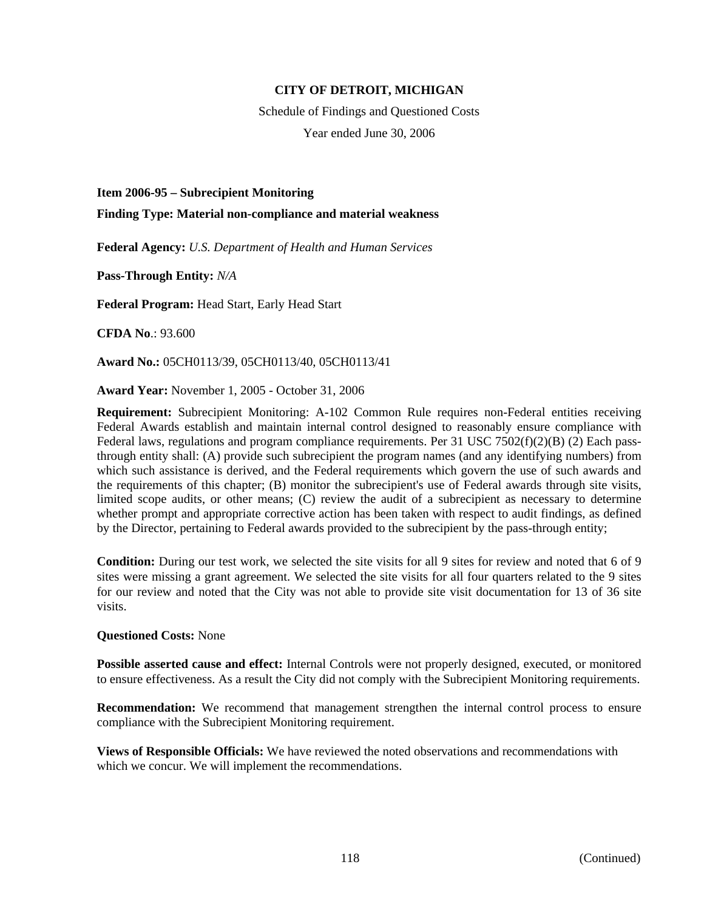**CITY OF DETROIT, MICHIGAN**

Schedule of Findings and Questioned Costs

Year ended June 30, 2006

**Item 2006-95 – Subrecipient Monitoring**

**Finding Type: Material non-compliance and material weakness**

**Federal Agency:** *U.S. Department of Health and Human Services*

**Pass-Through Entity:** *N/A*

**Federal Program:** Head Start, Early Head Start

**CFDA No**.: 93.600

**Award No.:** 05CH0113/39, 05CH0113/40, 05CH0113/41

**Award Year:** November 1, 2005 - October 31, 2006

**Requirement:** Subrecipient Monitoring: A-102 Common Rule requires non-Federal entities receiving Federal Awards establish and maintain internal control designed to reasonably ensure compliance with Federal laws, regulations and program compliance requirements. Per 31 USC 7502(f)(2)(B) (2) Each pass-through entity shall: (A) provide such subrecipient the program names (and any identifying numbers) from which such assistance is derived, and the Federal requirements which govern the use of such awards and the requirements of this chapter; (B) monitor the subrecipient's use of Federal awards through site visits, limited scope audits, or other means; (C) review the audit of a subrecipient as necessary to determine whether prompt and appropriate corrective action has been taken with respect to audit findings, as defined by the Director, pertaining to Federal awards provided to the subrecipient by the pass-through entity;

**Condition:** During our test work, we selected the site visits for all 9 sites for review and noted that 6 of 9 sites were missing a grant agreement. We selected the site visits for all four quarters related to the 9 sites for our review and noted that the City was not able to provide site visit documentation for 13 of 36 site visits.

**Questioned Costs:** None

**Possible asserted cause and effect:** Internal Controls were not properly designed, executed, or monitored to ensure effectiveness. As a result the City did not comply with the Subrecipient Monitoring requirements.

**Recommendation:** We recommend that management strengthen the internal control process to ensure compliance with the Subrecipient Monitoring requirement.

**Views of Responsible Officials:** We have reviewed the noted observations and recommendations with which we concur. We will implement the recommendations.

(Continued)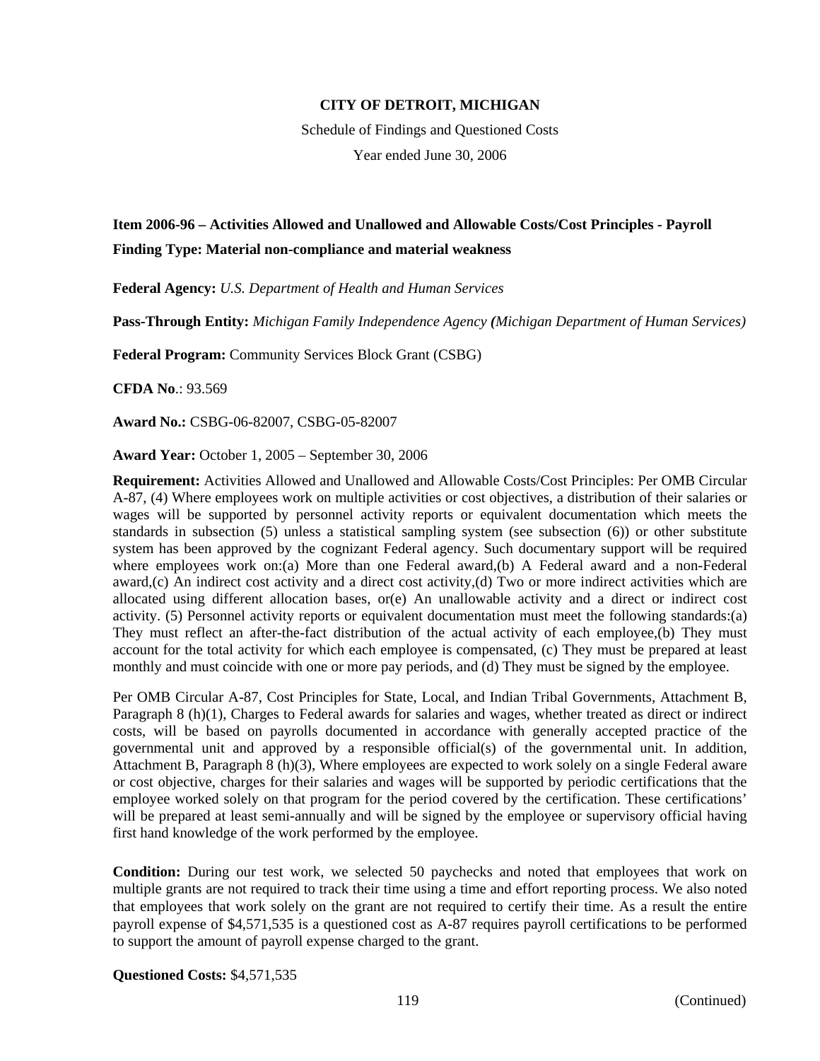**CITY OF DETROIT, MICHIGAN**

Schedule of Findings and Questioned Costs

Year ended June 30, 2006

**Item 2006-96 – Activities Allowed and Unallowed and Allowable Costs/Cost Principles - Payroll**

**Finding Type: Material non-compliance and material weakness**

**Federal Agency:** *U.S. Department of Health and Human Services*

**Pass-Through Entity:** *Michigan Family Independence Agency (Michigan Department of Human Services)*

**Federal Program:** Community Services Block Grant (CSBG)

**CFDA No**.: 93.569

**Award No.:** CSBG-06-82007, CSBG-05-82007

**Award Year:** October 1, 2005 – September 30, 2006

**Requirement:** Activities Allowed and Unallowed and Allowable Costs/Cost Principles: Per OMB Circular A-87, (4) Where employees work on multiple activities or cost objectives, a distribution of their salaries or wages will be supported by personnel activity reports or equivalent documentation which meets the standards in subsection (5) unless a statistical sampling system (see subsection (6)) or other substitute system has been approved by the cognizant Federal agency. Such documentary support will be required where employees work on:(a) More than one Federal award,(b) A Federal award and a non-Federal award,(c) An indirect cost activity and a direct cost activity,(d) Two or more indirect activities which are allocated using different allocation bases, or(e) An unallowable activity and a direct or indirect cost activity. (5) Personnel activity reports or equivalent documentation must meet the following standards:(a) They must reflect an after-the-fact distribution of the actual activity of each employee,(b) They must account for the total activity for which each employee is compensated, (c) They must be prepared at least monthly and must coincide with one or more pay periods, and (d) They must be signed by the employee.

Per OMB Circular A-87, Cost Principles for State, Local, and Indian Tribal Governments, Attachment B, Paragraph 8 (h)(1), Charges to Federal awards for salaries and wages, whether treated as direct or indirect costs, will be based on payrolls documented in accordance with generally accepted practice of the governmental unit and approved by a responsible official(s) of the governmental unit. In addition, Attachment B, Paragraph 8 (h)(3), Where employees are expected to work solely on a single Federal aware or cost objective, charges for their salaries and wages will be supported by periodic certifications that the employee worked solely on that program for the period covered by the certification. These certifications' will be prepared at least semi-annually and will be signed by the employee or supervisory official having first hand knowledge of the work performed by the employee.

**Condition:** During our test work, we selected 50 paychecks and noted that employees that work on multiple grants are not required to track their time using a time and effort reporting process. We also noted that employees that work solely on the grant are not required to certify their time. As a result the entire payroll expense of $4,571,535 is a questioned cost as A-87 requires payroll certifications to be performed to support the amount of payroll expense charged to the grant.

**Questioned Costs:** $4,571,535

(Continued)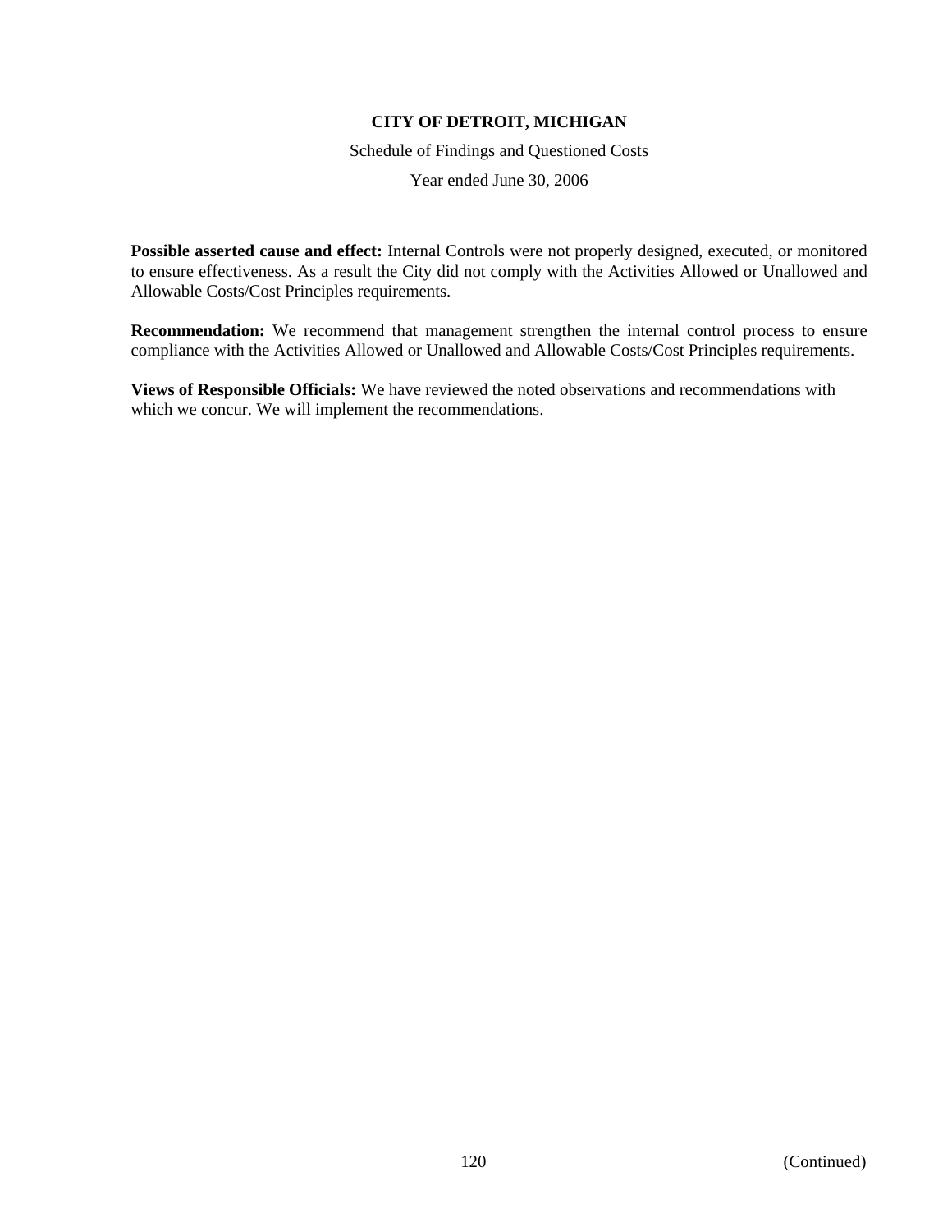**Possible asserted cause and effect:** Internal Controls were not properly designed, executed, or monitored to ensure effectiveness. As a result the City did not comply with the Activities Allowed or Unallowed and Allowable Costs/Cost Principles requirements.

**Recommendation:** We recommend that management strengthen the internal control process to ensure compliance with the Activities Allowed or Unallowed and Allowable Costs/Cost Principles requirements.

**Views of Responsible Officials:** We have reviewed the noted observations and recommendations with which we concur. We will implement the recommendations.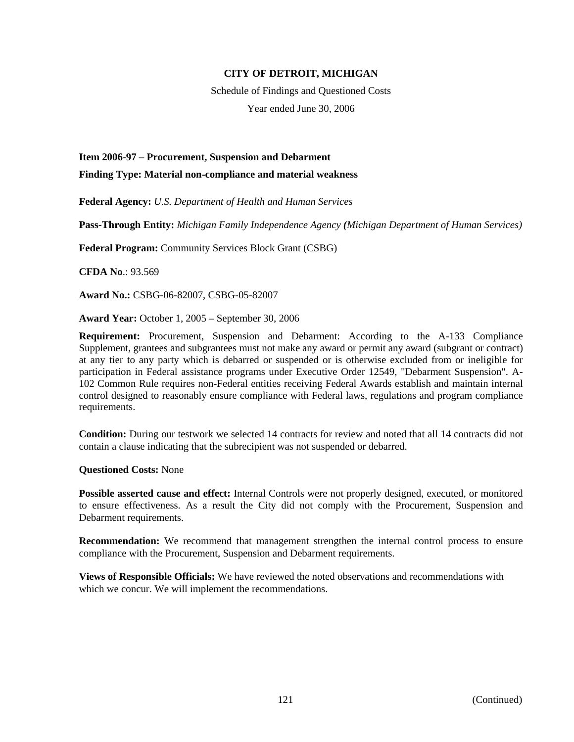# CITY OF DETROIT, MICHIGAN

Schedule of Findings and Questioned Costs

Year ended June 30, 2006

**Item 2006-97 – Procurement, Suspension and Debarment**

**Finding Type: Material non-compliance and material weakness**

**Federal Agency:** *U.S. Department of Health and Human Services*

**Pass-Through Entity:** *Michigan Family Independence Agency (Michigan Department of Human Services)*

**Federal Program:** Community Services Block Grant (CSBG)

**CFDA No**.: 93.569

**Award No.:** CSBG-06-82007, CSBG-05-82007

**Award Year:** October 1, 2005 – September 30, 2006

**Requirement:** Procurement, Suspension and Debarment: According to the A-133 Compliance Supplement, grantees and subgrantees must not make any award or permit any award (subgrant or contract) at any tier to any party which is debarred or suspended or is otherwise excluded from or ineligible for participation in Federal assistance programs under Executive Order 12549, "Debarment Suspension". A-102 Common Rule requires non-Federal entities receiving Federal Awards establish and maintain internal control designed to reasonably ensure compliance with Federal laws, regulations and program compliance requirements.

**Condition:** During our testwork we selected 14 contracts for review and noted that all 14 contracts did not contain a clause indicating that the subrecipient was not suspended or debarred.

**Questioned Costs:** None

**Possible asserted cause and effect:** Internal Controls were not properly designed, executed, or monitored to ensure effectiveness. As a result the City did not comply with the Procurement, Suspension and Debarment requirements.

**Recommendation:** We recommend that management strengthen the internal control process to ensure compliance with the Procurement, Suspension and Debarment requirements.

**Views of Responsible Officials:** We have reviewed the noted observations and recommendations with which we concur. We will implement the recommendations.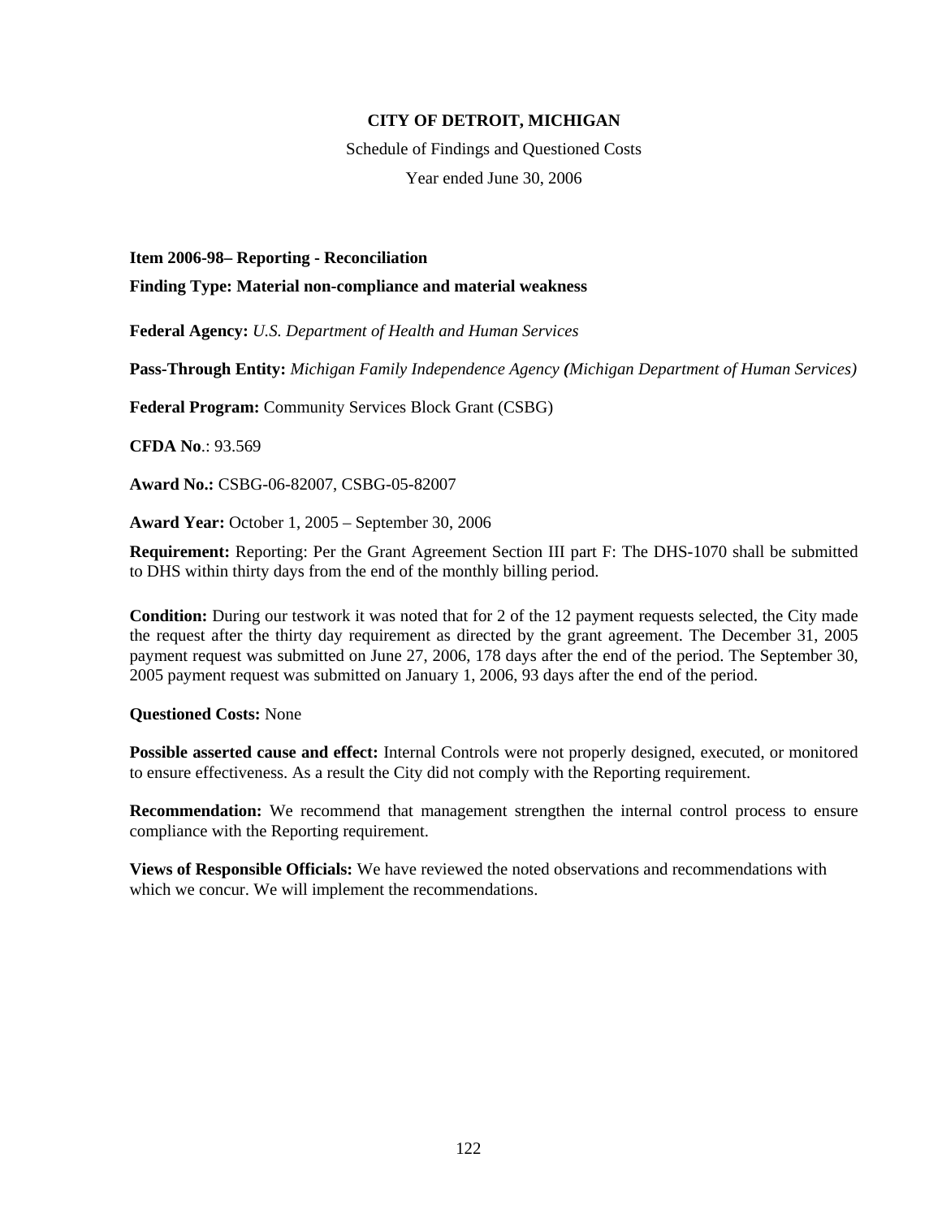**CITY OF DETROIT, MICHIGAN**

Schedule of Findings and Questioned Costs

Year ended June 30, 2006

**Item 2006-98– Reporting - Reconciliation**

**Finding Type: Material non-compliance and material weakness**

**Federal Agency:** *U.S. Department of Health and Human Services*

**Pass-Through Entity:** *Michigan Family Independence Agency (Michigan Department of Human Services)*

**Federal Program:** Community Services Block Grant (CSBG)

**CFDA No**.: 93.569

**Award No.:** CSBG-06-82007, CSBG-05-82007

**Award Year:** October 1, 2005 – September 30, 2006

**Requirement:** Reporting: Per the Grant Agreement Section III part F: The DHS-1070 shall be submitted to DHS within thirty days from the end of the monthly billing period.

**Condition:** During our testwork it was noted that for 2 of the 12 payment requests selected, the City made the request after the thirty day requirement as directed by the grant agreement. The December 31, 2005 payment request was submitted on June 27, 2006, 178 days after the end of the period. The September 30, 2005 payment request was submitted on January 1, 2006, 93 days after the end of the period.

**Questioned Costs:** None

**Possible asserted cause and effect:** Internal Controls were not properly designed, executed, or monitored to ensure effectiveness. As a result the City did not comply with the Reporting requirement.

**Recommendation:** We recommend that management strengthen the internal control process to ensure compliance with the Reporting requirement.

**Views of Responsible Officials:** We have reviewed the noted observations and recommendations with which we concur. We will implement the recommendations.